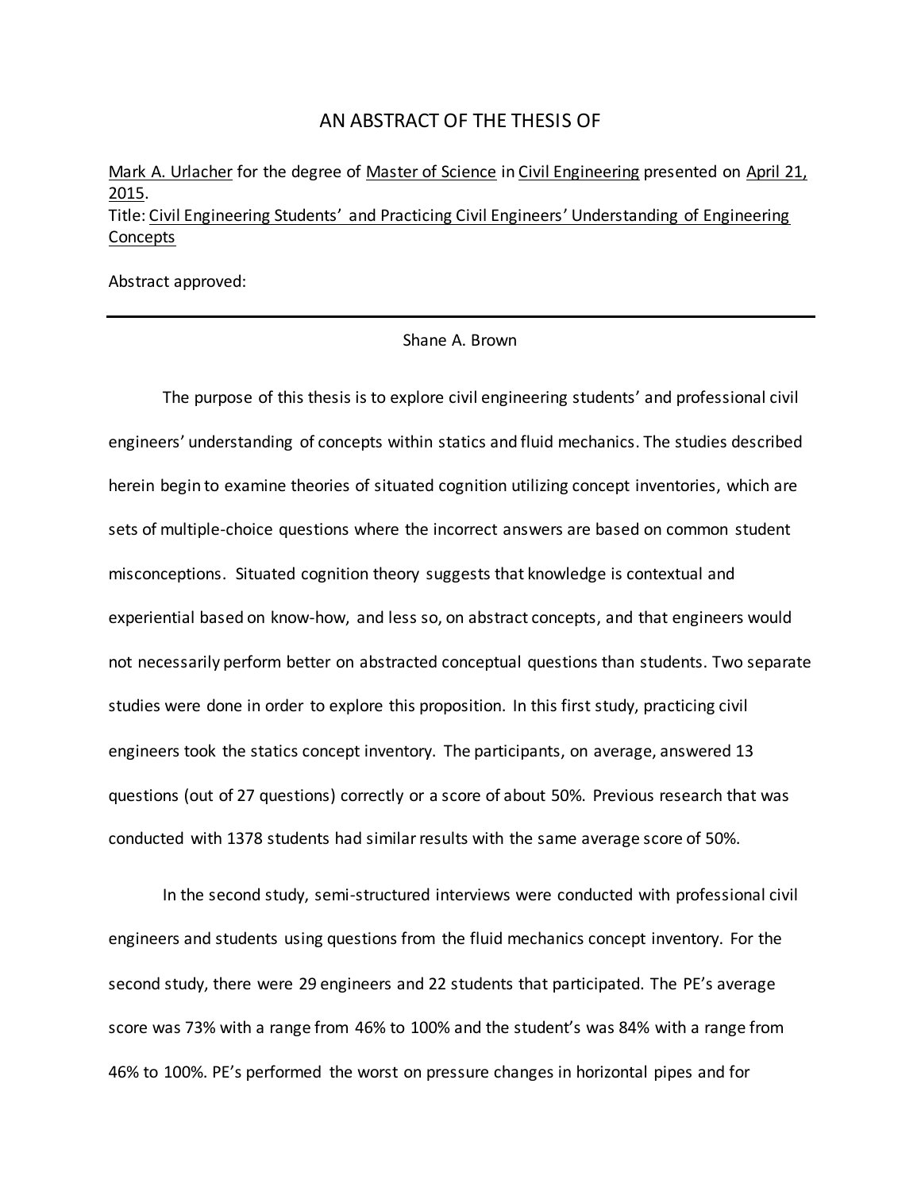# AN ABSTRACT OF THE THESIS OF

Mark A. Urlacher for the degree of Master of Science in Civil Engineering presented on April 21, 2015.

Title: Civil Engineering Students' and Practicing Civil Engineers' Understanding of Engineering Concepts

Abstract approved:

---

Shane A. Brown

The purpose of this thesis is to explore civil engineering students' and professional civil engineers' understanding of concepts within statics and fluid mechanics. The studies described herein begin to examine theories of situated cognition utilizing concept inventories, which are sets of multiple-choice questions where the incorrect answers are based on common student misconceptions. Situated cognition theory suggests that knowledge is contextual and experiential based on know-how, and less so, on abstract concepts, and that engineers would not necessarily perform better on abstracted conceptual questions than students. Two separate studies were done in order to explore this proposition. In this first study, practicing civil engineers took the statics concept inventory. The participants, on average, answered 13 questions (out of 27 questions) correctly or a score of about 50%. Previous research that was conducted with 1378 students had similar results with the same average score of 50%.

In the second study, semi-structured interviews were conducted with professional civil engineers and students using questions from the fluid mechanics concept inventory. For the second study, there were 29 engineers and 22 students that participated. The PE's average score was 73% with a range from 46% to 100% and the student's was 84% with a range from 46% to 100%. PE's performed the worst on pressure changes in horizontal pipes and for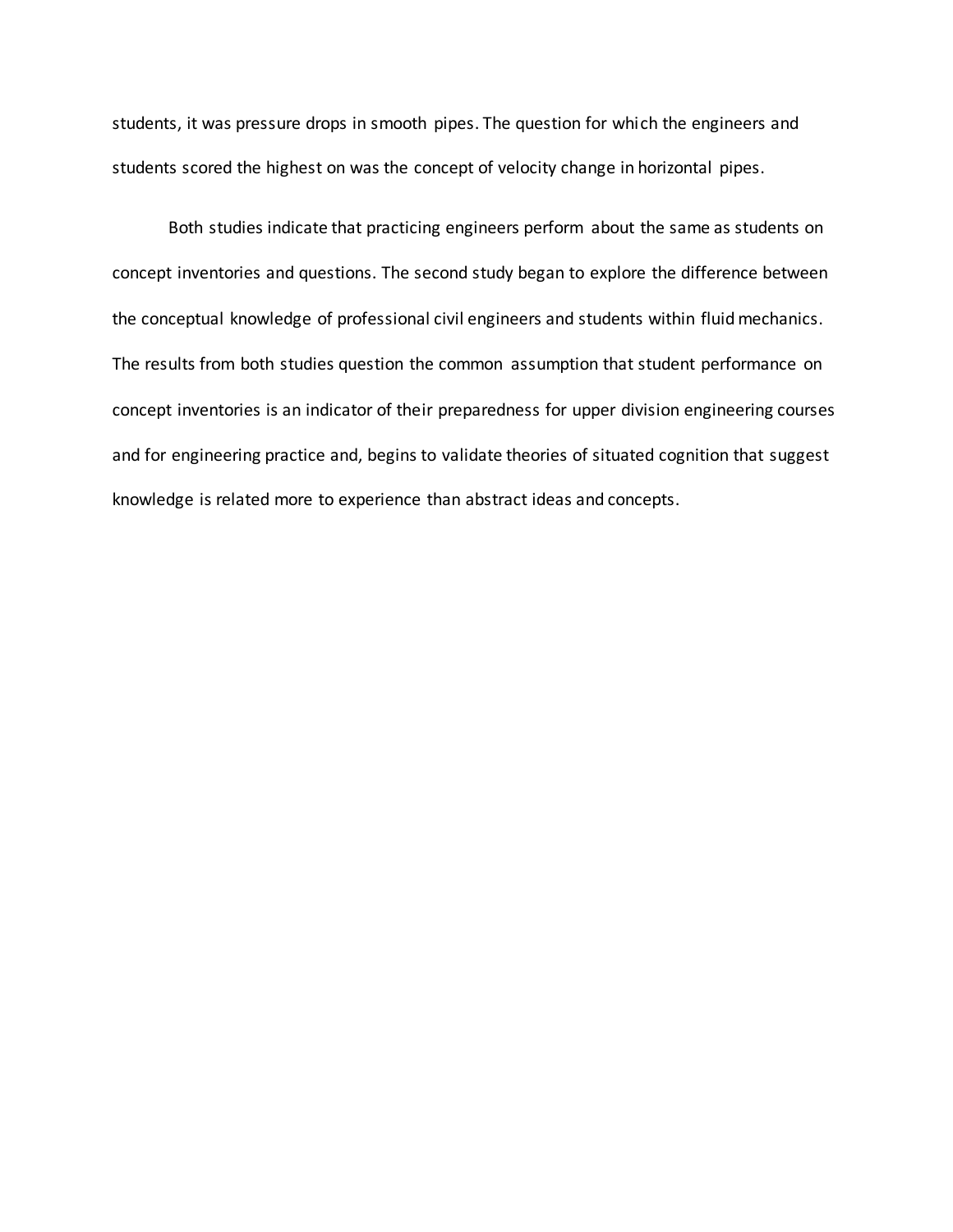students, it was pressure drops in smooth pipes. The question for which the engineers and students scored the highest on was the concept of velocity change in horizontal pipes.

Both studies indicate that practicing engineers perform about the same as students on concept inventories and questions. The second study began to explore the difference between the conceptual knowledge of professional civil engineers and students within fluid mechanics. The results from both studies question the common assumption that student performance on concept inventories is an indicator of their preparedness for upper division engineering courses and for engineering practice and, begins to validate theories of situated cognition that suggest knowledge is related more to experience than abstract ideas and concepts.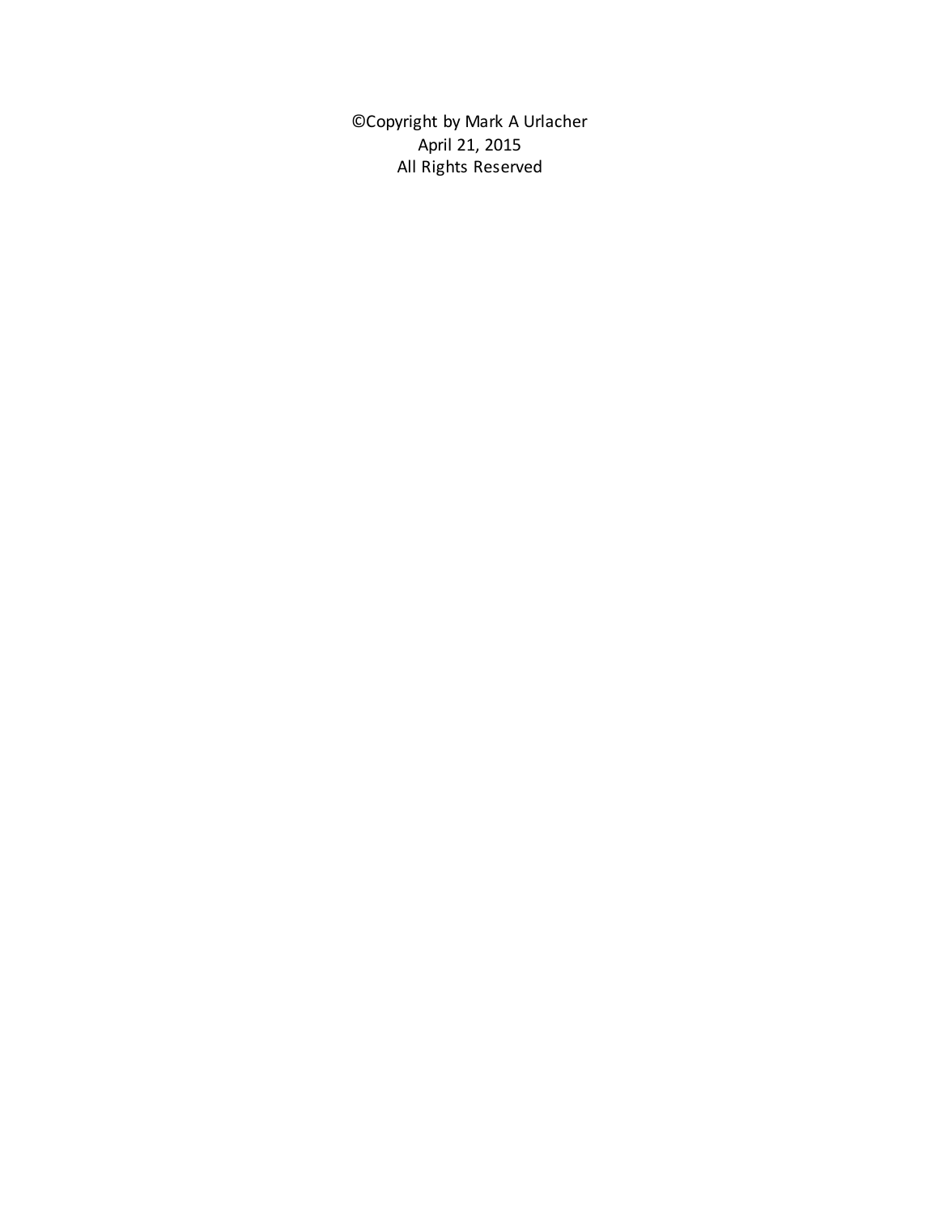©Copyright by Mark A Urlacher
April 21, 2015
All Rights Reserved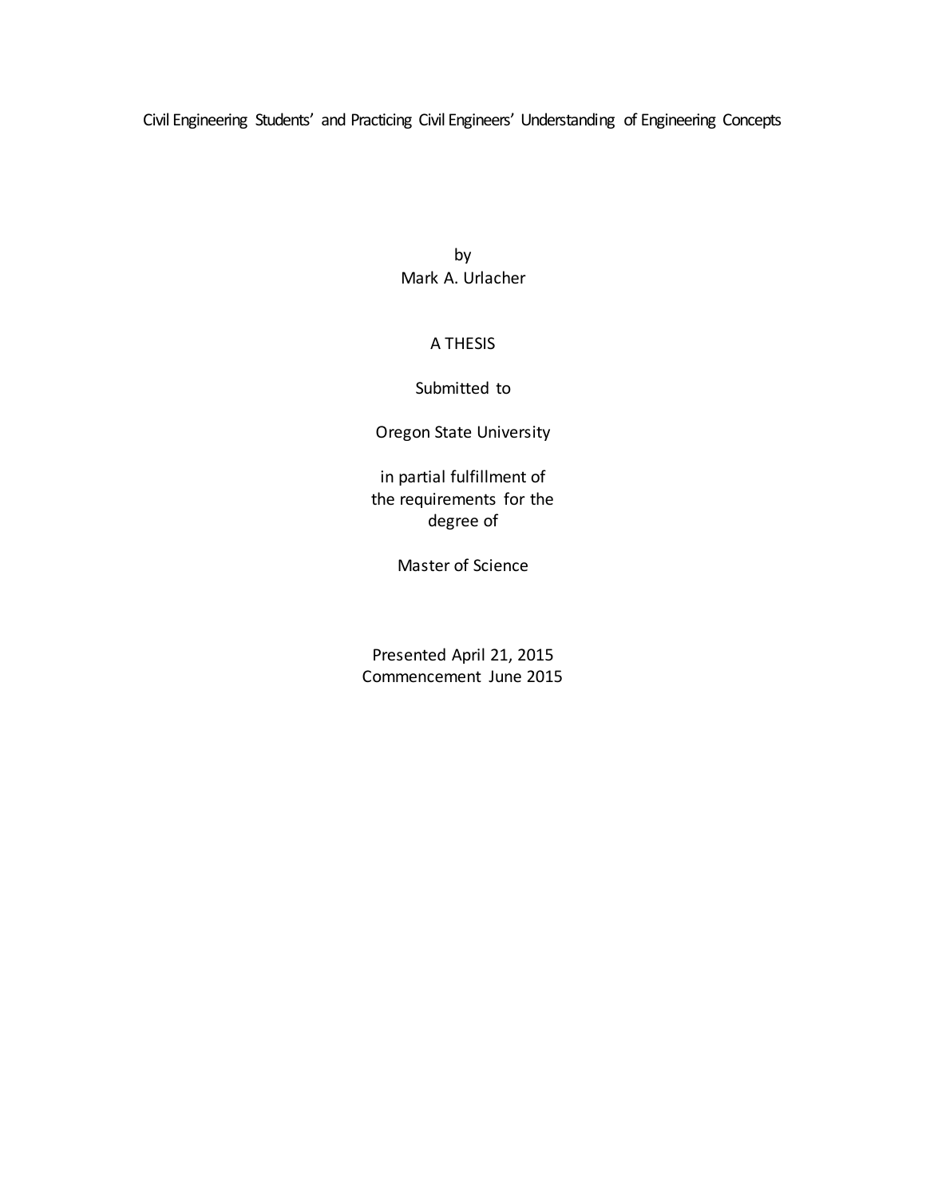Civil Engineering Students' and Practicing Civil Engineers' Understanding of Engineering Concepts

by
Mark A. Urlacher

A THESIS

Submitted to

Oregon State University

in partial fulfillment of
the requirements for the
degree of

Master of Science

Presented April 21, 2015
Commencement June 2015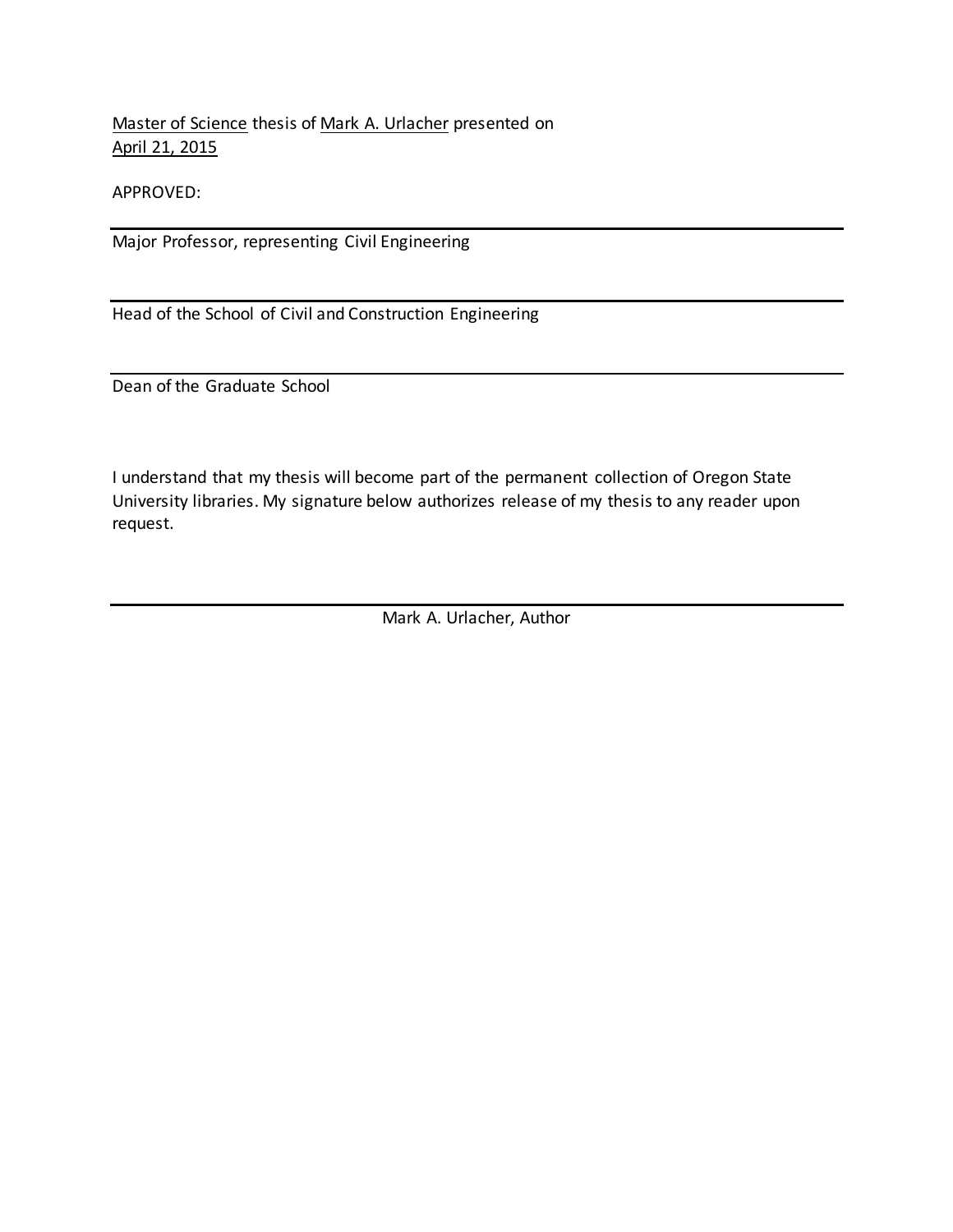Master of Science thesis of Mark A. Urlacher presented on
April 21, 2015

APPROVED:

---

Major Professor, representing Civil Engineering

---

Head of the School of Civil and Construction Engineering

---

Dean of the Graduate School

I understand that my thesis will become part of the permanent collection of Oregon State University libraries. My signature below authorizes release of my thesis to any reader upon request.

---

Mark A. Urlacher, Author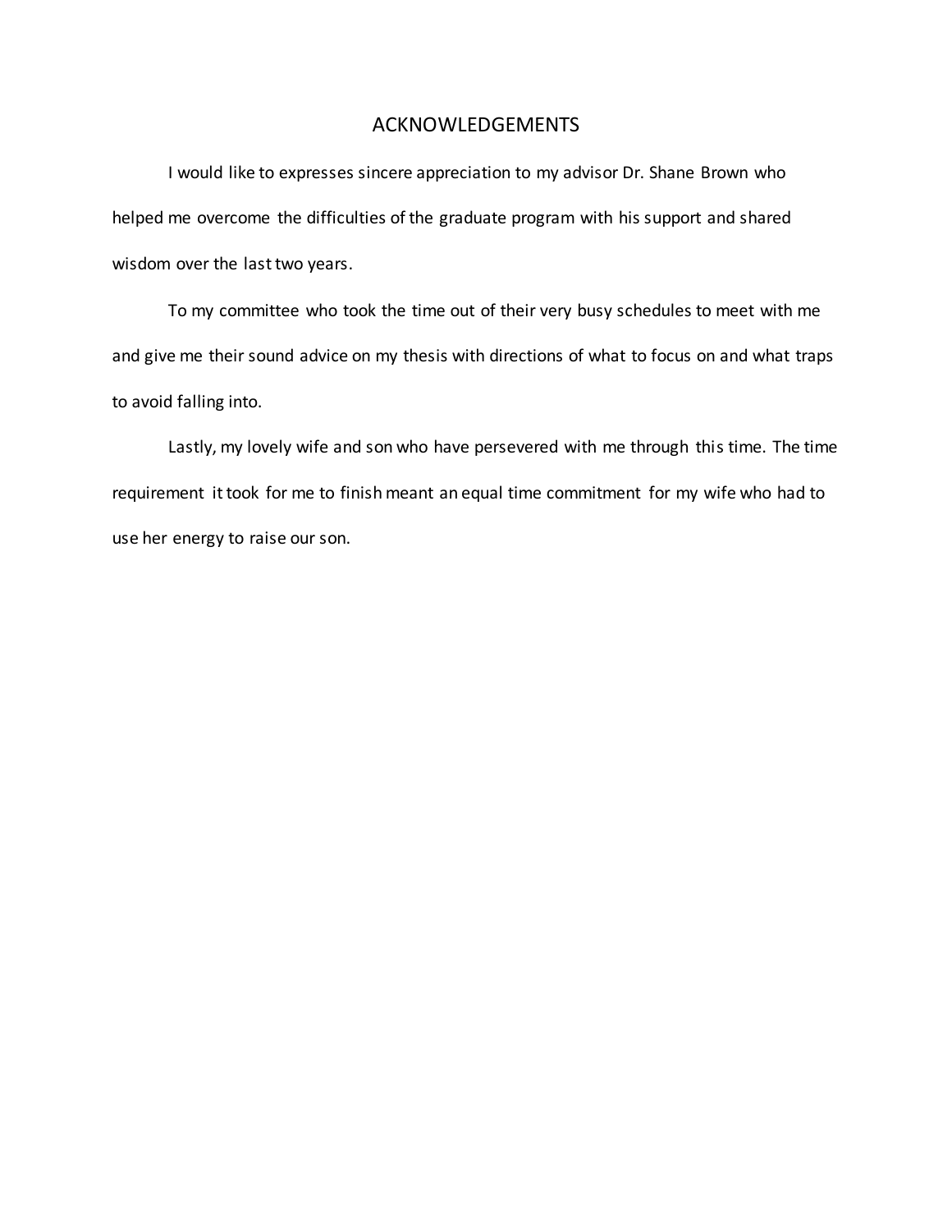# ACKNOWLEDGEMENTS

I would like to expresses sincere appreciation to my advisor Dr. Shane Brown who helped me overcome the difficulties of the graduate program with his support and shared wisdom over the last two years.

To my committee who took the time out of their very busy schedules to meet with me and give me their sound advice on my thesis with directions of what to focus on and what traps to avoid falling into.

Lastly, my lovely wife and son who have persevered with me through this time. The time requirement it took for me to finish meant an equal time commitment for my wife who had to use her energy to raise our son.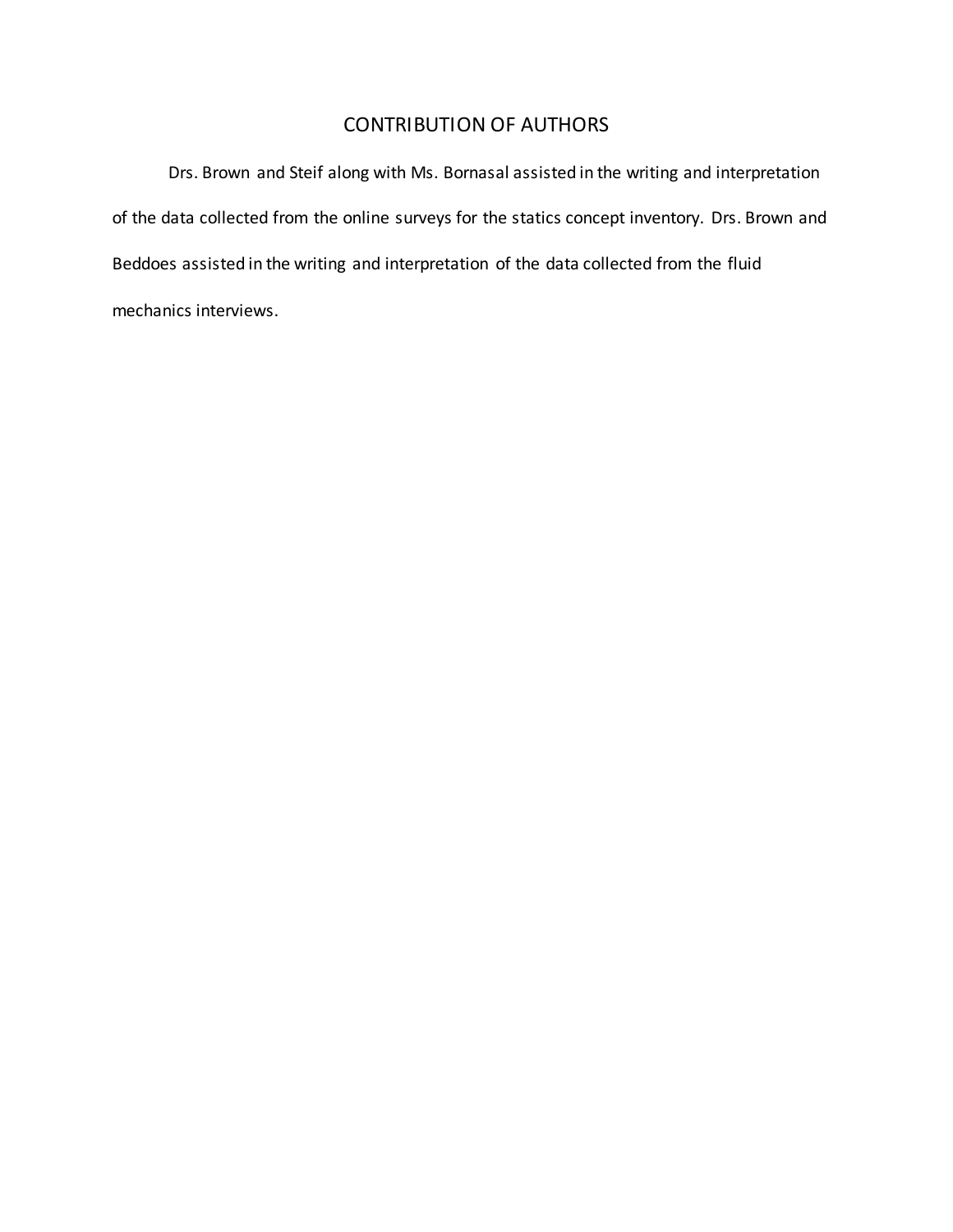# CONTRIBUTION OF AUTHORS

Drs. Brown and Steif along with Ms. Bornasal assisted in the writing and interpretation of the data collected from the online surveys for the statics concept inventory. Drs. Brown and Beddoes assisted in the writing and interpretation of the data collected from the fluid mechanics interviews.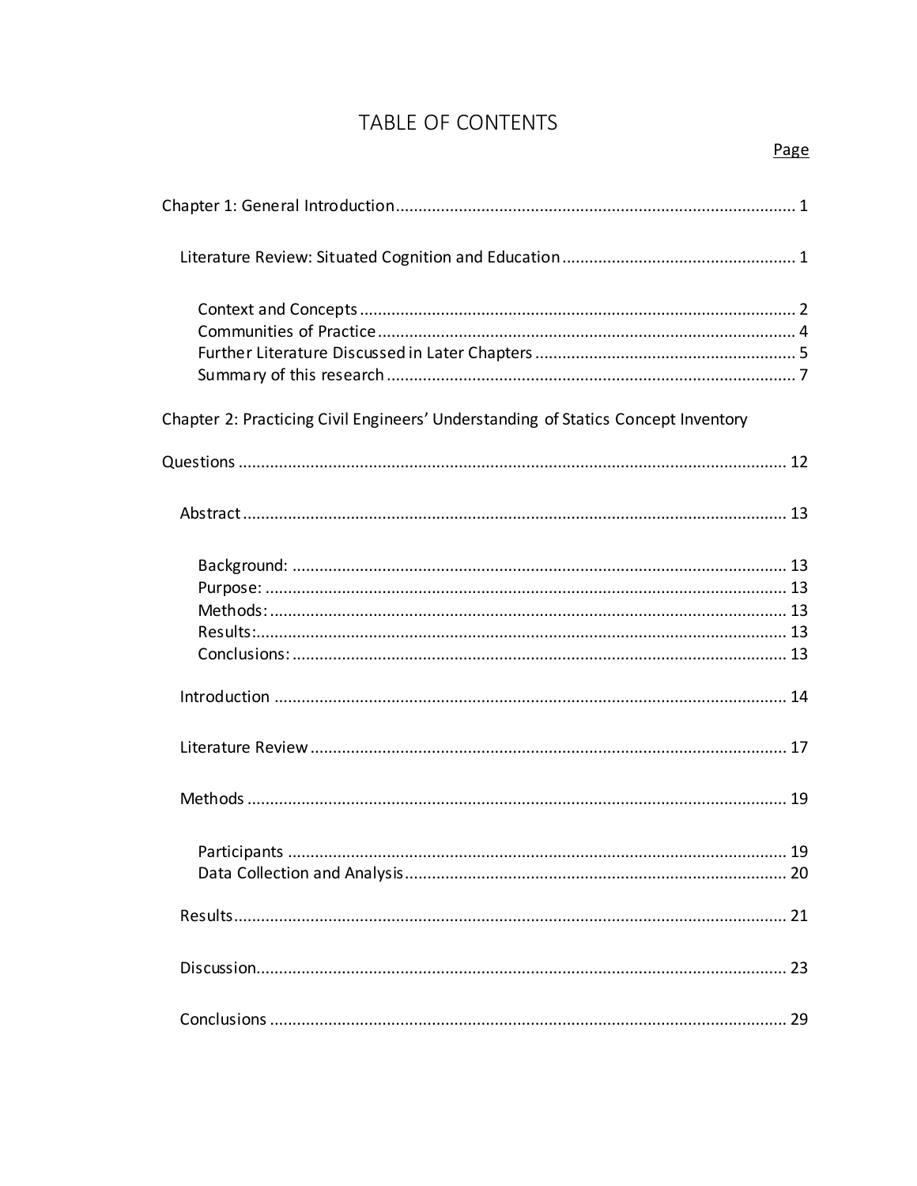# TABLE OF CONTENTS

Page

Chapter 1: General Introduction ........................................................................................ 1

- Literature Review: Situated Cognition and Education .................................................... 1
  - Context and Concepts ................................................................................................ 2
  - Communities of Practice ............................................................................................ 4
  - Further Literature Discussed in Later Chapters .......................................................... 5
  - Summary of this research .......................................................................................... 7

Chapter 2: Practicing Civil Engineers' Understanding of Statics Concept Inventory Questions ........................................................................................................................ 12

- Abstract ........................................................................................................................ 13
  - Background: ............................................................................................................. 13
  - Purpose: ................................................................................................................... 13
  - Methods: .................................................................................................................. 13
  - Results: .................................................................................................................... 13
  - Conclusions: ............................................................................................................. 13
- Introduction ................................................................................................................. 14
- Literature Review ......................................................................................................... 17
- Methods ....................................................................................................................... 19
  - Participants .............................................................................................................. 19
  - Data Collection and Analysis .................................................................................... 20
- Results .......................................................................................................................... 21
- Discussion ..................................................................................................................... 23
- Conclusions .................................................................................................................. 29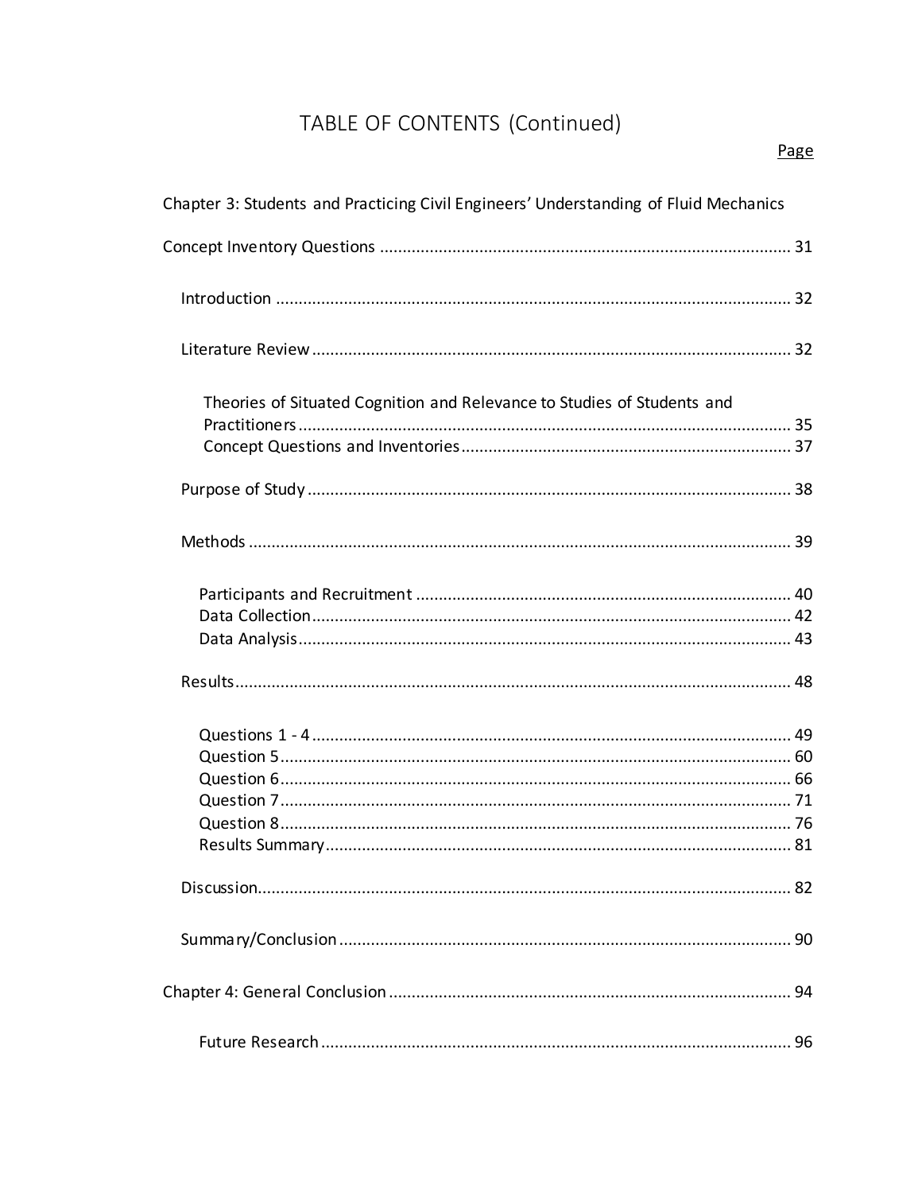# TABLE OF CONTENTS (Continued)

Page

Chapter 3: Students and Practicing Civil Engineers' Understanding of Fluid Mechanics Concept Inventory Questions .......... 31

- Introduction .......... 32
- Literature Review .......... 32
  - Theories of Situated Cognition and Relevance to Studies of Students and Practitioners .......... 35
  - Concept Questions and Inventories .......... 37
- Purpose of Study .......... 38
- Methods .......... 39
  - Participants and Recruitment .......... 40
  - Data Collection .......... 42
  - Data Analysis .......... 43
- Results .......... 48
  - Questions 1 - 4 .......... 49
  - Question 5 .......... 60
  - Question 6 .......... 66
  - Question 7 .......... 71
  - Question 8 .......... 76
  - Results Summary .......... 81
- Discussion .......... 82
- Summary/Conclusion .......... 90

Chapter 4: General Conclusion .......... 94

- Future Research .......... 96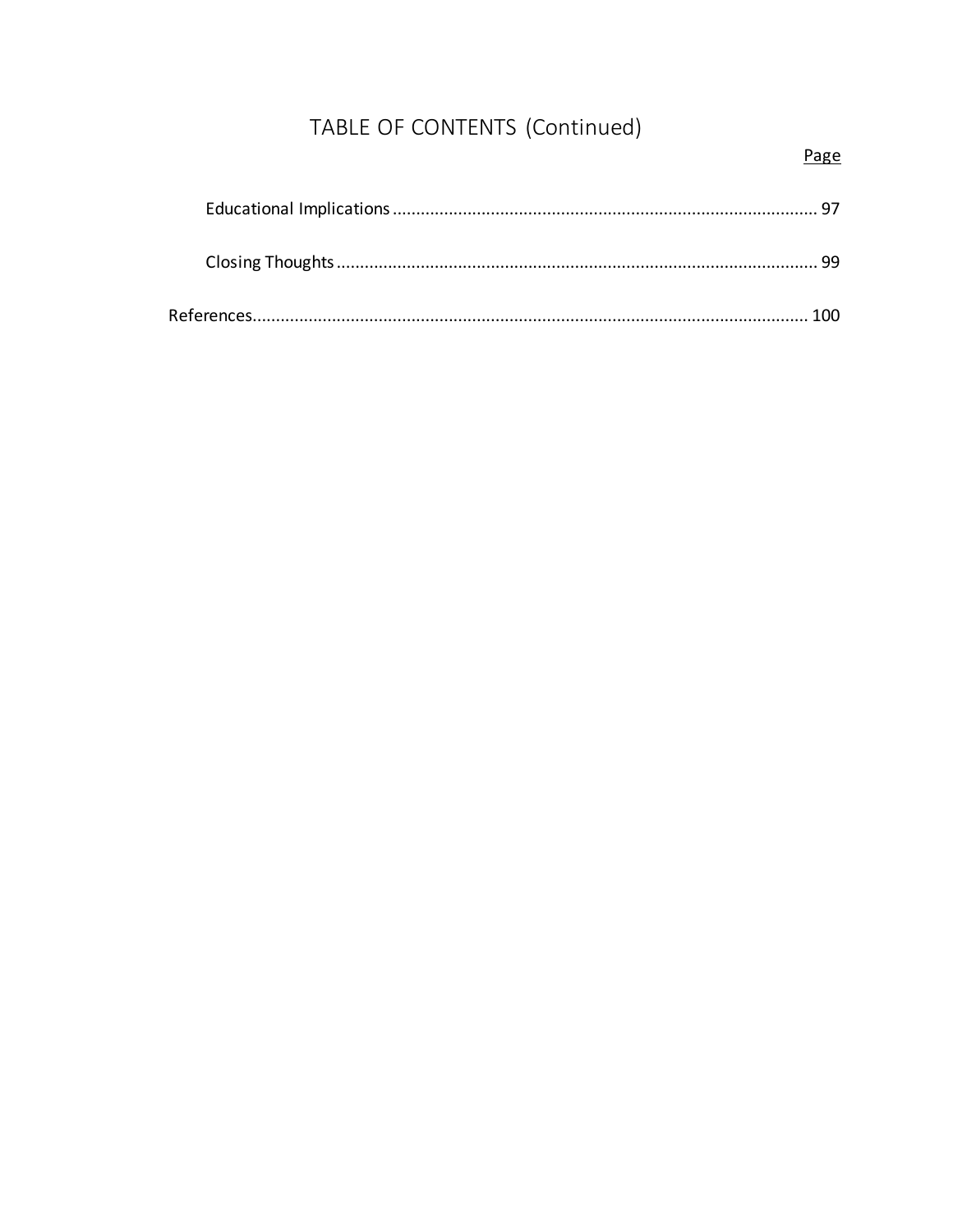# TABLE OF CONTENTS (Continued)

Page

Educational Implications .......................................................................................... 97

Closing Thoughts ...................................................................................................... 99

References...................................................................................................................... 100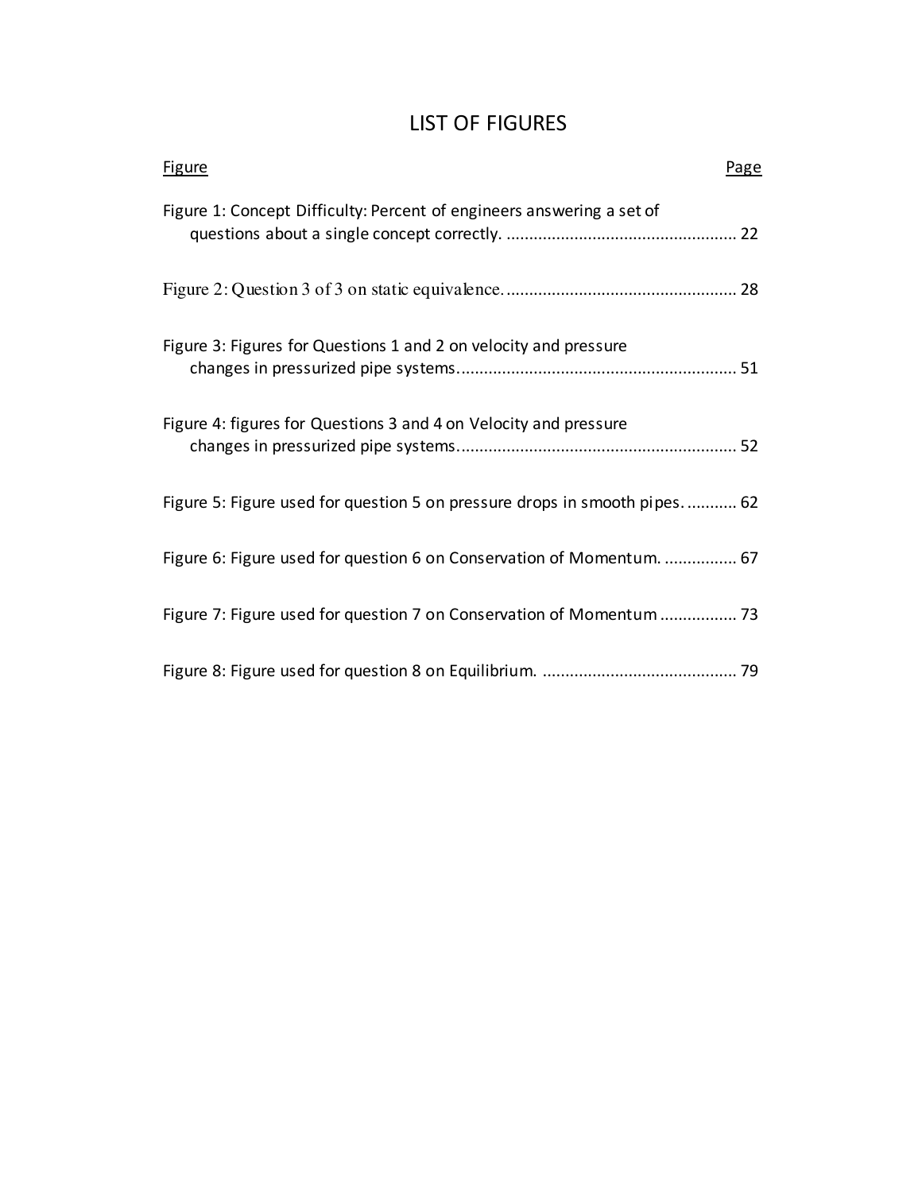# LIST OF FIGURES

| Figure | Page |
|---|---|
| Figure 1: Concept Difficulty: Percent of engineers answering a set of questions about a single concept correctly. | 22 |
| Figure 2: Question 3 of 3 on static equivalence. | 28 |
| Figure 3: Figures for Questions 1 and 2 on velocity and pressure changes in pressurized pipe systems. | 51 |
| Figure 4: figures for Questions 3 and 4 on Velocity and pressure changes in pressurized pipe systems. | 52 |
| Figure 5: Figure used for question 5 on pressure drops in smooth pipes. | 62 |
| Figure 6: Figure used for question 6 on Conservation of Momentum. | 67 |
| Figure 7: Figure used for question 7 on Conservation of Momentum | 73 |
| Figure 8: Figure used for question 8 on Equilibrium. | 79 |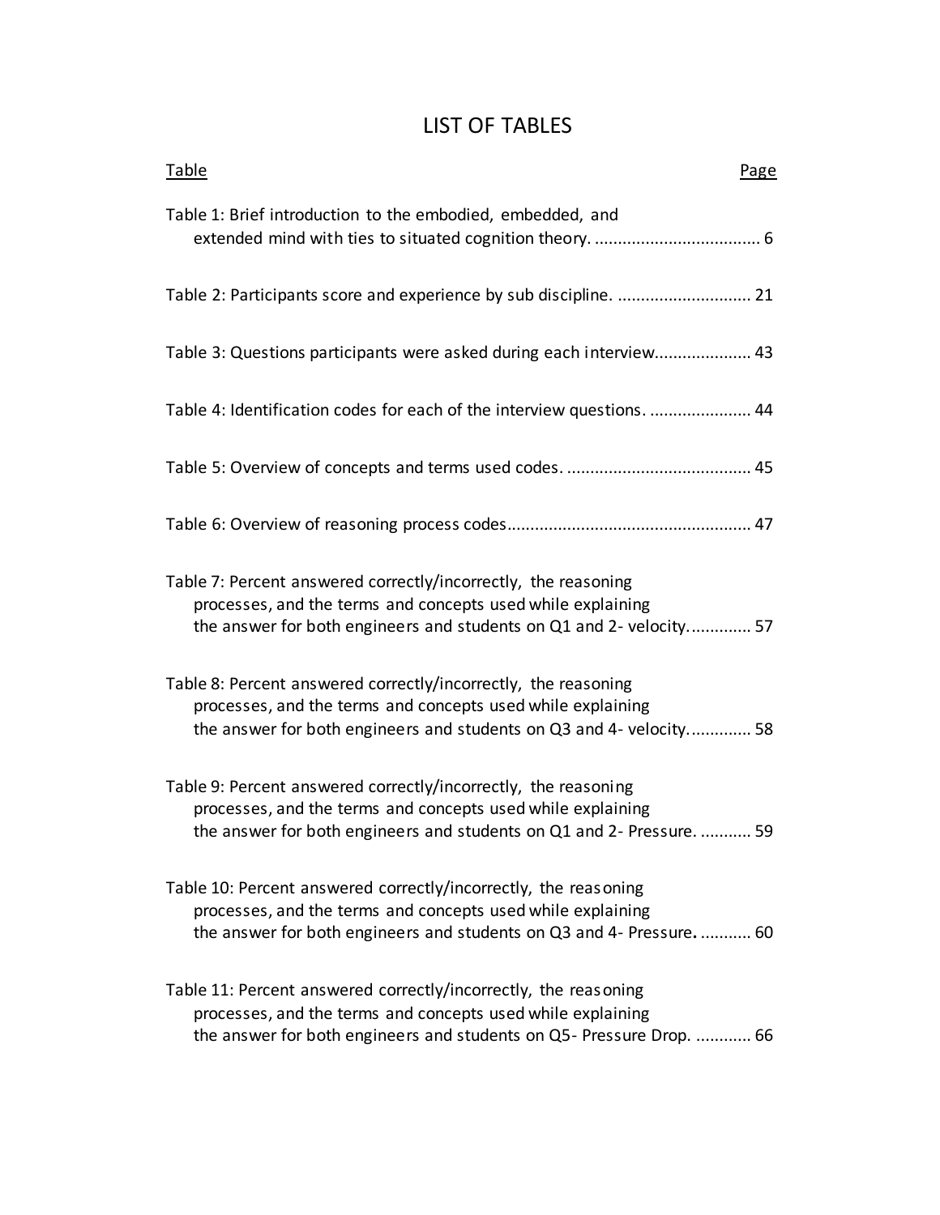# LIST OF TABLES

| Table | Page |
|---|---|
| Table 1: Brief introduction to the embodied, embedded, and extended mind with ties to situated cognition theory. | 6 |
| Table 2: Participants score and experience by sub discipline. | 21 |
| Table 3: Questions participants were asked during each interview | 43 |
| Table 4: Identification codes for each of the interview questions. | 44 |
| Table 5: Overview of concepts and terms used codes. | 45 |
| Table 6: Overview of reasoning process codes | 47 |
| Table 7: Percent answered correctly/incorrectly, the reasoning processes, and the terms and concepts used while explaining the answer for both engineers and students on Q1 and 2- velocity. | 57 |
| Table 8: Percent answered correctly/incorrectly, the reasoning processes, and the terms and concepts used while explaining the answer for both engineers and students on Q3 and 4- velocity. | 58 |
| Table 9: Percent answered correctly/incorrectly, the reasoning processes, and the terms and concepts used while explaining the answer for both engineers and students on Q1 and 2- Pressure. | 59 |
| Table 10: Percent answered correctly/incorrectly, the reasoning processes, and the terms and concepts used while explaining the answer for both engineers and students on Q3 and 4- Pressure. | 60 |
| Table 11: Percent answered correctly/incorrectly, the reasoning processes, and the terms and concepts used while explaining the answer for both engineers and students on Q5- Pressure Drop. | 66 |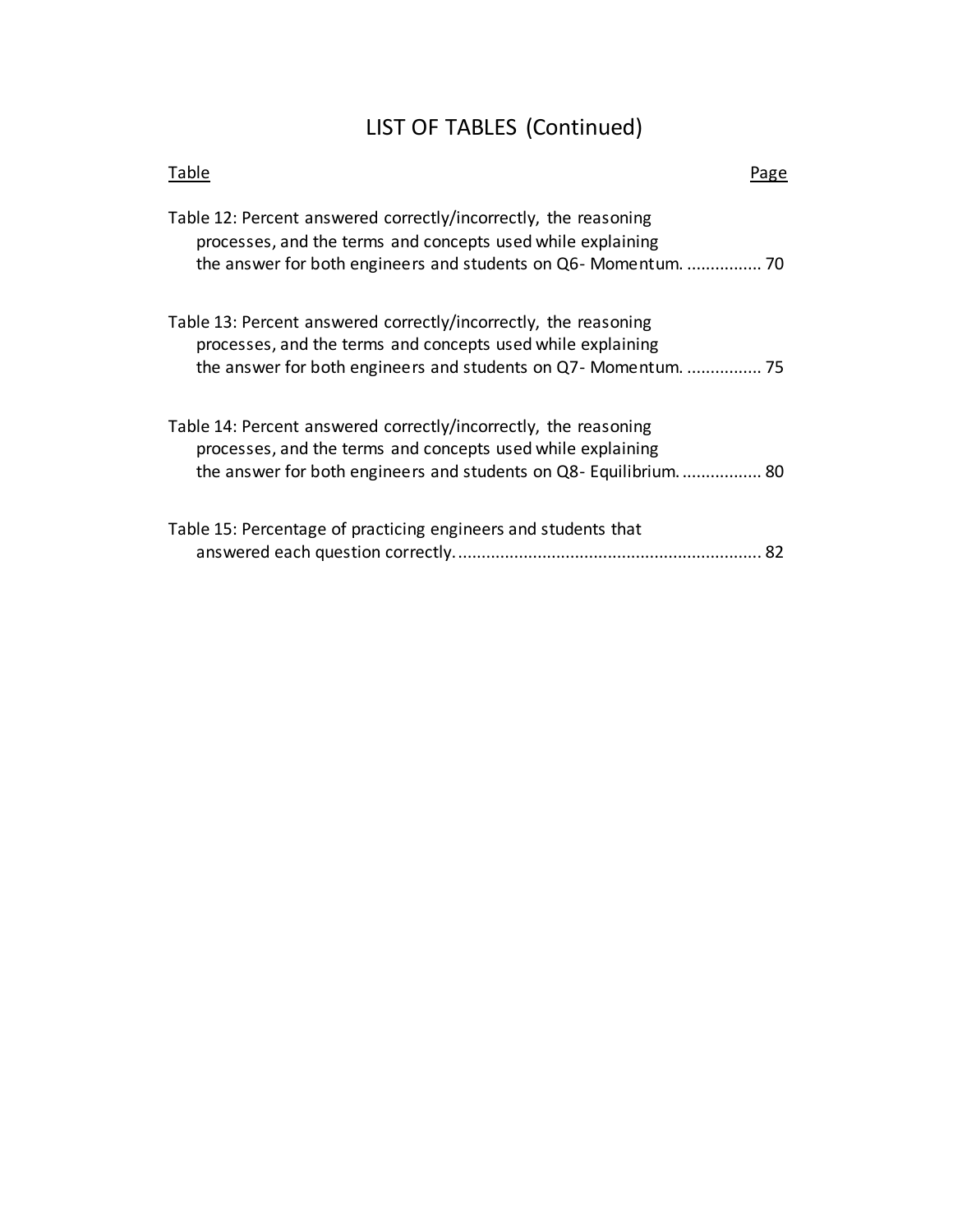# LIST OF TABLES (Continued)

| Table | Page |
|---|---|
| Table 12: Percent answered correctly/incorrectly, the reasoning processes, and the terms and concepts used while explaining the answer for both engineers and students on Q6- Momentum. | 70 |
| Table 13: Percent answered correctly/incorrectly, the reasoning processes, and the terms and concepts used while explaining the answer for both engineers and students on Q7- Momentum. | 75 |
| Table 14: Percent answered correctly/incorrectly, the reasoning processes, and the terms and concepts used while explaining the answer for both engineers and students on Q8- Equilibrium. | 80 |
| Table 15: Percentage of practicing engineers and students that answered each question correctly. | 82 |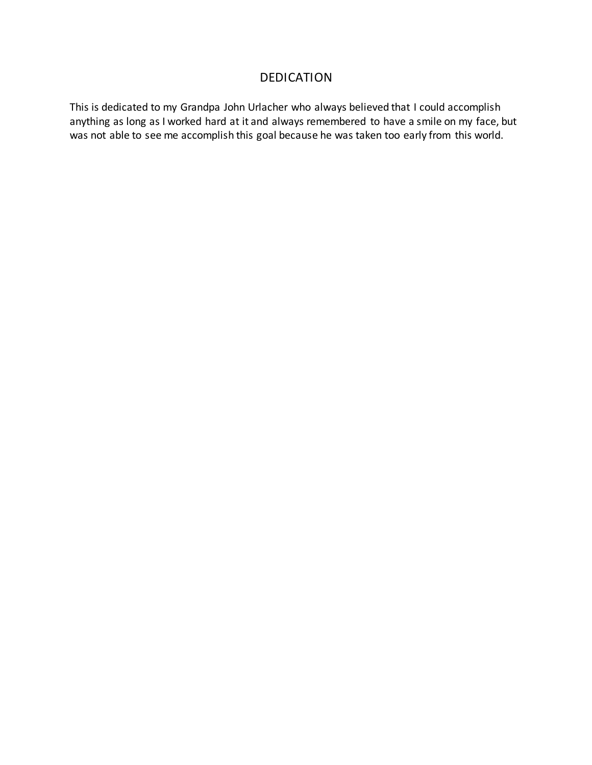# DEDICATION

This is dedicated to my Grandpa John Urlacher who always believed that I could accomplish anything as long as I worked hard at it and always remembered to have a smile on my face, but was not able to see me accomplish this goal because he was taken too early from this world.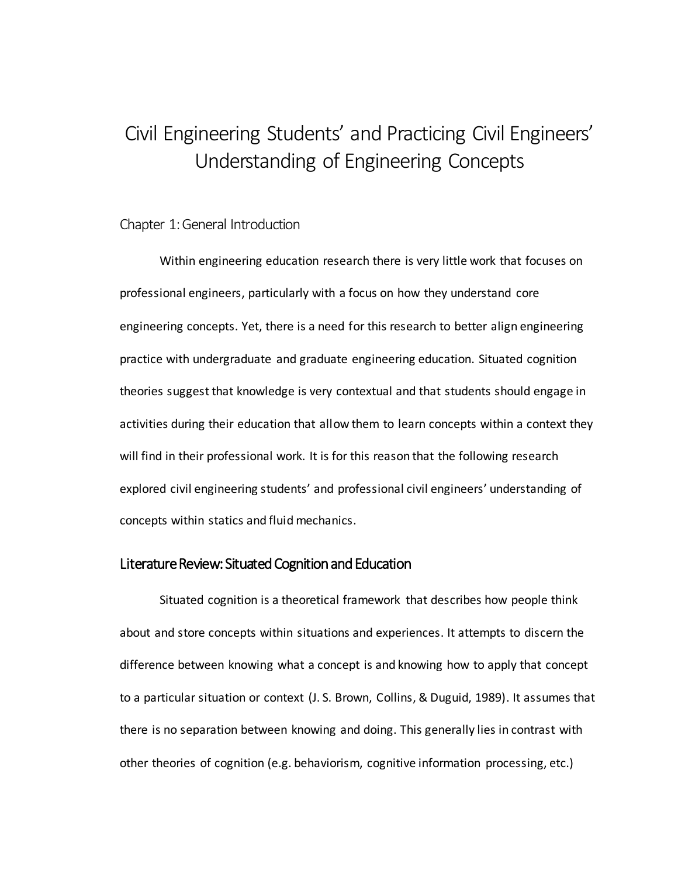# Civil Engineering Students' and Practicing Civil Engineers' Understanding of Engineering Concepts

## Chapter 1: General Introduction

Within engineering education research there is very little work that focuses on professional engineers, particularly with a focus on how they understand core engineering concepts. Yet, there is a need for this research to better align engineering practice with undergraduate and graduate engineering education. Situated cognition theories suggest that knowledge is very contextual and that students should engage in activities during their education that allow them to learn concepts within a context they will find in their professional work. It is for this reason that the following research explored civil engineering students' and professional civil engineers' understanding of concepts within statics and fluid mechanics.

### Literature Review: Situated Cognition and Education

Situated cognition is a theoretical framework that describes how people think about and store concepts within situations and experiences. It attempts to discern the difference between knowing what a concept is and knowing how to apply that concept to a particular situation or context (J. S. Brown, Collins, & Duguid, 1989). It assumes that there is no separation between knowing and doing. This generally lies in contrast with other theories of cognition (e.g. behaviorism, cognitive information processing, etc.)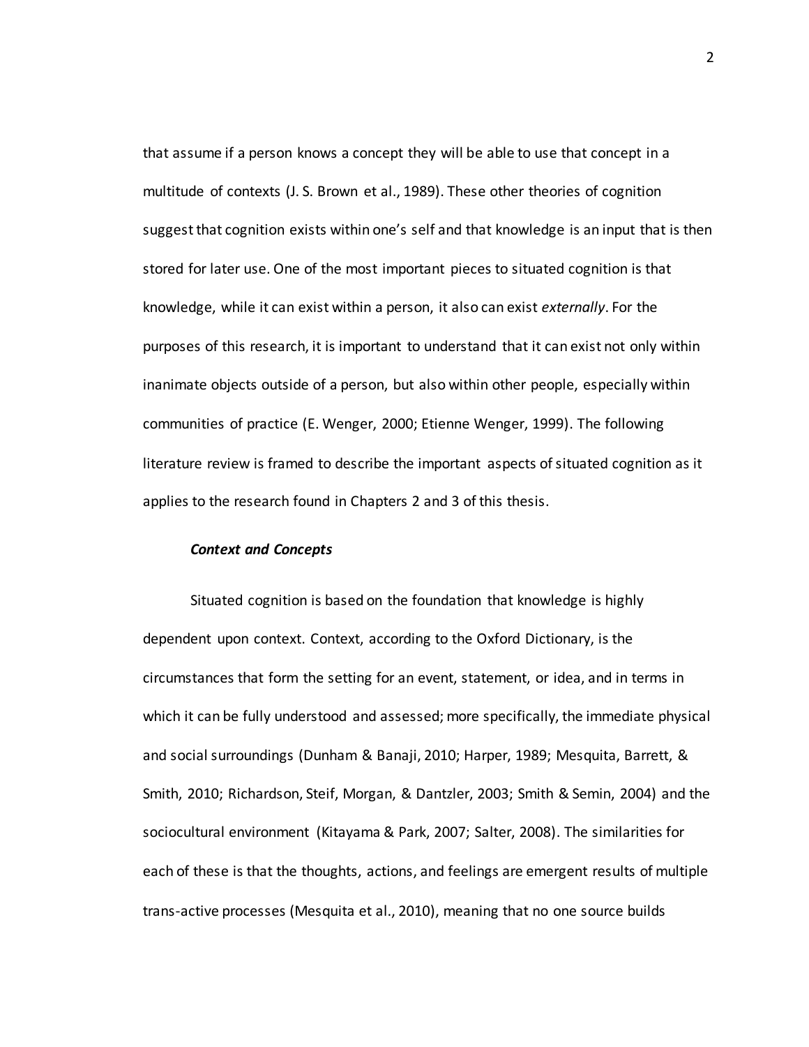that assume if a person knows a concept they will be able to use that concept in a multitude of contexts (J. S. Brown et al., 1989). These other theories of cognition suggest that cognition exists within one's self and that knowledge is an input that is then stored for later use. One of the most important pieces to situated cognition is that knowledge, while it can exist within a person, it also can exist *externally*. For the purposes of this research, it is important to understand that it can exist not only within inanimate objects outside of a person, but also within other people, especially within communities of practice (E. Wenger, 2000; Etienne Wenger, 1999). The following literature review is framed to describe the important aspects of situated cognition as it applies to the research found in Chapters 2 and 3 of this thesis.

### ***Context and Concepts***

Situated cognition is based on the foundation that knowledge is highly dependent upon context. Context, according to the Oxford Dictionary, is the circumstances that form the setting for an event, statement, or idea, and in terms in which it can be fully understood and assessed; more specifically, the immediate physical and social surroundings (Dunham & Banaji, 2010; Harper, 1989; Mesquita, Barrett, & Smith, 2010; Richardson, Steif, Morgan, & Dantzler, 2003; Smith & Semin, 2004) and the sociocultural environment (Kitayama & Park, 2007; Salter, 2008). The similarities for each of these is that the thoughts, actions, and feelings are emergent results of multiple trans-active processes (Mesquita et al., 2010), meaning that no one source builds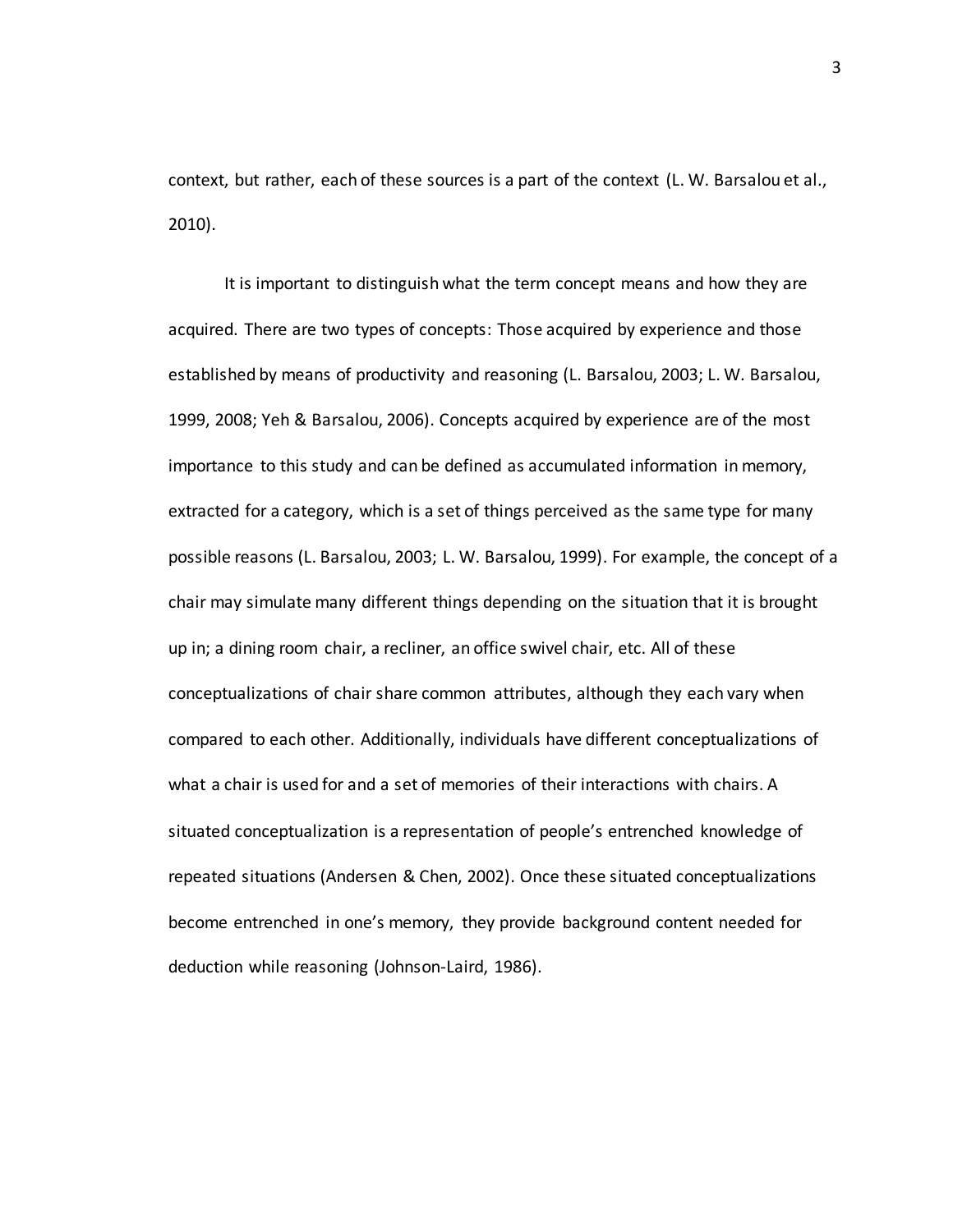context, but rather, each of these sources is a part of the context (L. W. Barsalou et al., 2010).

It is important to distinguish what the term concept means and how they are acquired. There are two types of concepts: Those acquired by experience and those established by means of productivity and reasoning (L. Barsalou, 2003; L. W. Barsalou, 1999, 2008; Yeh & Barsalou, 2006). Concepts acquired by experience are of the most importance to this study and can be defined as accumulated information in memory, extracted for a category, which is a set of things perceived as the same type for many possible reasons (L. Barsalou, 2003; L. W. Barsalou, 1999). For example, the concept of a chair may simulate many different things depending on the situation that it is brought up in; a dining room chair, a recliner, an office swivel chair, etc. All of these conceptualizations of chair share common attributes, although they each vary when compared to each other. Additionally, individuals have different conceptualizations of what a chair is used for and a set of memories of their interactions with chairs. A situated conceptualization is a representation of people's entrenched knowledge of repeated situations (Andersen & Chen, 2002). Once these situated conceptualizations become entrenched in one's memory, they provide background content needed for deduction while reasoning (Johnson-Laird, 1986).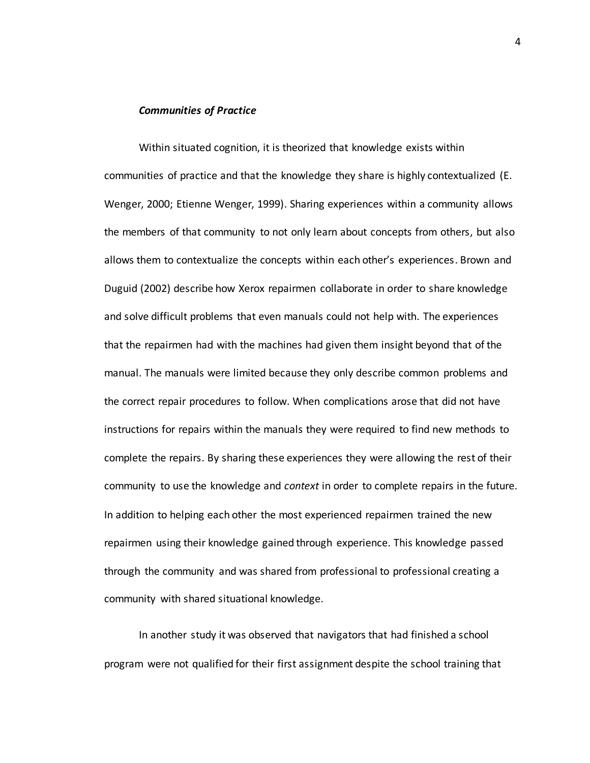### ***Communities of Practice***

Within situated cognition, it is theorized that knowledge exists within communities of practice and that the knowledge they share is highly contextualized (E. Wenger, 2000; Etienne Wenger, 1999). Sharing experiences within a community allows the members of that community to not only learn about concepts from others, but also allows them to contextualize the concepts within each other's experiences. Brown and Duguid (2002) describe how Xerox repairmen collaborate in order to share knowledge and solve difficult problems that even manuals could not help with. The experiences that the repairmen had with the machines had given them insight beyond that of the manual. The manuals were limited because they only describe common problems and the correct repair procedures to follow. When complications arose that did not have instructions for repairs within the manuals they were required to find new methods to complete the repairs. By sharing these experiences they were allowing the rest of their community to use the knowledge and *context* in order to complete repairs in the future. In addition to helping each other the most experienced repairmen trained the new repairmen using their knowledge gained through experience. This knowledge passed through the community and was shared from professional to professional creating a community with shared situational knowledge.

In another study it was observed that navigators that had finished a school program were not qualified for their first assignment despite the school training that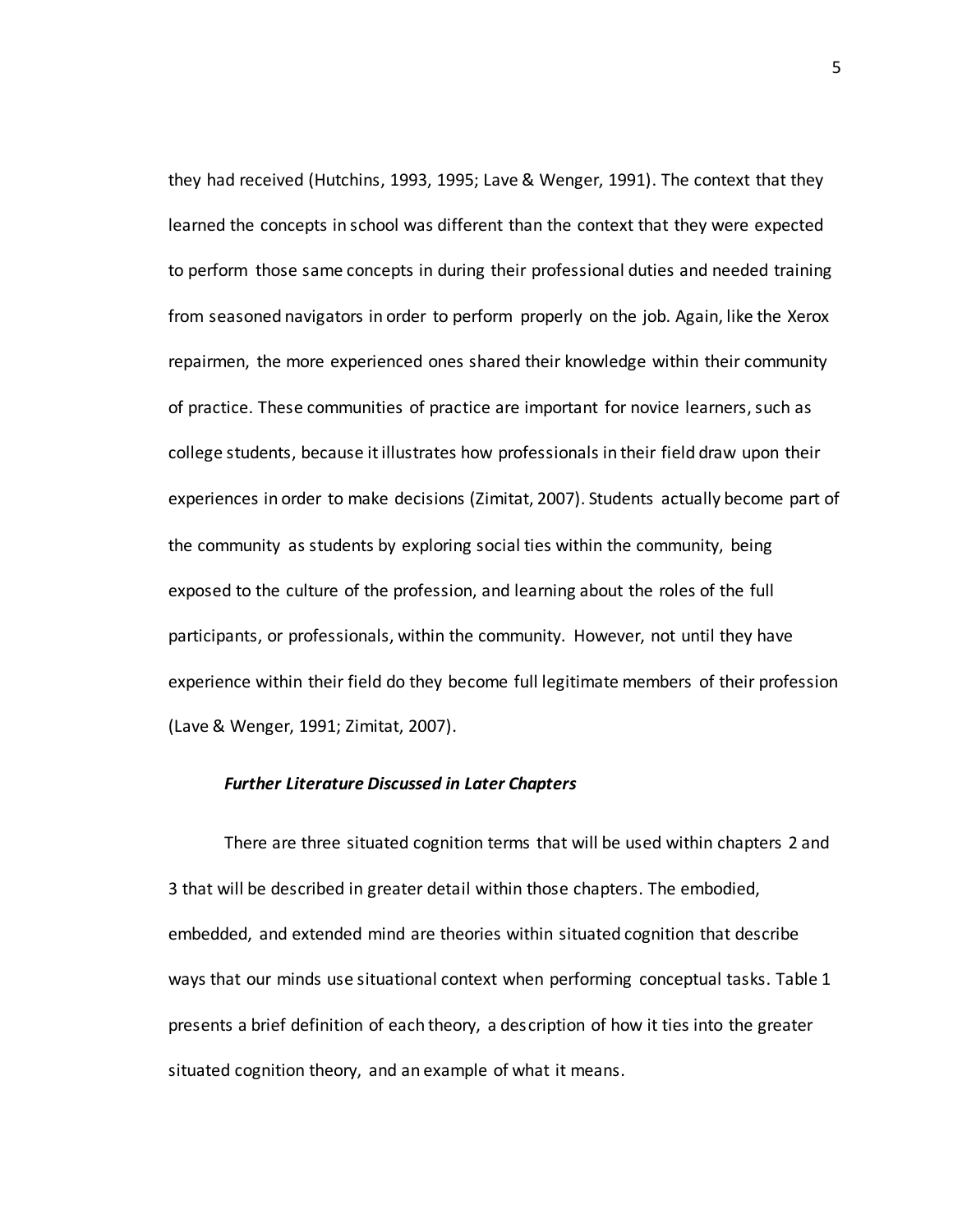they had received (Hutchins, 1993, 1995; Lave & Wenger, 1991). The context that they learned the concepts in school was different than the context that they were expected to perform those same concepts in during their professional duties and needed training from seasoned navigators in order to perform properly on the job. Again, like the Xerox repairmen, the more experienced ones shared their knowledge within their community of practice. These communities of practice are important for novice learners, such as college students, because it illustrates how professionals in their field draw upon their experiences in order to make decisions (Zimitat, 2007). Students actually become part of the community as students by exploring social ties within the community, being exposed to the culture of the profession, and learning about the roles of the full participants, or professionals, within the community. However, not until they have experience within their field do they become full legitimate members of their profession (Lave & Wenger, 1991; Zimitat, 2007).

#### *Further Literature Discussed in Later Chapters*

There are three situated cognition terms that will be used within chapters 2 and 3 that will be described in greater detail within those chapters. The embodied, embedded, and extended mind are theories within situated cognition that describe ways that our minds use situational context when performing conceptual tasks. Table 1 presents a brief definition of each theory, a description of how it ties into the greater situated cognition theory, and an example of what it means.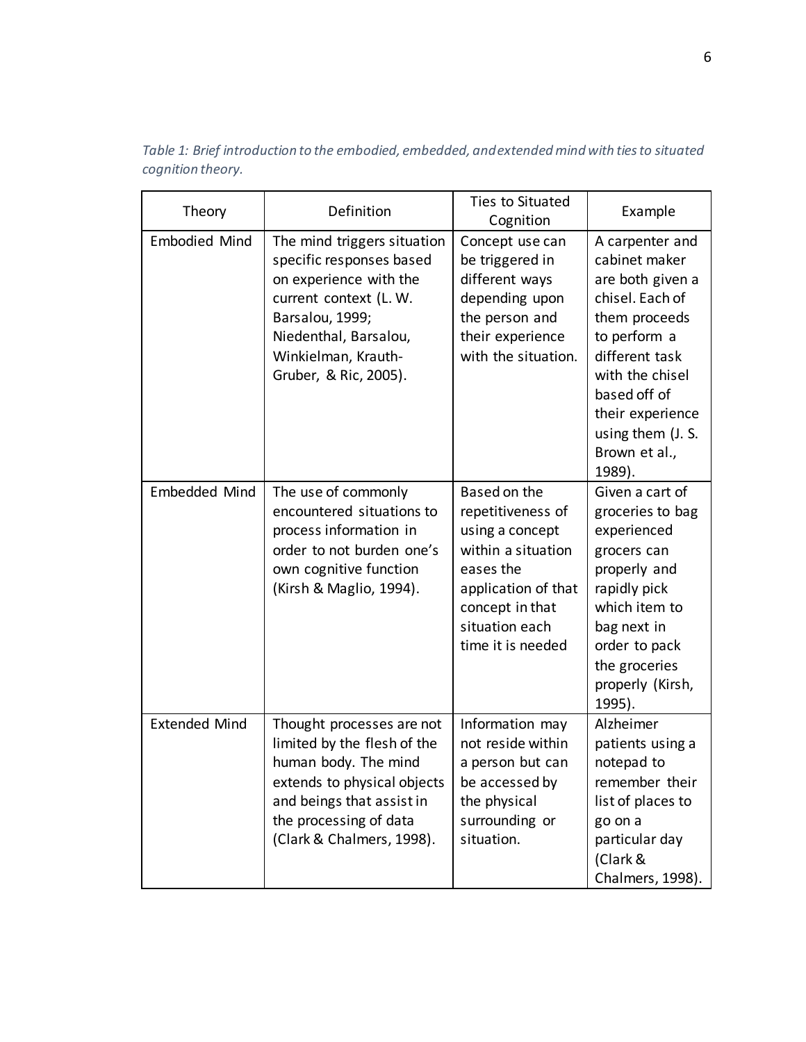*Table 1: Brief introduction to the embodied, embedded, and extended mind with ties to situated cognition theory.*

| Theory | Definition | Ties to Situated Cognition | Example |
|---|---|---|---|
| Embodied Mind | The mind triggers situation specific responses based on experience with the current context (L. W. Barsalou, 1999; Niedenthal, Barsalou, Winkielman, Krauth-Gruber, & Ric, 2005). | Concept use can be triggered in different ways depending upon the person and their experience with the situation. | A carpenter and cabinet maker are both given a chisel. Each of them proceeds to perform a different task with the chisel based off of their experience using them (J. S. Brown et al., 1989). |
| Embedded Mind | The use of commonly encountered situations to process information in order to not burden one's own cognitive function (Kirsh & Maglio, 1994). | Based on the repetitiveness of using a concept within a situation eases the application of that concept in that situation each time it is needed | Given a cart of groceries to bag experienced grocers can properly and rapidly pick which item to bag next in order to pack the groceries properly (Kirsh, 1995). |
| Extended Mind | Thought processes are not limited by the flesh of the human body. The mind extends to physical objects and beings that assist in the processing of data (Clark & Chalmers, 1998). | Information may not reside within a person but can be accessed by the physical surrounding or situation. | Alzheimer patients using a notepad to remember their list of places to go on a particular day (Clark & Chalmers, 1998). |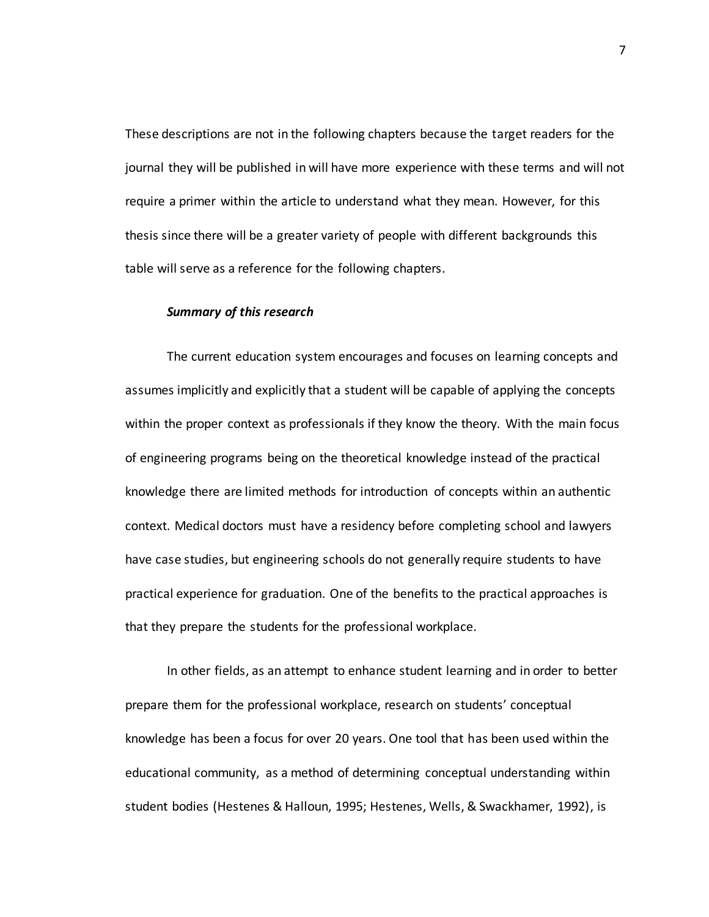These descriptions are not in the following chapters because the target readers for the journal they will be published in will have more experience with these terms and will not require a primer within the article to understand what they mean. However, for this thesis since there will be a greater variety of people with different backgrounds this table will serve as a reference for the following chapters.

### ***Summary of this research***

The current education system encourages and focuses on learning concepts and assumes implicitly and explicitly that a student will be capable of applying the concepts within the proper context as professionals if they know the theory. With the main focus of engineering programs being on the theoretical knowledge instead of the practical knowledge there are limited methods for introduction of concepts within an authentic context. Medical doctors must have a residency before completing school and lawyers have case studies, but engineering schools do not generally require students to have practical experience for graduation. One of the benefits to the practical approaches is that they prepare the students for the professional workplace.

In other fields, as an attempt to enhance student learning and in order to better prepare them for the professional workplace, research on students' conceptual knowledge has been a focus for over 20 years. One tool that has been used within the educational community, as a method of determining conceptual understanding within student bodies (Hestenes & Halloun, 1995; Hestenes, Wells, & Swackhamer, 1992), is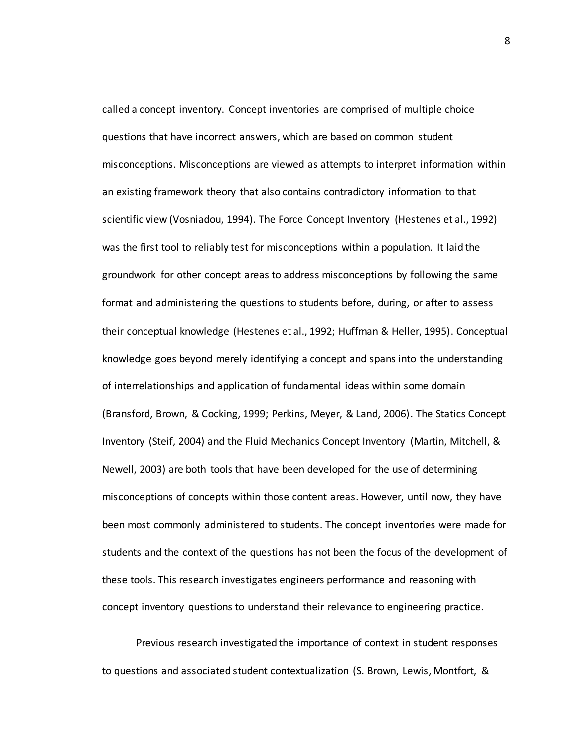called a concept inventory. Concept inventories are comprised of multiple choice questions that have incorrect answers, which are based on common student misconceptions. Misconceptions are viewed as attempts to interpret information within an existing framework theory that also contains contradictory information to that scientific view (Vosniadou, 1994). The Force Concept Inventory (Hestenes et al., 1992) was the first tool to reliably test for misconceptions within a population. It laid the groundwork for other concept areas to address misconceptions by following the same format and administering the questions to students before, during, or after to assess their conceptual knowledge (Hestenes et al., 1992; Huffman & Heller, 1995). Conceptual knowledge goes beyond merely identifying a concept and spans into the understanding of interrelationships and application of fundamental ideas within some domain (Bransford, Brown, & Cocking, 1999; Perkins, Meyer, & Land, 2006). The Statics Concept Inventory (Steif, 2004) and the Fluid Mechanics Concept Inventory (Martin, Mitchell, & Newell, 2003) are both tools that have been developed for the use of determining misconceptions of concepts within those content areas. However, until now, they have been most commonly administered to students. The concept inventories were made for students and the context of the questions has not been the focus of the development of these tools. This research investigates engineers performance and reasoning with concept inventory questions to understand their relevance to engineering practice.

Previous research investigated the importance of context in student responses to questions and associated student contextualization (S. Brown, Lewis, Montfort, &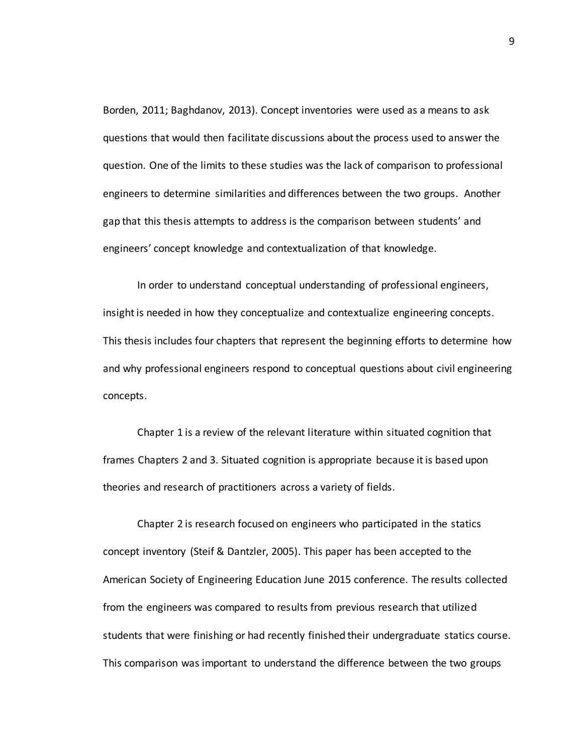Borden, 2011; Baghdanov, 2013). Concept inventories were used as a means to ask questions that would then facilitate discussions about the process used to answer the question. One of the limits to these studies was the lack of comparison to professional engineers to determine similarities and differences between the two groups. Another gap that this thesis attempts to address is the comparison between students' and engineers' concept knowledge and contextualization of that knowledge.

In order to understand conceptual understanding of professional engineers, insight is needed in how they conceptualize and contextualize engineering concepts. This thesis includes four chapters that represent the beginning efforts to determine how and why professional engineers respond to conceptual questions about civil engineering concepts.

Chapter 1 is a review of the relevant literature within situated cognition that frames Chapters 2 and 3. Situated cognition is appropriate because it is based upon theories and research of practitioners across a variety of fields.

Chapter 2 is research focused on engineers who participated in the statics concept inventory (Steif & Dantzler, 2005). This paper has been accepted to the American Society of Engineering Education June 2015 conference. The results collected from the engineers was compared to results from previous research that utilized students that were finishing or had recently finished their undergraduate statics course. This comparison was important to understand the difference between the two groups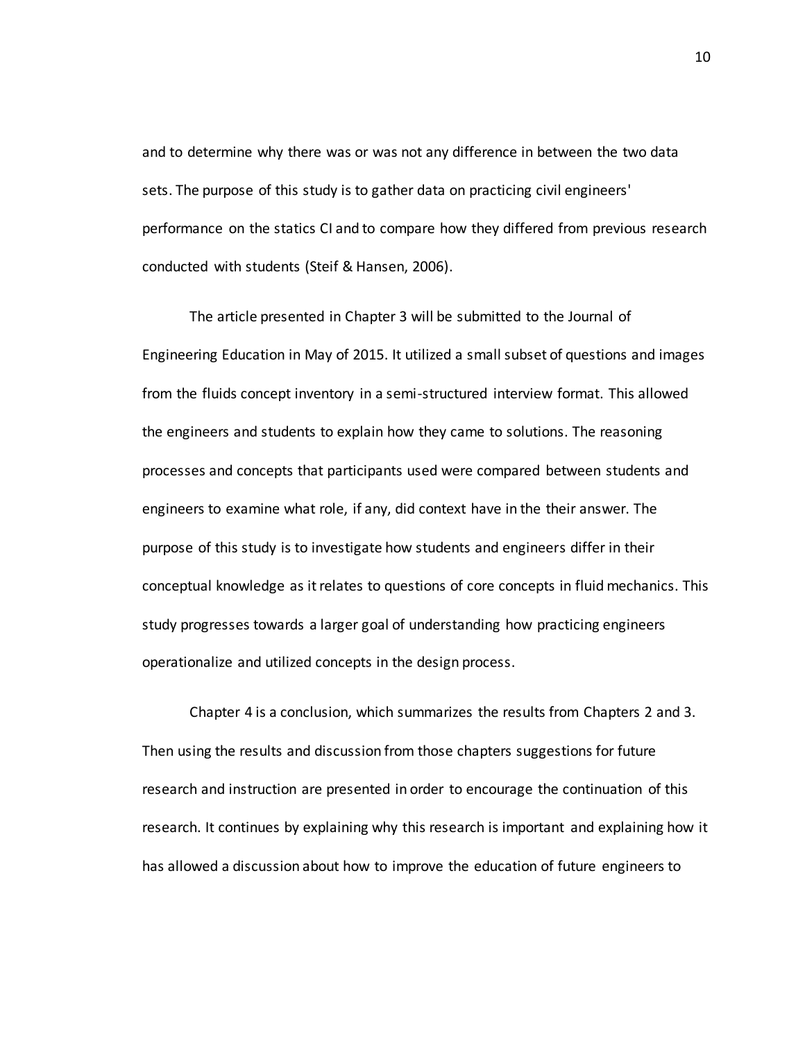and to determine why there was or was not any difference in between the two data sets. The purpose of this study is to gather data on practicing civil engineers' performance on the statics CI and to compare how they differed from previous research conducted with students (Steif & Hansen, 2006).

The article presented in Chapter 3 will be submitted to the Journal of Engineering Education in May of 2015. It utilized a small subset of questions and images from the fluids concept inventory in a semi-structured interview format. This allowed the engineers and students to explain how they came to solutions. The reasoning processes and concepts that participants used were compared between students and engineers to examine what role, if any, did context have in the their answer. The purpose of this study is to investigate how students and engineers differ in their conceptual knowledge as it relates to questions of core concepts in fluid mechanics. This study progresses towards a larger goal of understanding how practicing engineers operationalize and utilized concepts in the design process.

Chapter 4 is a conclusion, which summarizes the results from Chapters 2 and 3. Then using the results and discussion from those chapters suggestions for future research and instruction are presented in order to encourage the continuation of this research. It continues by explaining why this research is important and explaining how it has allowed a discussion about how to improve the education of future engineers to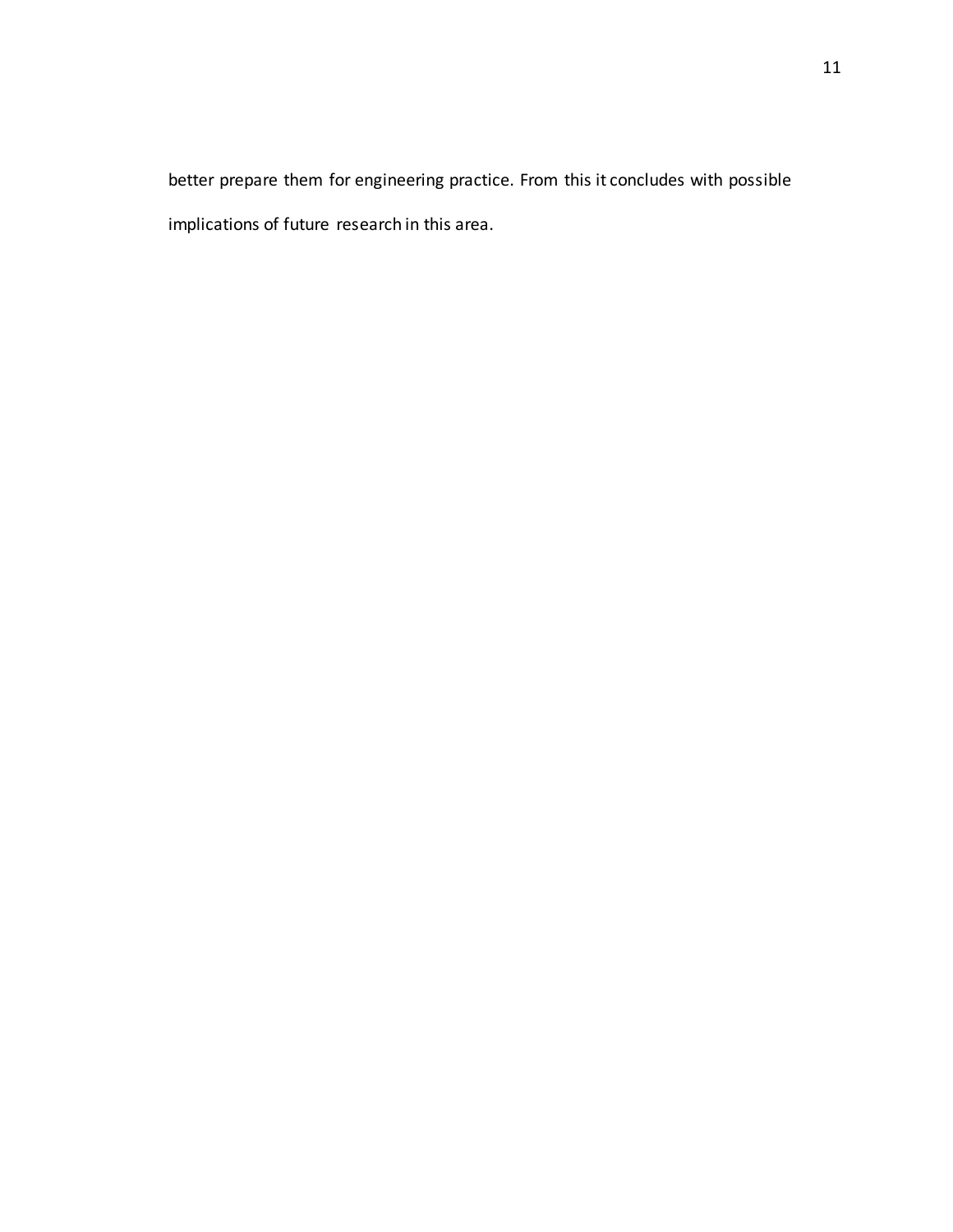better prepare them for engineering practice. From this it concludes with possible implications of future research in this area.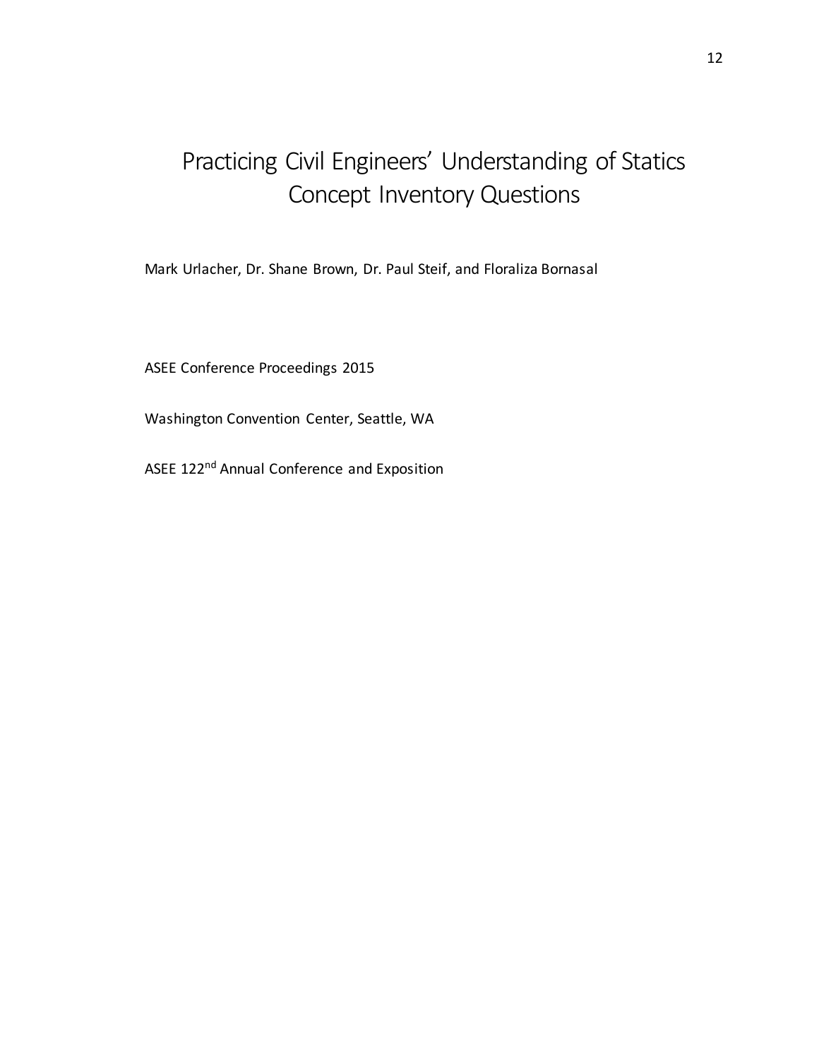# Practicing Civil Engineers' Understanding of Statics Concept Inventory Questions

Mark Urlacher, Dr. Shane Brown, Dr. Paul Steif, and Floraliza Bornasal

ASEE Conference Proceedings 2015

Washington Convention Center, Seattle, WA

ASEE 122nd Annual Conference and Exposition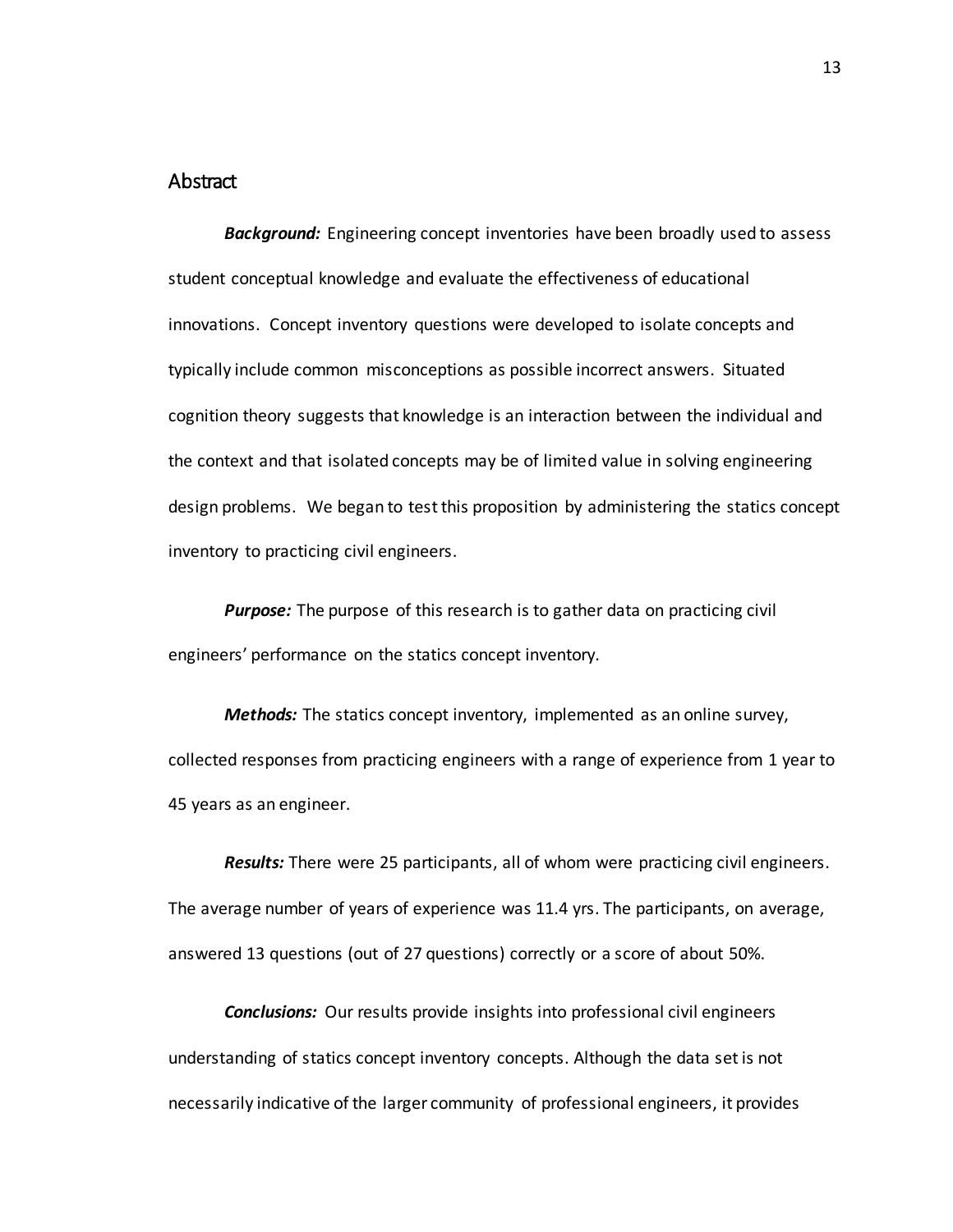## Abstract

***Background:*** Engineering concept inventories have been broadly used to assess student conceptual knowledge and evaluate the effectiveness of educational innovations. Concept inventory questions were developed to isolate concepts and typically include common misconceptions as possible incorrect answers. Situated cognition theory suggests that knowledge is an interaction between the individual and the context and that isolated concepts may be of limited value in solving engineering design problems. We began to test this proposition by administering the statics concept inventory to practicing civil engineers.

***Purpose:*** The purpose of this research is to gather data on practicing civil engineers' performance on the statics concept inventory.

***Methods:*** The statics concept inventory, implemented as an online survey, collected responses from practicing engineers with a range of experience from 1 year to 45 years as an engineer.

***Results:*** There were 25 participants, all of whom were practicing civil engineers. The average number of years of experience was 11.4 yrs. The participants, on average, answered 13 questions (out of 27 questions) correctly or a score of about 50%.

***Conclusions:*** Our results provide insights into professional civil engineers understanding of statics concept inventory concepts. Although the data set is not necessarily indicative of the larger community of professional engineers, it provides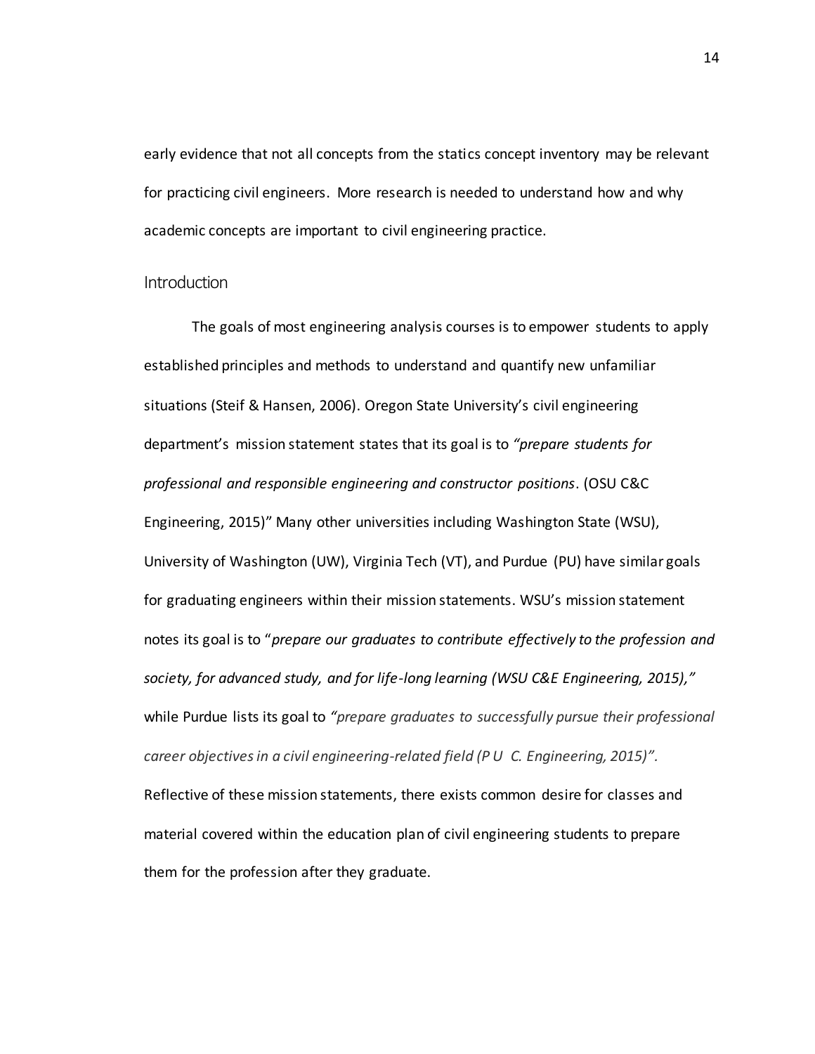early evidence that not all concepts from the statics concept inventory may be relevant for practicing civil engineers. More research is needed to understand how and why academic concepts are important to civil engineering practice.

## Introduction

The goals of most engineering analysis courses is to empower students to apply established principles and methods to understand and quantify new unfamiliar situations (Steif & Hansen, 2006). Oregon State University's civil engineering department's mission statement states that its goal is to *"prepare students for professional and responsible engineering and constructor positions*. (OSU C&C Engineering, 2015)" Many other universities including Washington State (WSU), University of Washington (UW), Virginia Tech (VT), and Purdue (PU) have similar goals for graduating engineers within their mission statements. WSU's mission statement notes its goal is to "*prepare our graduates to contribute effectively to the profession and society, for advanced study, and for life-long learning (WSU C&E Engineering, 2015),"* while Purdue lists its goal to *"prepare graduates to successfully pursue their professional career objectives in a civil engineering-related field (P U C. Engineering, 2015)".* Reflective of these mission statements, there exists common desire for classes and material covered within the education plan of civil engineering students to prepare them for the profession after they graduate.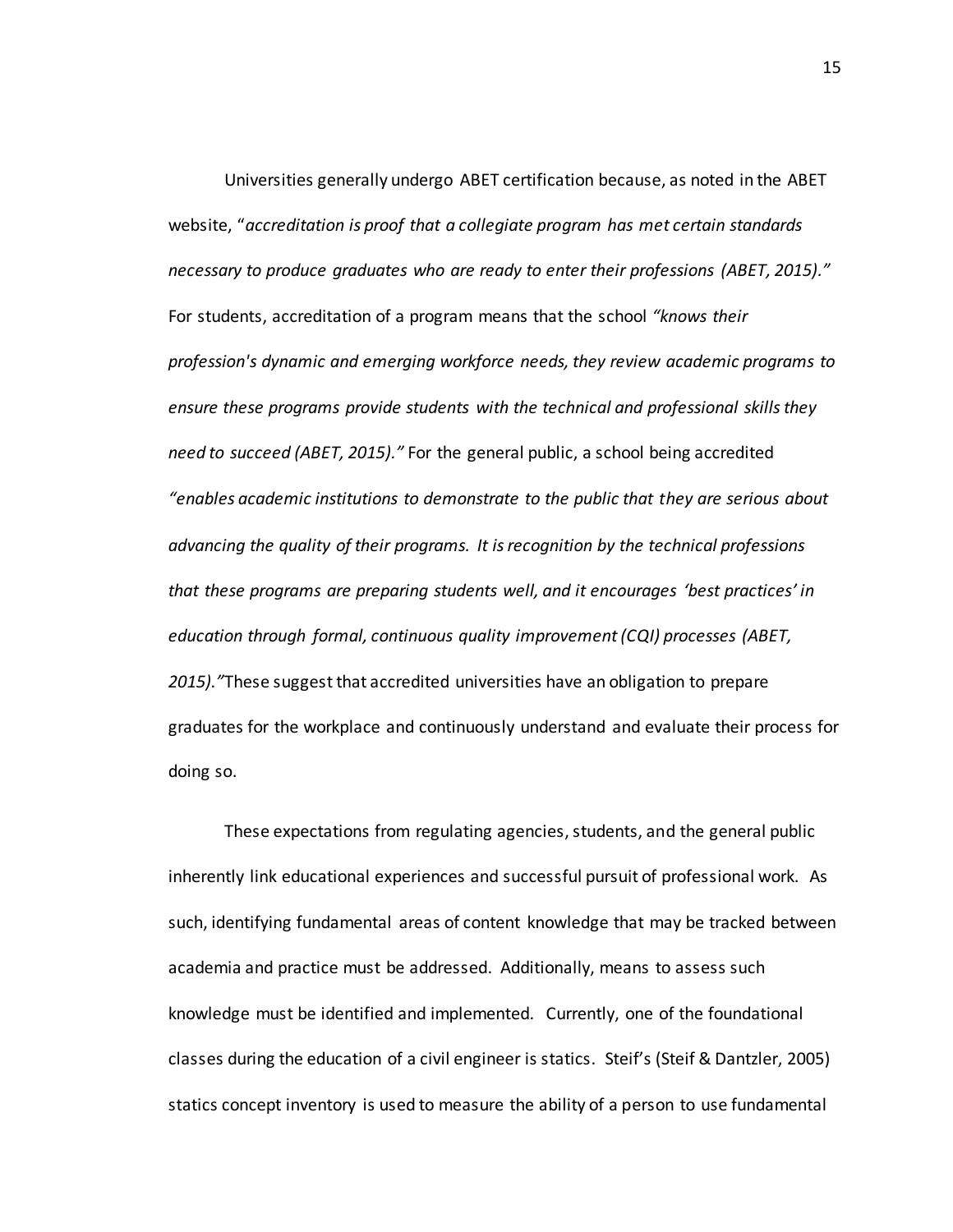Universities generally undergo ABET certification because, as noted in the ABET website, "*accreditation is proof that a collegiate program has met certain standards necessary to produce graduates who are ready to enter their professions (ABET, 2015).*" For students, accreditation of a program means that the school *"knows their profession's dynamic and emerging workforce needs, they review academic programs to ensure these programs provide students with the technical and professional skills they need to succeed (ABET, 2015)."* For the general public, a school being accredited *"enables academic institutions to demonstrate to the public that they are serious about advancing the quality of their programs. It is recognition by the technical professions that these programs are preparing students well, and it encourages 'best practices' in education through formal, continuous quality improvement (CQI) processes (ABET, 2015)."* These suggest that accredited universities have an obligation to prepare graduates for the workplace and continuously understand and evaluate their process for doing so.

These expectations from regulating agencies, students, and the general public inherently link educational experiences and successful pursuit of professional work. As such, identifying fundamental areas of content knowledge that may be tracked between academia and practice must be addressed. Additionally, means to assess such knowledge must be identified and implemented. Currently, one of the foundational classes during the education of a civil engineer is statics. Steif's (Steif & Dantzler, 2005) statics concept inventory is used to measure the ability of a person to use fundamental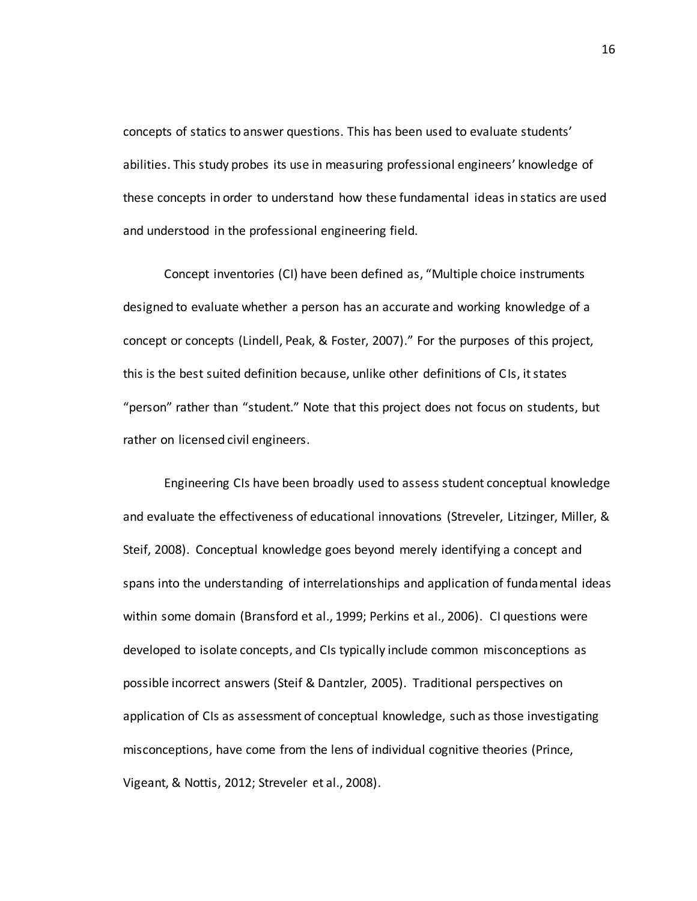concepts of statics to answer questions. This has been used to evaluate students' abilities. This study probes its use in measuring professional engineers' knowledge of these concepts in order to understand how these fundamental ideas in statics are used and understood in the professional engineering field.

Concept inventories (CI) have been defined as, "Multiple choice instruments designed to evaluate whether a person has an accurate and working knowledge of a concept or concepts (Lindell, Peak, & Foster, 2007)." For the purposes of this project, this is the best suited definition because, unlike other definitions of CIs, it states "person" rather than "student." Note that this project does not focus on students, but rather on licensed civil engineers.

Engineering CIs have been broadly used to assess student conceptual knowledge and evaluate the effectiveness of educational innovations (Streveler, Litzinger, Miller, & Steif, 2008). Conceptual knowledge goes beyond merely identifying a concept and spans into the understanding of interrelationships and application of fundamental ideas within some domain (Bransford et al., 1999; Perkins et al., 2006). CI questions were developed to isolate concepts, and CIs typically include common misconceptions as possible incorrect answers (Steif & Dantzler, 2005). Traditional perspectives on application of CIs as assessment of conceptual knowledge, such as those investigating misconceptions, have come from the lens of individual cognitive theories (Prince, Vigeant, & Nottis, 2012; Streveler et al., 2008).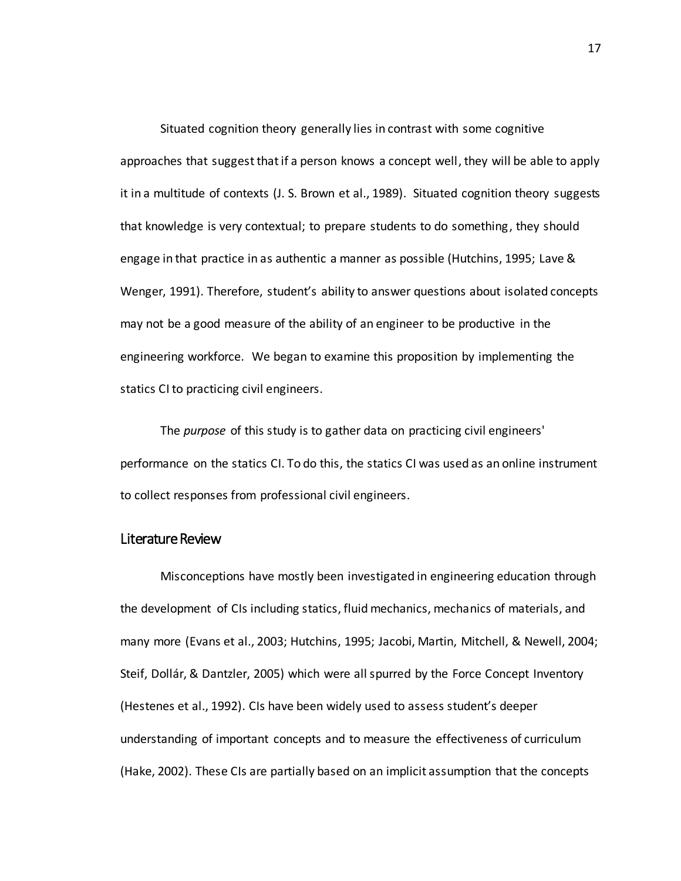Situated cognition theory generally lies in contrast with some cognitive approaches that suggest that if a person knows a concept well, they will be able to apply it in a multitude of contexts (J. S. Brown et al., 1989). Situated cognition theory suggests that knowledge is very contextual; to prepare students to do something, they should engage in that practice in as authentic a manner as possible (Hutchins, 1995; Lave & Wenger, 1991). Therefore, student's ability to answer questions about isolated concepts may not be a good measure of the ability of an engineer to be productive in the engineering workforce. We began to examine this proposition by implementing the statics CI to practicing civil engineers.

The *purpose* of this study is to gather data on practicing civil engineers' performance on the statics CI. To do this, the statics CI was used as an online instrument to collect responses from professional civil engineers.

## Literature Review

Misconceptions have mostly been investigated in engineering education through the development of CIs including statics, fluid mechanics, mechanics of materials, and many more (Evans et al., 2003; Hutchins, 1995; Jacobi, Martin, Mitchell, & Newell, 2004; Steif, Dollár, & Dantzler, 2005) which were all spurred by the Force Concept Inventory (Hestenes et al., 1992). CIs have been widely used to assess student's deeper understanding of important concepts and to measure the effectiveness of curriculum (Hake, 2002). These CIs are partially based on an implicit assumption that the concepts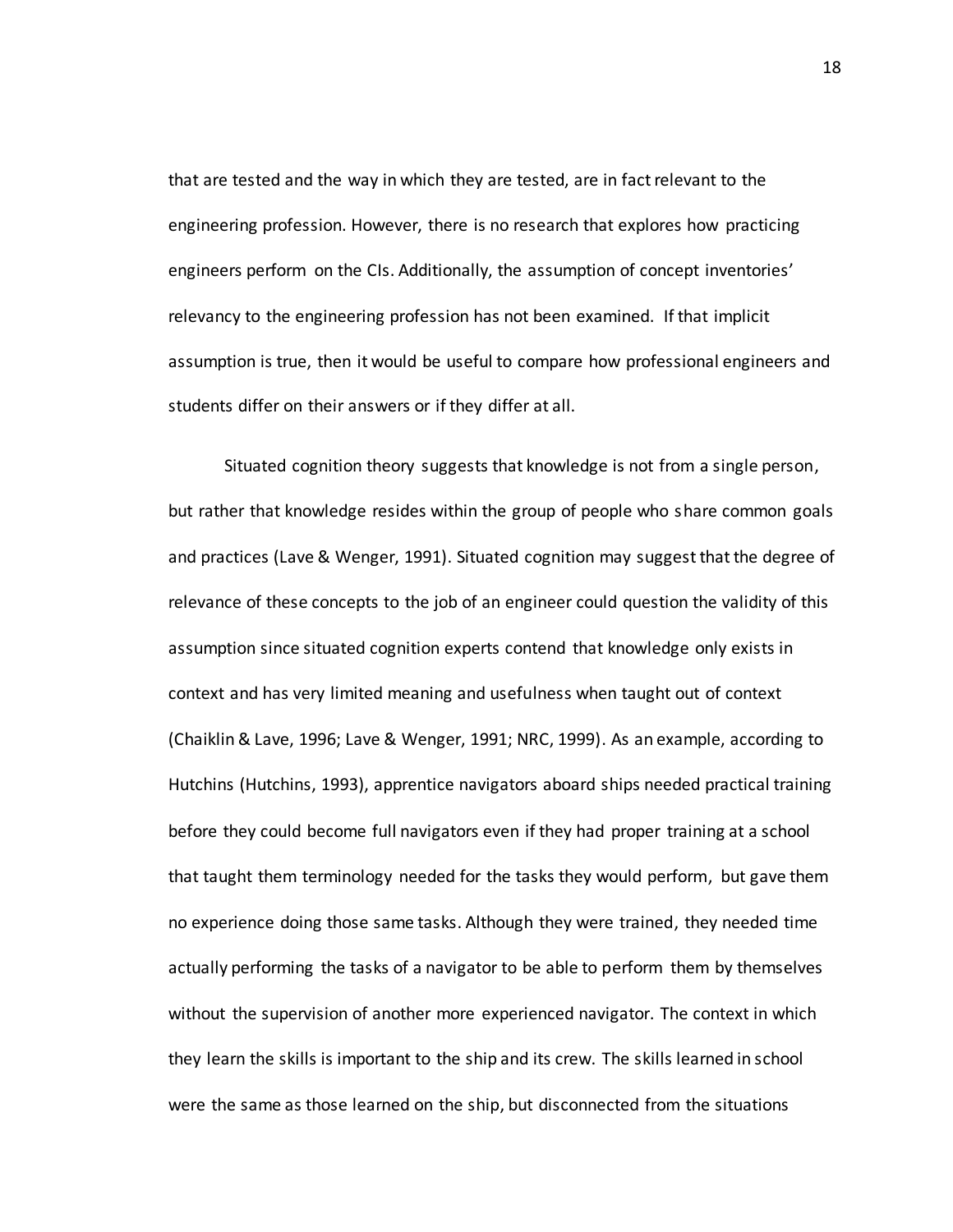that are tested and the way in which they are tested, are in fact relevant to the engineering profession. However, there is no research that explores how practicing engineers perform on the CIs. Additionally, the assumption of concept inventories' relevancy to the engineering profession has not been examined. If that implicit assumption is true, then it would be useful to compare how professional engineers and students differ on their answers or if they differ at all.

Situated cognition theory suggests that knowledge is not from a single person, but rather that knowledge resides within the group of people who share common goals and practices (Lave & Wenger, 1991). Situated cognition may suggest that the degree of relevance of these concepts to the job of an engineer could question the validity of this assumption since situated cognition experts contend that knowledge only exists in context and has very limited meaning and usefulness when taught out of context (Chaiklin & Lave, 1996; Lave & Wenger, 1991; NRC, 1999). As an example, according to Hutchins (Hutchins, 1993), apprentice navigators aboard ships needed practical training before they could become full navigators even if they had proper training at a school that taught them terminology needed for the tasks they would perform, but gave them no experience doing those same tasks. Although they were trained, they needed time actually performing the tasks of a navigator to be able to perform them by themselves without the supervision of another more experienced navigator. The context in which they learn the skills is important to the ship and its crew. The skills learned in school were the same as those learned on the ship, but disconnected from the situations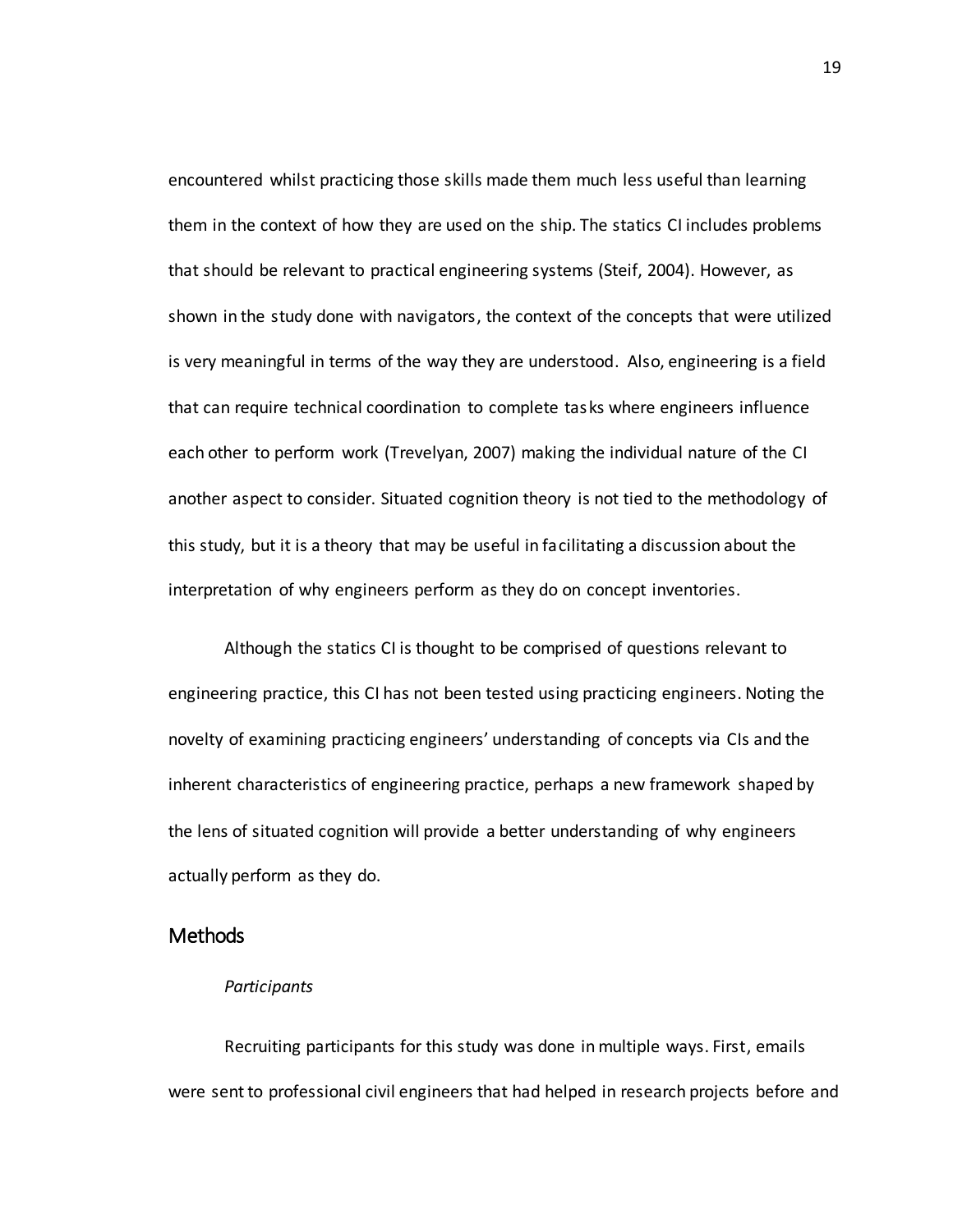encountered whilst practicing those skills made them much less useful than learning them in the context of how they are used on the ship. The statics CI includes problems that should be relevant to practical engineering systems (Steif, 2004). However, as shown in the study done with navigators, the context of the concepts that were utilized is very meaningful in terms of the way they are understood. Also, engineering is a field that can require technical coordination to complete tasks where engineers influence each other to perform work (Trevelyan, 2007) making the individual nature of the CI another aspect to consider. Situated cognition theory is not tied to the methodology of this study, but it is a theory that may be useful in facilitating a discussion about the interpretation of why engineers perform as they do on concept inventories.

Although the statics CI is thought to be comprised of questions relevant to engineering practice, this CI has not been tested using practicing engineers. Noting the novelty of examining practicing engineers' understanding of concepts via CIs and the inherent characteristics of engineering practice, perhaps a new framework shaped by the lens of situated cognition will provide a better understanding of why engineers actually perform as they do.

## Methods

### *Participants*

Recruiting participants for this study was done in multiple ways. First, emails were sent to professional civil engineers that had helped in research projects before and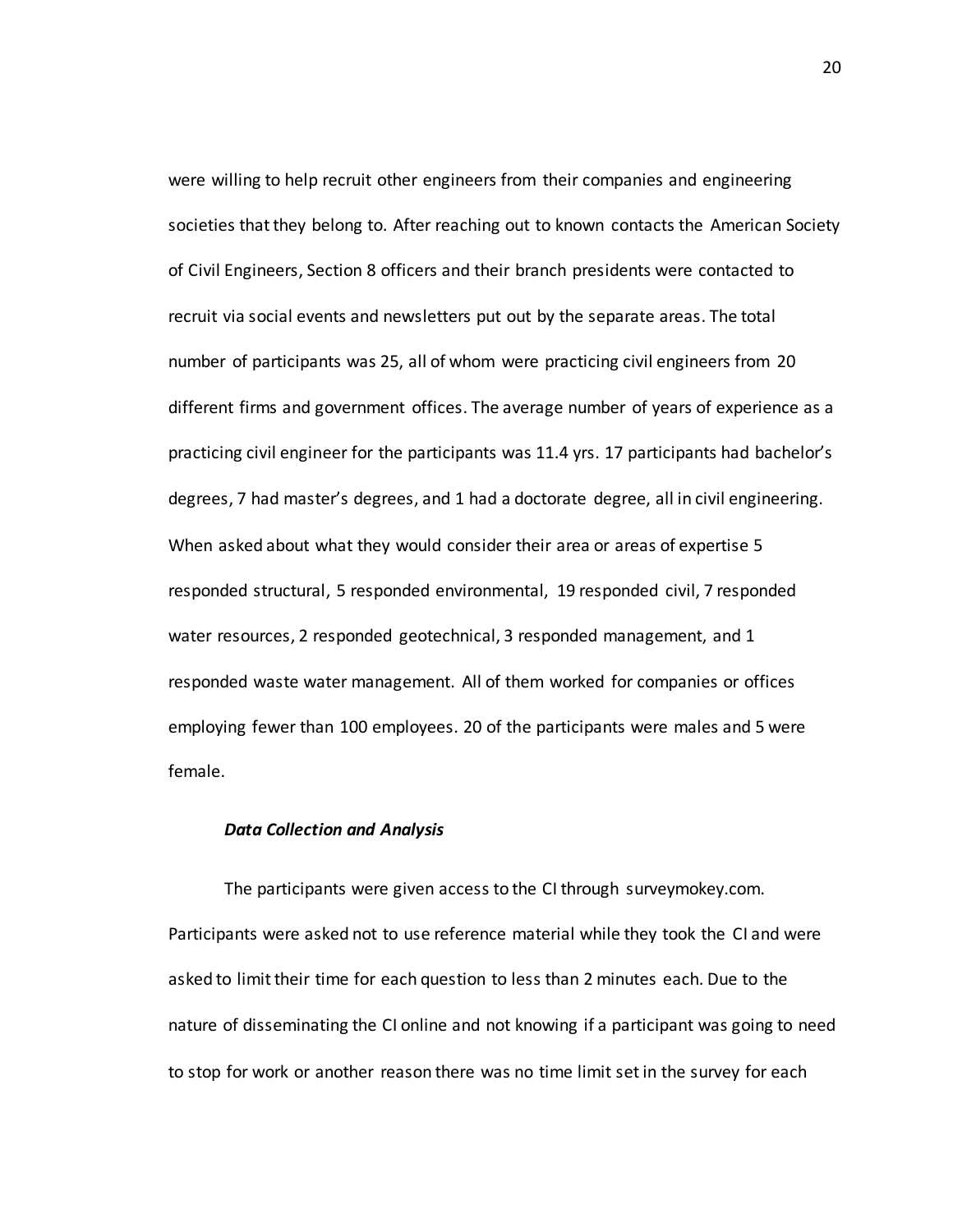were willing to help recruit other engineers from their companies and engineering societies that they belong to. After reaching out to known contacts the American Society of Civil Engineers, Section 8 officers and their branch presidents were contacted to recruit via social events and newsletters put out by the separate areas. The total number of participants was 25, all of whom were practicing civil engineers from 20 different firms and government offices. The average number of years of experience as a practicing civil engineer for the participants was 11.4 yrs. 17 participants had bachelor's degrees, 7 had master's degrees, and 1 had a doctorate degree, all in civil engineering. When asked about what they would consider their area or areas of expertise 5 responded structural, 5 responded environmental, 19 responded civil, 7 responded water resources, 2 responded geotechnical, 3 responded management, and 1 responded waste water management. All of them worked for companies or offices employing fewer than 100 employees. 20 of the participants were males and 5 were female.

***Data Collection and Analysis***

The participants were given access to the CI through surveymokey.com. Participants were asked not to use reference material while they took the CI and were asked to limit their time for each question to less than 2 minutes each. Due to the nature of disseminating the CI online and not knowing if a participant was going to need to stop for work or another reason there was no time limit set in the survey for each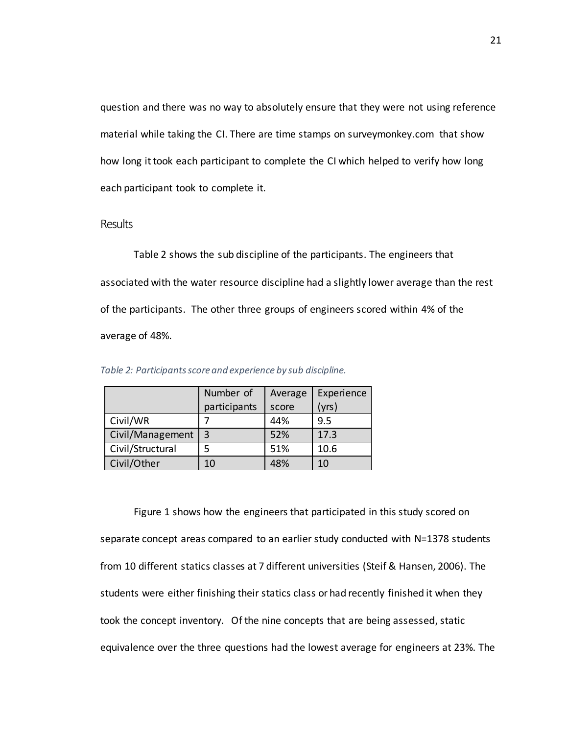question and there was no way to absolutely ensure that they were not using reference material while taking the CI. There are time stamps on surveymonkey.com that show how long it took each participant to complete the CI which helped to verify how long each participant took to complete it.

## Results

Table 2 shows the sub discipline of the participants. The engineers that associated with the water resource discipline had a slightly lower average than the rest of the participants. The other three groups of engineers scored within 4% of the average of 48%.

*Table 2: Participants score and experience by sub discipline.*

| | Number of participants | Average score | Experience (yrs) |
|---|---|---|---|
| Civil/WR | 7 | 44% | 9.5 |
| Civil/Management | 3 | 52% | 17.3 |
| Civil/Structural | 5 | 51% | 10.6 |
| Civil/Other | 10 | 48% | 10 |

Figure 1 shows how the engineers that participated in this study scored on separate concept areas compared to an earlier study conducted with N=1378 students from 10 different statics classes at 7 different universities (Steif & Hansen, 2006). The students were either finishing their statics class or had recently finished it when they took the concept inventory. Of the nine concepts that are being assessed, static equivalence over the three questions had the lowest average for engineers at 23%. The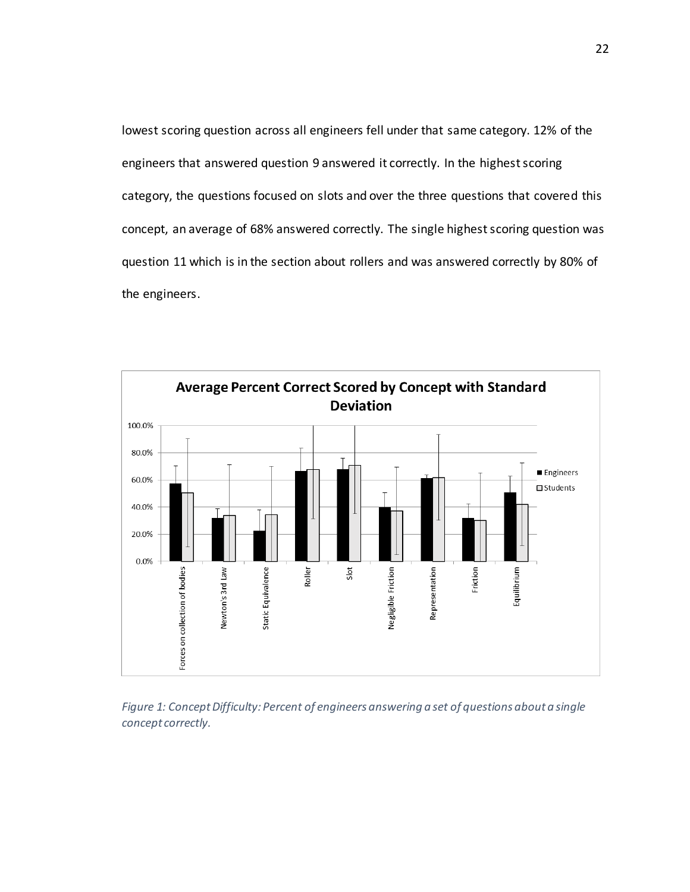lowest scoring question across all engineers fell under that same category. 12% of the engineers that answered question 9 answered it correctly. In the highest scoring category, the questions focused on slots and over the three questions that covered this concept, an average of 68% answered correctly. The single highest scoring question was question 11 which is in the section about rollers and was answered correctly by 80% of the engineers.

*Figure 1: Concept Difficulty: Percent of engineers answering a set of questions about a single concept correctly.*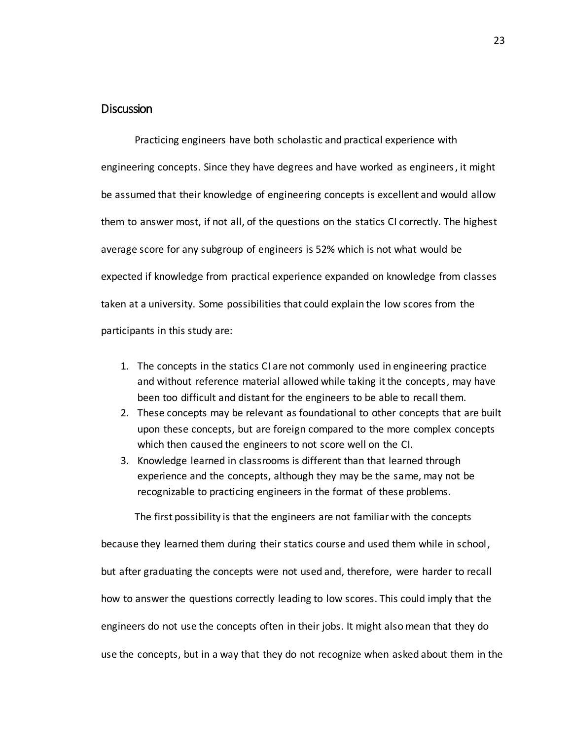## Discussion

Practicing engineers have both scholastic and practical experience with engineering concepts. Since they have degrees and have worked as engineers, it might be assumed that their knowledge of engineering concepts is excellent and would allow them to answer most, if not all, of the questions on the statics CI correctly. The highest average score for any subgroup of engineers is 52% which is not what would be expected if knowledge from practical experience expanded on knowledge from classes taken at a university. Some possibilities that could explain the low scores from the participants in this study are:

1. The concepts in the statics CI are not commonly used in engineering practice and without reference material allowed while taking it the concepts, may have been too difficult and distant for the engineers to be able to recall them.
2. These concepts may be relevant as foundational to other concepts that are built upon these concepts, but are foreign compared to the more complex concepts which then caused the engineers to not score well on the CI.
3. Knowledge learned in classrooms is different than that learned through experience and the concepts, although they may be the same, may not be recognizable to practicing engineers in the format of these problems.

The first possibility is that the engineers are not familiar with the concepts because they learned them during their statics course and used them while in school, but after graduating the concepts were not used and, therefore, were harder to recall how to answer the questions correctly leading to low scores. This could imply that the engineers do not use the concepts often in their jobs. It might also mean that they do use the concepts, but in a way that they do not recognize when asked about them in the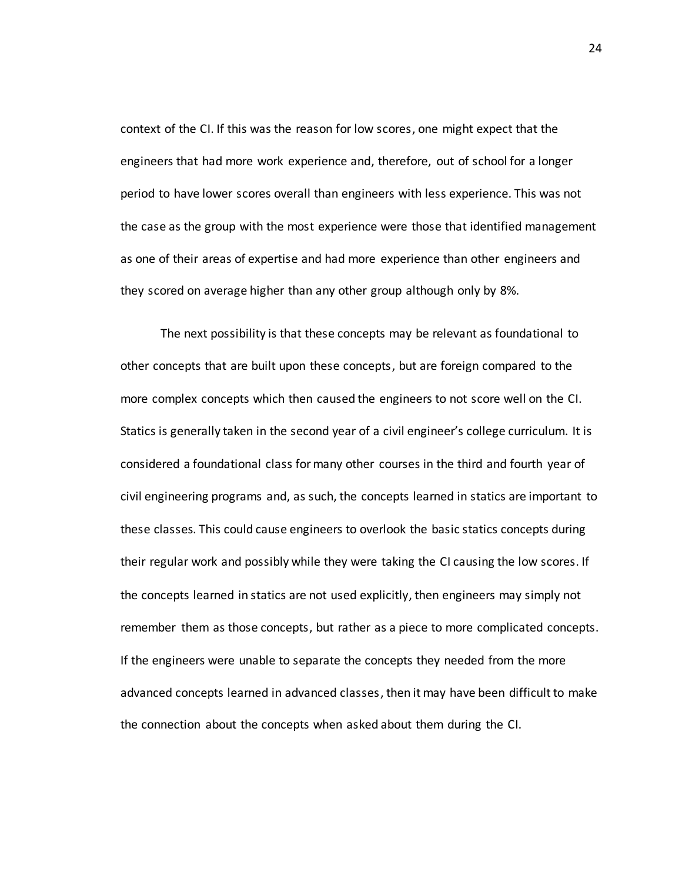context of the CI. If this was the reason for low scores, one might expect that the engineers that had more work experience and, therefore, out of school for a longer period to have lower scores overall than engineers with less experience. This was not the case as the group with the most experience were those that identified management as one of their areas of expertise and had more experience than other engineers and they scored on average higher than any other group although only by 8%.

The next possibility is that these concepts may be relevant as foundational to other concepts that are built upon these concepts, but are foreign compared to the more complex concepts which then caused the engineers to not score well on the CI. Statics is generally taken in the second year of a civil engineer's college curriculum. It is considered a foundational class for many other courses in the third and fourth year of civil engineering programs and, as such, the concepts learned in statics are important to these classes. This could cause engineers to overlook the basic statics concepts during their regular work and possibly while they were taking the CI causing the low scores. If the concepts learned in statics are not used explicitly, then engineers may simply not remember them as those concepts, but rather as a piece to more complicated concepts. If the engineers were unable to separate the concepts they needed from the more advanced concepts learned in advanced classes, then it may have been difficult to make the connection about the concepts when asked about them during the CI.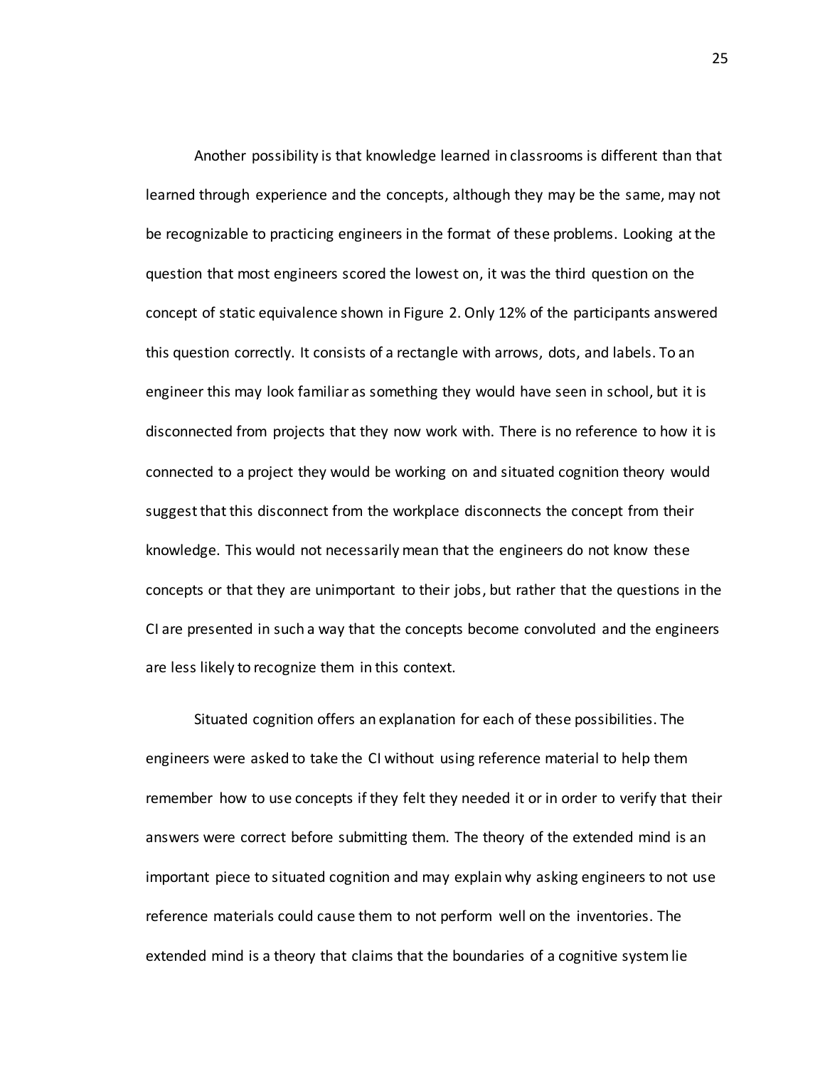Another possibility is that knowledge learned in classrooms is different than that learned through experience and the concepts, although they may be the same, may not be recognizable to practicing engineers in the format of these problems. Looking at the question that most engineers scored the lowest on, it was the third question on the concept of static equivalence shown in Figure 2. Only 12% of the participants answered this question correctly. It consists of a rectangle with arrows, dots, and labels. To an engineer this may look familiar as something they would have seen in school, but it is disconnected from projects that they now work with. There is no reference to how it is connected to a project they would be working on and situated cognition theory would suggest that this disconnect from the workplace disconnects the concept from their knowledge. This would not necessarily mean that the engineers do not know these concepts or that they are unimportant to their jobs, but rather that the questions in the CI are presented in such a way that the concepts become convoluted and the engineers are less likely to recognize them in this context.

Situated cognition offers an explanation for each of these possibilities. The engineers were asked to take the CI without using reference material to help them remember how to use concepts if they felt they needed it or in order to verify that their answers were correct before submitting them. The theory of the extended mind is an important piece to situated cognition and may explain why asking engineers to not use reference materials could cause them to not perform well on the inventories. The extended mind is a theory that claims that the boundaries of a cognitive system lie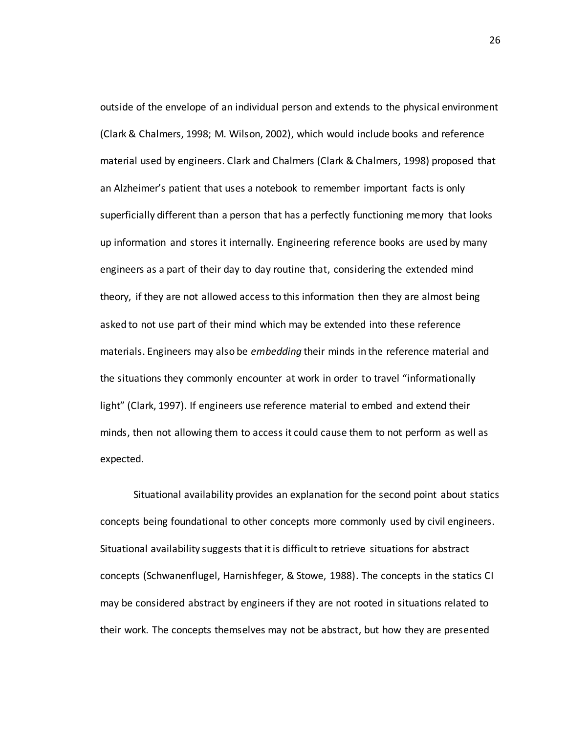outside of the envelope of an individual person and extends to the physical environment (Clark & Chalmers, 1998; M. Wilson, 2002), which would include books and reference material used by engineers. Clark and Chalmers (Clark & Chalmers, 1998) proposed that an Alzheimer's patient that uses a notebook to remember important facts is only superficially different than a person that has a perfectly functioning memory that looks up information and stores it internally. Engineering reference books are used by many engineers as a part of their day to day routine that, considering the extended mind theory, if they are not allowed access to this information then they are almost being asked to not use part of their mind which may be extended into these reference materials. Engineers may also be *embedding* their minds in the reference material and the situations they commonly encounter at work in order to travel "informationally light" (Clark, 1997). If engineers use reference material to embed and extend their minds, then not allowing them to access it could cause them to not perform as well as expected.

Situational availability provides an explanation for the second point about statics concepts being foundational to other concepts more commonly used by civil engineers. Situational availability suggests that it is difficult to retrieve situations for abstract concepts (Schwanenflugel, Harnishfeger, & Stowe, 1988). The concepts in the statics CI may be considered abstract by engineers if they are not rooted in situations related to their work. The concepts themselves may not be abstract, but how they are presented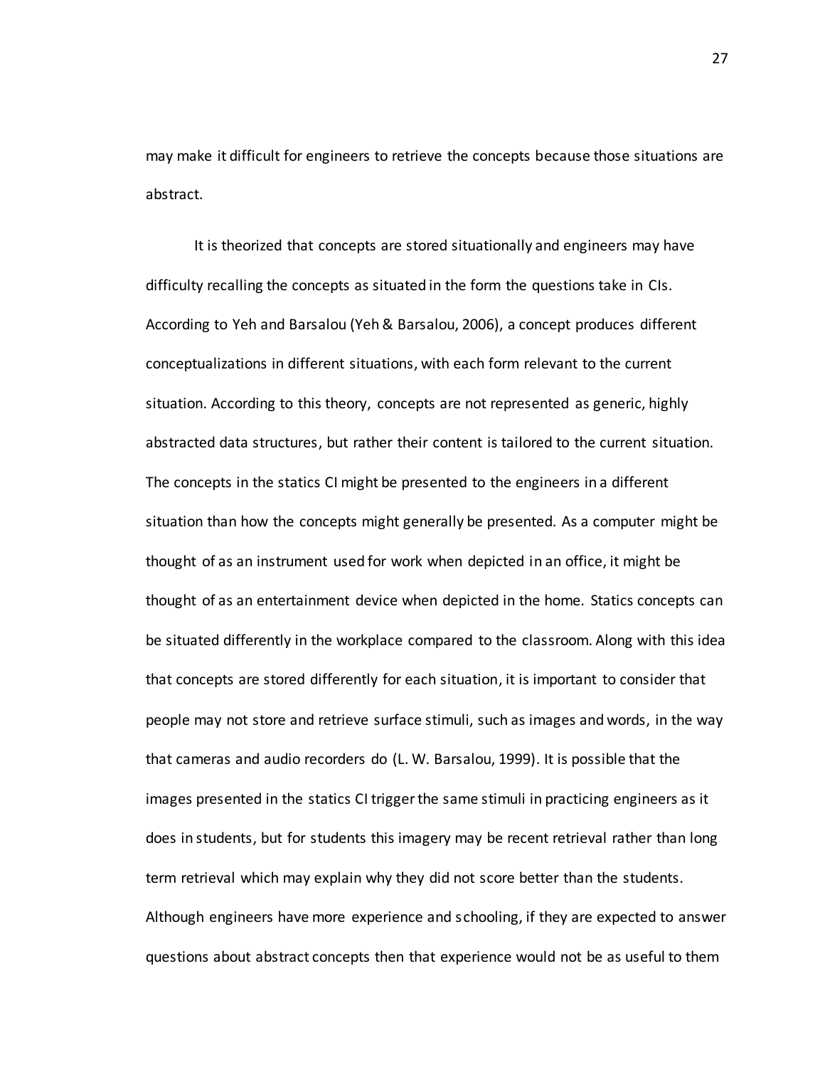may make it difficult for engineers to retrieve the concepts because those situations are abstract.

It is theorized that concepts are stored situationally and engineers may have difficulty recalling the concepts as situated in the form the questions take in CIs. According to Yeh and Barsalou (Yeh & Barsalou, 2006), a concept produces different conceptualizations in different situations, with each form relevant to the current situation. According to this theory, concepts are not represented as generic, highly abstracted data structures, but rather their content is tailored to the current situation. The concepts in the statics CI might be presented to the engineers in a different situation than how the concepts might generally be presented. As a computer might be thought of as an instrument used for work when depicted in an office, it might be thought of as an entertainment device when depicted in the home. Statics concepts can be situated differently in the workplace compared to the classroom. Along with this idea that concepts are stored differently for each situation, it is important to consider that people may not store and retrieve surface stimuli, such as images and words, in the way that cameras and audio recorders do (L. W. Barsalou, 1999). It is possible that the images presented in the statics CI trigger the same stimuli in practicing engineers as it does in students, but for students this imagery may be recent retrieval rather than long term retrieval which may explain why they did not score better than the students. Although engineers have more experience and schooling, if they are expected to answer questions about abstract concepts then that experience would not be as useful to them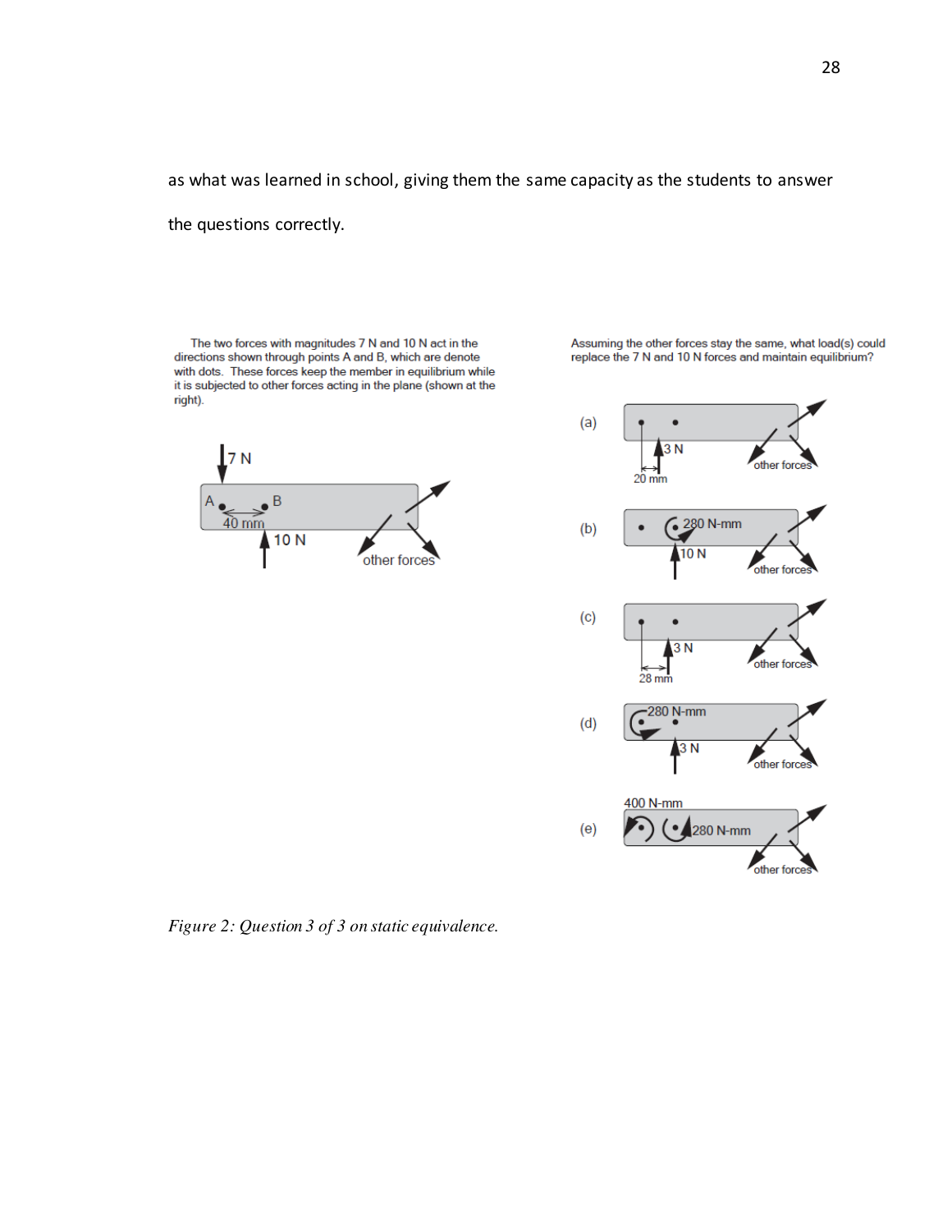as what was learned in school, giving them the same capacity as the students to answer the questions correctly.

The two forces with magnitudes 7 N and 10 N act in the directions shown through points A and B, which are denote with dots. These forces keep the member in equilibrium while it is subjected to other forces acting in the plane (shown at the right).

7 N

A B

40 mm

10 N

other forces

Assuming the other forces stay the same, what load(s) could replace the 7 N and 10 N forces and maintain equilibrium?

(a) 3 N, 20 mm, other forces

(b) 280 N-mm, 10 N, other forces

(c) 3 N, 28 mm, other forces

(d) 280 N-mm, 3 N, other forces

(e) 400 N-mm, 280 N-mm, other forces

*Figure 2: Question 3 of 3 on static equivalence.*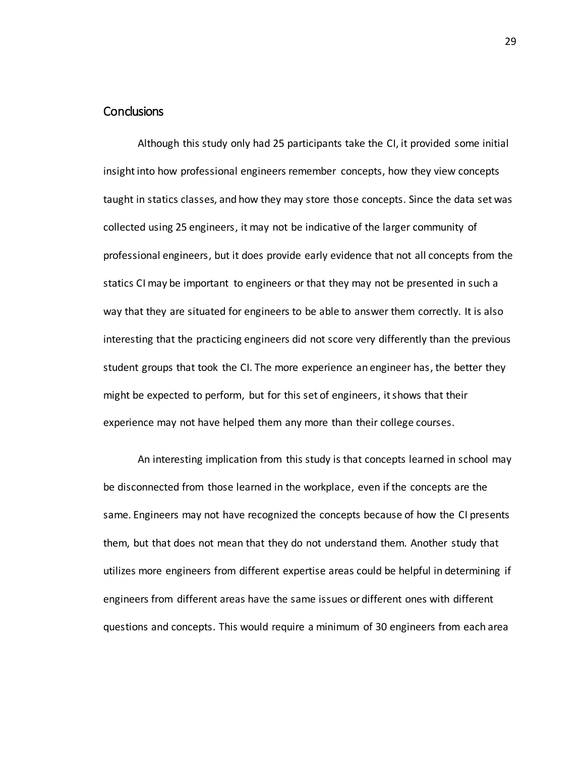## Conclusions

Although this study only had 25 participants take the CI, it provided some initial insight into how professional engineers remember concepts, how they view concepts taught in statics classes, and how they may store those concepts. Since the data set was collected using 25 engineers, it may not be indicative of the larger community of professional engineers, but it does provide early evidence that not all concepts from the statics CI may be important to engineers or that they may not be presented in such a way that they are situated for engineers to be able to answer them correctly. It is also interesting that the practicing engineers did not score very differently than the previous student groups that took the CI. The more experience an engineer has, the better they might be expected to perform, but for this set of engineers, it shows that their experience may not have helped them any more than their college courses.

An interesting implication from this study is that concepts learned in school may be disconnected from those learned in the workplace, even if the concepts are the same. Engineers may not have recognized the concepts because of how the CI presents them, but that does not mean that they do not understand them. Another study that utilizes more engineers from different expertise areas could be helpful in determining if engineers from different areas have the same issues or different ones with different questions and concepts. This would require a minimum of 30 engineers from each area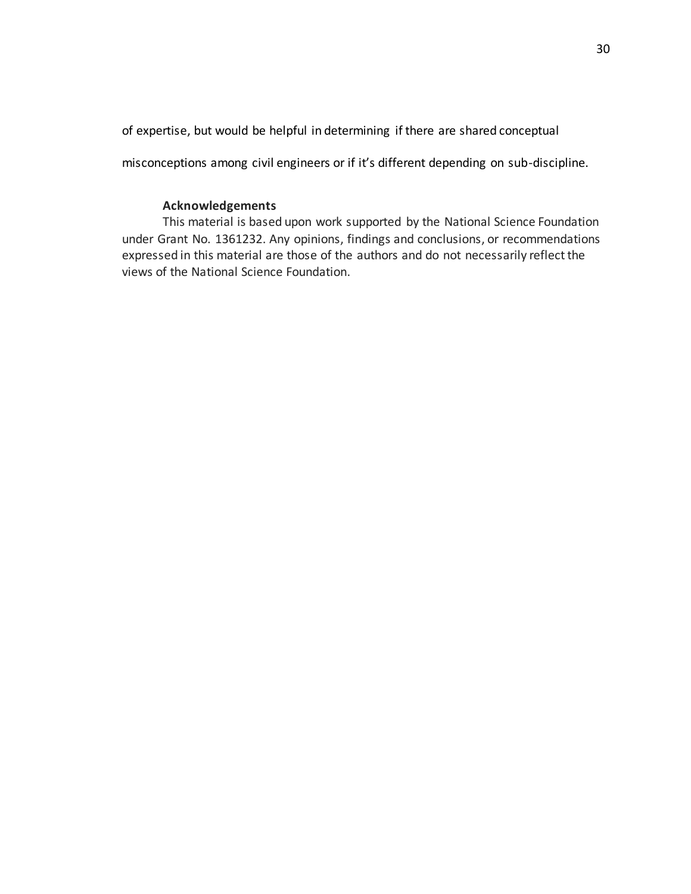of expertise, but would be helpful in determining if there are shared conceptual misconceptions among civil engineers or if it's different depending on sub-discipline.

## Acknowledgements

This material is based upon work supported by the National Science Foundation under Grant No. 1361232. Any opinions, findings and conclusions, or recommendations expressed in this material are those of the authors and do not necessarily reflect the views of the National Science Foundation.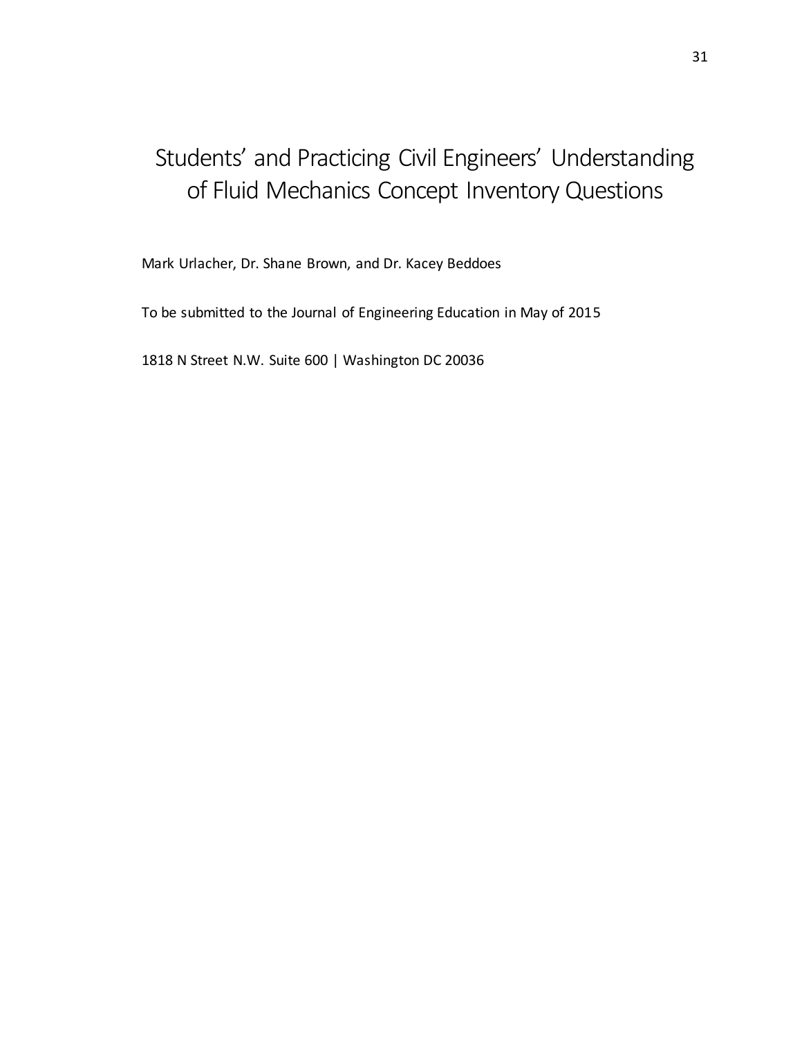# Students' and Practicing Civil Engineers' Understanding of Fluid Mechanics Concept Inventory Questions

Mark Urlacher, Dr. Shane Brown, and Dr. Kacey Beddoes

To be submitted to the Journal of Engineering Education in May of 2015

1818 N Street N.W. Suite 600 | Washington DC 20036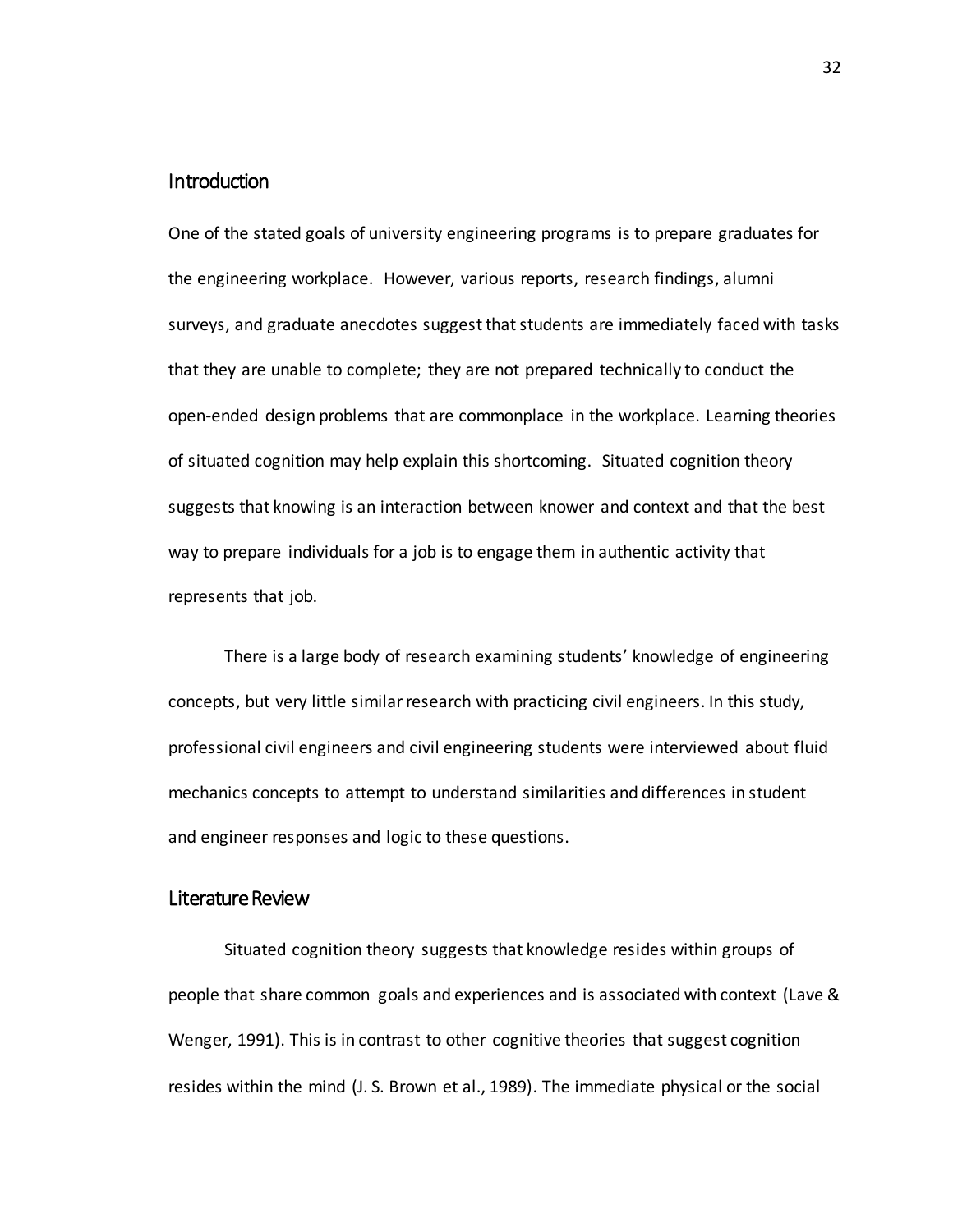## Introduction

One of the stated goals of university engineering programs is to prepare graduates for the engineering workplace. However, various reports, research findings, alumni surveys, and graduate anecdotes suggest that students are immediately faced with tasks that they are unable to complete; they are not prepared technically to conduct the open-ended design problems that are commonplace in the workplace. Learning theories of situated cognition may help explain this shortcoming. Situated cognition theory suggests that knowing is an interaction between knower and context and that the best way to prepare individuals for a job is to engage them in authentic activity that represents that job.

There is a large body of research examining students' knowledge of engineering concepts, but very little similar research with practicing civil engineers. In this study, professional civil engineers and civil engineering students were interviewed about fluid mechanics concepts to attempt to understand similarities and differences in student and engineer responses and logic to these questions.

## Literature Review

Situated cognition theory suggests that knowledge resides within groups of people that share common goals and experiences and is associated with context (Lave & Wenger, 1991). This is in contrast to other cognitive theories that suggest cognition resides within the mind (J. S. Brown et al., 1989). The immediate physical or the social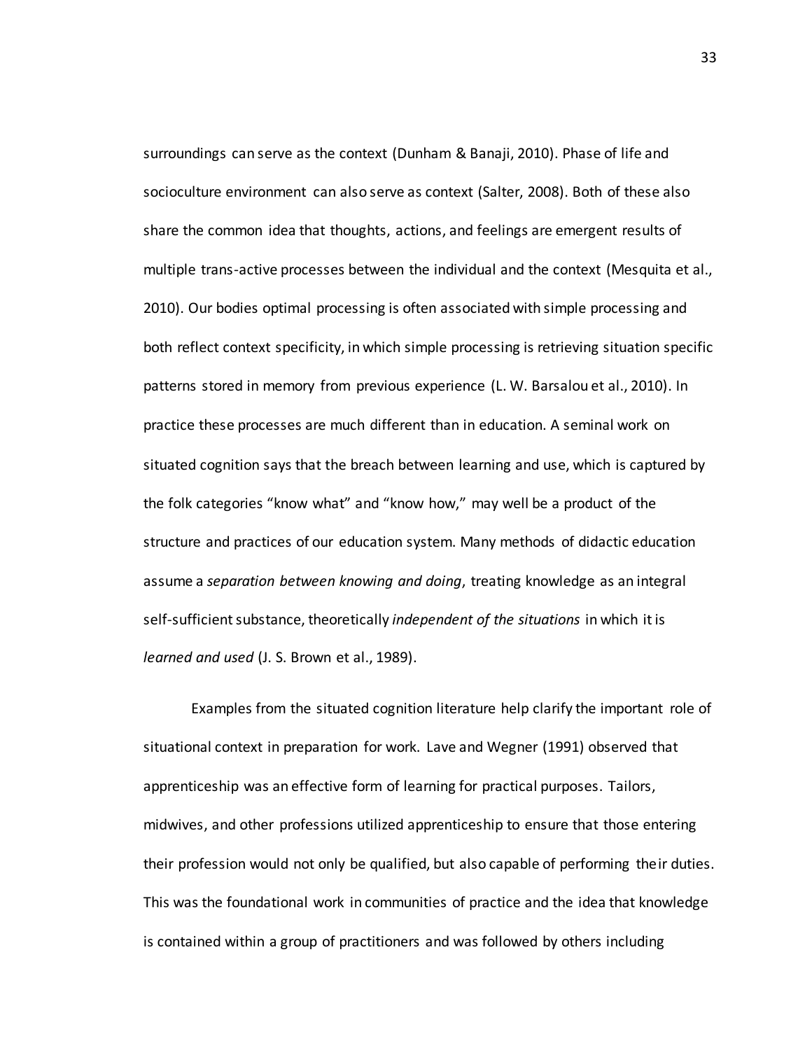surroundings can serve as the context (Dunham & Banaji, 2010). Phase of life and socioculture environment can also serve as context (Salter, 2008). Both of these also share the common idea that thoughts, actions, and feelings are emergent results of multiple trans-active processes between the individual and the context (Mesquita et al., 2010). Our bodies optimal processing is often associated with simple processing and both reflect context specificity, in which simple processing is retrieving situation specific patterns stored in memory from previous experience (L. W. Barsalou et al., 2010). In practice these processes are much different than in education. A seminal work on situated cognition says that the breach between learning and use, which is captured by the folk categories "know what" and "know how," may well be a product of the structure and practices of our education system. Many methods of didactic education assume a *separation between knowing and doing*, treating knowledge as an integral self-sufficient substance, theoretically *independent of the situations* in which it is *learned and used* (J. S. Brown et al., 1989).

Examples from the situated cognition literature help clarify the important role of situational context in preparation for work. Lave and Wegner (1991) observed that apprenticeship was an effective form of learning for practical purposes. Tailors, midwives, and other professions utilized apprenticeship to ensure that those entering their profession would not only be qualified, but also capable of performing their duties. This was the foundational work in communities of practice and the idea that knowledge is contained within a group of practitioners and was followed by others including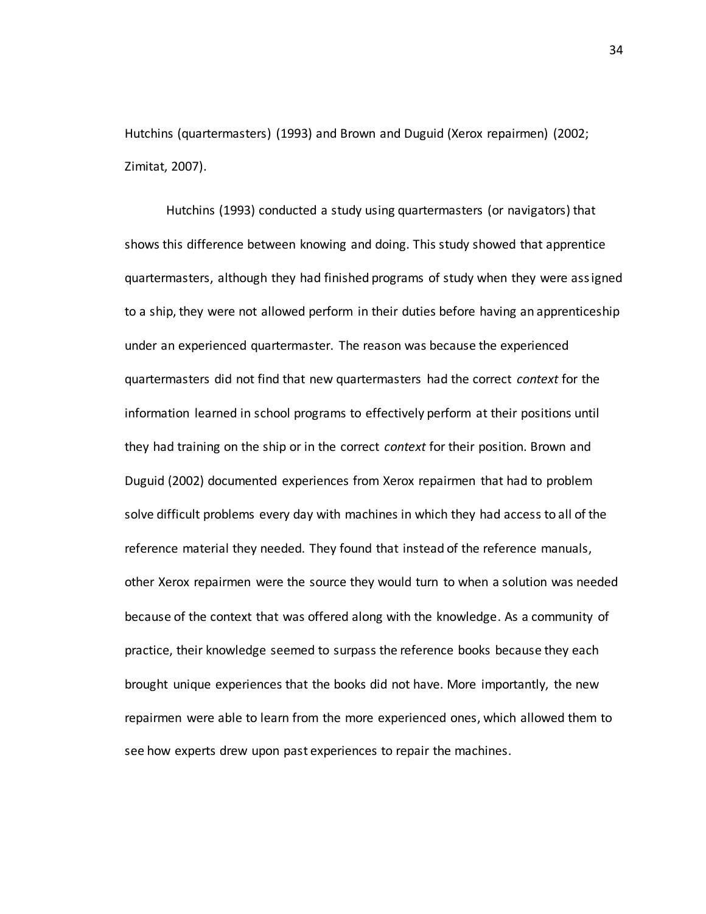Hutchins (quartermasters) (1993) and Brown and Duguid (Xerox repairmen) (2002; Zimitat, 2007).

Hutchins (1993) conducted a study using quartermasters (or navigators) that shows this difference between knowing and doing. This study showed that apprentice quartermasters, although they had finished programs of study when they were assigned to a ship, they were not allowed perform in their duties before having an apprenticeship under an experienced quartermaster. The reason was because the experienced quartermasters did not find that new quartermasters had the correct *context* for the information learned in school programs to effectively perform at their positions until they had training on the ship or in the correct *context* for their position. Brown and Duguid (2002) documented experiences from Xerox repairmen that had to problem solve difficult problems every day with machines in which they had access to all of the reference material they needed. They found that instead of the reference manuals, other Xerox repairmen were the source they would turn to when a solution was needed because of the context that was offered along with the knowledge. As a community of practice, their knowledge seemed to surpass the reference books because they each brought unique experiences that the books did not have. More importantly, the new repairmen were able to learn from the more experienced ones, which allowed them to see how experts drew upon past experiences to repair the machines.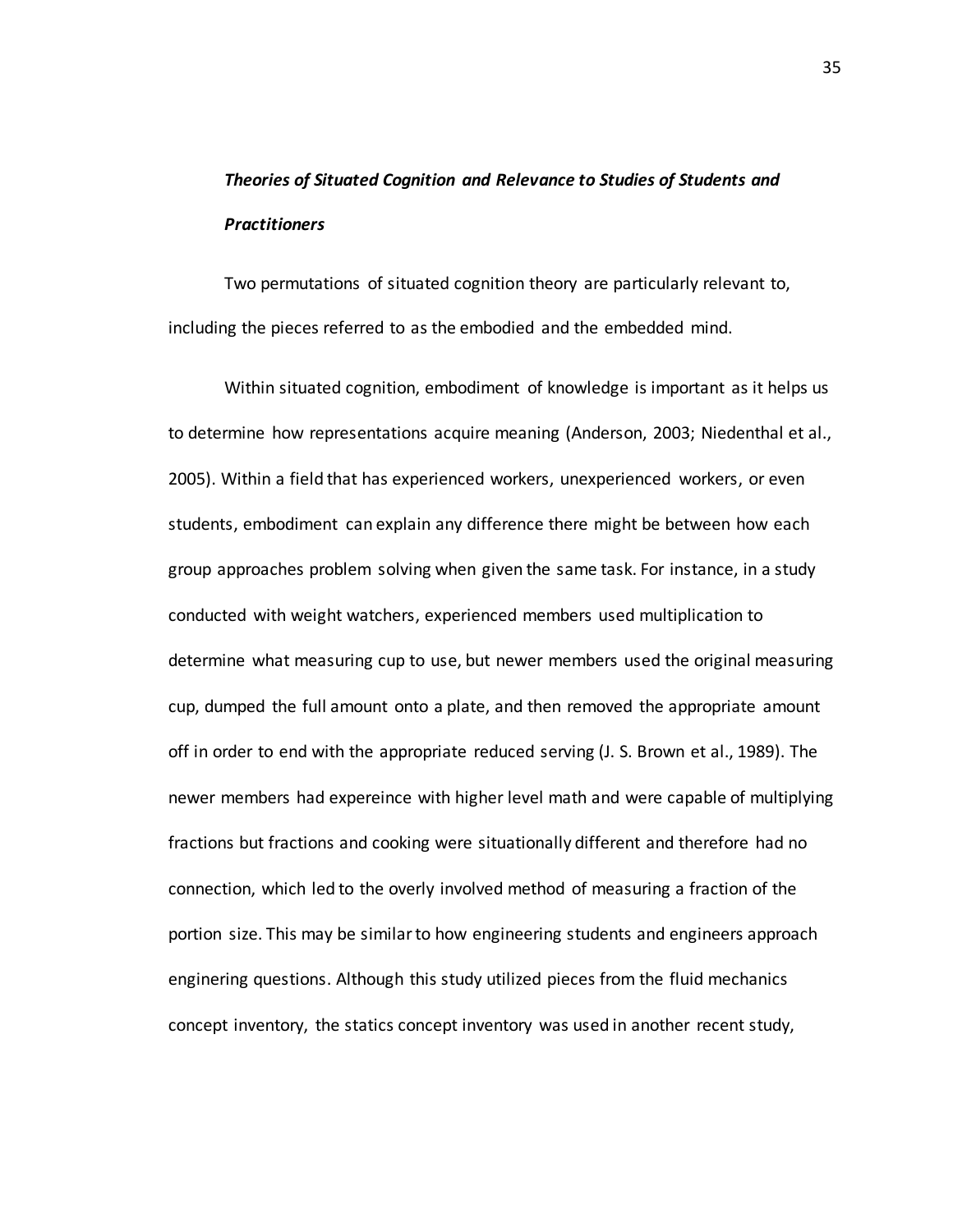### *Theories of Situated Cognition and Relevance to Studies of Students and Practitioners*

Two permutations of situated cognition theory are particularly relevant to, including the pieces referred to as the embodied and the embedded mind.

Within situated cognition, embodiment of knowledge is important as it helps us to determine how representations acquire meaning (Anderson, 2003; Niedenthal et al., 2005). Within a field that has experienced workers, unexperienced workers, or even students, embodiment can explain any difference there might be between how each group approaches problem solving when given the same task. For instance, in a study conducted with weight watchers, experienced members used multiplication to determine what measuring cup to use, but newer members used the original measuring cup, dumped the full amount onto a plate, and then removed the appropriate amount off in order to end with the appropriate reduced serving (J. S. Brown et al., 1989). The newer members had expereince with higher level math and were capable of multiplying fractions but fractions and cooking were situationally different and therefore had no connection, which led to the overly involved method of measuring a fraction of the portion size. This may be similar to how engineering students and engineers approach enginering questions. Although this study utilized pieces from the fluid mechanics concept inventory, the statics concept inventory was used in another recent study,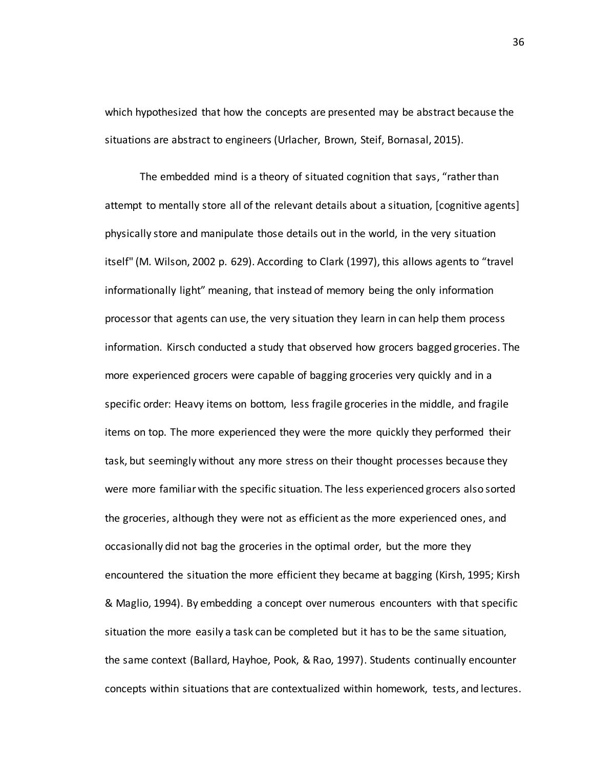which hypothesized that how the concepts are presented may be abstract because the situations are abstract to engineers (Urlacher, Brown, Steif, Bornasal, 2015).

The embedded mind is a theory of situated cognition that says, "rather than attempt to mentally store all of the relevant details about a situation, [cognitive agents] physically store and manipulate those details out in the world, in the very situation itself" (M. Wilson, 2002 p. 629). According to Clark (1997), this allows agents to "travel informationally light" meaning, that instead of memory being the only information processor that agents can use, the very situation they learn in can help them process information. Kirsch conducted a study that observed how grocers bagged groceries. The more experienced grocers were capable of bagging groceries very quickly and in a specific order: Heavy items on bottom, less fragile groceries in the middle, and fragile items on top. The more experienced they were the more quickly they performed their task, but seemingly without any more stress on their thought processes because they were more familiar with the specific situation. The less experienced grocers also sorted the groceries, although they were not as efficient as the more experienced ones, and occasionally did not bag the groceries in the optimal order, but the more they encountered the situation the more efficient they became at bagging (Kirsh, 1995; Kirsh & Maglio, 1994). By embedding a concept over numerous encounters with that specific situation the more easily a task can be completed but it has to be the same situation, the same context (Ballard, Hayhoe, Pook, & Rao, 1997). Students continually encounter concepts within situations that are contextualized within homework, tests, and lectures.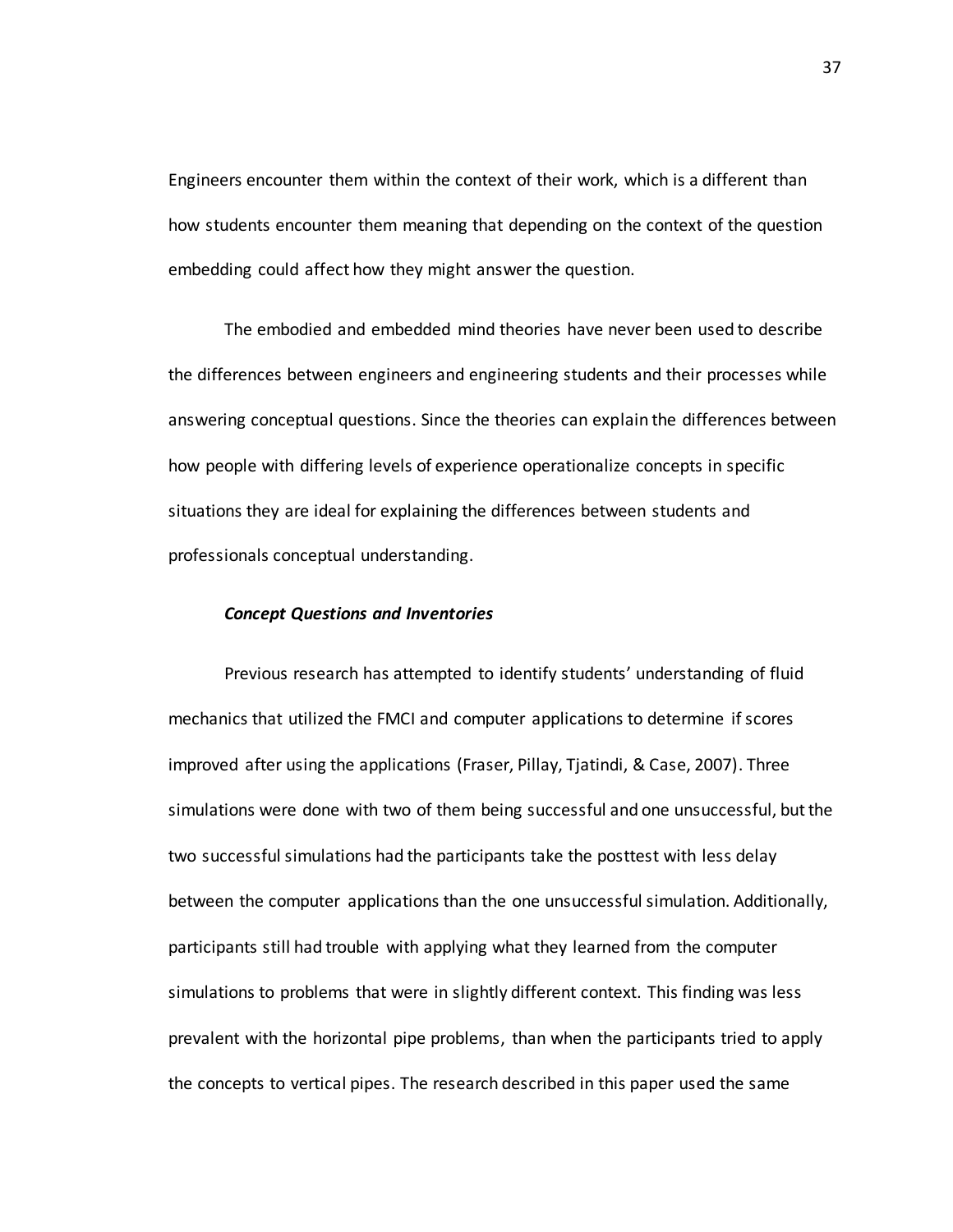Engineers encounter them within the context of their work, which is a different than how students encounter them meaning that depending on the context of the question embedding could affect how they might answer the question.

The embodied and embedded mind theories have never been used to describe the differences between engineers and engineering students and their processes while answering conceptual questions. Since the theories can explain the differences between how people with differing levels of experience operationalize concepts in specific situations they are ideal for explaining the differences between students and professionals conceptual understanding.

#### ***Concept Questions and Inventories***

Previous research has attempted to identify students' understanding of fluid mechanics that utilized the FMCI and computer applications to determine if scores improved after using the applications (Fraser, Pillay, Tjatindi, & Case, 2007). Three simulations were done with two of them being successful and one unsuccessful, but the two successful simulations had the participants take the posttest with less delay between the computer applications than the one unsuccessful simulation. Additionally, participants still had trouble with applying what they learned from the computer simulations to problems that were in slightly different context. This finding was less prevalent with the horizontal pipe problems, than when the participants tried to apply the concepts to vertical pipes. The research described in this paper used the same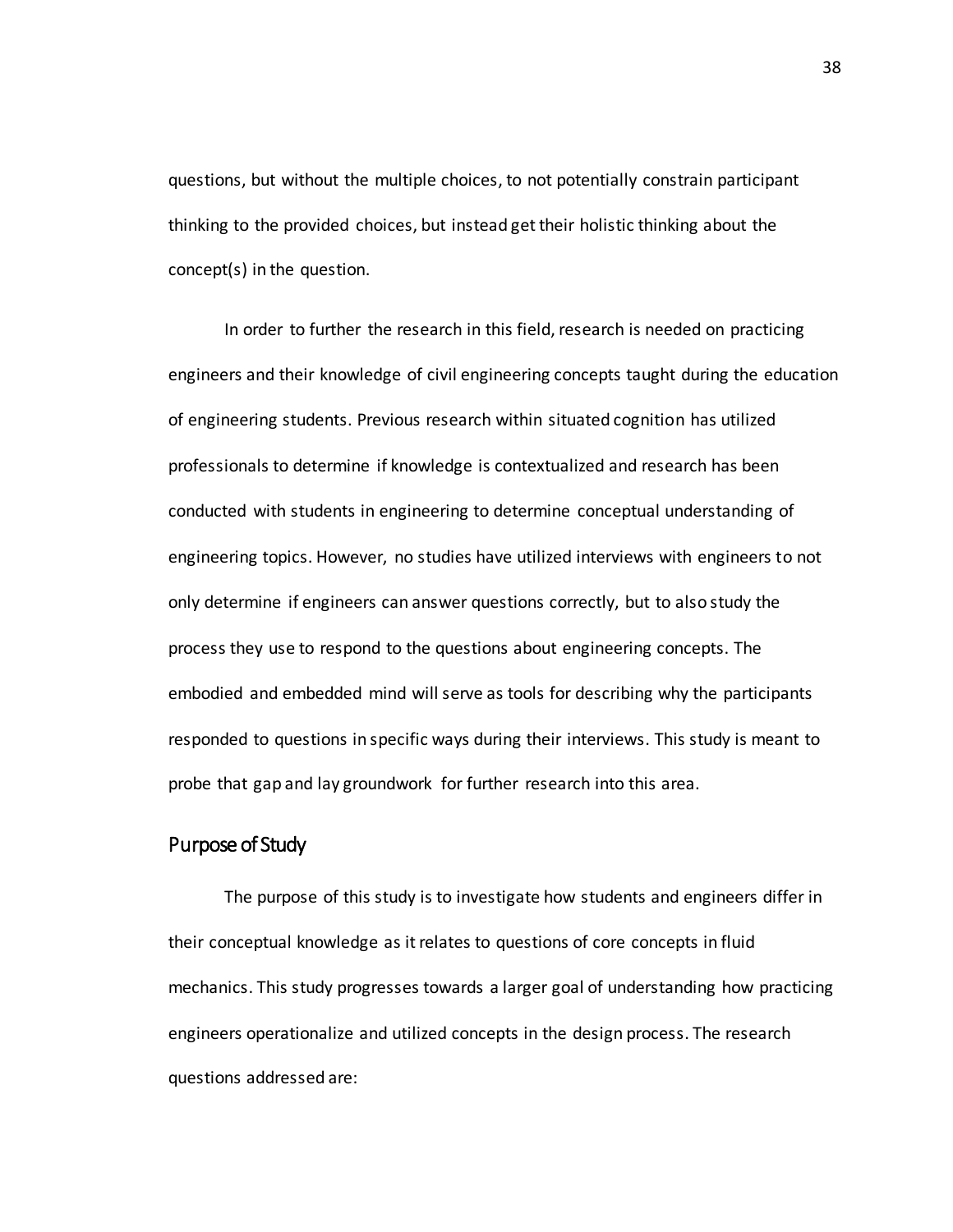questions, but without the multiple choices, to not potentially constrain participant thinking to the provided choices, but instead get their holistic thinking about the concept(s) in the question.

In order to further the research in this field, research is needed on practicing engineers and their knowledge of civil engineering concepts taught during the education of engineering students. Previous research within situated cognition has utilized professionals to determine if knowledge is contextualized and research has been conducted with students in engineering to determine conceptual understanding of engineering topics. However, no studies have utilized interviews with engineers to not only determine if engineers can answer questions correctly, but to also study the process they use to respond to the questions about engineering concepts. The embodied and embedded mind will serve as tools for describing why the participants responded to questions in specific ways during their interviews. This study is meant to probe that gap and lay groundwork for further research into this area.

## Purpose of Study

The purpose of this study is to investigate how students and engineers differ in their conceptual knowledge as it relates to questions of core concepts in fluid mechanics. This study progresses towards a larger goal of understanding how practicing engineers operationalize and utilized concepts in the design process. The research questions addressed are: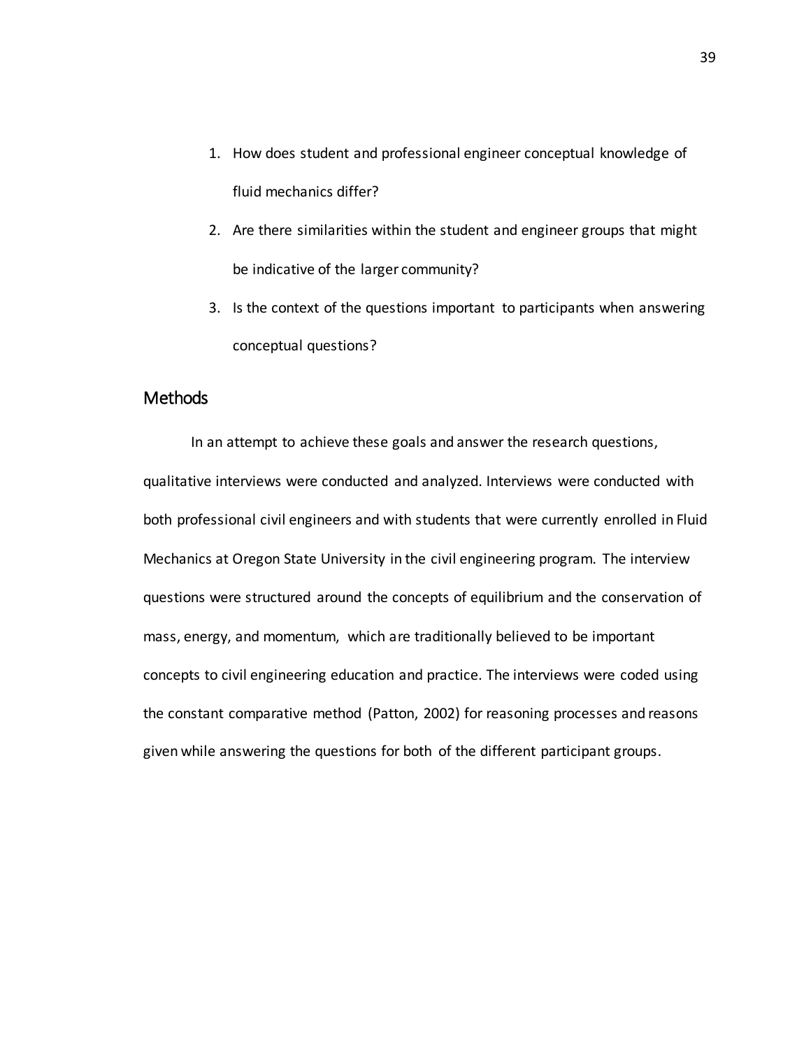1. How does student and professional engineer conceptual knowledge of fluid mechanics differ?
2. Are there similarities within the student and engineer groups that might be indicative of the larger community?
3. Is the context of the questions important to participants when answering conceptual questions?

## Methods

In an attempt to achieve these goals and answer the research questions, qualitative interviews were conducted and analyzed. Interviews were conducted with both professional civil engineers and with students that were currently enrolled in Fluid Mechanics at Oregon State University in the civil engineering program. The interview questions were structured around the concepts of equilibrium and the conservation of mass, energy, and momentum, which are traditionally believed to be important concepts to civil engineering education and practice. The interviews were coded using the constant comparative method (Patton, 2002) for reasoning processes and reasons given while answering the questions for both of the different participant groups.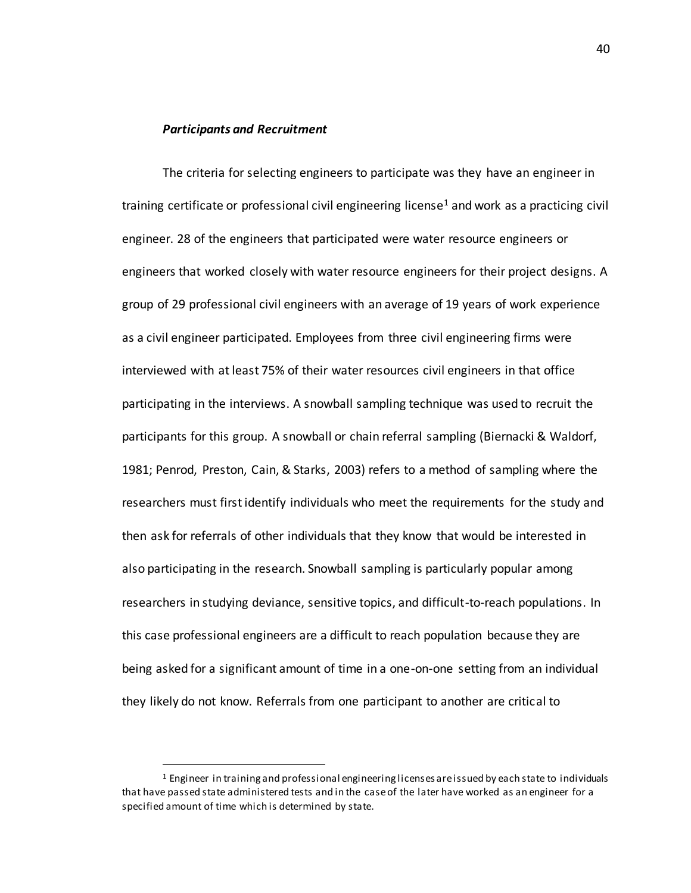### ***Participants and Recruitment***

The criteria for selecting engineers to participate was they have an engineer in training certificate or professional civil engineering license[1] and work as a practicing civil engineer. 28 of the engineers that participated were water resource engineers or engineers that worked closely with water resource engineers for their project designs. A group of 29 professional civil engineers with an average of 19 years of work experience as a civil engineer participated. Employees from three civil engineering firms were interviewed with at least 75% of their water resources civil engineers in that office participating in the interviews. A snowball sampling technique was used to recruit the participants for this group. A snowball or chain referral sampling (Biernacki & Waldorf, 1981; Penrod, Preston, Cain, & Starks, 2003) refers to a method of sampling where the researchers must first identify individuals who meet the requirements for the study and then ask for referrals of other individuals that they know that would be interested in also participating in the research. Snowball sampling is particularly popular among researchers in studying deviance, sensitive topics, and difficult-to-reach populations. In this case professional engineers are a difficult to reach population because they are being asked for a significant amount of time in a one-on-one setting from an individual they likely do not know. Referrals from one participant to another are critical to

[1] Engineer in training and professional engineering licenses are issued by each state to individuals that have passed state administered tests and in the case of the later have worked as an engineer for a specified amount of time which is determined by state.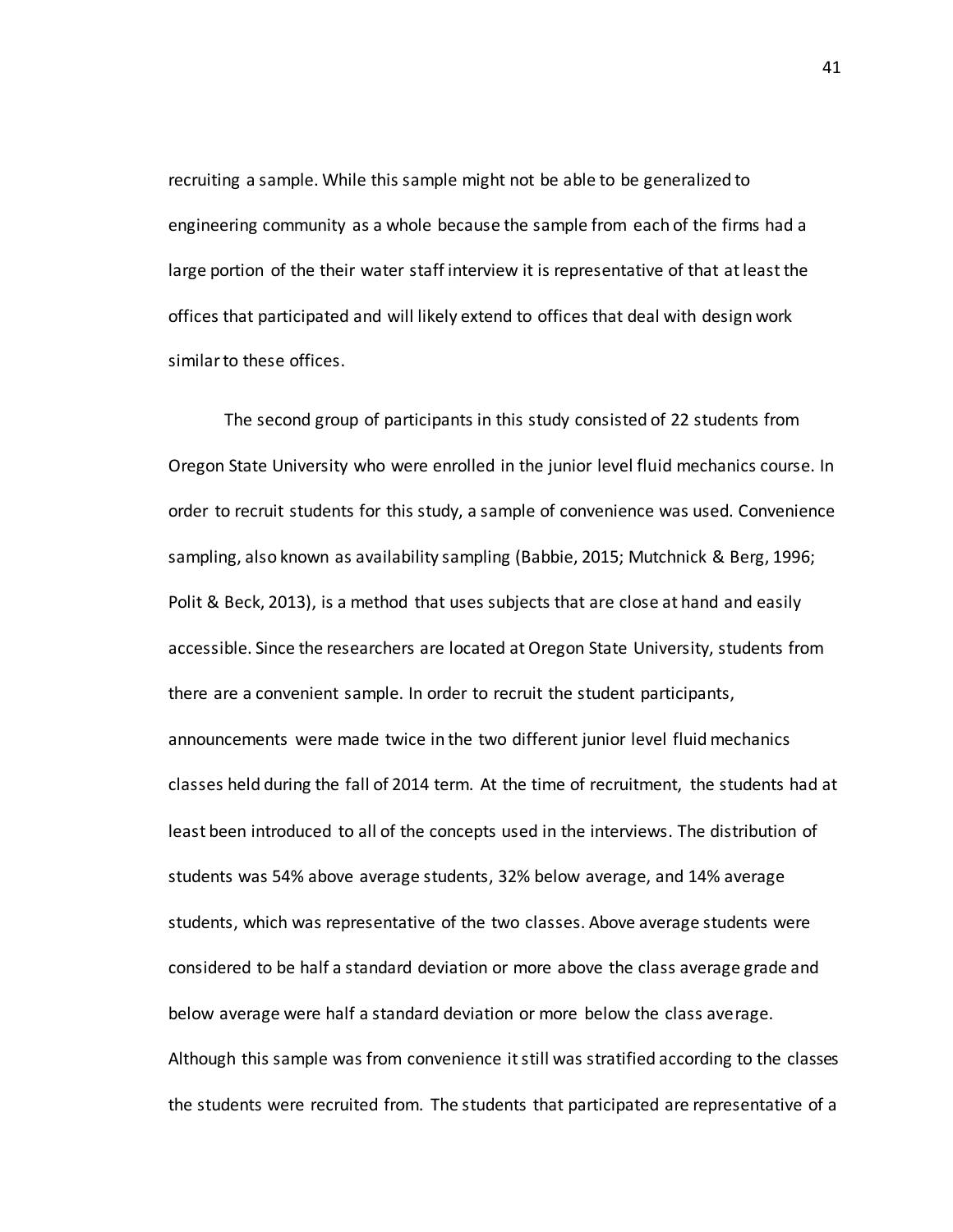recruiting a sample. While this sample might not be able to be generalized to engineering community as a whole because the sample from each of the firms had a large portion of the their water staff interview it is representative of that at least the offices that participated and will likely extend to offices that deal with design work similar to these offices.

The second group of participants in this study consisted of 22 students from Oregon State University who were enrolled in the junior level fluid mechanics course. In order to recruit students for this study, a sample of convenience was used. Convenience sampling, also known as availability sampling (Babbie, 2015; Mutchnick & Berg, 1996; Polit & Beck, 2013), is a method that uses subjects that are close at hand and easily accessible. Since the researchers are located at Oregon State University, students from there are a convenient sample. In order to recruit the student participants, announcements were made twice in the two different junior level fluid mechanics classes held during the fall of 2014 term. At the time of recruitment, the students had at least been introduced to all of the concepts used in the interviews. The distribution of students was 54% above average students, 32% below average, and 14% average students, which was representative of the two classes. Above average students were considered to be half a standard deviation or more above the class average grade and below average were half a standard deviation or more below the class average. Although this sample was from convenience it still was stratified according to the classes the students were recruited from. The students that participated are representative of a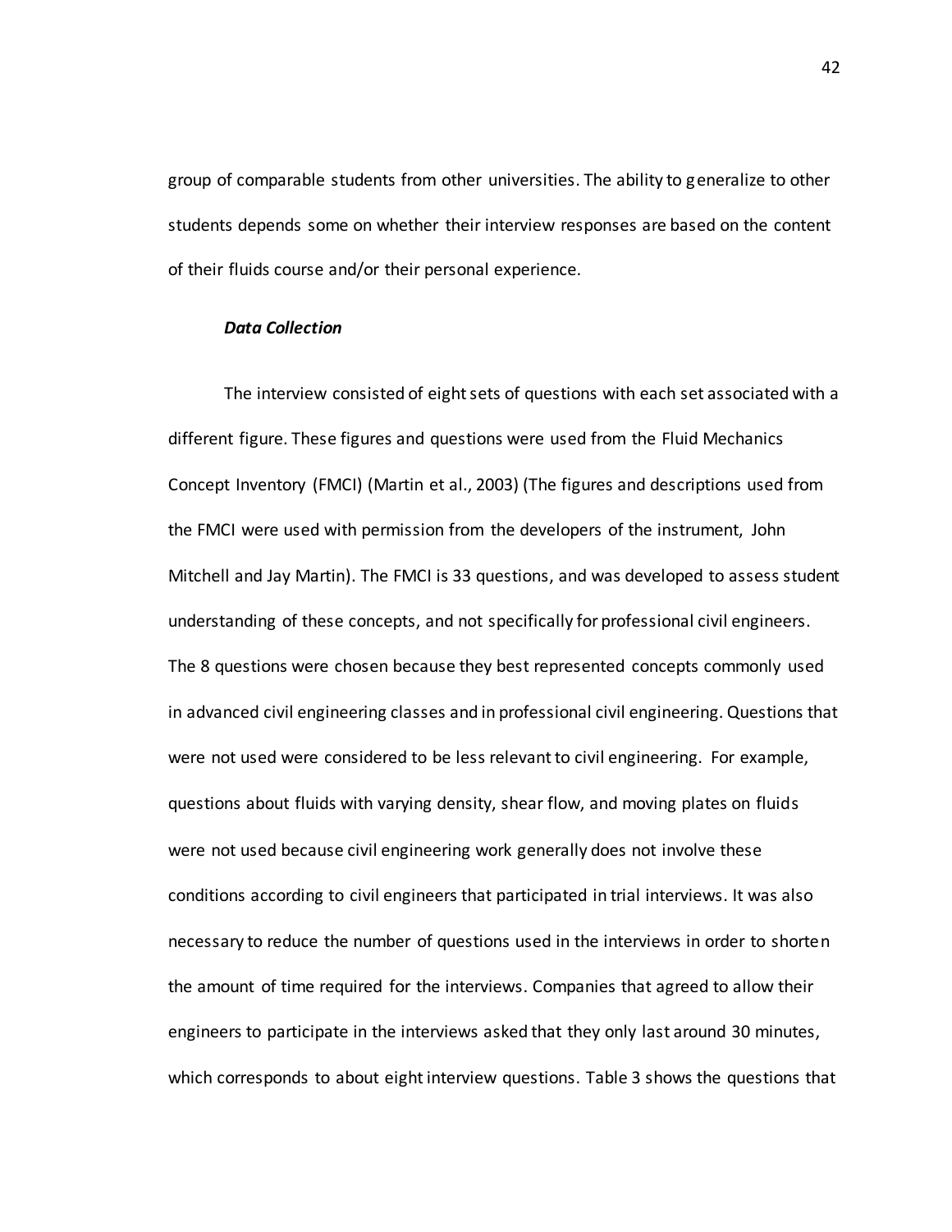group of comparable students from other universities. The ability to generalize to other students depends some on whether their interview responses are based on the content of their fluids course and/or their personal experience.

***Data Collection***

The interview consisted of eight sets of questions with each set associated with a different figure. These figures and questions were used from the Fluid Mechanics Concept Inventory (FMCI) (Martin et al., 2003) (The figures and descriptions used from the FMCI were used with permission from the developers of the instrument, John Mitchell and Jay Martin). The FMCI is 33 questions, and was developed to assess student understanding of these concepts, and not specifically for professional civil engineers. The 8 questions were chosen because they best represented concepts commonly used in advanced civil engineering classes and in professional civil engineering. Questions that were not used were considered to be less relevant to civil engineering. For example, questions about fluids with varying density, shear flow, and moving plates on fluids were not used because civil engineering work generally does not involve these conditions according to civil engineers that participated in trial interviews. It was also necessary to reduce the number of questions used in the interviews in order to shorten the amount of time required for the interviews. Companies that agreed to allow their engineers to participate in the interviews asked that they only last around 30 minutes, which corresponds to about eight interview questions. Table 3 shows the questions that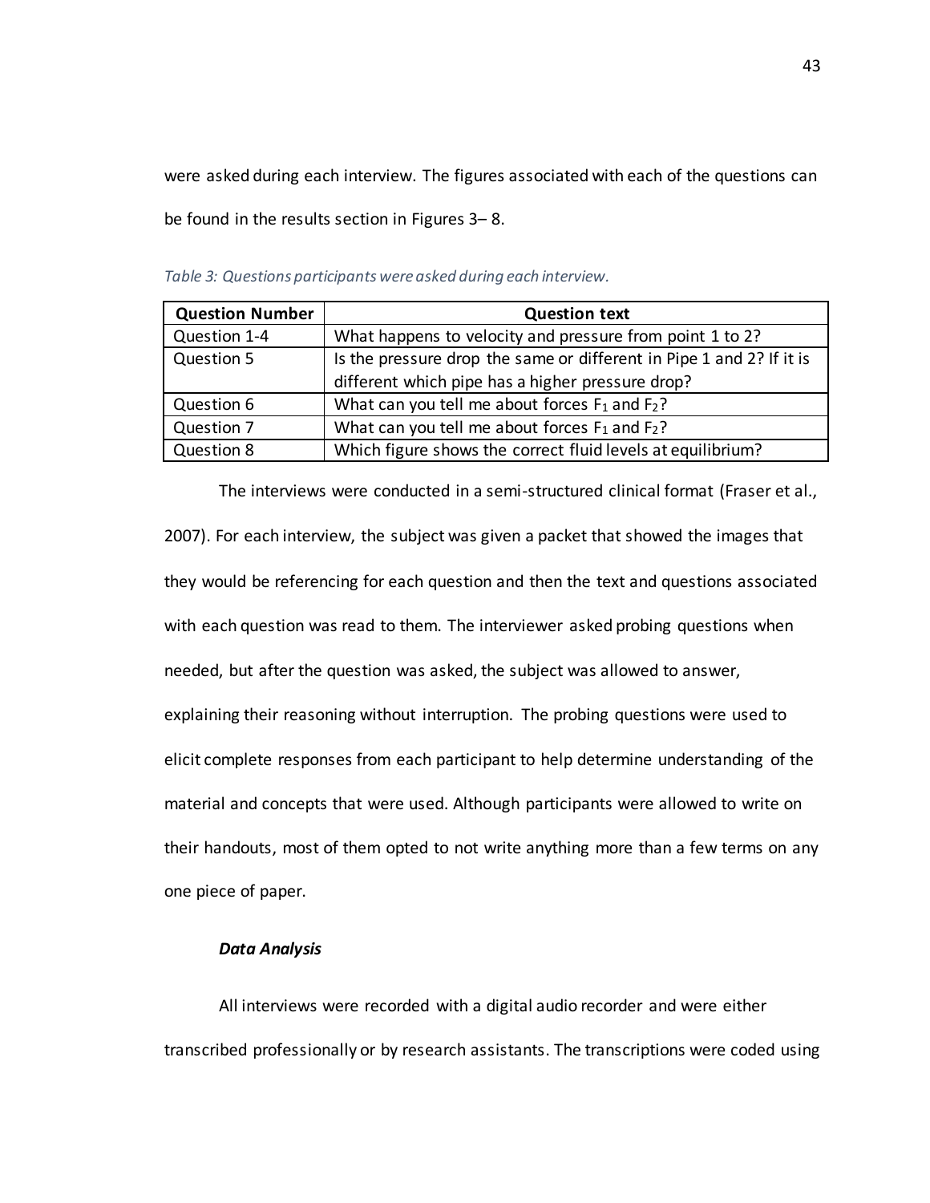were asked during each interview. The figures associated with each of the questions can be found in the results section in Figures 3– 8.

*Table 3: Questions participants were asked during each interview.*

| Question Number | Question text |
| --- | --- |
| Question 1-4 | What happens to velocity and pressure from point 1 to 2? |
| Question 5 | Is the pressure drop the same or different in Pipe 1 and 2? If it is different which pipe has a higher pressure drop? |
| Question 6 | What can you tell me about forces $F_1$ and $F_2$? |
| Question 7 | What can you tell me about forces $F_1$ and $F_2$? |
| Question 8 | Which figure shows the correct fluid levels at equilibrium? |

The interviews were conducted in a semi-structured clinical format (Fraser et al., 2007). For each interview, the subject was given a packet that showed the images that they would be referencing for each question and then the text and questions associated with each question was read to them. The interviewer asked probing questions when needed, but after the question was asked, the subject was allowed to answer, explaining their reasoning without interruption. The probing questions were used to elicit complete responses from each participant to help determine understanding of the material and concepts that were used. Although participants were allowed to write on their handouts, most of them opted to not write anything more than a few terms on any one piece of paper.

### *Data Analysis*

All interviews were recorded with a digital audio recorder and were either transcribed professionally or by research assistants. The transcriptions were coded using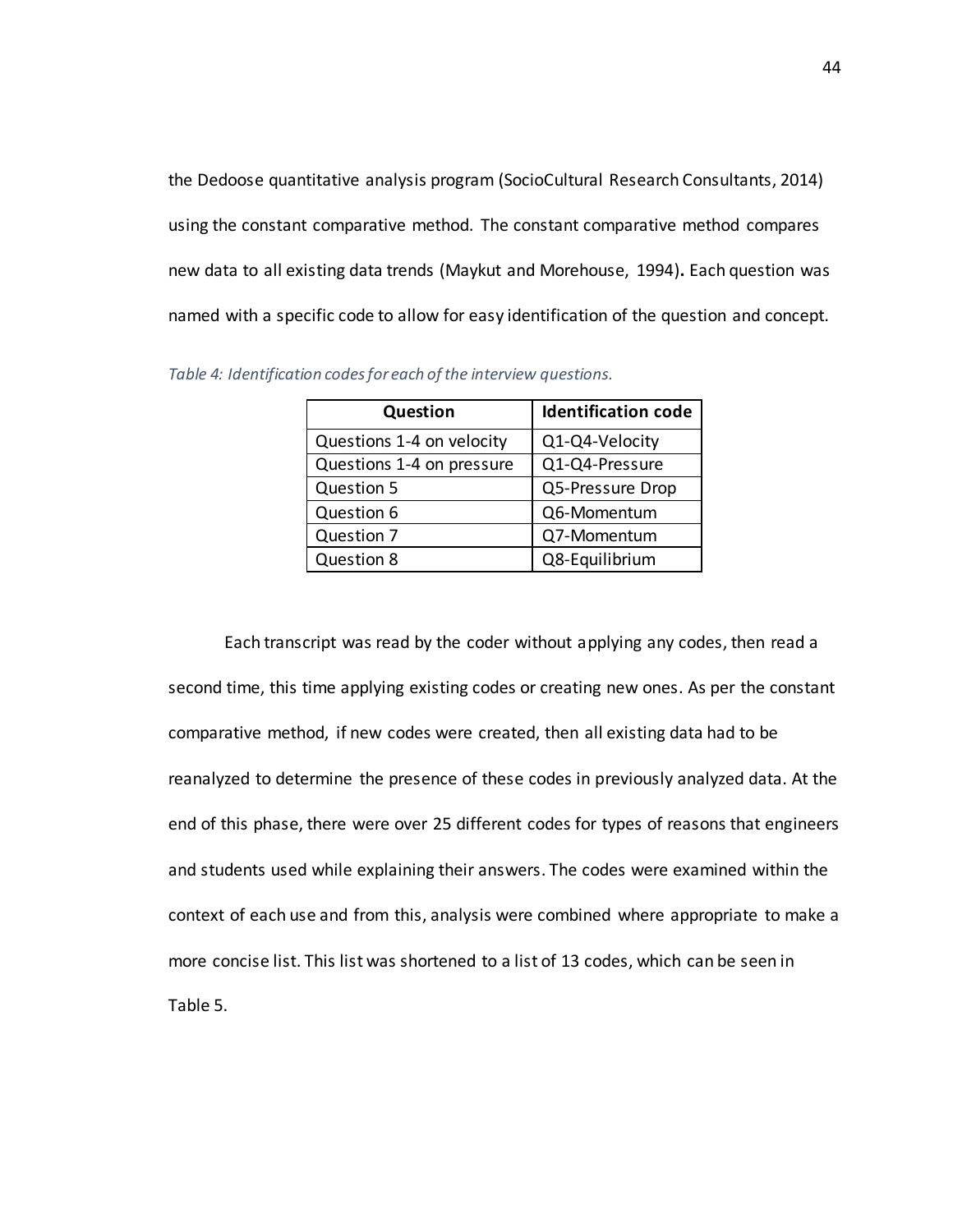the Dedoose quantitative analysis program (SocioCultural Research Consultants, 2014) using the constant comparative method. The constant comparative method compares new data to all existing data trends (Maykut and Morehouse, 1994). Each question was named with a specific code to allow for easy identification of the question and concept.

*Table 4: Identification codes for each of the interview questions.*

| Question | Identification code |
|---|---|
| Questions 1-4 on velocity | Q1-Q4-Velocity |
| Questions 1-4 on pressure | Q1-Q4-Pressure |
| Question 5 | Q5-Pressure Drop |
| Question 6 | Q6-Momentum |
| Question 7 | Q7-Momentum |
| Question 8 | Q8-Equilibrium |

Each transcript was read by the coder without applying any codes, then read a second time, this time applying existing codes or creating new ones. As per the constant comparative method, if new codes were created, then all existing data had to be reanalyzed to determine the presence of these codes in previously analyzed data. At the end of this phase, there were over 25 different codes for types of reasons that engineers and students used while explaining their answers. The codes were examined within the context of each use and from this, analysis were combined where appropriate to make a more concise list. This list was shortened to a list of 13 codes, which can be seen in Table 5.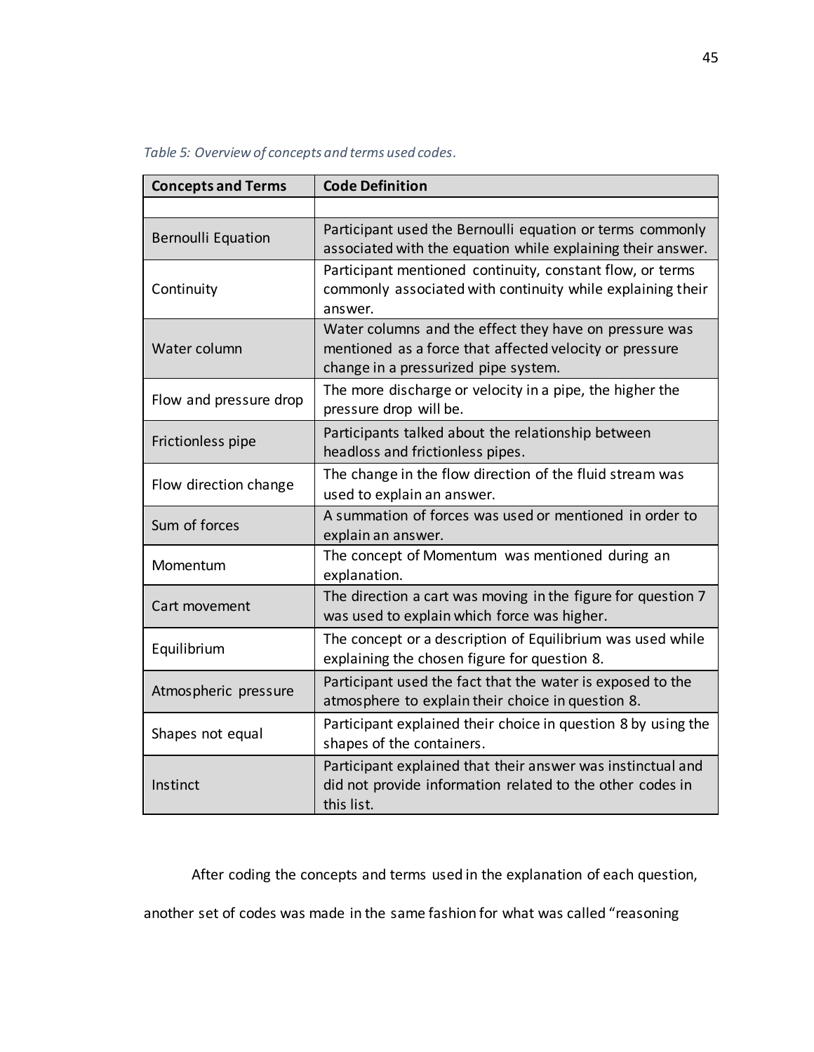*Table 5: Overview of concepts and terms used codes.*

| Concepts and Terms | Code Definition |
|---|---|
| | |
| Bernoulli Equation | Participant used the Bernoulli equation or terms commonly associated with the equation while explaining their answer. |
| Continuity | Participant mentioned continuity, constant flow, or terms commonly associated with continuity while explaining their answer. |
| Water column | Water columns and the effect they have on pressure was mentioned as a force that affected velocity or pressure change in a pressurized pipe system. |
| Flow and pressure drop | The more discharge or velocity in a pipe, the higher the pressure drop will be. |
| Frictionless pipe | Participants talked about the relationship between headloss and frictionless pipes. |
| Flow direction change | The change in the flow direction of the fluid stream was used to explain an answer. |
| Sum of forces | A summation of forces was used or mentioned in order to explain an answer. |
| Momentum | The concept of Momentum was mentioned during an explanation. |
| Cart movement | The direction a cart was moving in the figure for question 7 was used to explain which force was higher. |
| Equilibrium | The concept or a description of Equilibrium was used while explaining the chosen figure for question 8. |
| Atmospheric pressure | Participant used the fact that the water is exposed to the atmosphere to explain their choice in question 8. |
| Shapes not equal | Participant explained their choice in question 8 by using the shapes of the containers. |
| Instinct | Participant explained that their answer was instinctual and did not provide information related to the other codes in this list. |

After coding the concepts and terms used in the explanation of each question, another set of codes was made in the same fashion for what was called "reasoning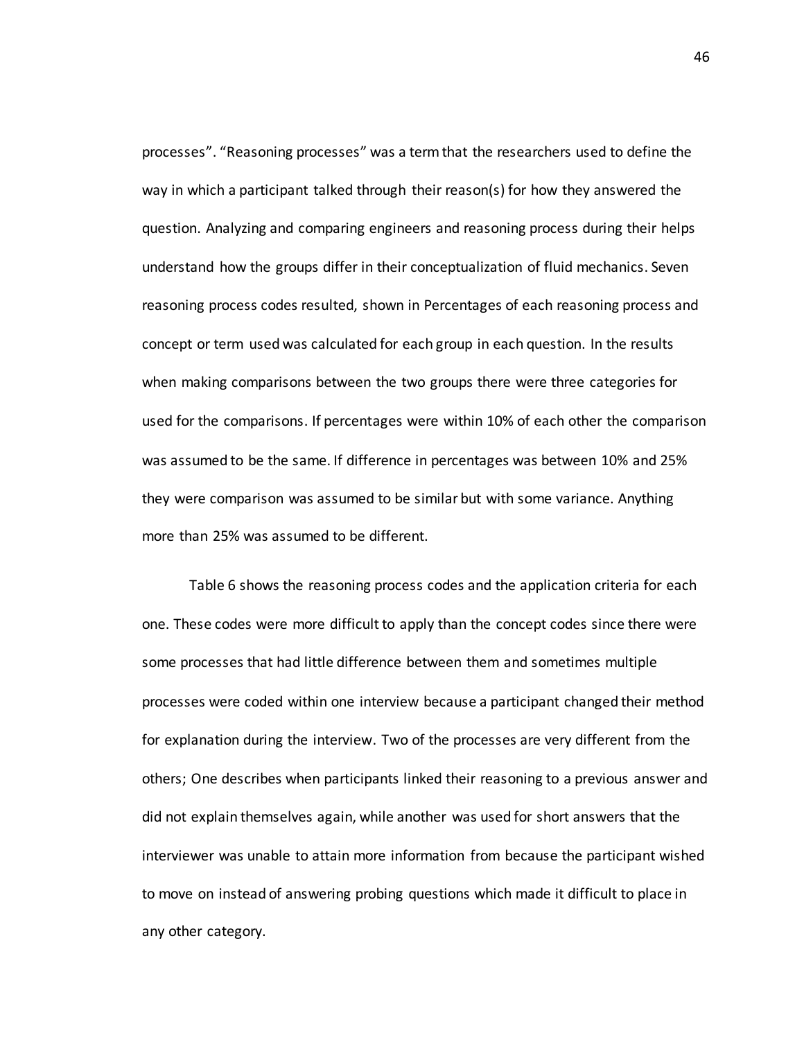processes". "Reasoning processes" was a term that the researchers used to define the way in which a participant talked through their reason(s) for how they answered the question. Analyzing and comparing engineers and reasoning process during their helps understand how the groups differ in their conceptualization of fluid mechanics. Seven reasoning process codes resulted, shown in Percentages of each reasoning process and concept or term used was calculated for each group in each question. In the results when making comparisons between the two groups there were three categories for used for the comparisons. If percentages were within 10% of each other the comparison was assumed to be the same. If difference in percentages was between 10% and 25% they were comparison was assumed to be similar but with some variance. Anything more than 25% was assumed to be different.

Table 6 shows the reasoning process codes and the application criteria for each one. These codes were more difficult to apply than the concept codes since there were some processes that had little difference between them and sometimes multiple processes were coded within one interview because a participant changed their method for explanation during the interview. Two of the processes are very different from the others; One describes when participants linked their reasoning to a previous answer and did not explain themselves again, while another was used for short answers that the interviewer was unable to attain more information from because the participant wished to move on instead of answering probing questions which made it difficult to place in any other category.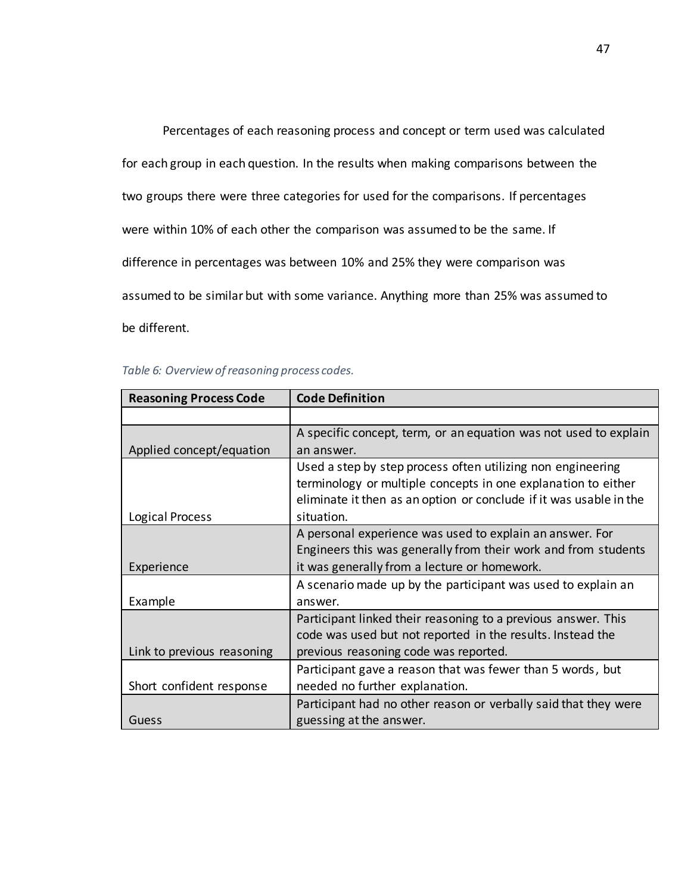Percentages of each reasoning process and concept or term used was calculated for each group in each question. In the results when making comparisons between the two groups there were three categories for used for the comparisons. If percentages were within 10% of each other the comparison was assumed to be the same. If difference in percentages was between 10% and 25% they were comparison was assumed to be similar but with some variance. Anything more than 25% was assumed to be different.

*Table 6: Overview of reasoning process codes.*

| **Reasoning Process Code** | **Code Definition** |
|---|---|
| | |
| Applied concept/equation | A specific concept, term, or an equation was not used to explain an answer. |
| Logical Process | Used a step by step process often utilizing non engineering terminology or multiple concepts in one explanation to either eliminate it then as an option or conclude if it was usable in the situation. |
| Experience | A personal experience was used to explain an answer. For Engineers this was generally from their work and from students it was generally from a lecture or homework. |
| Example | A scenario made up by the participant was used to explain an answer. |
| Link to previous reasoning | Participant linked their reasoning to a previous answer. This code was used but not reported in the results. Instead the previous reasoning code was reported. |
| Short confident response | Participant gave a reason that was fewer than 5 words, but needed no further explanation. |
| Guess | Participant had no other reason or verbally said that they were guessing at the answer. |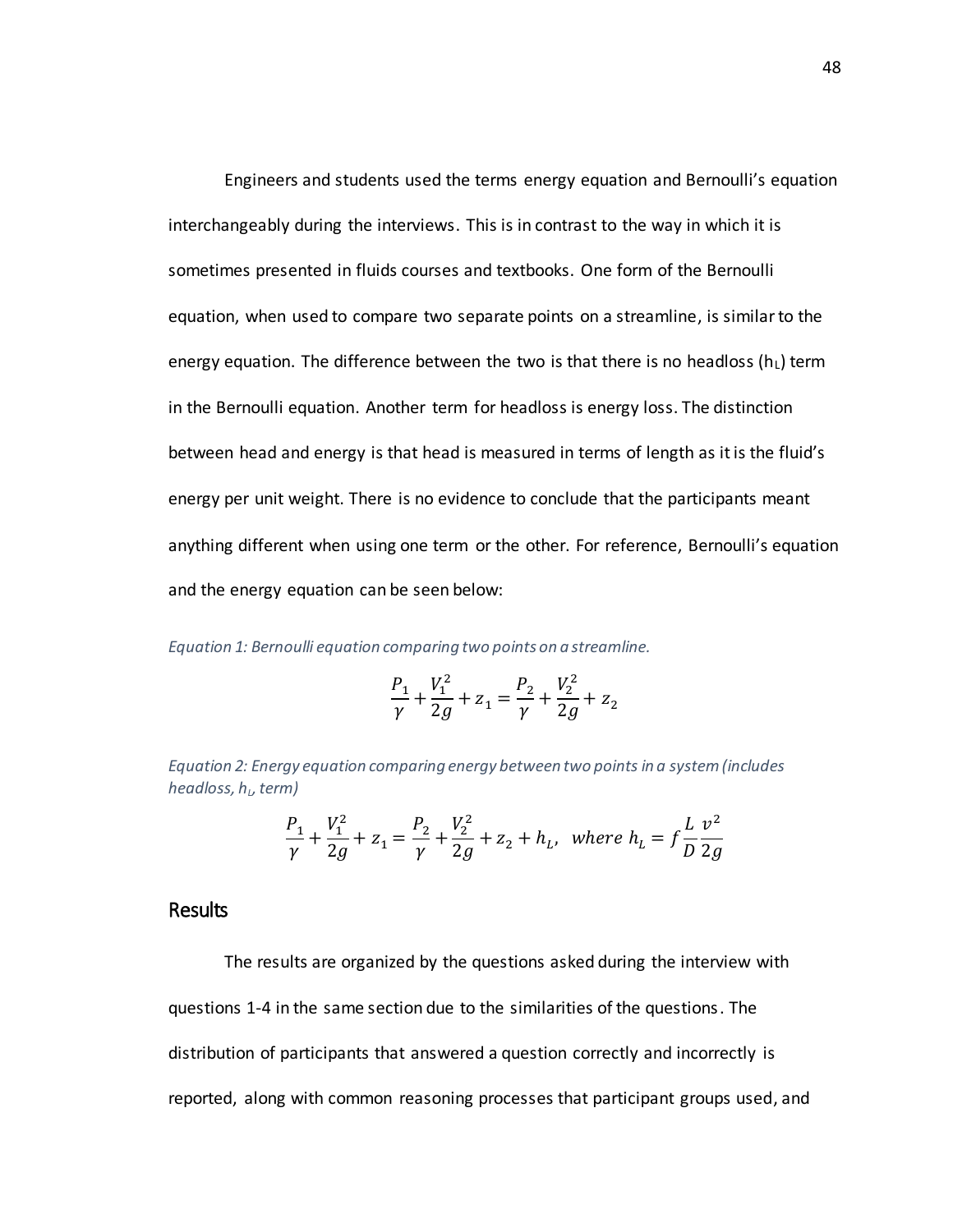Engineers and students used the terms energy equation and Bernoulli's equation interchangeably during the interviews. This is in contrast to the way in which it is sometimes presented in fluids courses and textbooks. One form of the Bernoulli equation, when used to compare two separate points on a streamline, is similar to the energy equation. The difference between the two is that there is no headloss ($h_L$) term in the Bernoulli equation. Another term for headloss is energy loss. The distinction between head and energy is that head is measured in terms of length as it is the fluid's energy per unit weight. There is no evidence to conclude that the participants meant anything different when using one term or the other. For reference, Bernoulli's equation and the energy equation can be seen below:

*Equation 1: Bernoulli equation comparing two points on a streamline.*

$$\frac{P_1}{\gamma} + \frac{V_1^2}{2g} + z_1 = \frac{P_2}{\gamma} + \frac{V_2^2}{2g} + z_2$$

*Equation 2: Energy equation comparing energy between two points in a system (includes headloss, $h_L$, term)*

$$\frac{P_1}{\gamma} + \frac{V_1^2}{2g} + z_1 = \frac{P_2}{\gamma} + \frac{V_2^2}{2g} + z_2 + h_L, \;\; where \; h_L = f\frac{L}{D}\frac{v^2}{2g}$$

## Results

The results are organized by the questions asked during the interview with questions 1-4 in the same section due to the similarities of the questions. The distribution of participants that answered a question correctly and incorrectly is reported, along with common reasoning processes that participant groups used, and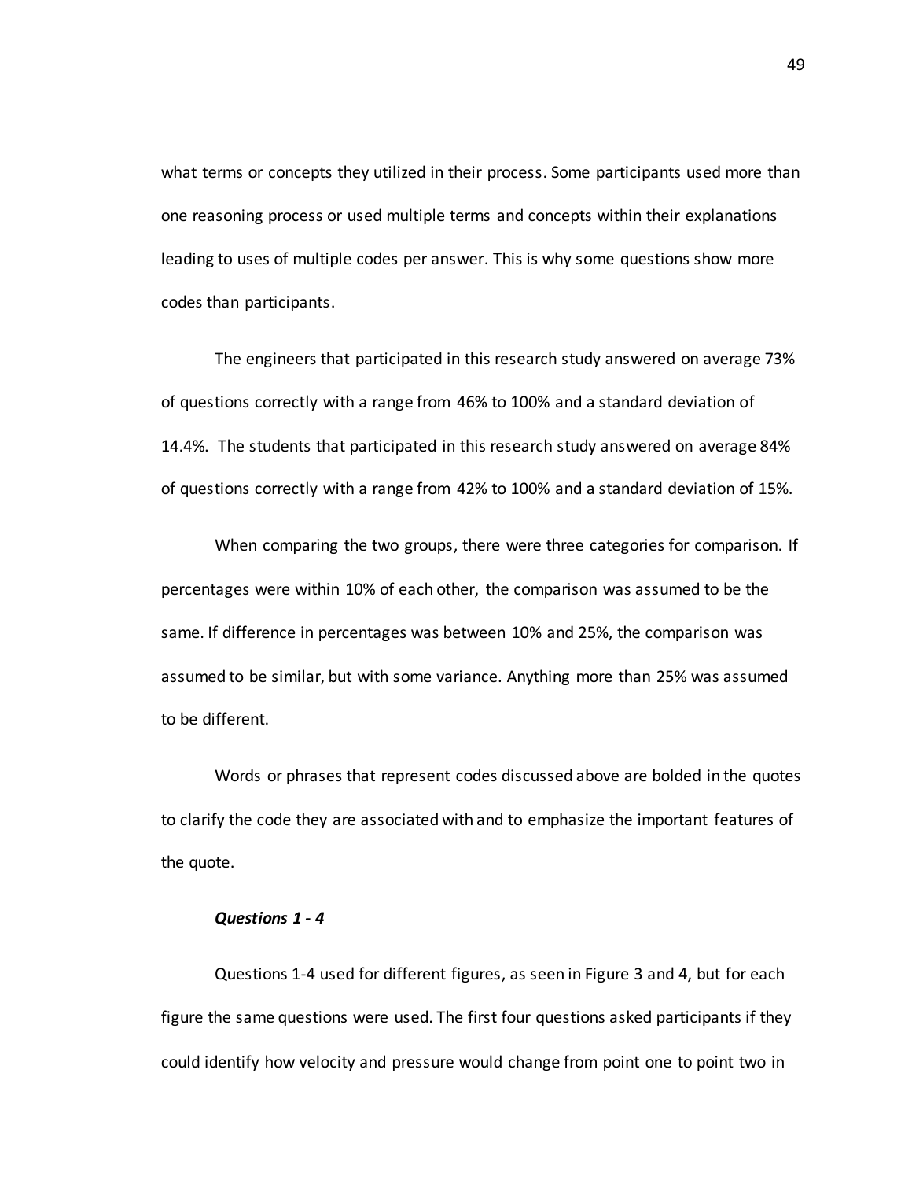what terms or concepts they utilized in their process. Some participants used more than one reasoning process or used multiple terms and concepts within their explanations leading to uses of multiple codes per answer. This is why some questions show more codes than participants.

The engineers that participated in this research study answered on average 73% of questions correctly with a range from 46% to 100% and a standard deviation of 14.4%. The students that participated in this research study answered on average 84% of questions correctly with a range from 42% to 100% and a standard deviation of 15%.

When comparing the two groups, there were three categories for comparison. If percentages were within 10% of each other, the comparison was assumed to be the same. If difference in percentages was between 10% and 25%, the comparison was assumed to be similar, but with some variance. Anything more than 25% was assumed to be different.

Words or phrases that represent codes discussed above are bolded in the quotes to clarify the code they are associated with and to emphasize the important features of the quote.

#### *Questions 1 - 4*

Questions 1-4 used for different figures, as seen in Figure 3 and 4, but for each figure the same questions were used. The first four questions asked participants if they could identify how velocity and pressure would change from point one to point two in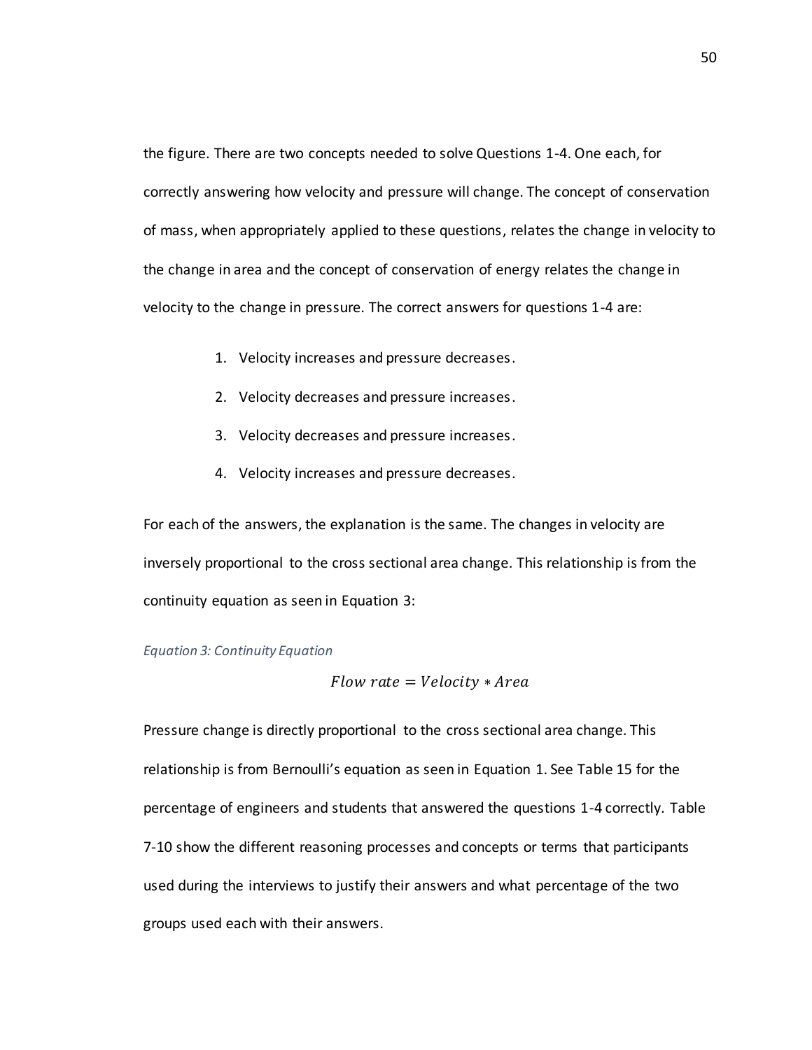the figure. There are two concepts needed to solve Questions 1-4. One each, for correctly answering how velocity and pressure will change. The concept of conservation of mass, when appropriately applied to these questions, relates the change in velocity to the change in area and the concept of conservation of energy relates the change in velocity to the change in pressure. The correct answers for questions 1-4 are:

1. Velocity increases and pressure decreases.
2. Velocity decreases and pressure increases.
3. Velocity decreases and pressure increases.
4. Velocity increases and pressure decreases.

For each of the answers, the explanation is the same. The changes in velocity are inversely proportional to the cross sectional area change. This relationship is from the continuity equation as seen in Equation 3:

*Equation 3: Continuity Equation*

$$Flow\ rate = Velocity * Area$$

Pressure change is directly proportional to the cross sectional area change. This relationship is from Bernoulli's equation as seen in Equation 1. See Table 15 for the percentage of engineers and students that answered the questions 1-4 correctly. Table 7-10 show the different reasoning processes and concepts or terms that participants used during the interviews to justify their answers and what percentage of the two groups used each with their answers.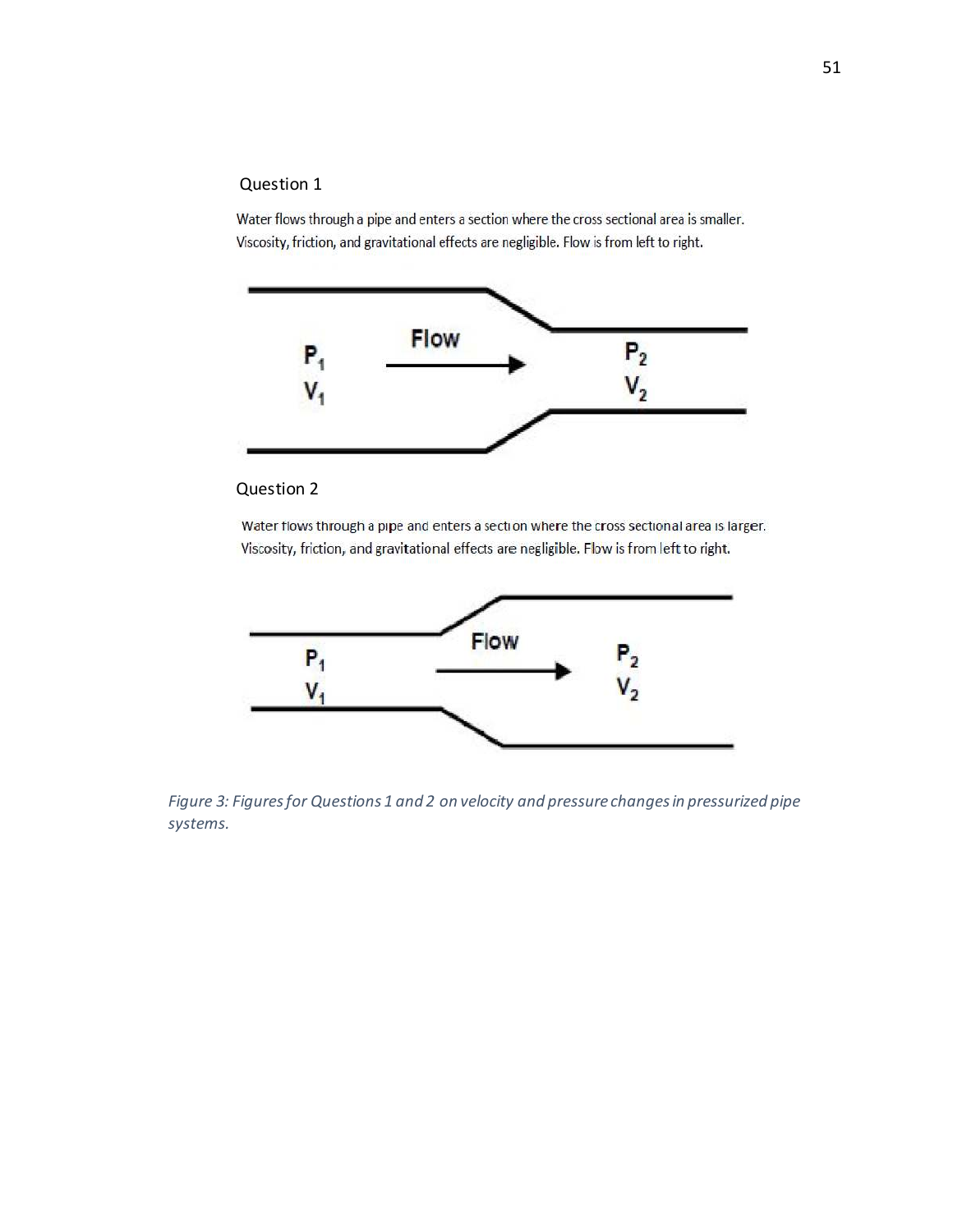Question 1

Water flows through a pipe and enters a section where the cross sectional area is smaller. Viscosity, friction, and gravitational effects are negligible. Flow is from left to right.

Flow

$P_1$
$V_1$

$P_2$
$V_2$

Question 2

Water flows through a pipe and enters a section where the cross sectional area is larger. Viscosity, friction, and gravitational effects are negligible. Flow is from left to right.

Flow

$P_1$
$V_1$

$P_2$
$V_2$

*Figure 3: Figures for Questions 1 and 2 on velocity and pressure changes in pressurized pipe systems.*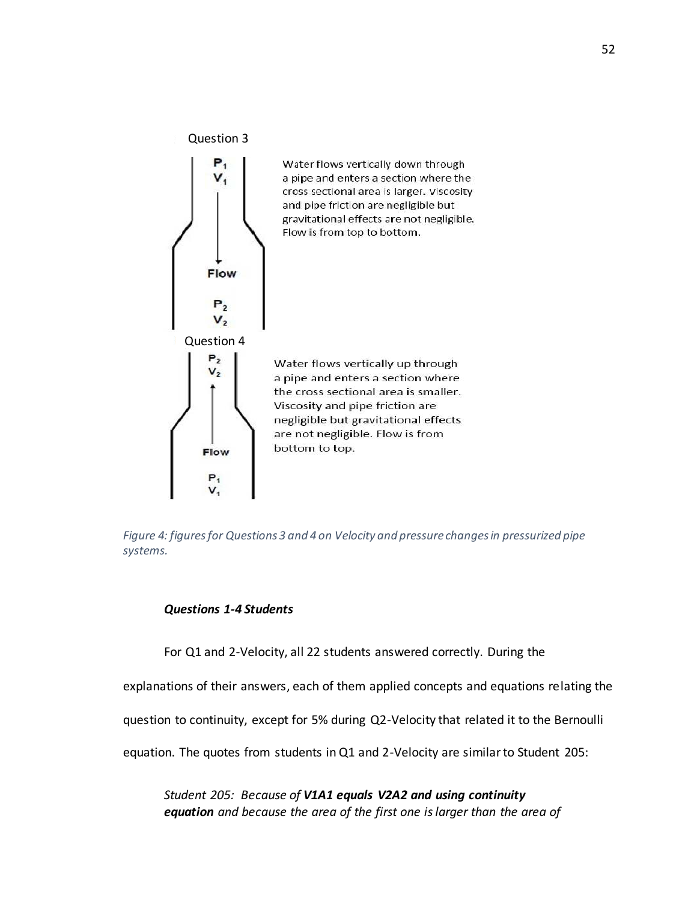Question 3

Water flows vertically down through a pipe and enters a section where the cross sectional area is larger. Viscosity and pipe friction are negligible but gravitational effects are not negligible. Flow is from top to bottom.

Question 4

Water flows vertically up through a pipe and enters a section where the cross sectional area is smaller. Viscosity and pipe friction are negligible but gravitational effects are not negligible. Flow is from bottom to top.

*Figure 4: figures for Questions 3 and 4 on Velocity and pressure changes in pressurized pipe systems.*

### *Questions 1-4 Students*

For Q1 and 2-Velocity, all 22 students answered correctly. During the explanations of their answers, each of them applied concepts and equations relating the question to continuity, except for 5% during Q2-Velocity that related it to the Bernoulli equation. The quotes from students in Q1 and 2-Velocity are similar to Student 205:

> *Student 205: Because of **V1A1 equals V2A2 and using continuity equation** and because the area of the first one is larger than the area of*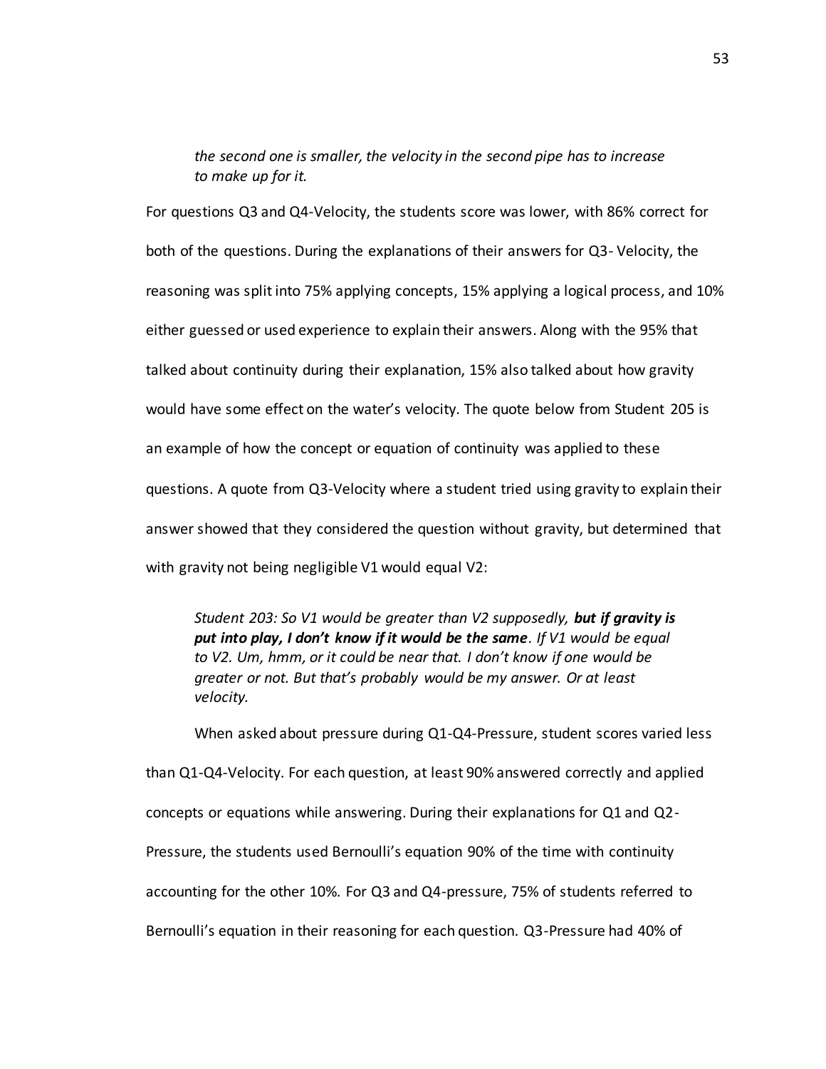> *the second one is smaller, the velocity in the second pipe has to increase to make up for it.*

For questions Q3 and Q4-Velocity, the students score was lower, with 86% correct for both of the questions. During the explanations of their answers for Q3- Velocity, the reasoning was split into 75% applying concepts, 15% applying a logical process, and 10% either guessed or used experience to explain their answers. Along with the 95% that talked about continuity during their explanation, 15% also talked about how gravity would have some effect on the water's velocity. The quote below from Student 205 is an example of how the concept or equation of continuity was applied to these questions. A quote from Q3-Velocity where a student tried using gravity to explain their answer showed that they considered the question without gravity, but determined that with gravity not being negligible V1 would equal V2:

> *Student 203: So V1 would be greater than V2 supposedly,* ***but if gravity is put into play, I don't know if it would be the same****. If V1 would be equal to V2. Um, hmm, or it could be near that. I don't know if one would be greater or not. But that's probably would be my answer. Or at least velocity.*

When asked about pressure during Q1-Q4-Pressure, student scores varied less than Q1-Q4-Velocity. For each question, at least 90% answered correctly and applied concepts or equations while answering. During their explanations for Q1 and Q2-Pressure, the students used Bernoulli's equation 90% of the time with continuity accounting for the other 10%. For Q3 and Q4-pressure, 75% of students referred to Bernoulli's equation in their reasoning for each question. Q3-Pressure had 40% of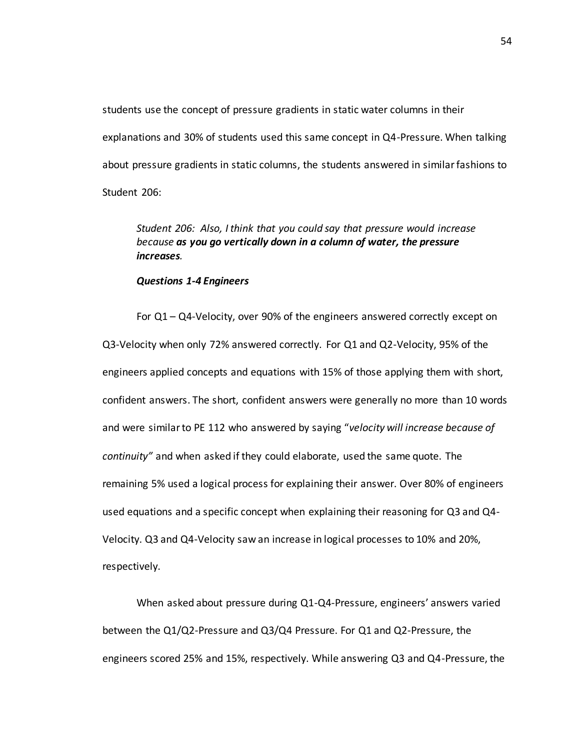students use the concept of pressure gradients in static water columns in their explanations and 30% of students used this same concept in Q4-Pressure. When talking about pressure gradients in static columns, the students answered in similar fashions to Student 206:

> *Student 206: Also, I think that you could say that pressure would increase because* ***as you go vertically down in a column of water, the pressure increases****.*

### *Questions 1-4 Engineers*

For Q1 – Q4-Velocity, over 90% of the engineers answered correctly except on Q3-Velocity when only 72% answered correctly. For Q1 and Q2-Velocity, 95% of the engineers applied concepts and equations with 15% of those applying them with short, confident answers. The short, confident answers were generally no more than 10 words and were similar to PE 112 who answered by saying "*velocity will increase because of continuity"* and when asked if they could elaborate, used the same quote. The remaining 5% used a logical process for explaining their answer. Over 80% of engineers used equations and a specific concept when explaining their reasoning for Q3 and Q4-Velocity. Q3 and Q4-Velocity saw an increase in logical processes to 10% and 20%, respectively.

When asked about pressure during Q1-Q4-Pressure, engineers' answers varied between the Q1/Q2-Pressure and Q3/Q4 Pressure. For Q1 and Q2-Pressure, the engineers scored 25% and 15%, respectively. While answering Q3 and Q4-Pressure, the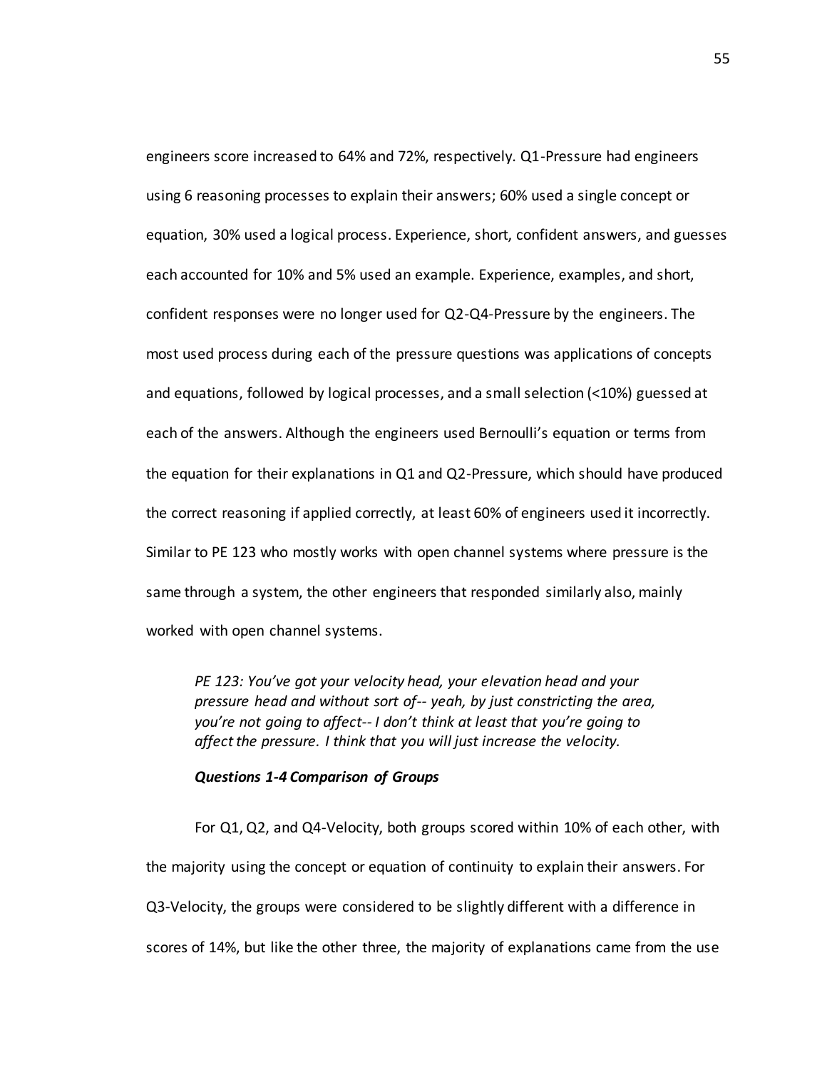engineers score increased to 64% and 72%, respectively. Q1-Pressure had engineers using 6 reasoning processes to explain their answers; 60% used a single concept or equation, 30% used a logical process. Experience, short, confident answers, and guesses each accounted for 10% and 5% used an example. Experience, examples, and short, confident responses were no longer used for Q2-Q4-Pressure by the engineers. The most used process during each of the pressure questions was applications of concepts and equations, followed by logical processes, and a small selection (<10%) guessed at each of the answers. Although the engineers used Bernoulli's equation or terms from the equation for their explanations in Q1 and Q2-Pressure, which should have produced the correct reasoning if applied correctly, at least 60% of engineers used it incorrectly. Similar to PE 123 who mostly works with open channel systems where pressure is the same through a system, the other engineers that responded similarly also, mainly worked with open channel systems.

> *PE 123: You've got your velocity head, your elevation head and your pressure head and without sort of-- yeah, by just constricting the area, you're not going to affect-- I don't think at least that you're going to affect the pressure. I think that you will just increase the velocity.*

***Questions 1-4 Comparison of Groups***

For Q1, Q2, and Q4-Velocity, both groups scored within 10% of each other, with the majority using the concept or equation of continuity to explain their answers. For Q3-Velocity, the groups were considered to be slightly different with a difference in scores of 14%, but like the other three, the majority of explanations came from the use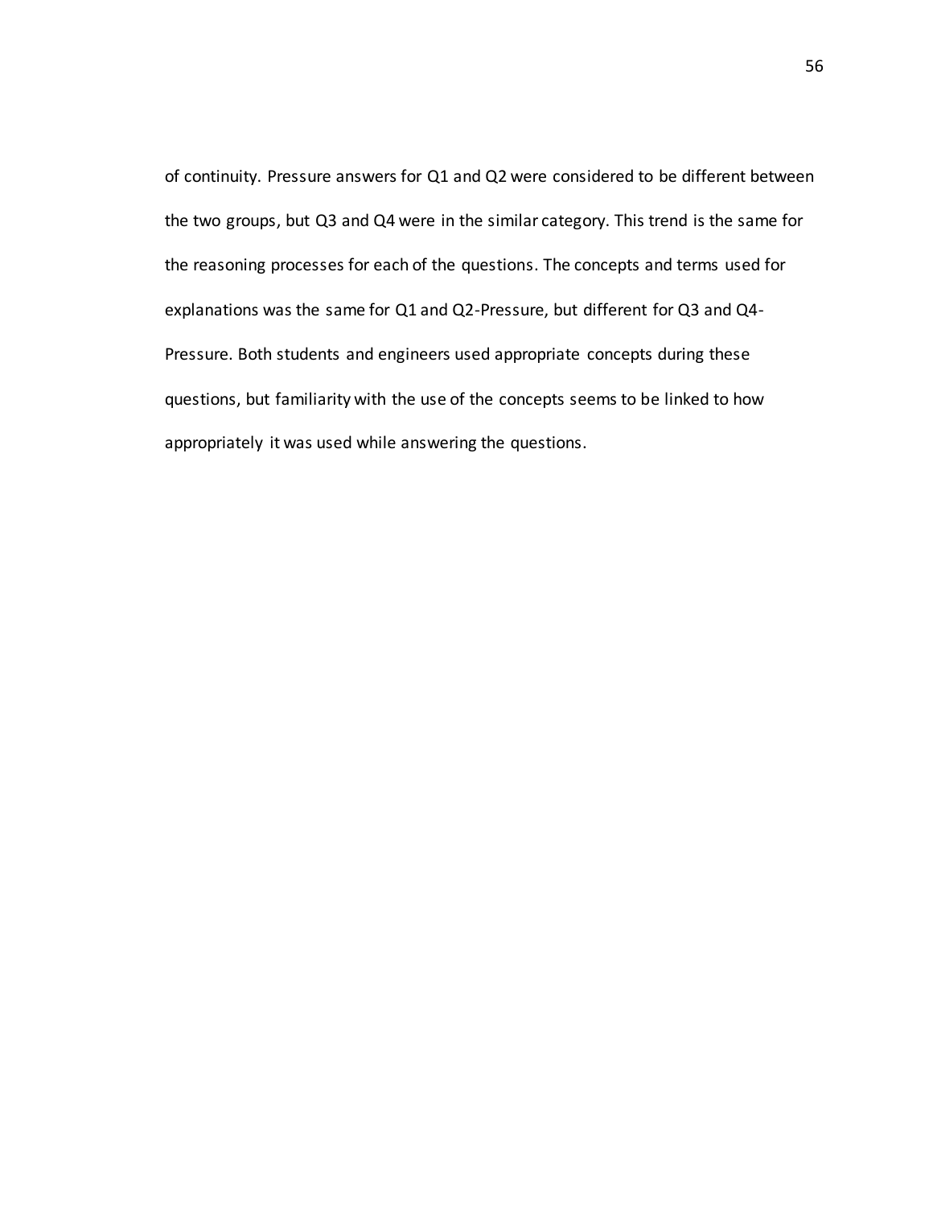of continuity. Pressure answers for Q1 and Q2 were considered to be different between the two groups, but Q3 and Q4 were in the similar category. This trend is the same for the reasoning processes for each of the questions. The concepts and terms used for explanations was the same for Q1 and Q2-Pressure, but different for Q3 and Q4-Pressure. Both students and engineers used appropriate concepts during these questions, but familiarity with the use of the concepts seems to be linked to how appropriately it was used while answering the questions.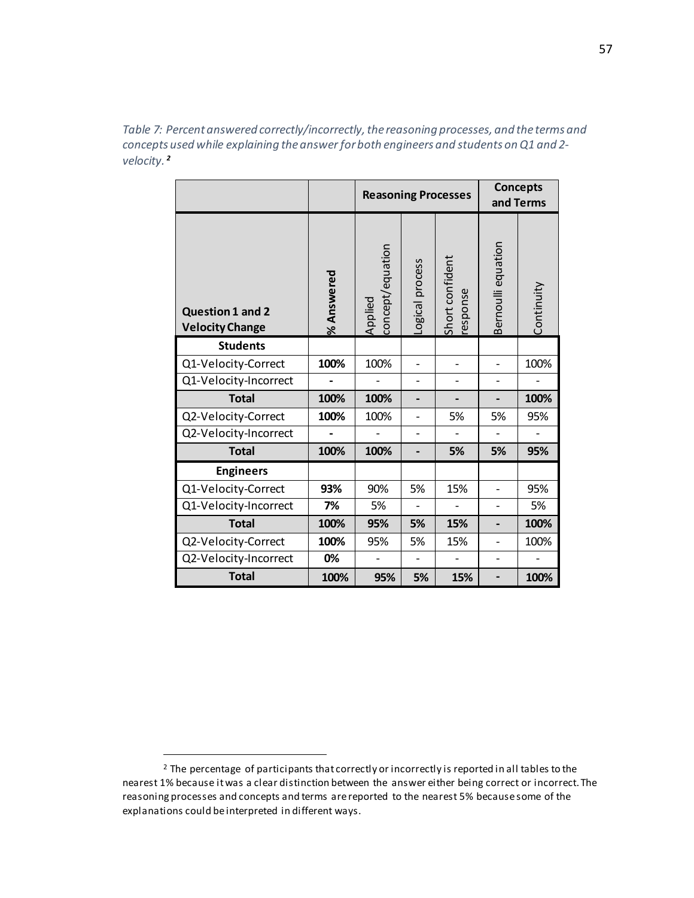*Table 7: Percent answered correctly/incorrectly, the reasoning processes, and the terms and concepts used while explaining the answer for both engineers and students on Q1 and 2-velocity.* [2]

| | | Reasoning Processes | | | Concepts and Terms | |
|---|---|---|---|---|---|---|
| **Question 1 and 2 Velocity Change** | **% Answered** | Applied concept/equation | Logical process | Short confident response | Bernoulli equation | Continuity |
| **Students** | | | | | | |
| Q1-Velocity-Correct | **100%** | 100% | - | - | - | 100% |
| Q1-Velocity-Incorrect | **-** | - | - | - | - | - |
| **Total** | **100%** | **100%** | **-** | **-** | **-** | **100%** |
| Q2-Velocity-Correct | **100%** | 100% | - | 5% | 5% | 95% |
| Q2-Velocity-Incorrect | **-** | - | - | - | - | - |
| **Total** | **100%** | **100%** | **-** | **5%** | **5%** | **95%** |
| **Engineers** | | | | | | |
| Q1-Velocity-Correct | **93%** | 90% | 5% | 15% | - | 95% |
| Q1-Velocity-Incorrect | **7%** | 5% | - | - | - | 5% |
| **Total** | **100%** | **95%** | **5%** | **15%** | **-** | **100%** |
| Q2-Velocity-Correct | **100%** | 95% | 5% | 15% | - | 100% |
| Q2-Velocity-Incorrect | **0%** | - | - | - | - | - |
| **Total** | **100%** | **95%** | **5%** | **15%** | **-** | **100%** |

[2] The percentage of participants that correctly or incorrectly is reported in all tables to the nearest 1% because it was a clear distinction between the answer either being correct or incorrect. The reasoning processes and concepts and terms are reported to the nearest 5% because some of the explanations could be interpreted in different ways.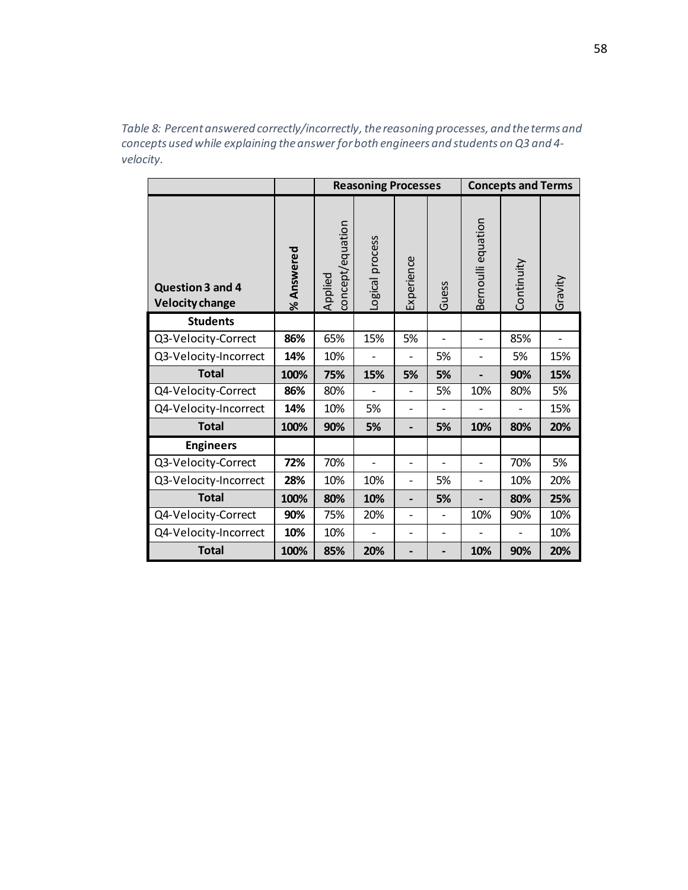*Table 8: Percent answered correctly/incorrectly, the reasoning processes, and the terms and concepts used while explaining the answer for both engineers and students on Q3 and 4-velocity.*

| | | Reasoning Processes | | | | Concepts and Terms | | |
|---|---|---|---|---|---|---|---|---|
| **Question 3 and 4 Velocity change** | **% Answered** | Applied concept/equation | Logical process | Experience | Guess | Bernoulli equation | Continuity | Gravity |
| **Students** | | | | | | | | |
| Q3-Velocity-Correct | **86%** | 65% | 15% | 5% | - | - | 85% | - |
| Q3-Velocity-Incorrect | **14%** | 10% | - | - | 5% | - | 5% | 15% |
| **Total** | **100%** | **75%** | **15%** | **5%** | **5%** | **-** | **90%** | **15%** |
| Q4-Velocity-Correct | **86%** | 80% | - | - | 5% | 10% | 80% | 5% |
| Q4-Velocity-Incorrect | **14%** | 10% | 5% | - | - | - | - | 15% |
| **Total** | **100%** | **90%** | **5%** | **-** | **5%** | **10%** | **80%** | **20%** |
| **Engineers** | | | | | | | | |
| Q3-Velocity-Correct | **72%** | 70% | - | - | - | - | 70% | 5% |
| Q3-Velocity-Incorrect | **28%** | 10% | 10% | - | 5% | - | 10% | 20% |
| **Total** | **100%** | **80%** | **10%** | **-** | **5%** | **-** | **80%** | **25%** |
| Q4-Velocity-Correct | **90%** | 75% | 20% | - | - | 10% | 90% | 10% |
| Q4-Velocity-Incorrect | **10%** | 10% | - | - | - | - | - | 10% |
| **Total** | **100%** | **85%** | **20%** | **-** | **-** | **10%** | **90%** | **20%** |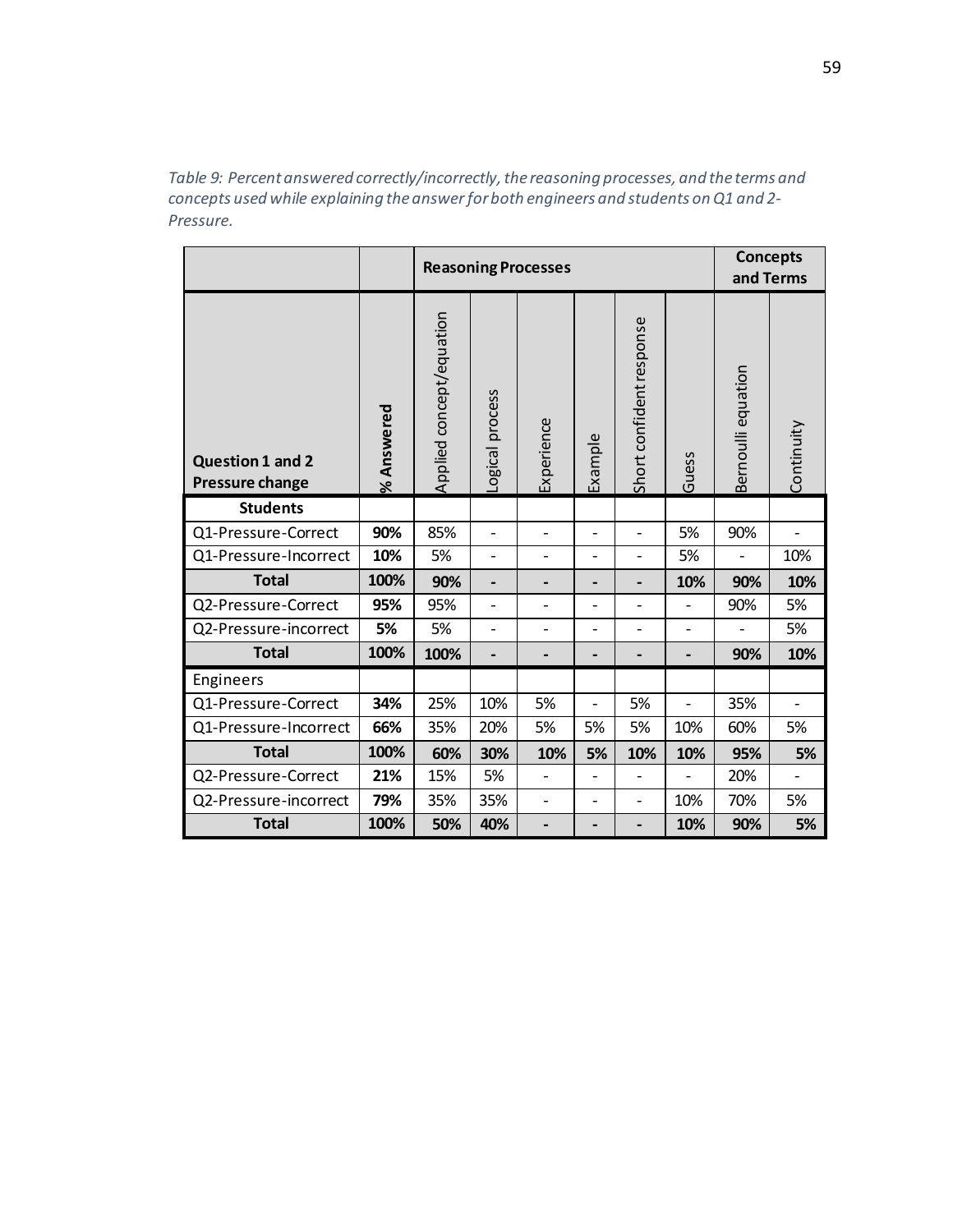*Table 9: Percent answered correctly/incorrectly, the reasoning processes, and the terms and concepts used while explaining the answer for both engineers and students on Q1 and 2-Pressure.*

| | | Reasoning Processes | | | | | | Concepts and Terms | |
|---|---|---|---|---|---|---|---|---|---|
| **Question 1 and 2 Pressure change** | **% Answered** | Applied concept/equation | Logical process | Experience | Example | Short confident response | Guess | Bernoulli equation | Continuity |
| **Students** | | | | | | | | | |
| Q1-Pressure-Correct | **90%** | 85% | - | - | - | - | 5% | 90% | - |
| Q1-Pressure-Incorrect | **10%** | 5% | - | - | - | - | 5% | - | 10% |
| **Total** | **100%** | **90%** | **-** | **-** | **-** | **-** | **10%** | **90%** | **10%** |
| Q2-Pressure-Correct | **95%** | 95% | - | - | - | - | - | 90% | 5% |
| Q2-Pressure-incorrect | **5%** | 5% | - | - | - | - | - | - | 5% |
| **Total** | **100%** | **100%** | **-** | **-** | **-** | **-** | **-** | **90%** | **10%** |
| Engineers | | | | | | | | | |
| Q1-Pressure-Correct | **34%** | 25% | 10% | 5% | - | 5% | - | 35% | - |
| Q1-Pressure-Incorrect | **66%** | 35% | 20% | 5% | 5% | 5% | 10% | 60% | 5% |
| **Total** | **100%** | **60%** | **30%** | **10%** | **5%** | **10%** | **10%** | **95%** | **5%** |
| Q2-Pressure-Correct | **21%** | 15% | 5% | - | - | - | - | 20% | - |
| Q2-Pressure-incorrect | **79%** | 35% | 35% | - | - | - | 10% | 70% | 5% |
| **Total** | **100%** | **50%** | **40%** | **-** | **-** | **-** | **10%** | **90%** | **5%** |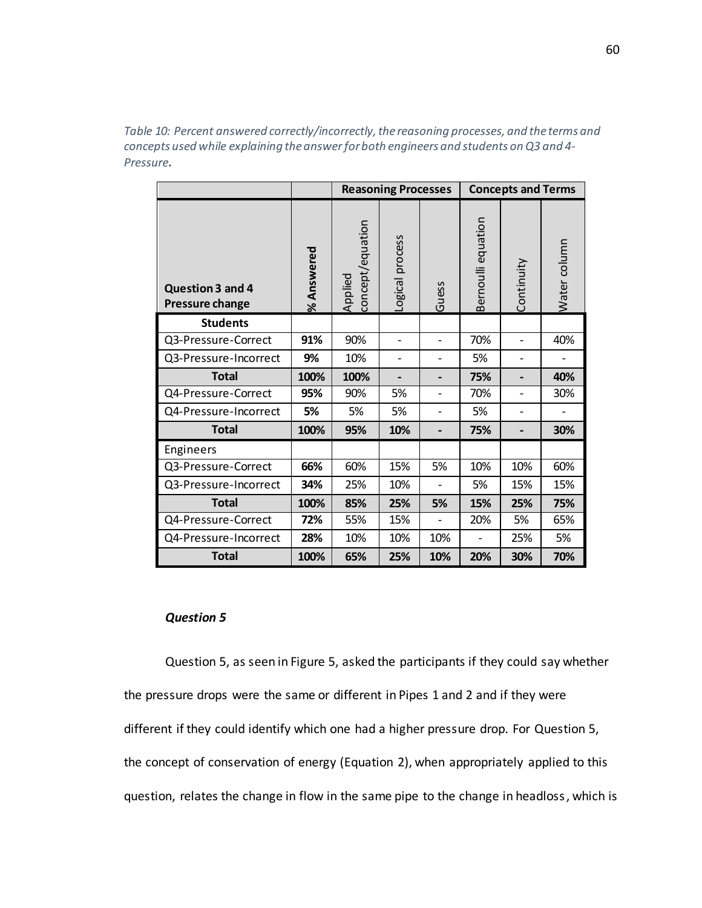*Table 10: Percent answered correctly/incorrectly, the reasoning processes, and the terms and concepts used while explaining the answer for both engineers and students on Q3 and 4-Pressure.*

| | | Reasoning Processes | | | Concepts and Terms | | |
|---|---|---|---|---|---|---|---|
| **Question 3 and 4 Pressure change** | **% Answered** | Applied concept/equation | Logical process | Guess | Bernoulli equation | Continuity | Water column |
| **Students** | | | | | | | |
| Q3-Pressure-Correct | **91%** | 90% | - | - | 70% | - | 40% |
| Q3-Pressure-Incorrect | **9%** | 10% | - | - | 5% | - | - |
| **Total** | **100%** | **100%** | **-** | **-** | **75%** | **-** | **40%** |
| Q4-Pressure-Correct | **95%** | 90% | 5% | - | 70% | - | 30% |
| Q4-Pressure-Incorrect | **5%** | 5% | 5% | - | 5% | - | - |
| **Total** | **100%** | **95%** | **10%** | **-** | **75%** | **-** | **30%** |
| Engineers | | | | | | | |
| Q3-Pressure-Correct | **66%** | 60% | 15% | 5% | 10% | 10% | 60% |
| Q3-Pressure-Incorrect | **34%** | 25% | 10% | - | 5% | 15% | 15% |
| **Total** | **100%** | **85%** | **25%** | **5%** | **15%** | **25%** | **75%** |
| Q4-Pressure-Correct | **72%** | 55% | 15% | - | 20% | 5% | 65% |
| Q4-Pressure-Incorrect | **28%** | 10% | 10% | 10% | - | 25% | 5% |
| **Total** | **100%** | **65%** | **25%** | **10%** | **20%** | **30%** | **70%** |

***Question 5***

Question 5, as seen in Figure 5, asked the participants if they could say whether the pressure drops were the same or different in Pipes 1 and 2 and if they were different if they could identify which one had a higher pressure drop. For Question 5, the concept of conservation of energy (Equation 2), when appropriately applied to this question, relates the change in flow in the same pipe to the change in headloss, which is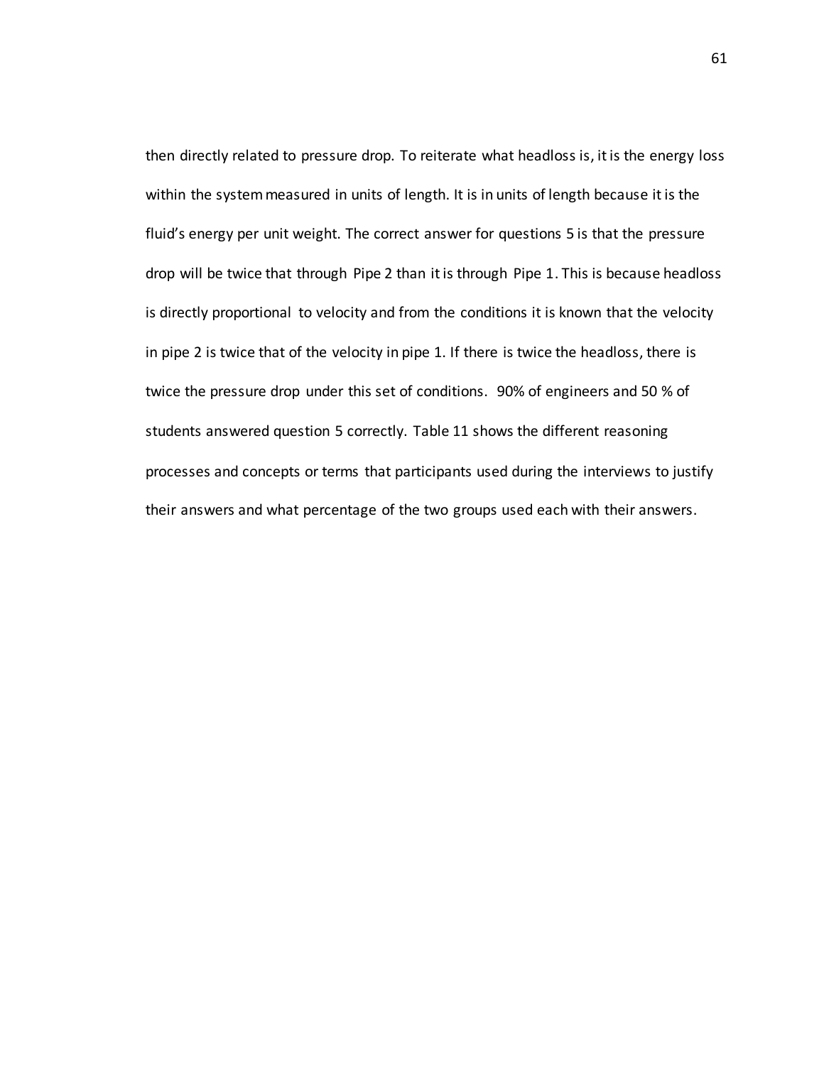then directly related to pressure drop. To reiterate what headloss is, it is the energy loss within the system measured in units of length. It is in units of length because it is the fluid's energy per unit weight. The correct answer for questions 5 is that the pressure drop will be twice that through Pipe 2 than it is through Pipe 1. This is because headloss is directly proportional to velocity and from the conditions it is known that the velocity in pipe 2 is twice that of the velocity in pipe 1. If there is twice the headloss, there is twice the pressure drop under this set of conditions. 90% of engineers and 50 % of students answered question 5 correctly. Table 11 shows the different reasoning processes and concepts or terms that participants used during the interviews to justify their answers and what percentage of the two groups used each with their answers.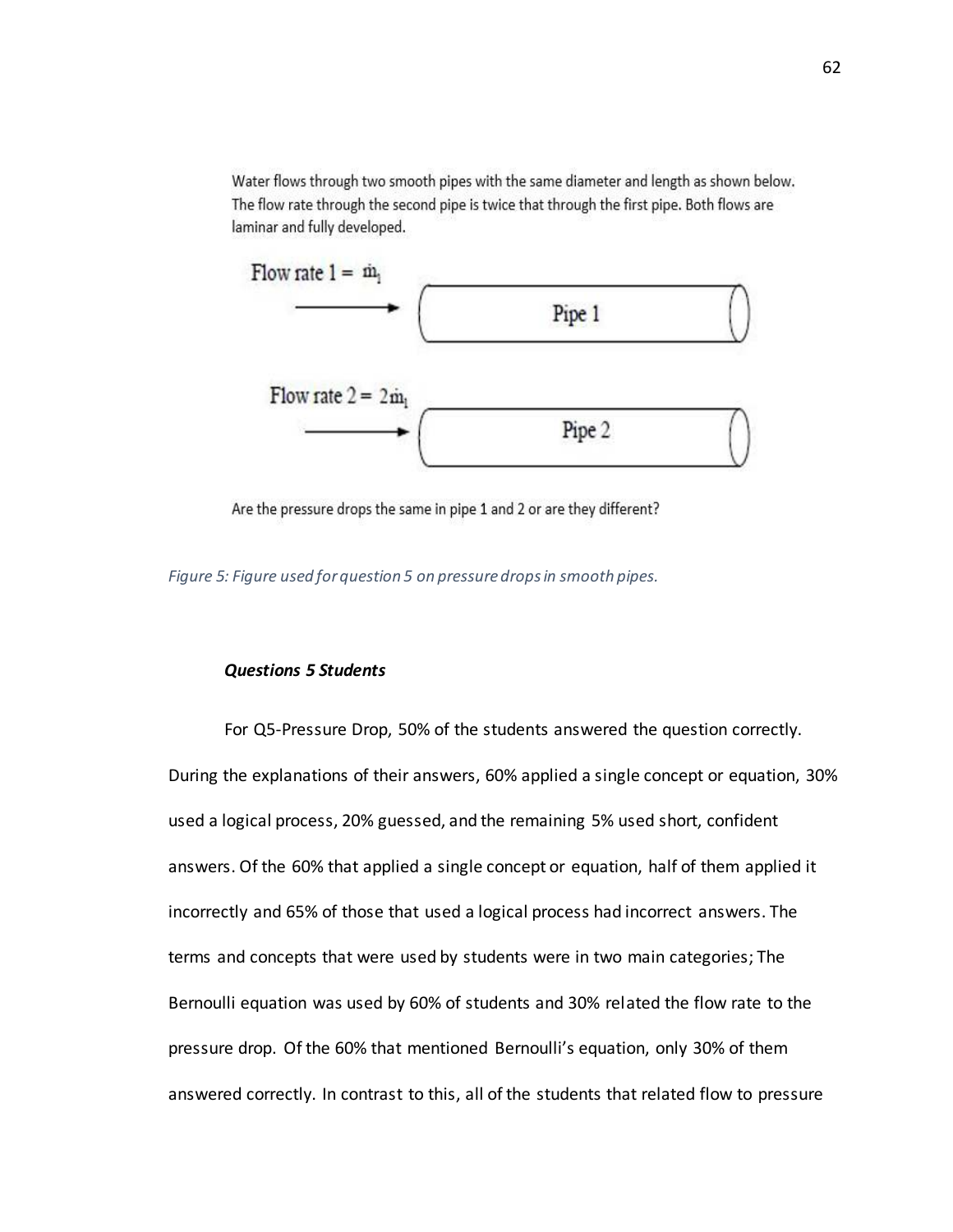Water flows through two smooth pipes with the same diameter and length as shown below. The flow rate through the second pipe is twice that through the first pipe. Both flows are laminar and fully developed.

Flow rate 1 = $\dot{m}_1$

Pipe 1

Flow rate 2 = $2\dot{m}_1$

Pipe 2

Are the pressure drops the same in pipe 1 and 2 or are they different?

*Figure 5: Figure used for question 5 on pressure drops in smooth pipes.*

***Questions 5 Students***

For Q5-Pressure Drop, 50% of the students answered the question correctly. During the explanations of their answers, 60% applied a single concept or equation, 30% used a logical process, 20% guessed, and the remaining 5% used short, confident answers. Of the 60% that applied a single concept or equation, half of them applied it incorrectly and 65% of those that used a logical process had incorrect answers. The terms and concepts that were used by students were in two main categories; The Bernoulli equation was used by 60% of students and 30% related the flow rate to the pressure drop. Of the 60% that mentioned Bernoulli's equation, only 30% of them answered correctly. In contrast to this, all of the students that related flow to pressure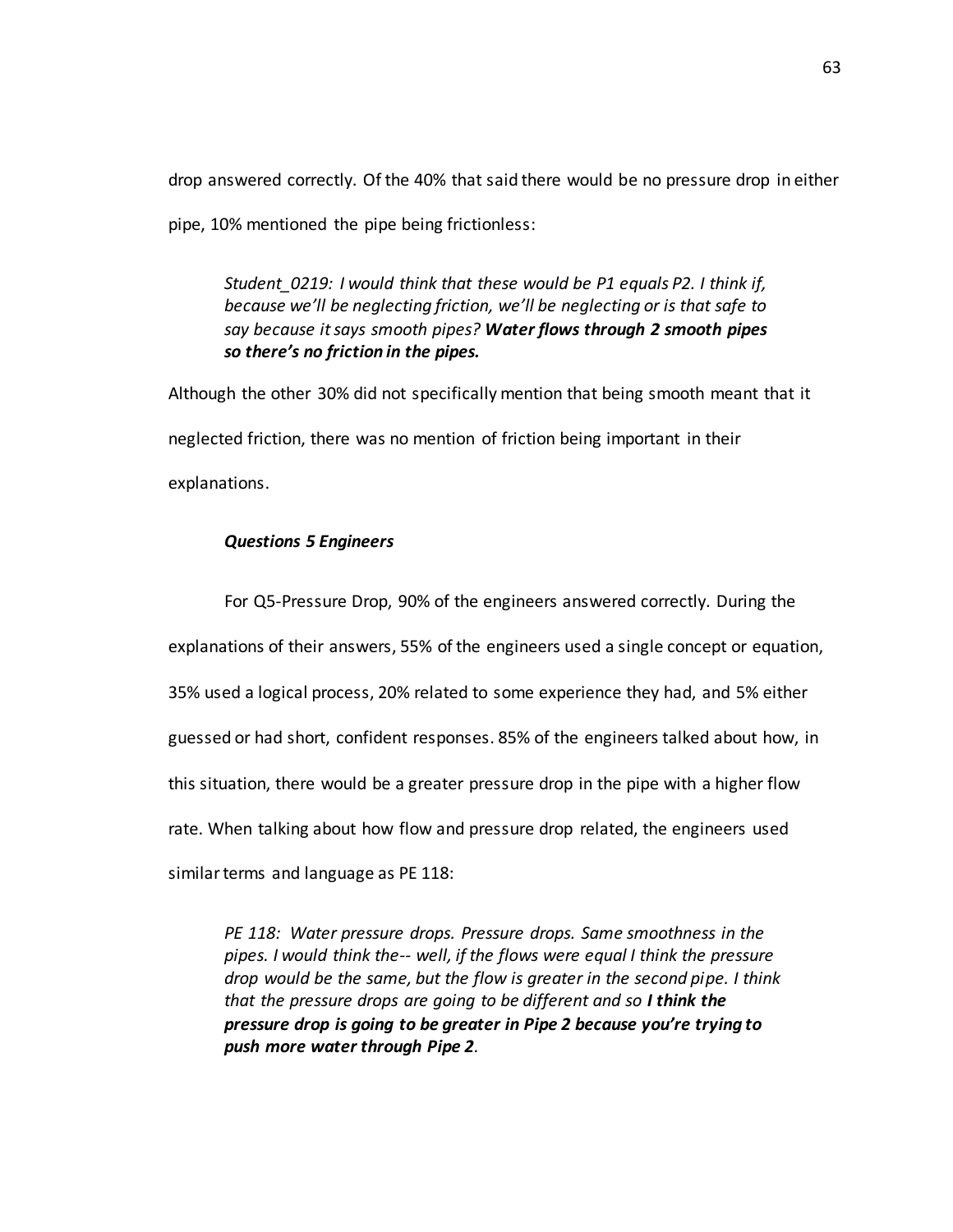drop answered correctly. Of the 40% that said there would be no pressure drop in either pipe, 10% mentioned the pipe being frictionless:

> *Student_0219: I would think that these would be P1 equals P2. I think if, because we'll be neglecting friction, we'll be neglecting or is that safe to say because it says smooth pipes?* ***Water flows through 2 smooth pipes so there's no friction in the pipes.***

Although the other 30% did not specifically mention that being smooth meant that it neglected friction, there was no mention of friction being important in their explanations.

### *Questions 5 Engineers*

For Q5-Pressure Drop, 90% of the engineers answered correctly. During the explanations of their answers, 55% of the engineers used a single concept or equation, 35% used a logical process, 20% related to some experience they had, and 5% either guessed or had short, confident responses. 85% of the engineers talked about how, in this situation, there would be a greater pressure drop in the pipe with a higher flow rate. When talking about how flow and pressure drop related, the engineers used similar terms and language as PE 118:

> *PE 118: Water pressure drops. Pressure drops. Same smoothness in the pipes. I would think the-- well, if the flows were equal I think the pressure drop would be the same, but the flow is greater in the second pipe. I think that the pressure drops are going to be different and so* ***I think the pressure drop is going to be greater in Pipe 2 because you're trying to push more water through Pipe 2****.*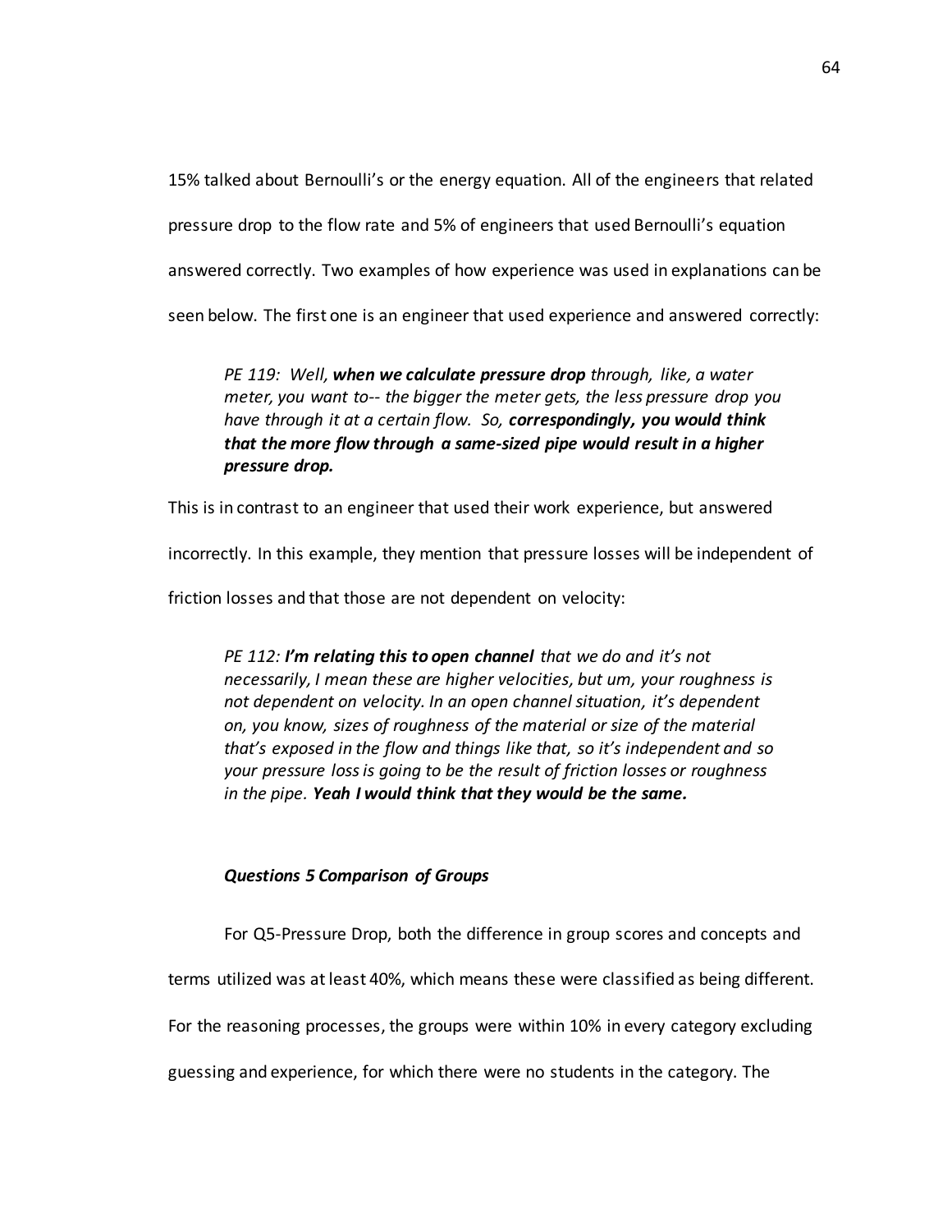15% talked about Bernoulli's or the energy equation. All of the engineers that related pressure drop to the flow rate and 5% of engineers that used Bernoulli's equation answered correctly. Two examples of how experience was used in explanations can be seen below. The first one is an engineer that used experience and answered correctly:

> *PE 119: Well, **when we calculate pressure drop** through, like, a water meter, you want to-- the bigger the meter gets, the less pressure drop you have through it at a certain flow. So, **correspondingly, you would think that the more flow through a same-sized pipe would result in a higher pressure drop.***

This is in contrast to an engineer that used their work experience, but answered incorrectly. In this example, they mention that pressure losses will be independent of friction losses and that those are not dependent on velocity:

> *PE 112: **I'm relating this to open channel** that we do and it's not necessarily, I mean these are higher velocities, but um, your roughness is not dependent on velocity. In an open channel situation, it's dependent on, you know, sizes of roughness of the material or size of the material that's exposed in the flow and things like that, so it's independent and so your pressure loss is going to be the result of friction losses or roughness in the pipe. **Yeah I would think that they would be the same.***

### *Questions 5 Comparison of Groups*

For Q5-Pressure Drop, both the difference in group scores and concepts and terms utilized was at least 40%, which means these were classified as being different. For the reasoning processes, the groups were within 10% in every category excluding guessing and experience, for which there were no students in the category. The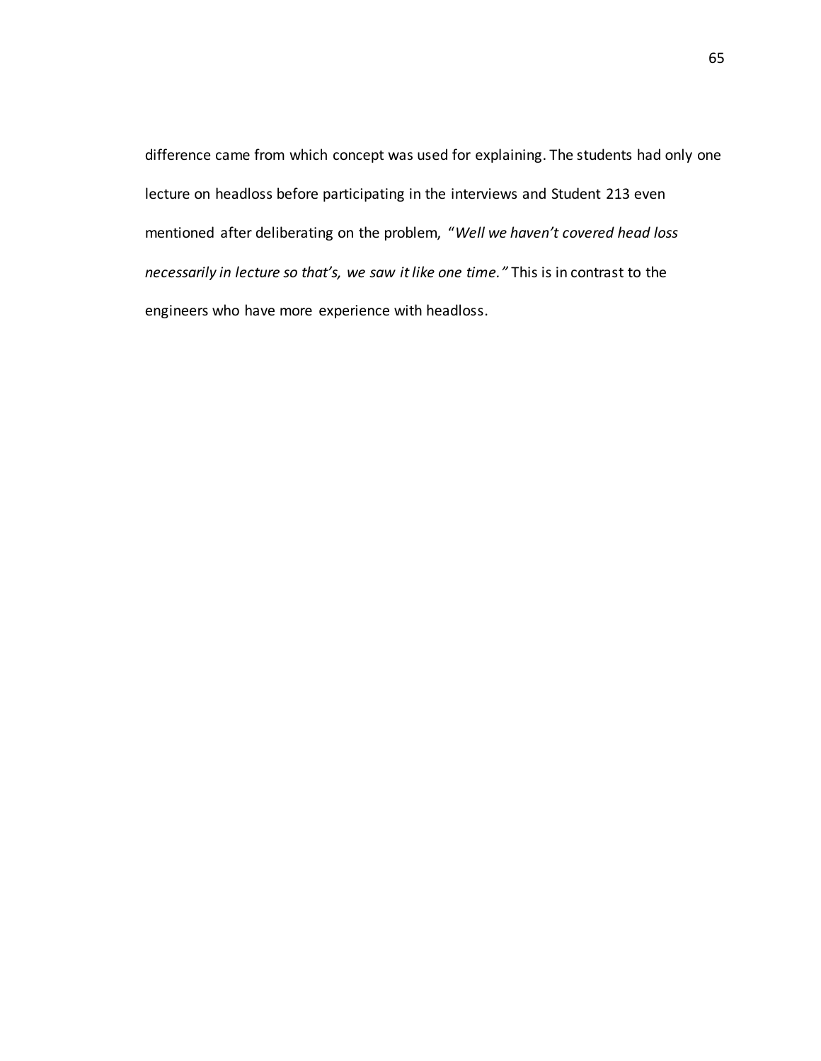difference came from which concept was used for explaining. The students had only one lecture on headloss before participating in the interviews and Student 213 even mentioned after deliberating on the problem, "*Well we haven't covered head loss necessarily in lecture so that's, we saw it like one time.*" This is in contrast to the engineers who have more experience with headloss.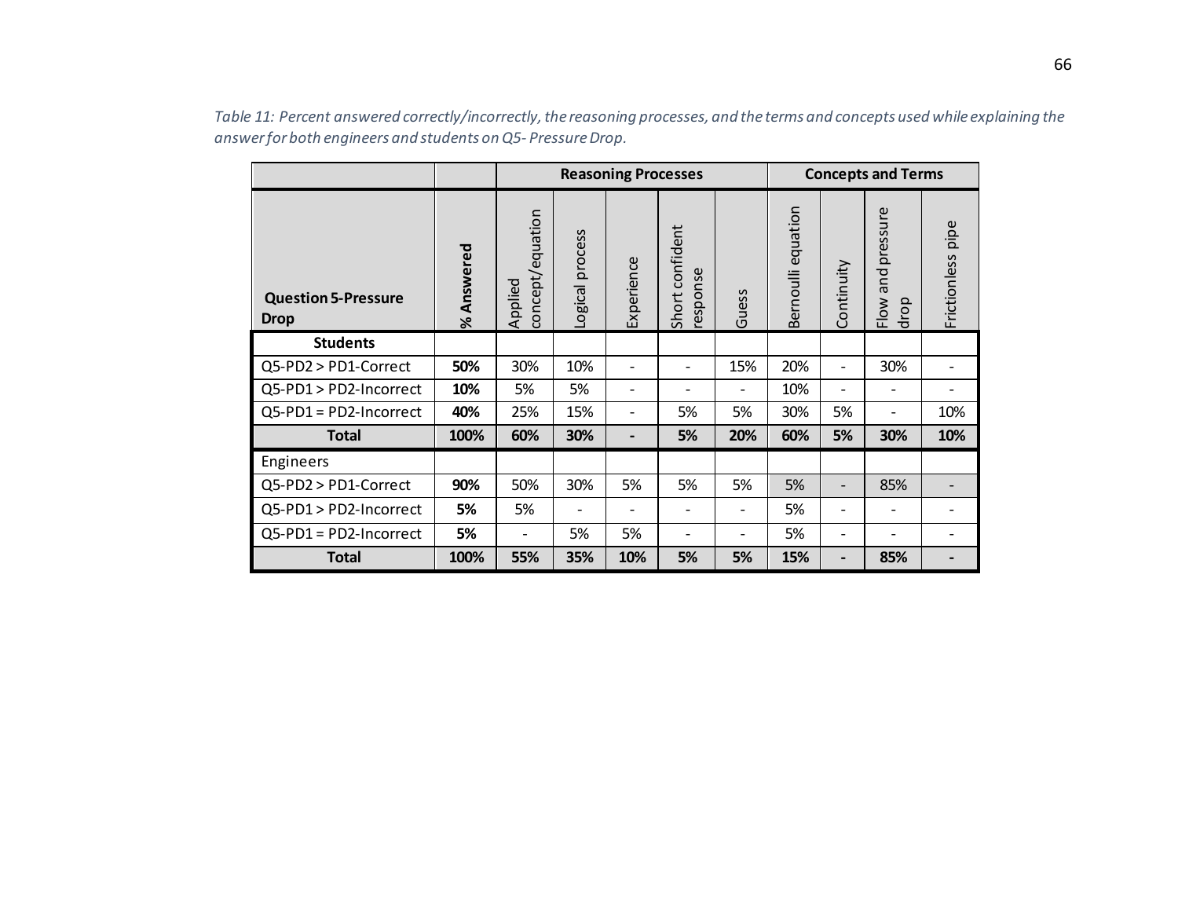*Table 11: Percent answered correctly/incorrectly, the reasoning processes, and the terms and concepts used while explaining the answer for both engineers and students on Q5- Pressure Drop.*

| | | Reasoning Processes | | | | | Concepts and Terms | | | |
|---|---|---|---|---|---|---|---|---|---|---|
| **Question 5-Pressure Drop** | **% Answered** | Applied concept/equation | Logical process | Experience | Short confident response | Guess | Bernoulli equation | Continuity | Flow and pressure drop | Frictionless pipe |
| **Students** | | | | | | | | | | |
| Q5-PD2 > PD1-Correct | **50%** | 30% | 10% | - | - | 15% | 20% | - | 30% | - |
| Q5-PD1 > PD2-Incorrect | **10%** | 5% | 5% | - | - | - | 10% | - | - | - |
| Q5-PD1 = PD2-Incorrect | **40%** | 25% | 15% | - | 5% | 5% | 30% | 5% | - | 10% |
| **Total** | **100%** | **60%** | **30%** | **-** | **5%** | **20%** | **60%** | **5%** | **30%** | **10%** |
| Engineers | | | | | | | | | | |
| Q5-PD2 > PD1-Correct | **90%** | 50% | 30% | 5% | 5% | 5% | 5% | - | 85% | - |
| Q5-PD1 > PD2-Incorrect | **5%** | 5% | - | - | - | - | 5% | - | - | - |
| Q5-PD1 = PD2-Incorrect | **5%** | - | 5% | 5% | - | - | 5% | - | - | - |
| **Total** | **100%** | **55%** | **35%** | **10%** | **5%** | **5%** | **15%** | **-** | **85%** | **-** |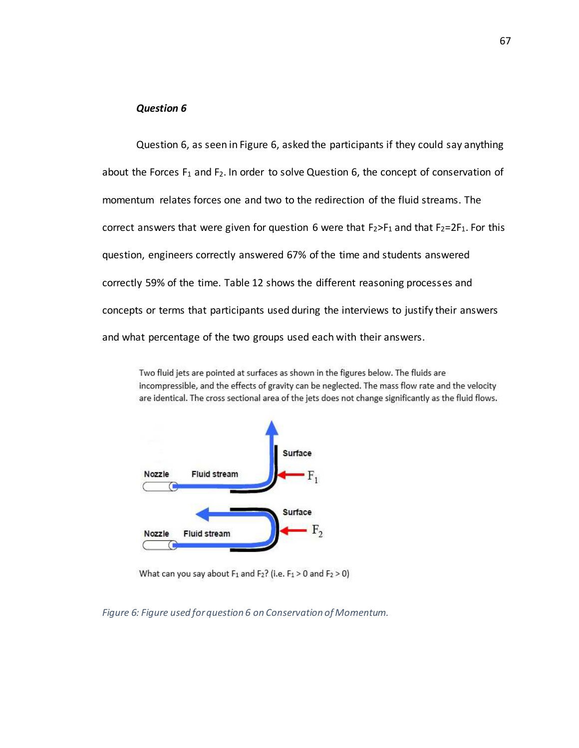### *Question 6*

Question 6, as seen in Figure 6, asked the participants if they could say anything about the Forces $F_1$ and $F_2$. In order to solve Question 6, the concept of conservation of momentum relates forces one and two to the redirection of the fluid streams. The correct answers that were given for question 6 were that $F_2 > F_1$ and that $F_2 = 2F_1$. For this question, engineers correctly answered 67% of the time and students answered correctly 59% of the time. Table 12 shows the different reasoning processes and concepts or terms that participants used during the interviews to justify their answers and what percentage of the two groups used each with their answers.

Two fluid jets are pointed at surfaces as shown in the figures below. The fluids are incompressible, and the effects of gravity can be neglected. The mass flow rate and the velocity are identical. The cross sectional area of the jets does not change significantly as the fluid flows.

What can you say about $F_1$ and $F_2$? (i.e. $F_1 > 0$ and $F_2 > 0$)

*Figure 6: Figure used for question 6 on Conservation of Momentum.*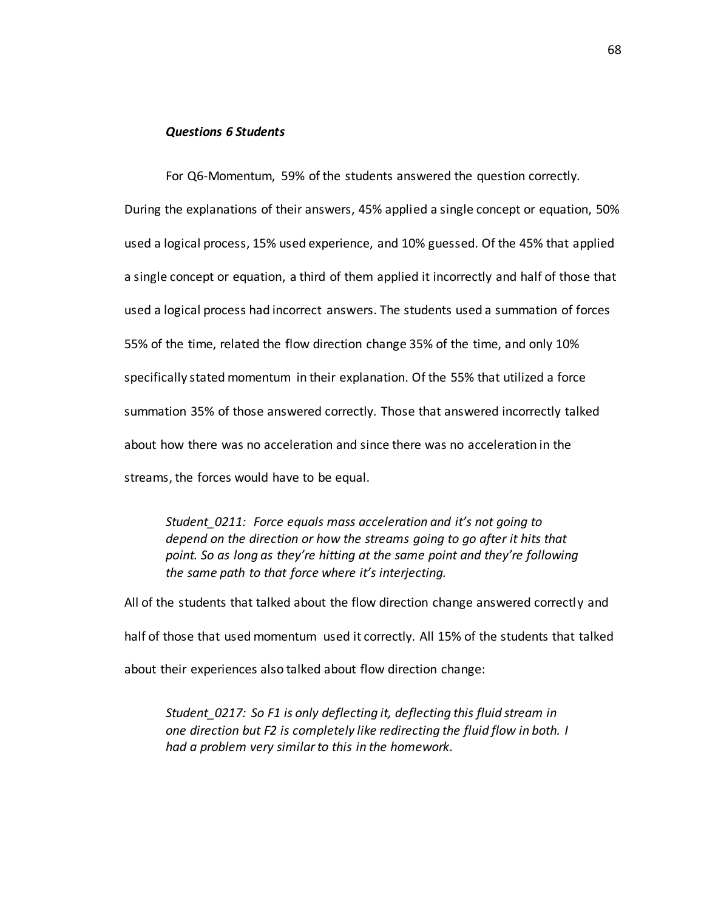### *Questions 6 Students*

For Q6-Momentum, 59% of the students answered the question correctly. During the explanations of their answers, 45% applied a single concept or equation, 50% used a logical process, 15% used experience, and 10% guessed. Of the 45% that applied a single concept or equation, a third of them applied it incorrectly and half of those that used a logical process had incorrect answers. The students used a summation of forces 55% of the time, related the flow direction change 35% of the time, and only 10% specifically stated momentum in their explanation. Of the 55% that utilized a force summation 35% of those answered correctly. Those that answered incorrectly talked about how there was no acceleration and since there was no acceleration in the streams, the forces would have to be equal.

> *Student_0211: Force equals mass acceleration and it's not going to depend on the direction or how the streams going to go after it hits that point. So as long as they're hitting at the same point and they're following the same path to that force where it's interjecting.*

All of the students that talked about the flow direction change answered correctly and half of those that used momentum used it correctly. All 15% of the students that talked about their experiences also talked about flow direction change:

> *Student_0217: So F1 is only deflecting it, deflecting this fluid stream in one direction but F2 is completely like redirecting the fluid flow in both. I had a problem very similar to this in the homework.*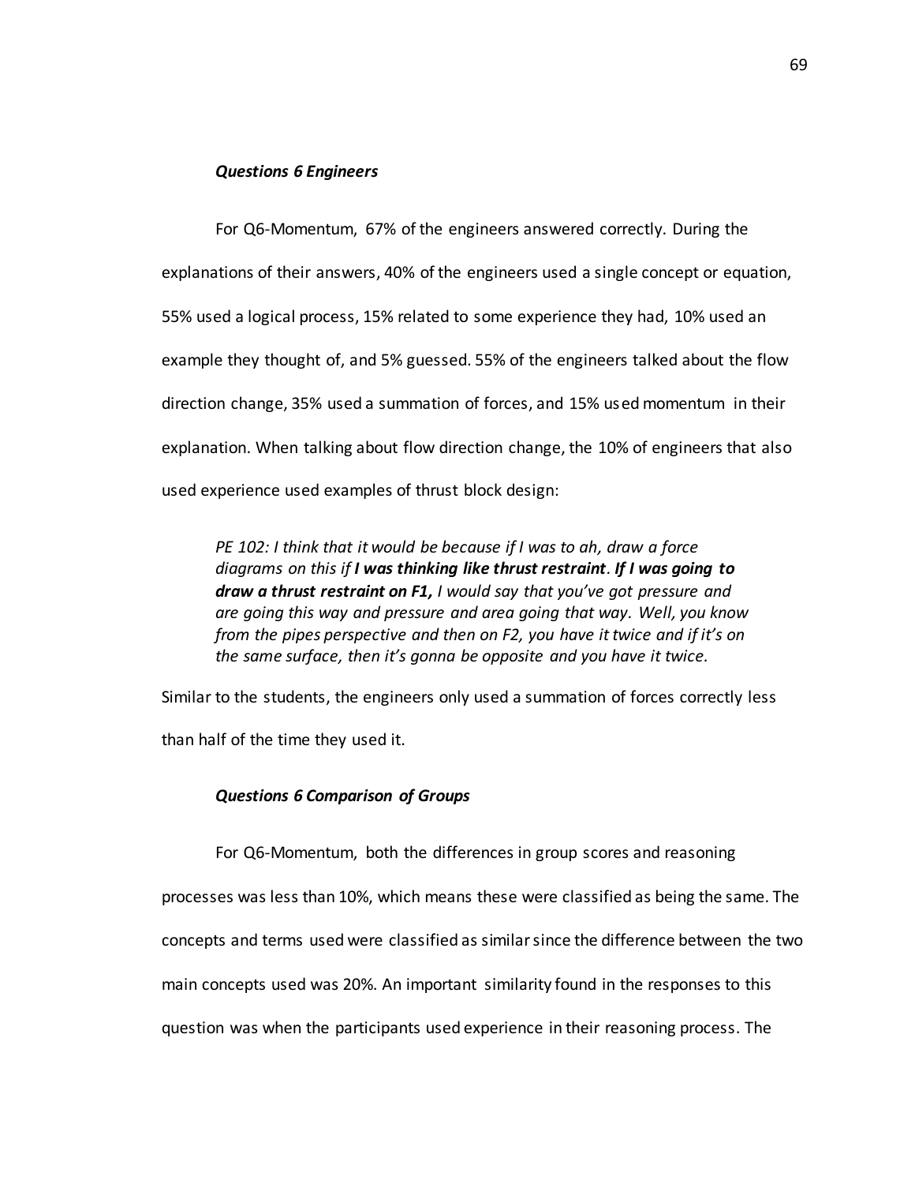### *Questions 6 Engineers*

For Q6-Momentum, 67% of the engineers answered correctly. During the explanations of their answers, 40% of the engineers used a single concept or equation, 55% used a logical process, 15% related to some experience they had, 10% used an example they thought of, and 5% guessed. 55% of the engineers talked about the flow direction change, 35% used a summation of forces, and 15% used momentum in their explanation. When talking about flow direction change, the 10% of engineers that also used experience used examples of thrust block design:

> *PE 102: I think that it would be because if I was to ah, draw a force diagrams on this if **I was thinking like thrust restraint**. **If I was going to draw a thrust restraint on F1,** I would say that you've got pressure and are going this way and pressure and area going that way. Well, you know from the pipes perspective and then on F2, you have it twice and if it's on the same surface, then it's gonna be opposite and you have it twice.*

Similar to the students, the engineers only used a summation of forces correctly less than half of the time they used it.

### *Questions 6 Comparison of Groups*

For Q6-Momentum, both the differences in group scores and reasoning processes was less than 10%, which means these were classified as being the same. The concepts and terms used were classified as similar since the difference between the two main concepts used was 20%. An important similarity found in the responses to this question was when the participants used experience in their reasoning process. The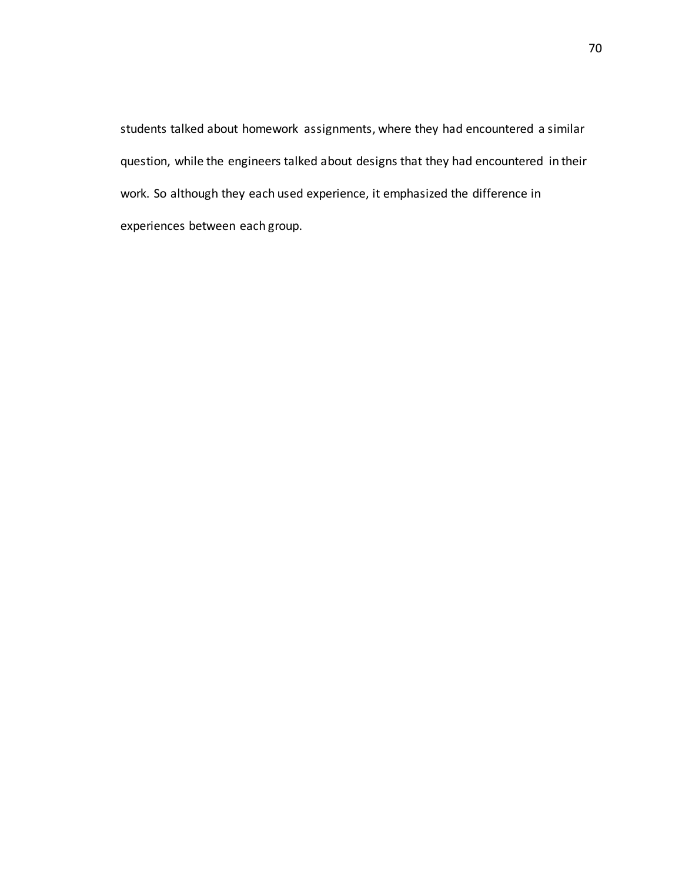students talked about homework assignments, where they had encountered a similar question, while the engineers talked about designs that they had encountered in their work. So although they each used experience, it emphasized the difference in experiences between each group.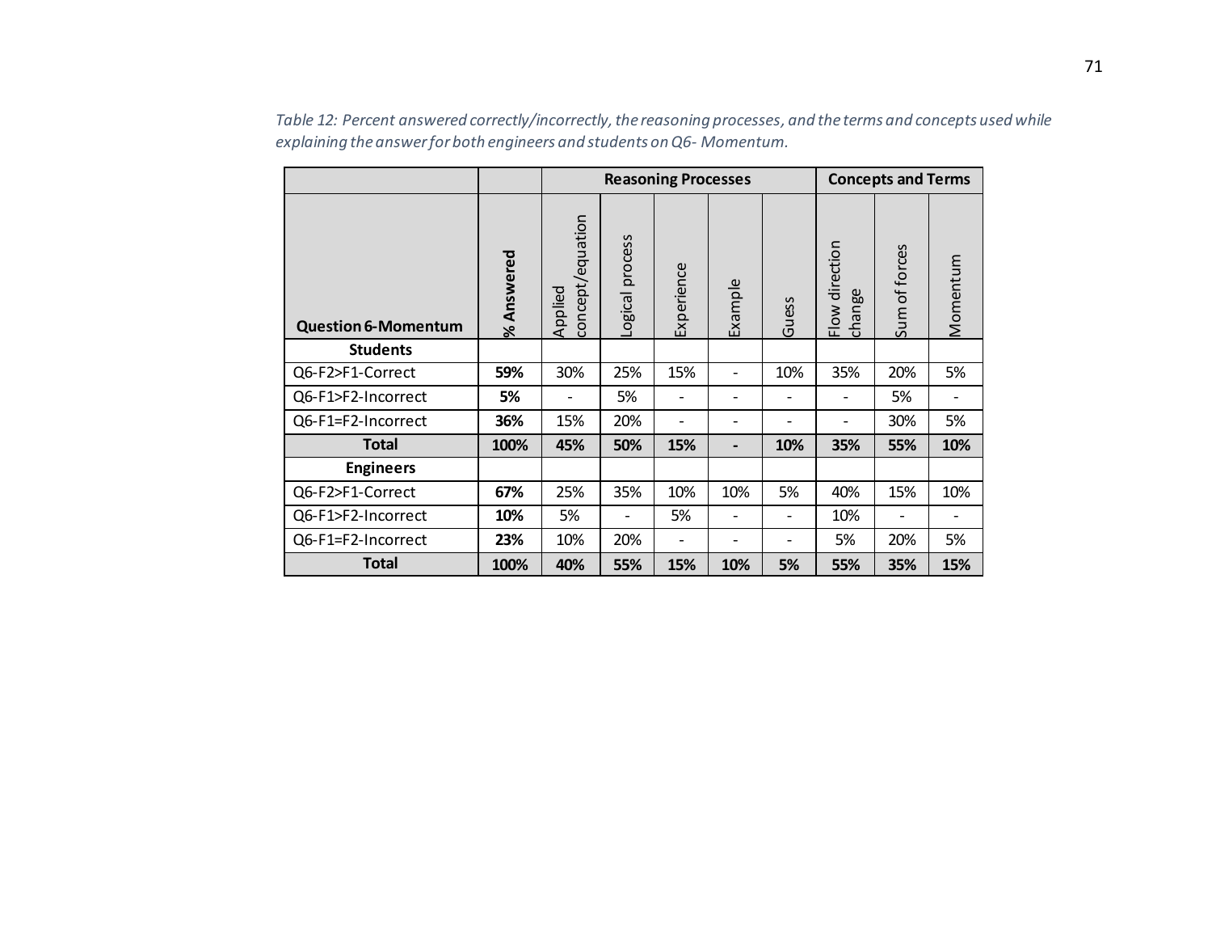*Table 12: Percent answered correctly/incorrectly, the reasoning processes, and the terms and concepts used while explaining the answer for both engineers and students on Q6- Momentum.*

| | | Reasoning Processes | | | | | Concepts and Terms | | |
|---|---|---|---|---|---|---|---|---|---|
| **Question 6-Momentum** | **% Answered** | Applied concept/equation | Logical process | Experience | Example | Guess | Flow direction change | Sum of forces | Momentum |
| **Students** | | | | | | | | | |
| Q6-F2>F1-Correct | **59%** | 30% | 25% | 15% | - | 10% | 35% | 20% | 5% |
| Q6-F1>F2-Incorrect | **5%** | - | 5% | - | - | - | - | 5% | - |
| Q6-F1=F2-Incorrect | **36%** | 15% | 20% | - | - | - | - | 30% | 5% |
| **Total** | **100%** | **45%** | **50%** | **15%** | **-** | **10%** | **35%** | **55%** | **10%** |
| **Engineers** | | | | | | | | | |
| Q6-F2>F1-Correct | **67%** | 25% | 35% | 10% | 10% | 5% | 40% | 15% | 10% |
| Q6-F1>F2-Incorrect | **10%** | 5% | - | 5% | - | - | 10% | - | - |
| Q6-F1=F2-Incorrect | **23%** | 10% | 20% | - | - | - | 5% | 20% | 5% |
| **Total** | **100%** | **40%** | **55%** | **15%** | **10%** | **5%** | **55%** | **35%** | **15%** |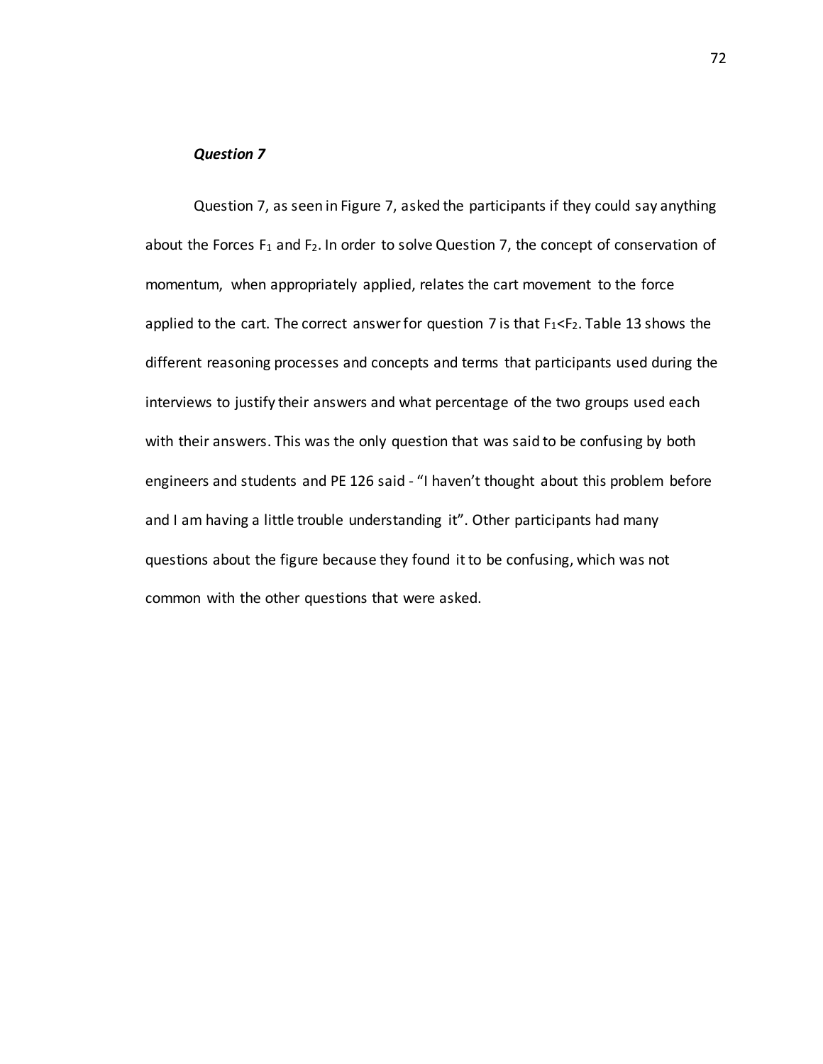### *Question 7*

Question 7, as seen in Figure 7, asked the participants if they could say anything about the Forces $F_1$ and $F_2$. In order to solve Question 7, the concept of conservation of momentum, when appropriately applied, relates the cart movement to the force applied to the cart. The correct answer for question 7 is that $F_1<F_2$. Table 13 shows the different reasoning processes and concepts and terms that participants used during the interviews to justify their answers and what percentage of the two groups used each with their answers. This was the only question that was said to be confusing by both engineers and students and PE 126 said - "I haven't thought about this problem before and I am having a little trouble understanding it". Other participants had many questions about the figure because they found it to be confusing, which was not common with the other questions that were asked.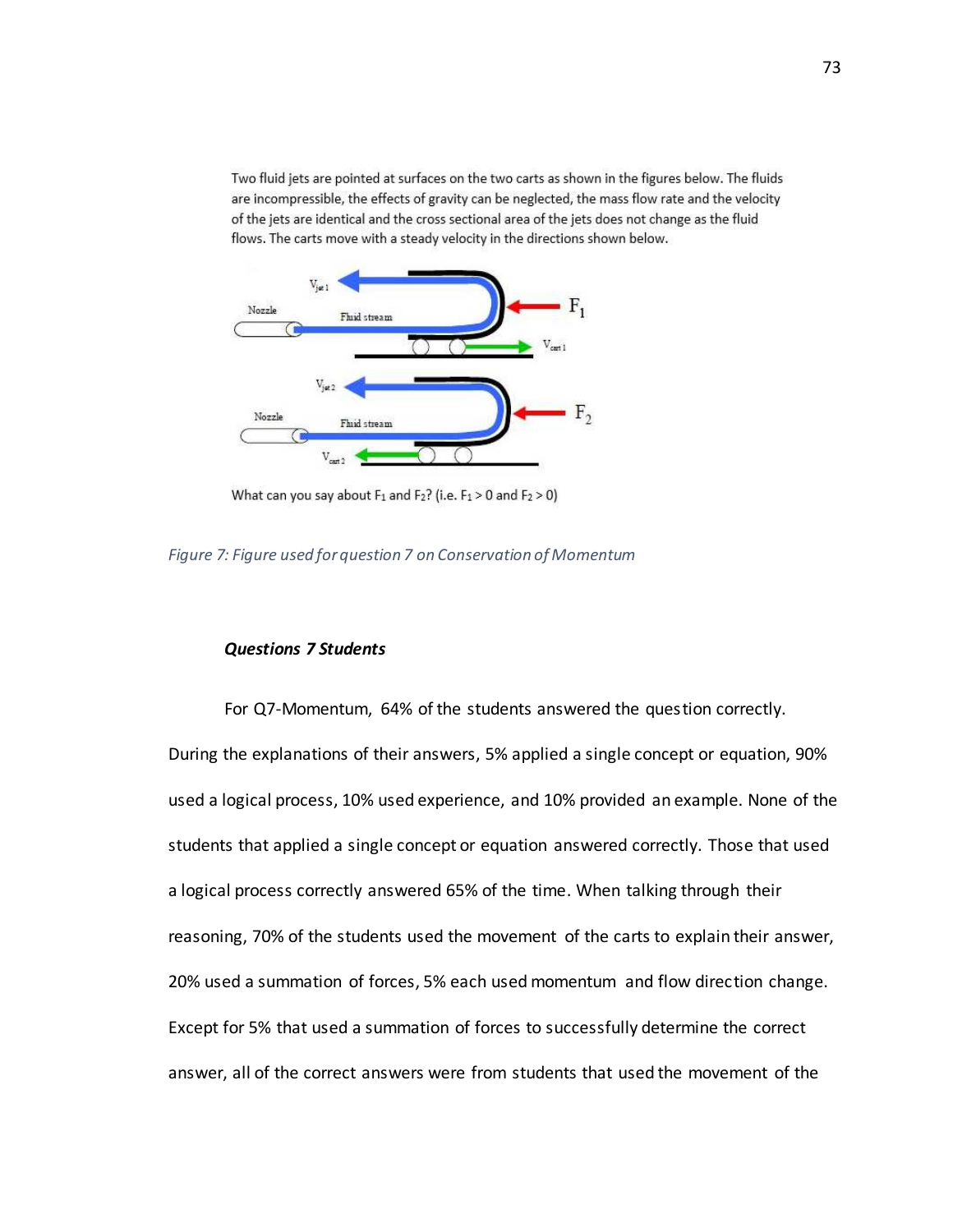Two fluid jets are pointed at surfaces on the two carts as shown in the figures below. The fluids are incompressible, the effects of gravity can be neglected, the mass flow rate and the velocity of the jets are identical and the cross sectional area of the jets does not change as the fluid flows. The carts move with a steady velocity in the directions shown below.

What can you say about $F_1$ and $F_2$? (i.e. $F_1 > 0$ and $F_2 > 0$)

*Figure 7: Figure used for question 7 on Conservation of Momentum*

***Questions 7 Students***

For Q7-Momentum, 64% of the students answered the question correctly. During the explanations of their answers, 5% applied a single concept or equation, 90% used a logical process, 10% used experience, and 10% provided an example. None of the students that applied a single concept or equation answered correctly. Those that used a logical process correctly answered 65% of the time. When talking through their reasoning, 70% of the students used the movement of the carts to explain their answer, 20% used a summation of forces, 5% each used momentum and flow direction change. Except for 5% that used a summation of forces to successfully determine the correct answer, all of the correct answers were from students that used the movement of the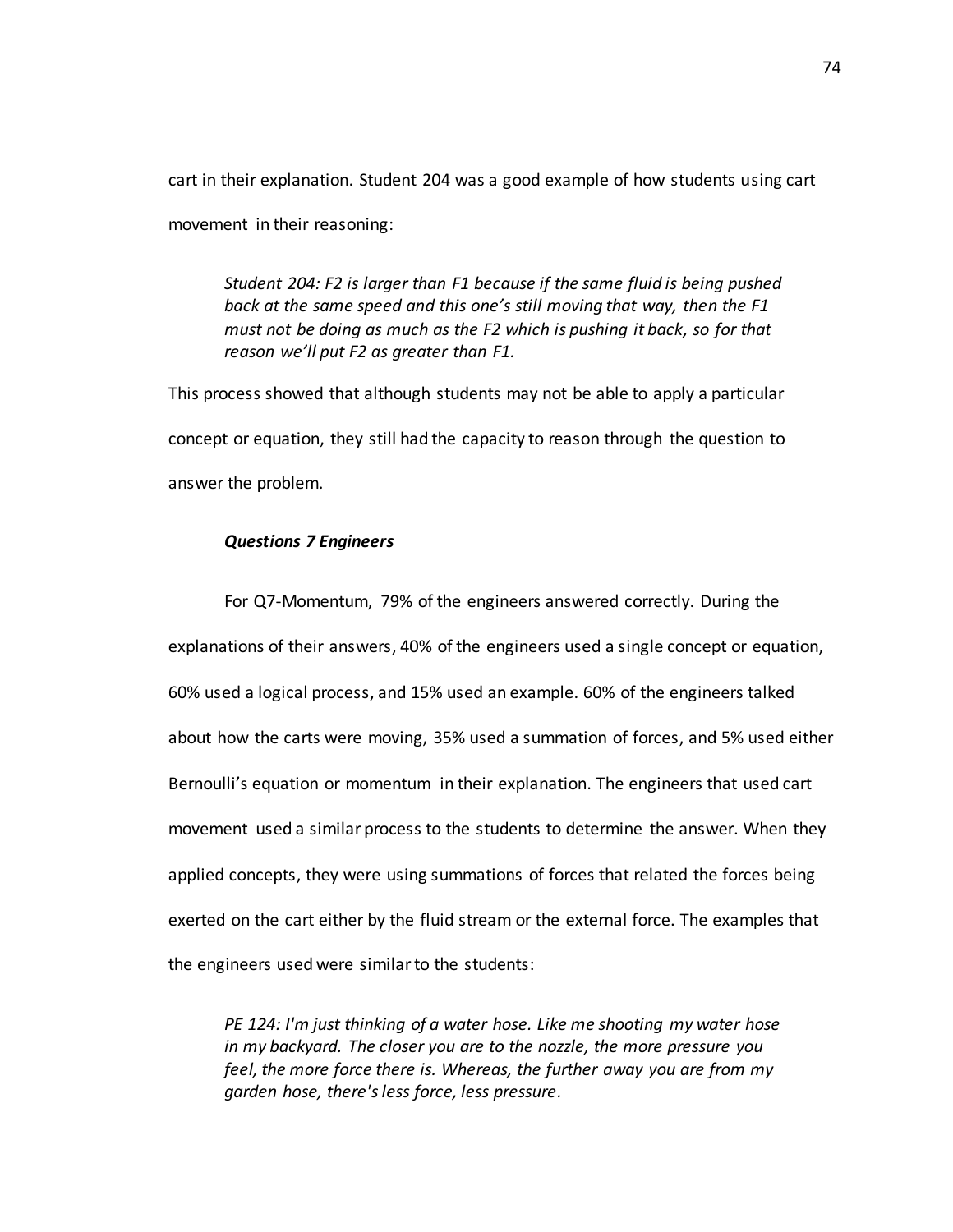cart in their explanation. Student 204 was a good example of how students using cart movement in their reasoning:

> *Student 204: F2 is larger than F1 because if the same fluid is being pushed back at the same speed and this one's still moving that way, then the F1 must not be doing as much as the F2 which is pushing it back, so for that reason we'll put F2 as greater than F1.*

This process showed that although students may not be able to apply a particular concept or equation, they still had the capacity to reason through the question to answer the problem.

#### ***Questions 7 Engineers***

For Q7-Momentum, 79% of the engineers answered correctly. During the explanations of their answers, 40% of the engineers used a single concept or equation, 60% used a logical process, and 15% used an example. 60% of the engineers talked about how the carts were moving, 35% used a summation of forces, and 5% used either Bernoulli's equation or momentum in their explanation. The engineers that used cart movement used a similar process to the students to determine the answer. When they applied concepts, they were using summations of forces that related the forces being exerted on the cart either by the fluid stream or the external force. The examples that the engineers used were similar to the students:

> *PE 124: I'm just thinking of a water hose. Like me shooting my water hose in my backyard. The closer you are to the nozzle, the more pressure you feel, the more force there is. Whereas, the further away you are from my garden hose, there's less force, less pressure.*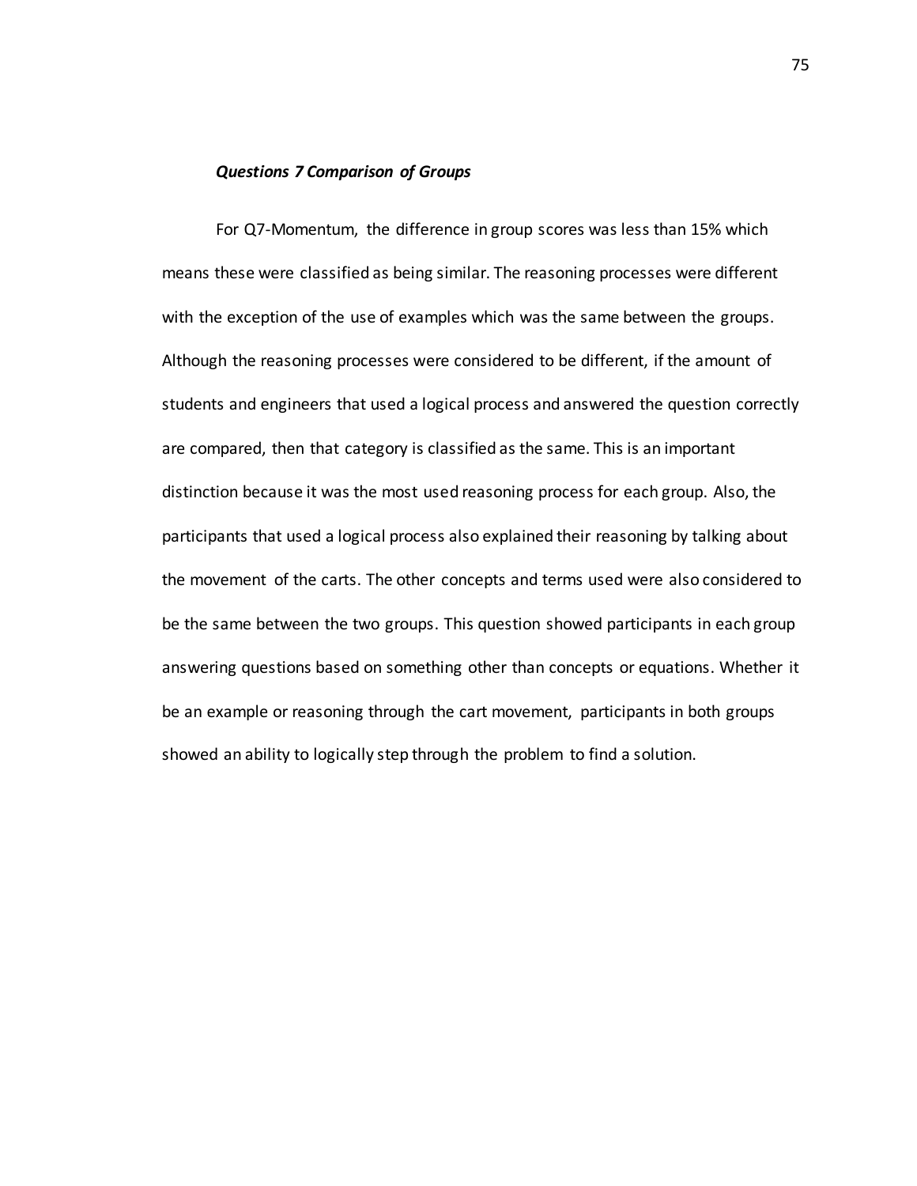### *Questions 7 Comparison of Groups*

For Q7-Momentum, the difference in group scores was less than 15% which means these were classified as being similar. The reasoning processes were different with the exception of the use of examples which was the same between the groups. Although the reasoning processes were considered to be different, if the amount of students and engineers that used a logical process and answered the question correctly are compared, then that category is classified as the same. This is an important distinction because it was the most used reasoning process for each group. Also, the participants that used a logical process also explained their reasoning by talking about the movement of the carts. The other concepts and terms used were also considered to be the same between the two groups. This question showed participants in each group answering questions based on something other than concepts or equations. Whether it be an example or reasoning through the cart movement, participants in both groups showed an ability to logically step through the problem to find a solution.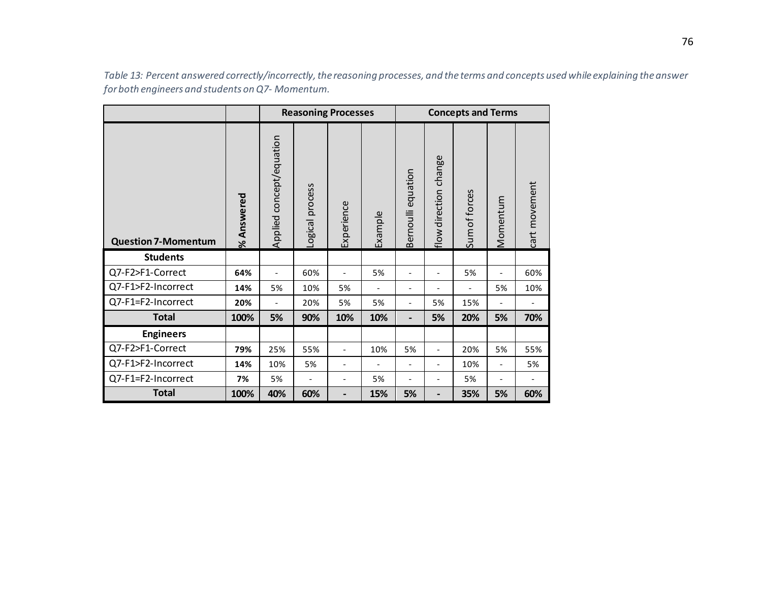*Table 13: Percent answered correctly/incorrectly, the reasoning processes, and the terms and concepts used while explaining the answer for both engineers and students on Q7- Momentum.*

| | | Reasoning Processes | | | | Concepts and Terms | | | | |
|---|---|---|---|---|---|---|---|---|---|---|
| **Question 7-Momentum** | **% Answered** | Applied concept/equation | Logical process | Experience | Example | Bernoulli equation | flow direction change | Sum of forces | Momentum | cart movement |
| **Students** | | | | | | | | | | |
| Q7-F2>F1-Correct | **64%** | - | 60% | - | 5% | - | - | 5% | - | 60% |
| Q7-F1>F2-Incorrect | **14%** | 5% | 10% | 5% | - | - | - | - | 5% | 10% |
| Q7-F1=F2-Incorrect | **20%** | - | 20% | 5% | 5% | - | 5% | 15% | - | - |
| **Total** | **100%** | **5%** | **90%** | **10%** | **10%** | **-** | **5%** | **20%** | **5%** | **70%** |
| **Engineers** | | | | | | | | | | |
| Q7-F2>F1-Correct | **79%** | 25% | 55% | - | 10% | 5% | - | 20% | 5% | 55% |
| Q7-F1>F2-Incorrect | **14%** | 10% | 5% | - | - | - | - | 10% | - | 5% |
| Q7-F1=F2-Incorrect | **7%** | 5% | - | - | 5% | - | - | 5% | - | - |
| **Total** | **100%** | **40%** | **60%** | **-** | **15%** | **5%** | **-** | **35%** | **5%** | **60%** |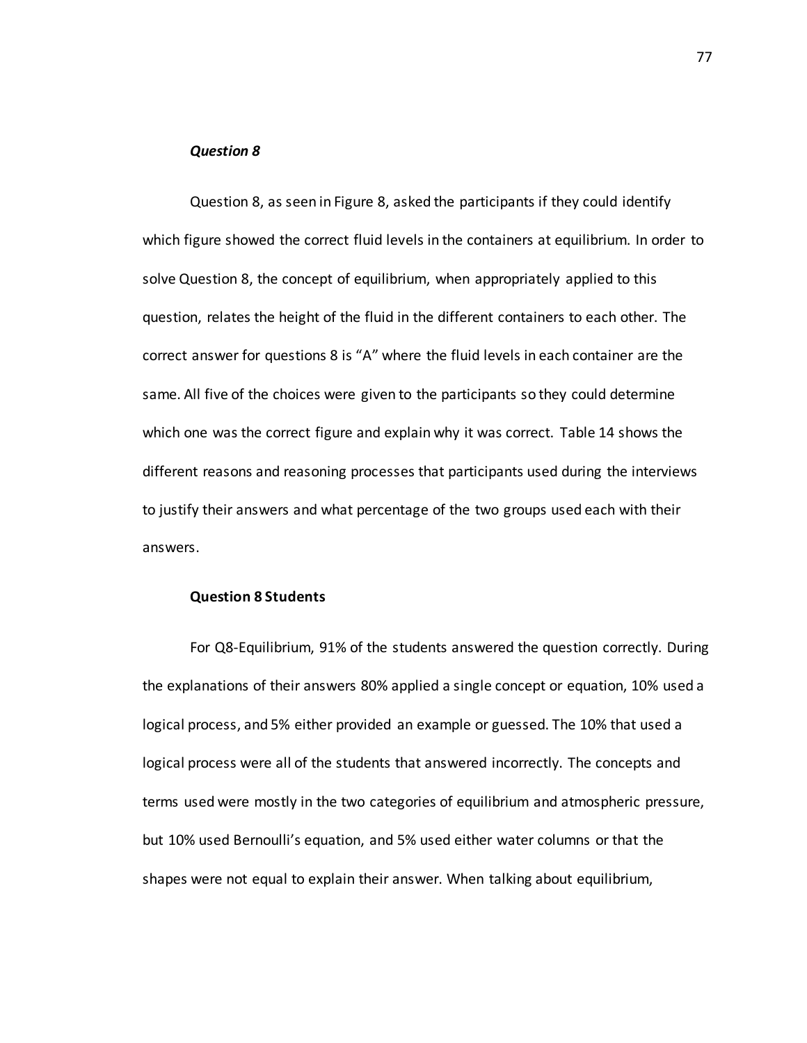### *Question 8*

Question 8, as seen in Figure 8, asked the participants if they could identify which figure showed the correct fluid levels in the containers at equilibrium. In order to solve Question 8, the concept of equilibrium, when appropriately applied to this question, relates the height of the fluid in the different containers to each other. The correct answer for questions 8 is “A” where the fluid levels in each container are the same. All five of the choices were given to the participants so they could determine which one was the correct figure and explain why it was correct. Table 14 shows the different reasons and reasoning processes that participants used during the interviews to justify their answers and what percentage of the two groups used each with their answers.

#### **Question 8 Students**

For Q8-Equilibrium, 91% of the students answered the question correctly. During the explanations of their answers 80% applied a single concept or equation, 10% used a logical process, and 5% either provided an example or guessed. The 10% that used a logical process were all of the students that answered incorrectly. The concepts and terms used were mostly in the two categories of equilibrium and atmospheric pressure, but 10% used Bernoulli’s equation, and 5% used either water columns or that the shapes were not equal to explain their answer. When talking about equilibrium,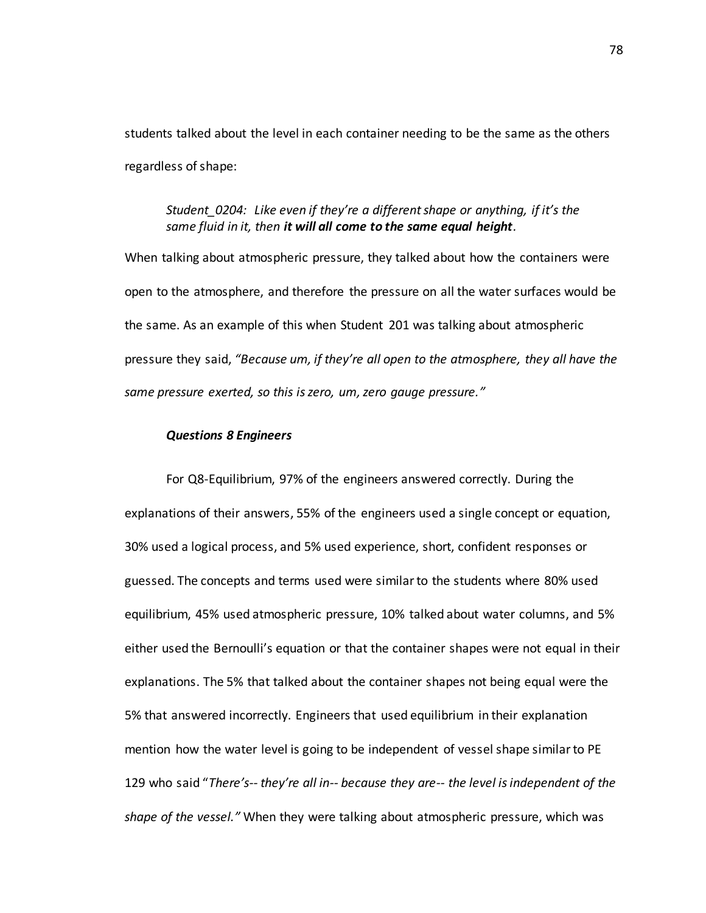students talked about the level in each container needing to be the same as the others regardless of shape:

> *Student_0204: Like even if they're a different shape or anything, if it's the same fluid in it, then* ***it will all come to the same equal height****.*

When talking about atmospheric pressure, they talked about how the containers were open to the atmosphere, and therefore the pressure on all the water surfaces would be the same. As an example of this when Student 201 was talking about atmospheric pressure they said, *"Because um, if they're all open to the atmosphere, they all have the same pressure exerted, so this is zero, um, zero gauge pressure."*

#### *Questions 8 Engineers*

For Q8-Equilibrium, 97% of the engineers answered correctly. During the explanations of their answers, 55% of the engineers used a single concept or equation, 30% used a logical process, and 5% used experience, short, confident responses or guessed. The concepts and terms used were similar to the students where 80% used equilibrium, 45% used atmospheric pressure, 10% talked about water columns, and 5% either used the Bernoulli's equation or that the container shapes were not equal in their explanations. The 5% that talked about the container shapes not being equal were the 5% that answered incorrectly. Engineers that used equilibrium in their explanation mention how the water level is going to be independent of vessel shape similar to PE 129 who said "*There's-- they're all in-- because they are-- the level is independent of the shape of the vessel."* When they were talking about atmospheric pressure, which was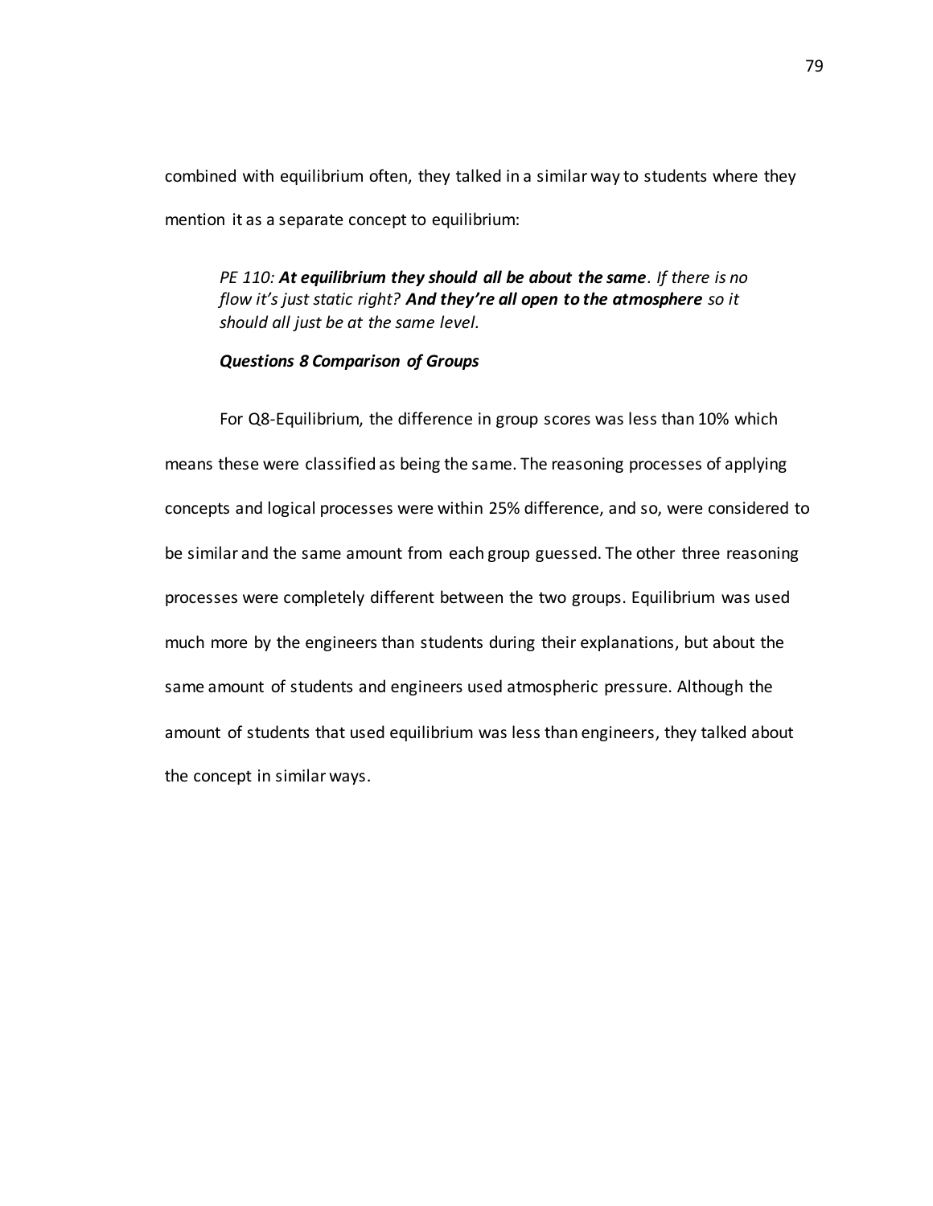combined with equilibrium often, they talked in a similar way to students where they mention it as a separate concept to equilibrium:

> *PE 110:* ***At equilibrium they should all be about the same****. If there is no flow it's just static right?* ***And they're all open to the atmosphere*** *so it should all just be at the same level.*

### ***Questions 8 Comparison of Groups***

For Q8-Equilibrium, the difference in group scores was less than 10% which means these were classified as being the same. The reasoning processes of applying concepts and logical processes were within 25% difference, and so, were considered to be similar and the same amount from each group guessed. The other three reasoning processes were completely different between the two groups. Equilibrium was used much more by the engineers than students during their explanations, but about the same amount of students and engineers used atmospheric pressure. Although the amount of students that used equilibrium was less than engineers, they talked about the concept in similar ways.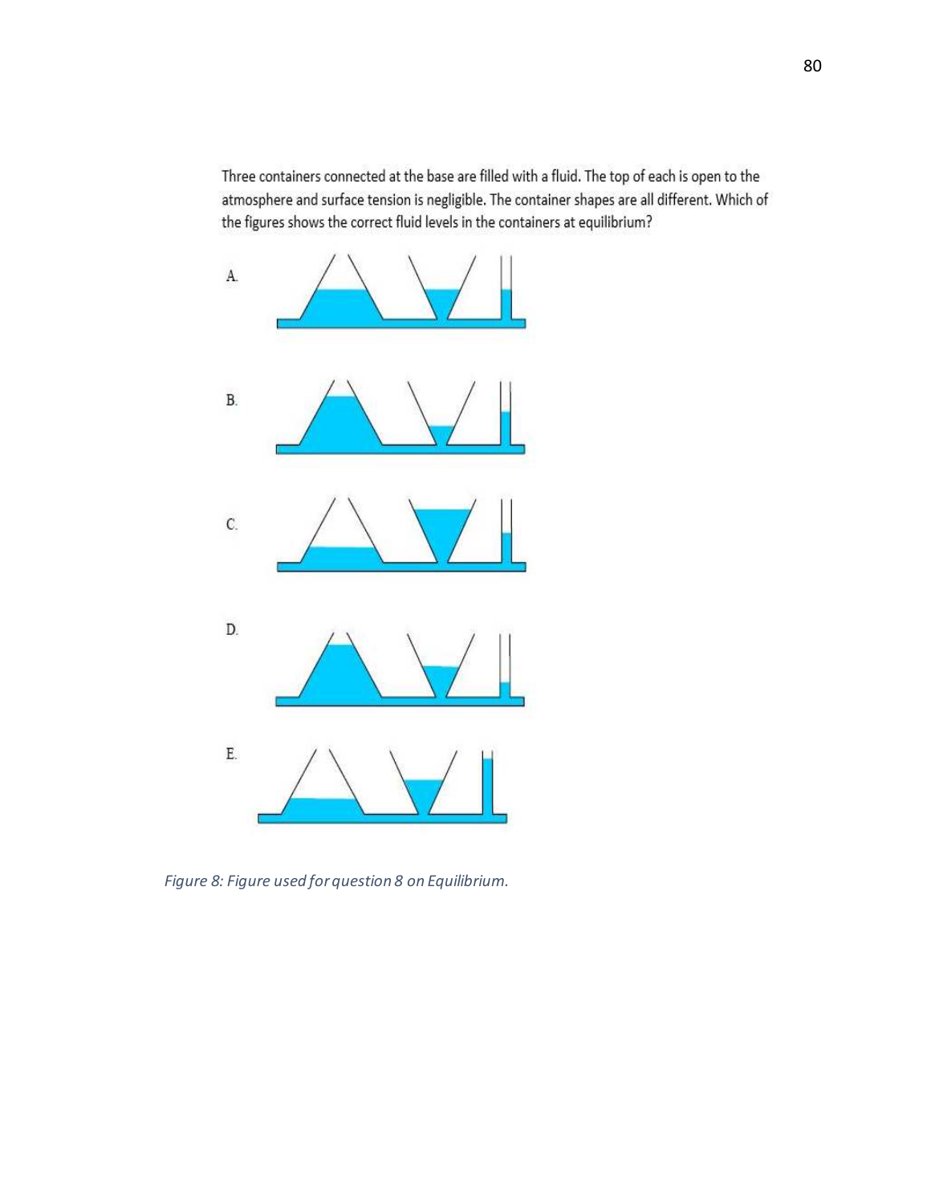Three containers connected at the base are filled with a fluid. The top of each is open to the atmosphere and surface tension is negligible. The container shapes are all different. Which of the figures shows the correct fluid levels in the containers at equilibrium?

A.

B.

C.

D.

E.

*Figure 8: Figure used for question 8 on Equilibrium.*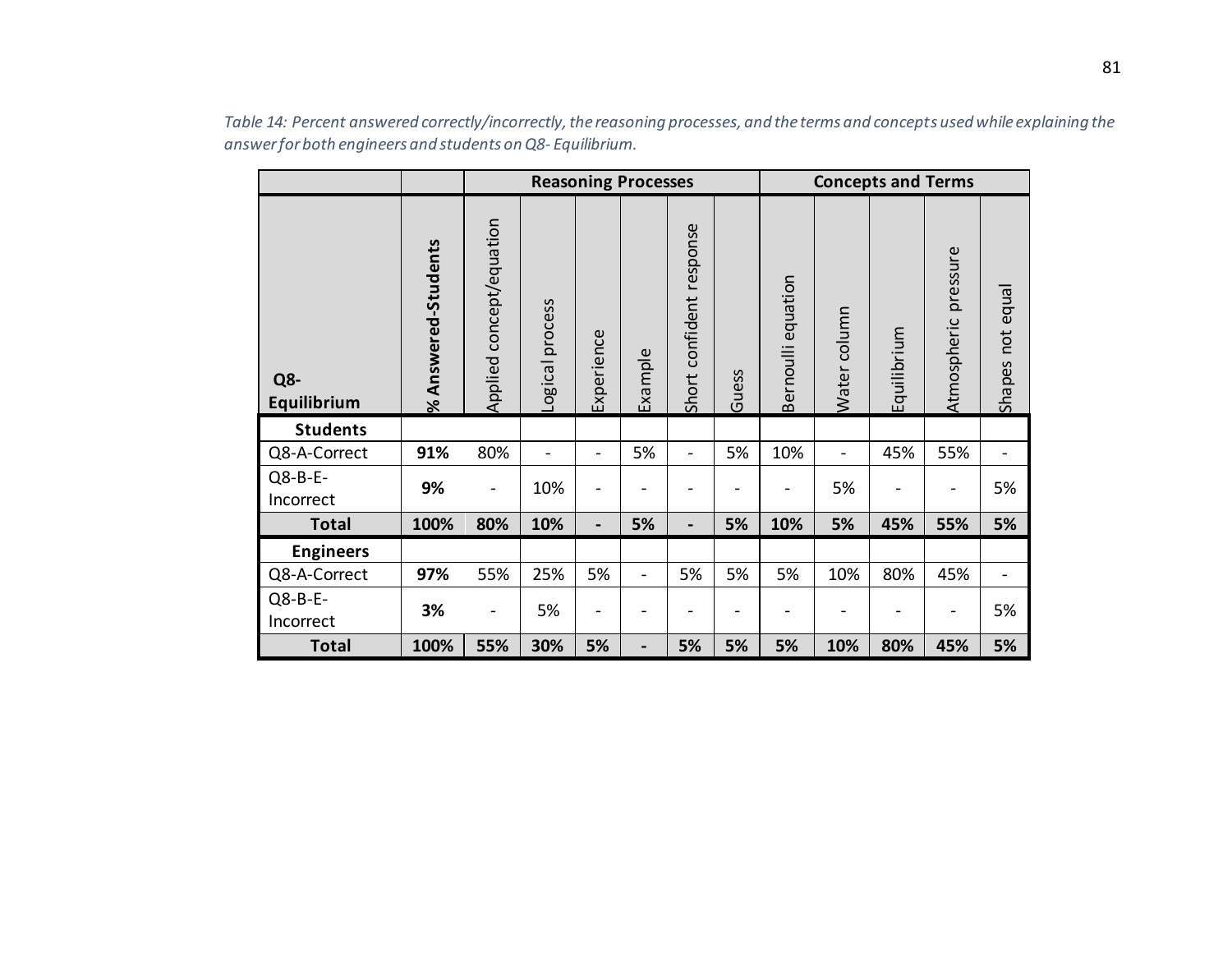*Table 14: Percent answered correctly/incorrectly, the reasoning processes, and the terms and concepts used while explaining the answer for both engineers and students on Q8- Equilibrium.*

| | | Reasoning Processes | | | | | | Concepts and Terms | | | | |
|---|---|---|---|---|---|---|---|---|---|---|---|---|
| **Q8- Equilibrium** | **% Answered-Students** | Applied concept/equation | Logical process | Experience | Example | Short confident response | Guess | Bernoulli equation | Water column | Equilibrium | Atmospheric pressure | Shapes not equal |
| **Students** | | | | | | | | | | | | |
| Q8-A-Correct | **91%** | 80% | - | - | 5% | - | 5% | 10% | - | 45% | 55% | - |
| Q8-B-E-Incorrect | **9%** | - | 10% | - | - | - | - | - | 5% | - | - | 5% |
| **Total** | **100%** | **80%** | **10%** | **-** | **5%** | **-** | **5%** | **10%** | **5%** | **45%** | **55%** | **5%** |
| **Engineers** | | | | | | | | | | | | |
| Q8-A-Correct | **97%** | 55% | 25% | 5% | - | 5% | 5% | 5% | 10% | 80% | 45% | - |
| Q8-B-E-Incorrect | **3%** | - | 5% | - | - | - | - | - | - | - | - | 5% |
| **Total** | **100%** | **55%** | **30%** | **5%** | **-** | **5%** | **5%** | **5%** | **10%** | **80%** | **45%** | **5%** |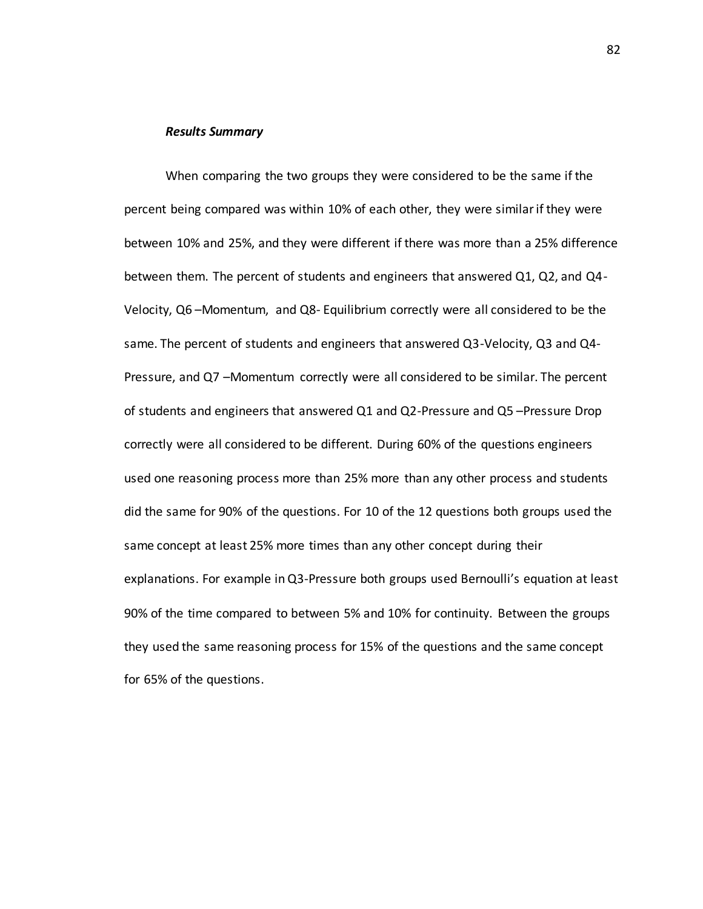### *Results Summary*

When comparing the two groups they were considered to be the same if the percent being compared was within 10% of each other, they were similar if they were between 10% and 25%, and they were different if there was more than a 25% difference between them. The percent of students and engineers that answered Q1, Q2, and Q4-Velocity, Q6 –Momentum, and Q8- Equilibrium correctly were all considered to be the same. The percent of students and engineers that answered Q3-Velocity, Q3 and Q4-Pressure, and Q7 –Momentum correctly were all considered to be similar. The percent of students and engineers that answered Q1 and Q2-Pressure and Q5 –Pressure Drop correctly were all considered to be different. During 60% of the questions engineers used one reasoning process more than 25% more than any other process and students did the same for 90% of the questions. For 10 of the 12 questions both groups used the same concept at least 25% more times than any other concept during their explanations. For example in Q3-Pressure both groups used Bernoulli's equation at least 90% of the time compared to between 5% and 10% for continuity. Between the groups they used the same reasoning process for 15% of the questions and the same concept for 65% of the questions.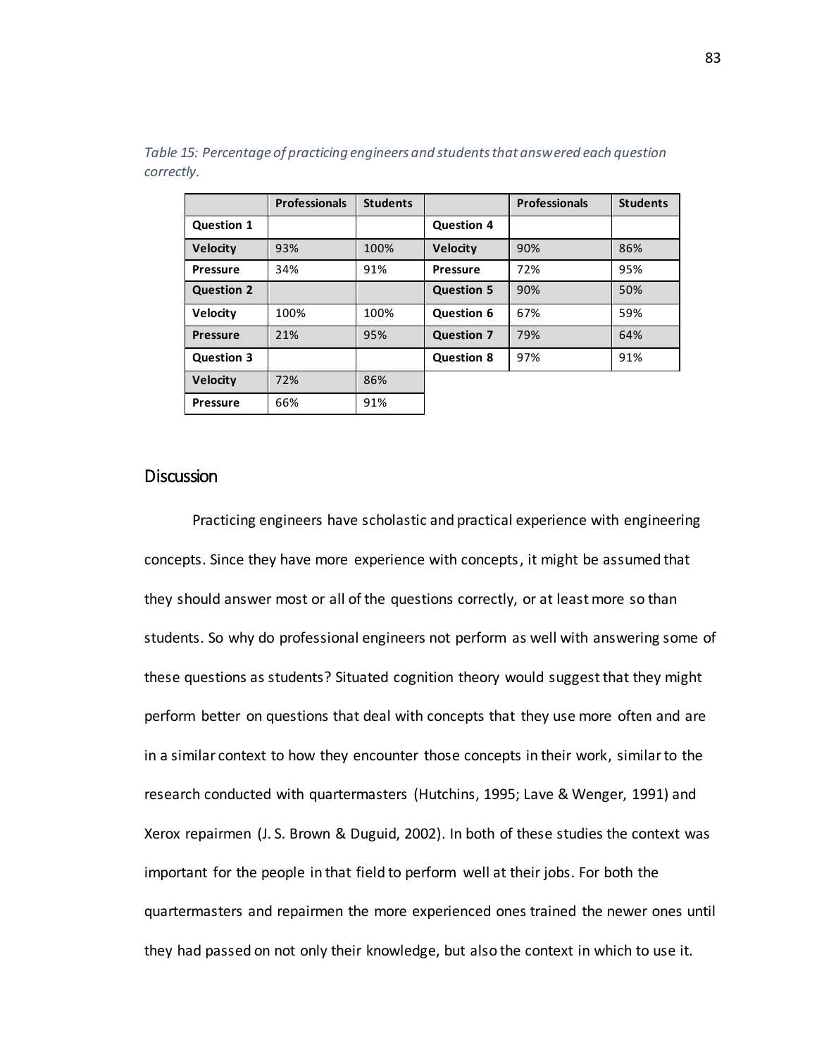*Table 15: Percentage of practicing engineers and students that answered each question correctly.*

| | Professionals | Students | | Professionals | Students |
|---|---|---|---|---|---|
| **Question 1** | | | **Question 4** | | |
| **Velocity** | 93% | 100% | **Velocity** | 90% | 86% |
| **Pressure** | 34% | 91% | **Pressure** | 72% | 95% |
| **Question 2** | | | **Question 5** | 90% | 50% |
| **Velocity** | 100% | 100% | **Question 6** | 67% | 59% |
| **Pressure** | 21% | 95% | **Question 7** | 79% | 64% |
| **Question 3** | | | **Question 8** | 97% | 91% |
| **Velocity** | 72% | 86% | | | |
| **Pressure** | 66% | 91% | | | |

## Discussion

Practicing engineers have scholastic and practical experience with engineering concepts. Since they have more experience with concepts, it might be assumed that they should answer most or all of the questions correctly, or at least more so than students. So why do professional engineers not perform as well with answering some of these questions as students? Situated cognition theory would suggest that they might perform better on questions that deal with concepts that they use more often and are in a similar context to how they encounter those concepts in their work, similar to the research conducted with quartermasters (Hutchins, 1995; Lave & Wenger, 1991) and Xerox repairmen (J. S. Brown & Duguid, 2002). In both of these studies the context was important for the people in that field to perform well at their jobs. For both the quartermasters and repairmen the more experienced ones trained the newer ones until they had passed on not only their knowledge, but also the context in which to use it.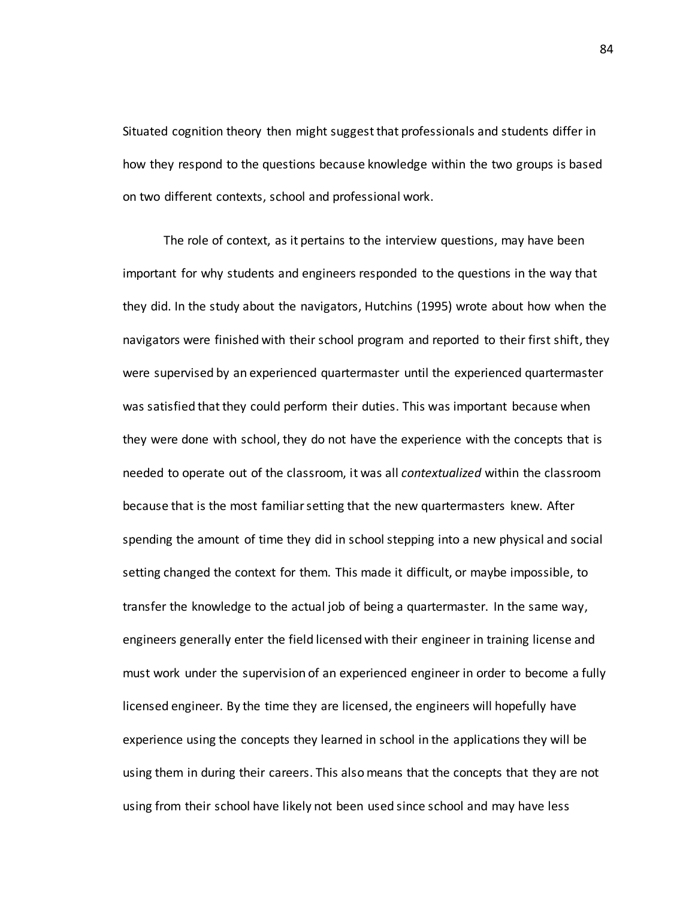Situated cognition theory then might suggest that professionals and students differ in how they respond to the questions because knowledge within the two groups is based on two different contexts, school and professional work.

The role of context, as it pertains to the interview questions, may have been important for why students and engineers responded to the questions in the way that they did. In the study about the navigators, Hutchins (1995) wrote about how when the navigators were finished with their school program and reported to their first shift, they were supervised by an experienced quartermaster until the experienced quartermaster was satisfied that they could perform their duties. This was important because when they were done with school, they do not have the experience with the concepts that is needed to operate out of the classroom, it was all *contextualized* within the classroom because that is the most familiar setting that the new quartermasters knew. After spending the amount of time they did in school stepping into a new physical and social setting changed the context for them. This made it difficult, or maybe impossible, to transfer the knowledge to the actual job of being a quartermaster. In the same way, engineers generally enter the field licensed with their engineer in training license and must work under the supervision of an experienced engineer in order to become a fully licensed engineer. By the time they are licensed, the engineers will hopefully have experience using the concepts they learned in school in the applications they will be using them in during their careers. This also means that the concepts that they are not using from their school have likely not been used since school and may have less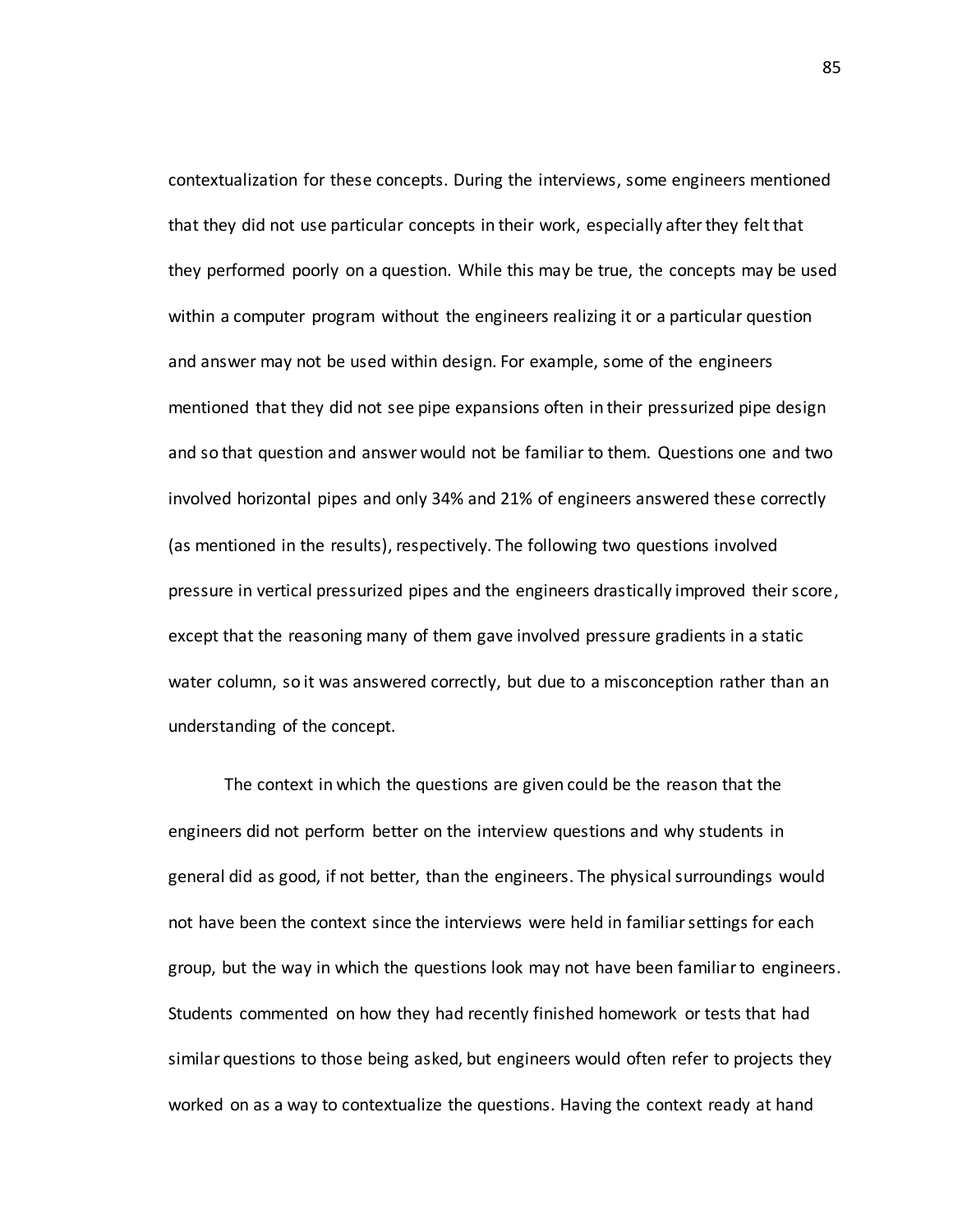contextualization for these concepts. During the interviews, some engineers mentioned that they did not use particular concepts in their work, especially after they felt that they performed poorly on a question. While this may be true, the concepts may be used within a computer program without the engineers realizing it or a particular question and answer may not be used within design. For example, some of the engineers mentioned that they did not see pipe expansions often in their pressurized pipe design and so that question and answer would not be familiar to them. Questions one and two involved horizontal pipes and only 34% and 21% of engineers answered these correctly (as mentioned in the results), respectively. The following two questions involved pressure in vertical pressurized pipes and the engineers drastically improved their score, except that the reasoning many of them gave involved pressure gradients in a static water column, so it was answered correctly, but due to a misconception rather than an understanding of the concept.

The context in which the questions are given could be the reason that the engineers did not perform better on the interview questions and why students in general did as good, if not better, than the engineers. The physical surroundings would not have been the context since the interviews were held in familiar settings for each group, but the way in which the questions look may not have been familiar to engineers. Students commented on how they had recently finished homework or tests that had similar questions to those being asked, but engineers would often refer to projects they worked on as a way to contextualize the questions. Having the context ready at hand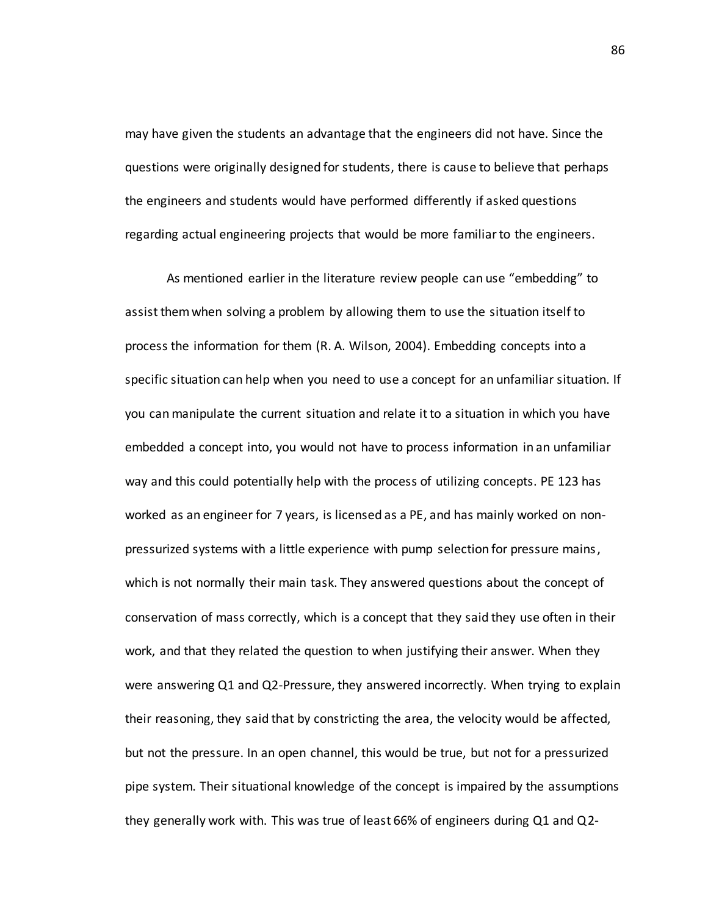may have given the students an advantage that the engineers did not have. Since the questions were originally designed for students, there is cause to believe that perhaps the engineers and students would have performed differently if asked questions regarding actual engineering projects that would be more familiar to the engineers.

As mentioned earlier in the literature review people can use “embedding” to assist them when solving a problem by allowing them to use the situation itself to process the information for them (R. A. Wilson, 2004). Embedding concepts into a specific situation can help when you need to use a concept for an unfamiliar situation. If you can manipulate the current situation and relate it to a situation in which you have embedded a concept into, you would not have to process information in an unfamiliar way and this could potentially help with the process of utilizing concepts. PE 123 has worked as an engineer for 7 years, is licensed as a PE, and has mainly worked on non-pressurized systems with a little experience with pump selection for pressure mains, which is not normally their main task. They answered questions about the concept of conservation of mass correctly, which is a concept that they said they use often in their work, and that they related the question to when justifying their answer. When they were answering Q1 and Q2-Pressure, they answered incorrectly. When trying to explain their reasoning, they said that by constricting the area, the velocity would be affected, but not the pressure. In an open channel, this would be true, but not for a pressurized pipe system. Their situational knowledge of the concept is impaired by the assumptions they generally work with. This was true of least 66% of engineers during Q1 and Q2-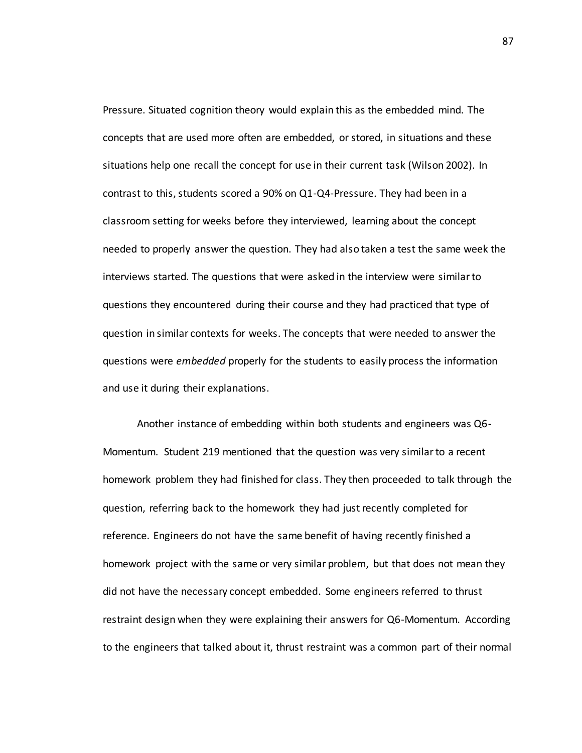Pressure. Situated cognition theory would explain this as the embedded mind. The concepts that are used more often are embedded, or stored, in situations and these situations help one recall the concept for use in their current task (Wilson 2002). In contrast to this, students scored a 90% on Q1-Q4-Pressure. They had been in a classroom setting for weeks before they interviewed, learning about the concept needed to properly answer the question. They had also taken a test the same week the interviews started. The questions that were asked in the interview were similar to questions they encountered during their course and they had practiced that type of question in similar contexts for weeks. The concepts that were needed to answer the questions were *embedded* properly for the students to easily process the information and use it during their explanations.

Another instance of embedding within both students and engineers was Q6-Momentum. Student 219 mentioned that the question was very similar to a recent homework problem they had finished for class. They then proceeded to talk through the question, referring back to the homework they had just recently completed for reference. Engineers do not have the same benefit of having recently finished a homework project with the same or very similar problem, but that does not mean they did not have the necessary concept embedded. Some engineers referred to thrust restraint design when they were explaining their answers for Q6-Momentum. According to the engineers that talked about it, thrust restraint was a common part of their normal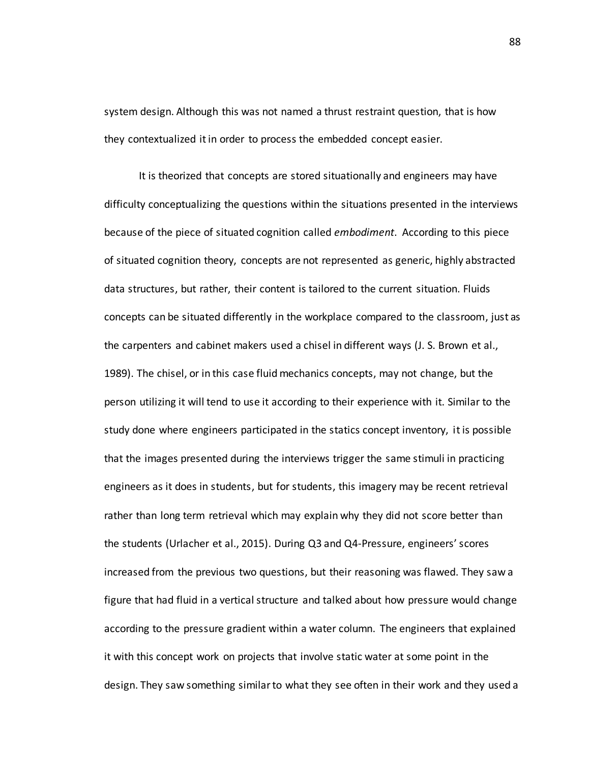system design. Although this was not named a thrust restraint question, that is how they contextualized it in order to process the embedded concept easier.

It is theorized that concepts are stored situationally and engineers may have difficulty conceptualizing the questions within the situations presented in the interviews because of the piece of situated cognition called *embodiment*. According to this piece of situated cognition theory, concepts are not represented as generic, highly abstracted data structures, but rather, their content is tailored to the current situation. Fluids concepts can be situated differently in the workplace compared to the classroom, just as the carpenters and cabinet makers used a chisel in different ways (J. S. Brown et al., 1989). The chisel, or in this case fluid mechanics concepts, may not change, but the person utilizing it will tend to use it according to their experience with it. Similar to the study done where engineers participated in the statics concept inventory, it is possible that the images presented during the interviews trigger the same stimuli in practicing engineers as it does in students, but for students, this imagery may be recent retrieval rather than long term retrieval which may explain why they did not score better than the students (Urlacher et al., 2015). During Q3 and Q4-Pressure, engineers' scores increased from the previous two questions, but their reasoning was flawed. They saw a figure that had fluid in a vertical structure and talked about how pressure would change according to the pressure gradient within a water column. The engineers that explained it with this concept work on projects that involve static water at some point in the design. They saw something similar to what they see often in their work and they used a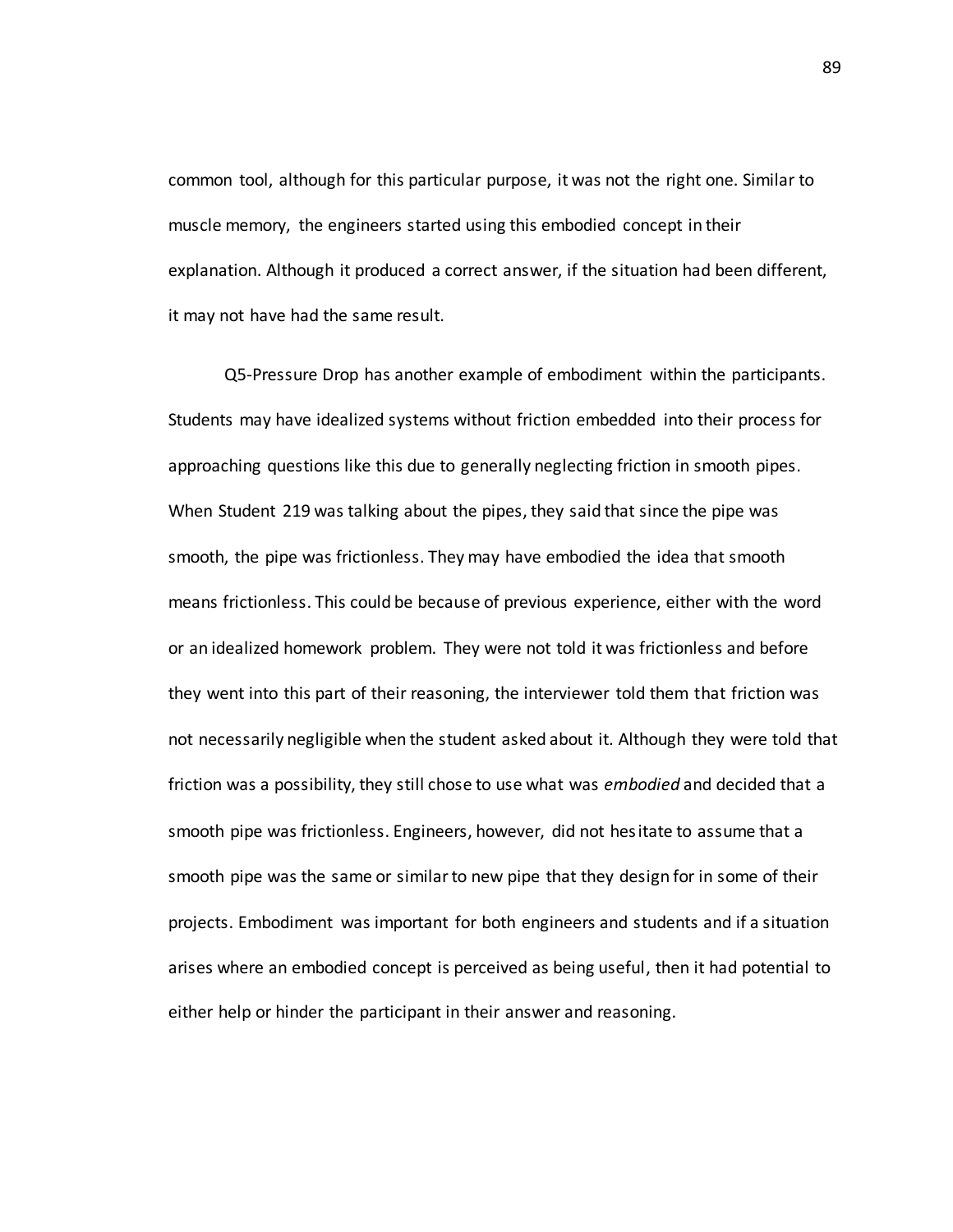common tool, although for this particular purpose, it was not the right one. Similar to muscle memory, the engineers started using this embodied concept in their explanation. Although it produced a correct answer, if the situation had been different, it may not have had the same result.

Q5-Pressure Drop has another example of embodiment within the participants. Students may have idealized systems without friction embedded into their process for approaching questions like this due to generally neglecting friction in smooth pipes. When Student 219 was talking about the pipes, they said that since the pipe was smooth, the pipe was frictionless. They may have embodied the idea that smooth means frictionless. This could be because of previous experience, either with the word or an idealized homework problem. They were not told it was frictionless and before they went into this part of their reasoning, the interviewer told them that friction was not necessarily negligible when the student asked about it. Although they were told that friction was a possibility, they still chose to use what was *embodied* and decided that a smooth pipe was frictionless. Engineers, however, did not hesitate to assume that a smooth pipe was the same or similar to new pipe that they design for in some of their projects. Embodiment was important for both engineers and students and if a situation arises where an embodied concept is perceived as being useful, then it had potential to either help or hinder the participant in their answer and reasoning.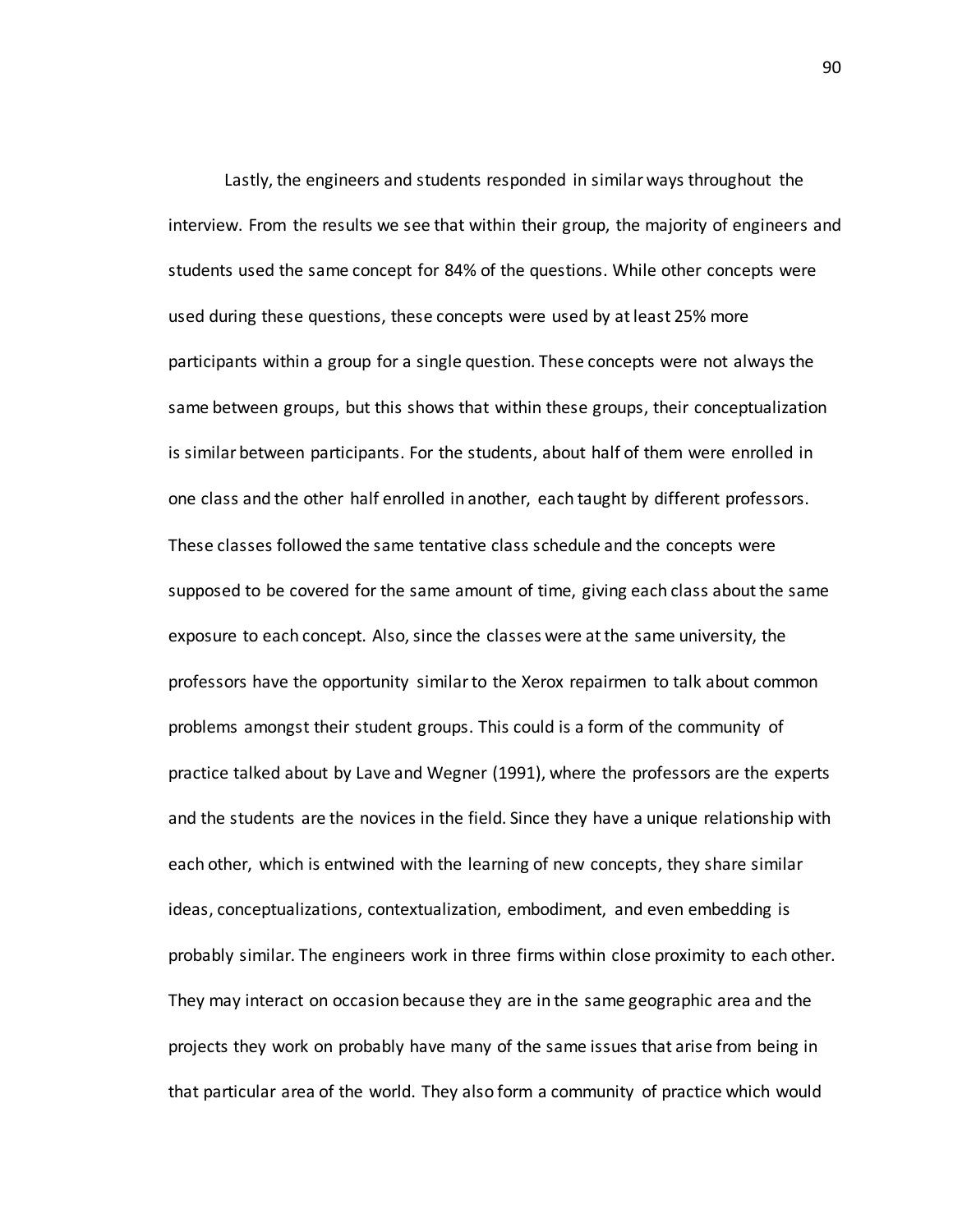Lastly, the engineers and students responded in similar ways throughout the interview. From the results we see that within their group, the majority of engineers and students used the same concept for 84% of the questions. While other concepts were used during these questions, these concepts were used by at least 25% more participants within a group for a single question. These concepts were not always the same between groups, but this shows that within these groups, their conceptualization is similar between participants. For the students, about half of them were enrolled in one class and the other half enrolled in another, each taught by different professors. These classes followed the same tentative class schedule and the concepts were supposed to be covered for the same amount of time, giving each class about the same exposure to each concept. Also, since the classes were at the same university, the professors have the opportunity similar to the Xerox repairmen to talk about common problems amongst their student groups. This could is a form of the community of practice talked about by Lave and Wegner (1991), where the professors are the experts and the students are the novices in the field. Since they have a unique relationship with each other, which is entwined with the learning of new concepts, they share similar ideas, conceptualizations, contextualization, embodiment, and even embedding is probably similar. The engineers work in three firms within close proximity to each other. They may interact on occasion because they are in the same geographic area and the projects they work on probably have many of the same issues that arise from being in that particular area of the world. They also form a community of practice which would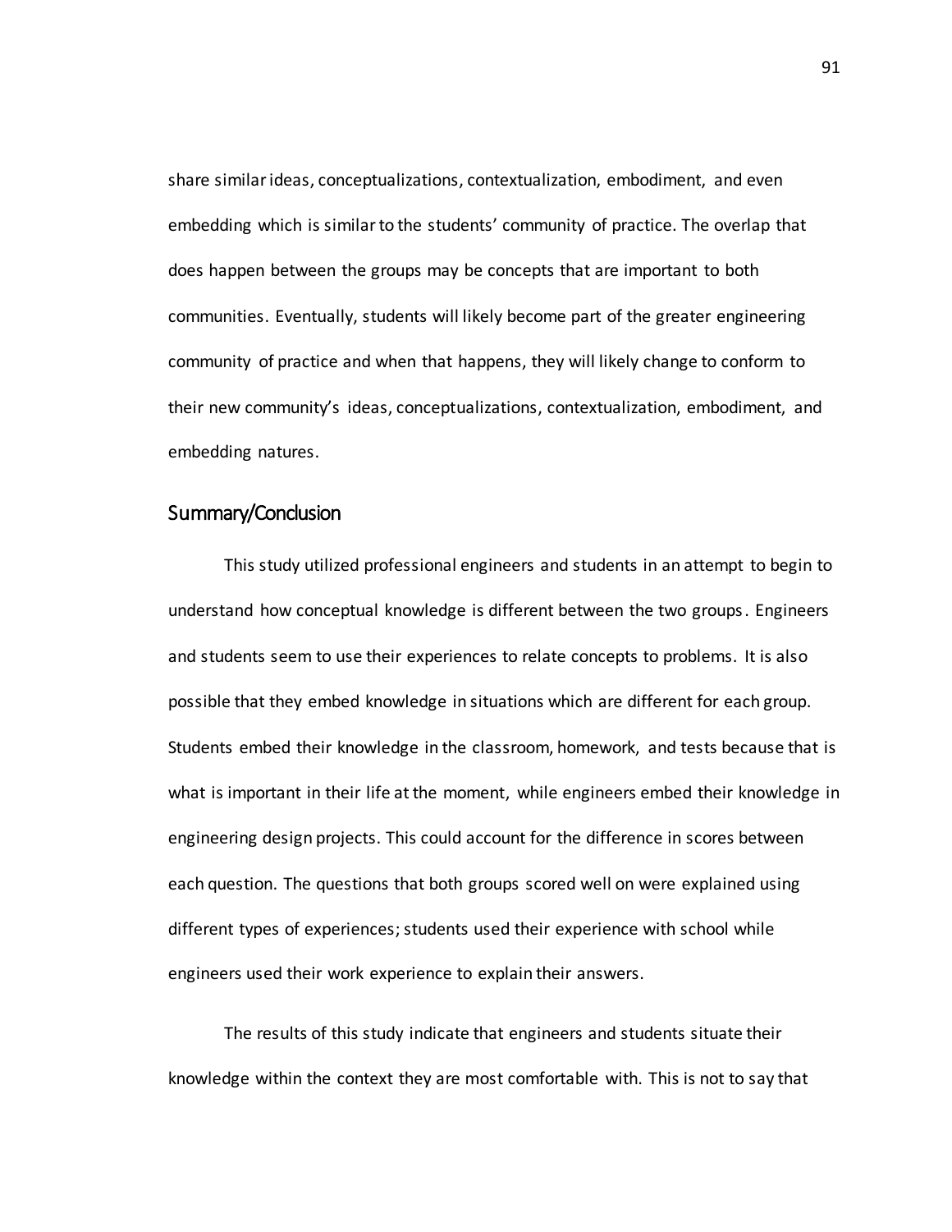share similar ideas, conceptualizations, contextualization, embodiment, and even embedding which is similar to the students' community of practice. The overlap that does happen between the groups may be concepts that are important to both communities. Eventually, students will likely become part of the greater engineering community of practice and when that happens, they will likely change to conform to their new community's ideas, conceptualizations, contextualization, embodiment, and embedding natures.

## Summary/Conclusion

This study utilized professional engineers and students in an attempt to begin to understand how conceptual knowledge is different between the two groups. Engineers and students seem to use their experiences to relate concepts to problems. It is also possible that they embed knowledge in situations which are different for each group. Students embed their knowledge in the classroom, homework, and tests because that is what is important in their life at the moment, while engineers embed their knowledge in engineering design projects. This could account for the difference in scores between each question. The questions that both groups scored well on were explained using different types of experiences; students used their experience with school while engineers used their work experience to explain their answers.

The results of this study indicate that engineers and students situate their knowledge within the context they are most comfortable with. This is not to say that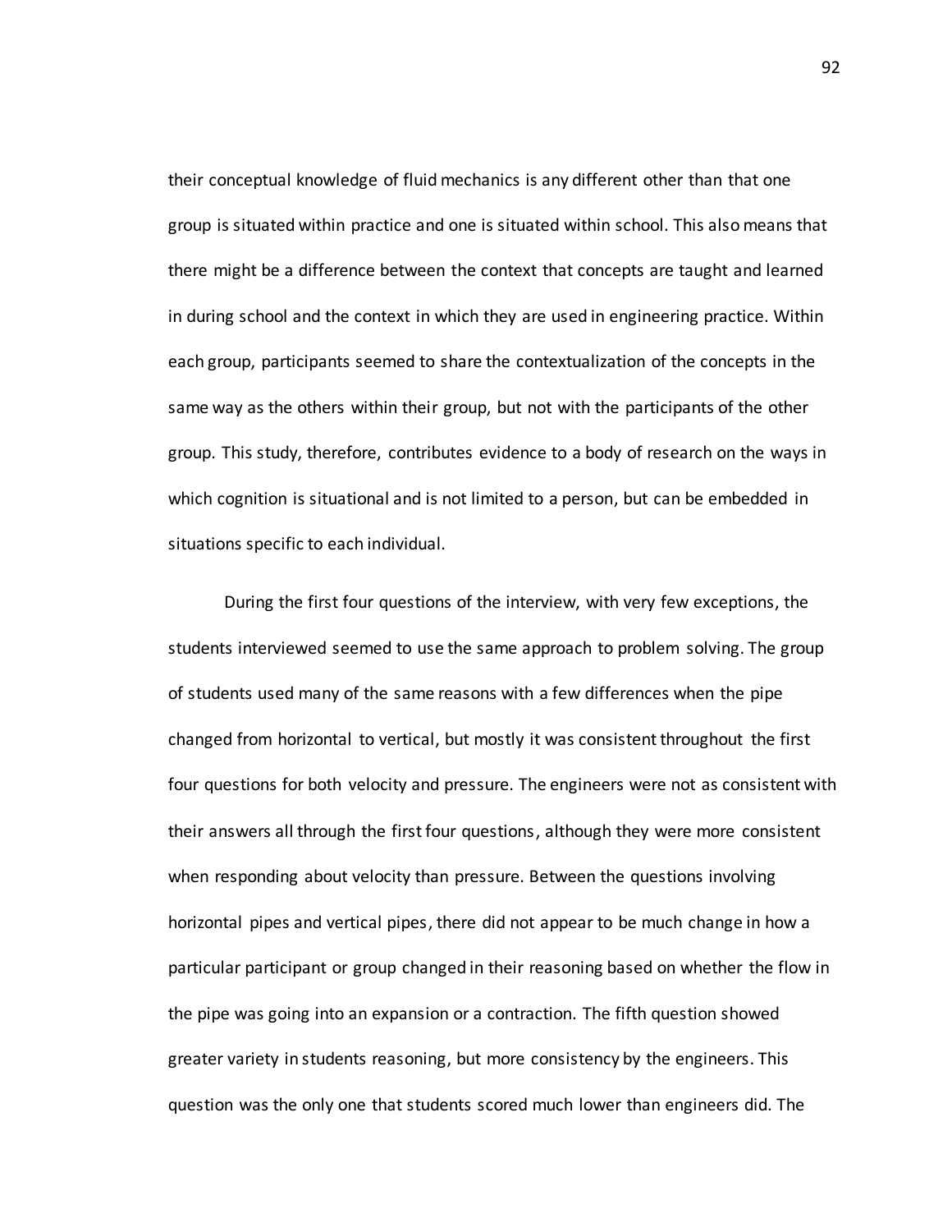their conceptual knowledge of fluid mechanics is any different other than that one group is situated within practice and one is situated within school. This also means that there might be a difference between the context that concepts are taught and learned in during school and the context in which they are used in engineering practice. Within each group, participants seemed to share the contextualization of the concepts in the same way as the others within their group, but not with the participants of the other group. This study, therefore, contributes evidence to a body of research on the ways in which cognition is situational and is not limited to a person, but can be embedded in situations specific to each individual.

During the first four questions of the interview, with very few exceptions, the students interviewed seemed to use the same approach to problem solving. The group of students used many of the same reasons with a few differences when the pipe changed from horizontal to vertical, but mostly it was consistent throughout the first four questions for both velocity and pressure. The engineers were not as consistent with their answers all through the first four questions, although they were more consistent when responding about velocity than pressure. Between the questions involving horizontal pipes and vertical pipes, there did not appear to be much change in how a particular participant or group changed in their reasoning based on whether the flow in the pipe was going into an expansion or a contraction. The fifth question showed greater variety in students reasoning, but more consistency by the engineers. This question was the only one that students scored much lower than engineers did. The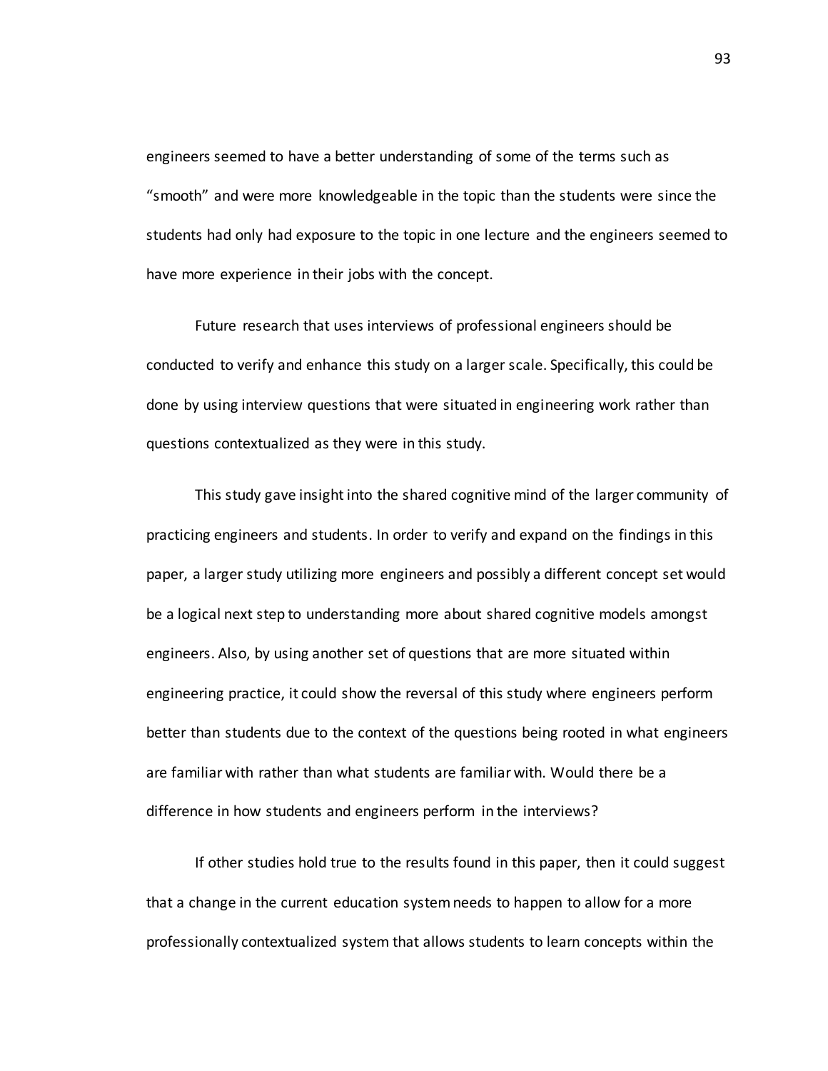engineers seemed to have a better understanding of some of the terms such as "smooth" and were more knowledgeable in the topic than the students were since the students had only had exposure to the topic in one lecture and the engineers seemed to have more experience in their jobs with the concept.

Future research that uses interviews of professional engineers should be conducted to verify and enhance this study on a larger scale. Specifically, this could be done by using interview questions that were situated in engineering work rather than questions contextualized as they were in this study.

This study gave insight into the shared cognitive mind of the larger community of practicing engineers and students. In order to verify and expand on the findings in this paper, a larger study utilizing more engineers and possibly a different concept set would be a logical next step to understanding more about shared cognitive models amongst engineers. Also, by using another set of questions that are more situated within engineering practice, it could show the reversal of this study where engineers perform better than students due to the context of the questions being rooted in what engineers are familiar with rather than what students are familiar with. Would there be a difference in how students and engineers perform in the interviews?

If other studies hold true to the results found in this paper, then it could suggest that a change in the current education system needs to happen to allow for a more professionally contextualized system that allows students to learn concepts within the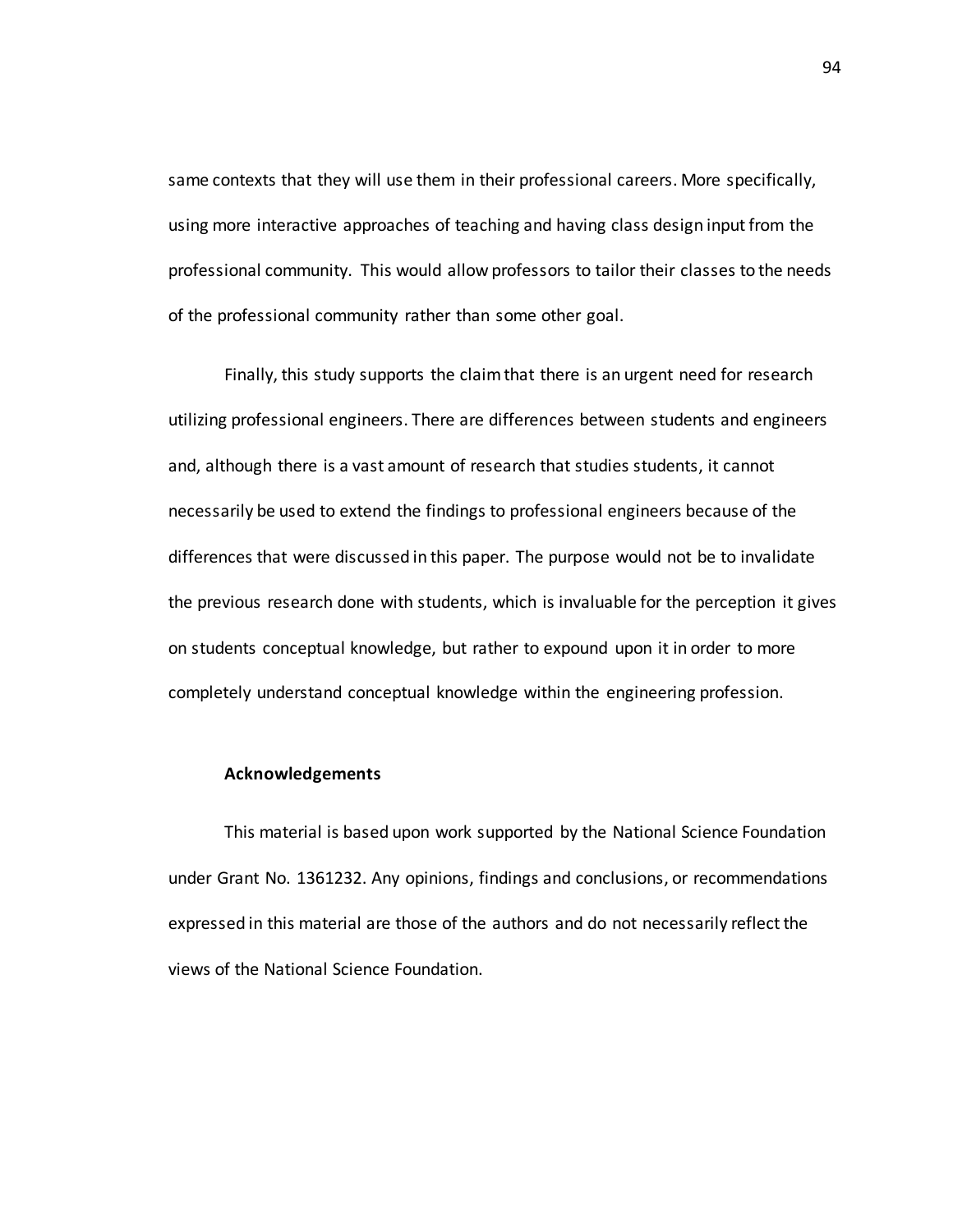same contexts that they will use them in their professional careers. More specifically, using more interactive approaches of teaching and having class design input from the professional community. This would allow professors to tailor their classes to the needs of the professional community rather than some other goal.

Finally, this study supports the claim that there is an urgent need for research utilizing professional engineers. There are differences between students and engineers and, although there is a vast amount of research that studies students, it cannot necessarily be used to extend the findings to professional engineers because of the differences that were discussed in this paper. The purpose would not be to invalidate the previous research done with students, which is invaluable for the perception it gives on students conceptual knowledge, but rather to expound upon it in order to more completely understand conceptual knowledge within the engineering profession.

### Acknowledgements

This material is based upon work supported by the National Science Foundation under Grant No. 1361232. Any opinions, findings and conclusions, or recommendations expressed in this material are those of the authors and do not necessarily reflect the views of the National Science Foundation.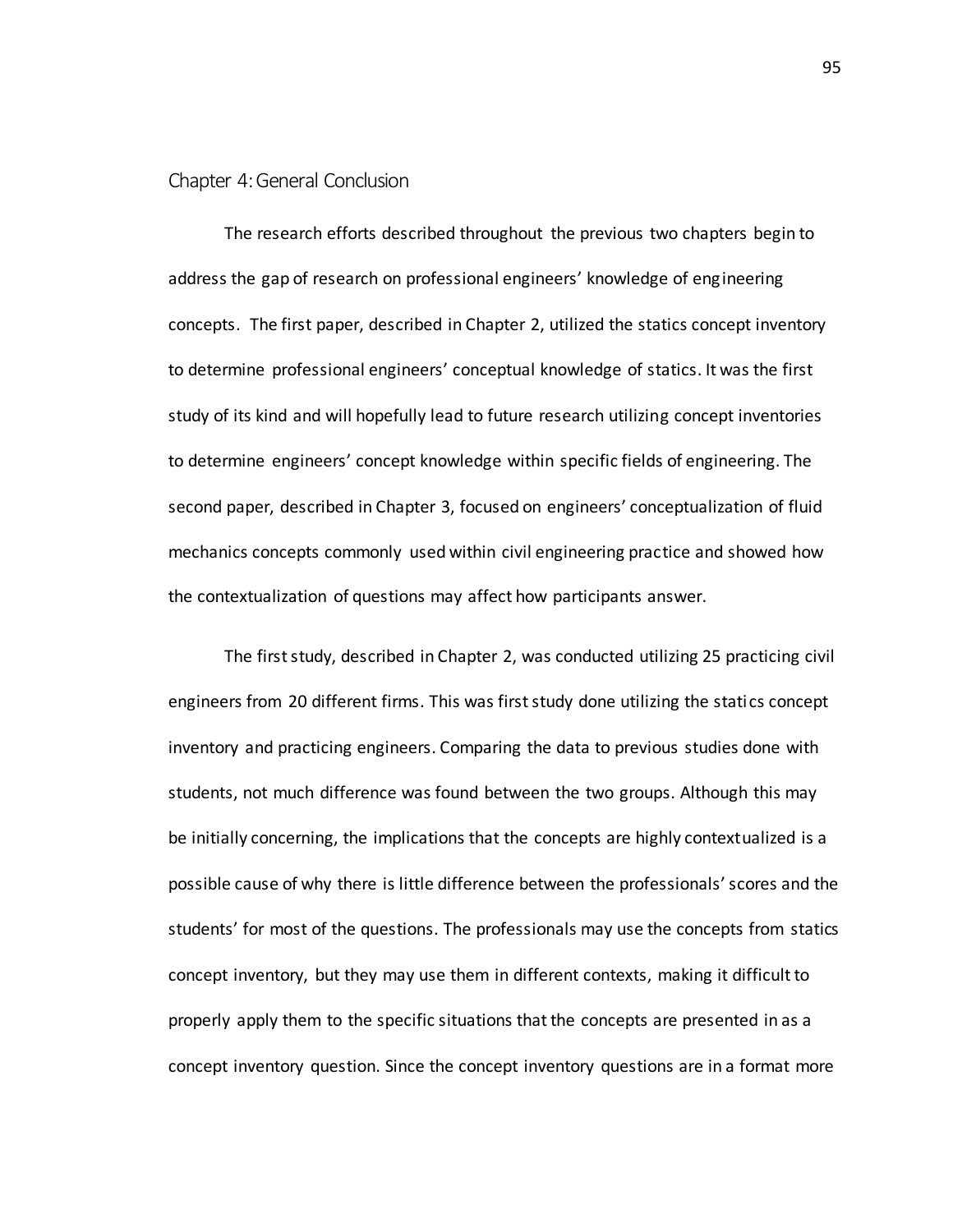# Chapter 4: General Conclusion

The research efforts described throughout the previous two chapters begin to address the gap of research on professional engineers' knowledge of engineering concepts. The first paper, described in Chapter 2, utilized the statics concept inventory to determine professional engineers' conceptual knowledge of statics. It was the first study of its kind and will hopefully lead to future research utilizing concept inventories to determine engineers' concept knowledge within specific fields of engineering. The second paper, described in Chapter 3, focused on engineers' conceptualization of fluid mechanics concepts commonly used within civil engineering practice and showed how the contextualization of questions may affect how participants answer.

The first study, described in Chapter 2, was conducted utilizing 25 practicing civil engineers from 20 different firms. This was first study done utilizing the statics concept inventory and practicing engineers. Comparing the data to previous studies done with students, not much difference was found between the two groups. Although this may be initially concerning, the implications that the concepts are highly contextualized is a possible cause of why there is little difference between the professionals' scores and the students' for most of the questions. The professionals may use the concepts from statics concept inventory, but they may use them in different contexts, making it difficult to properly apply them to the specific situations that the concepts are presented in as a concept inventory question. Since the concept inventory questions are in a format more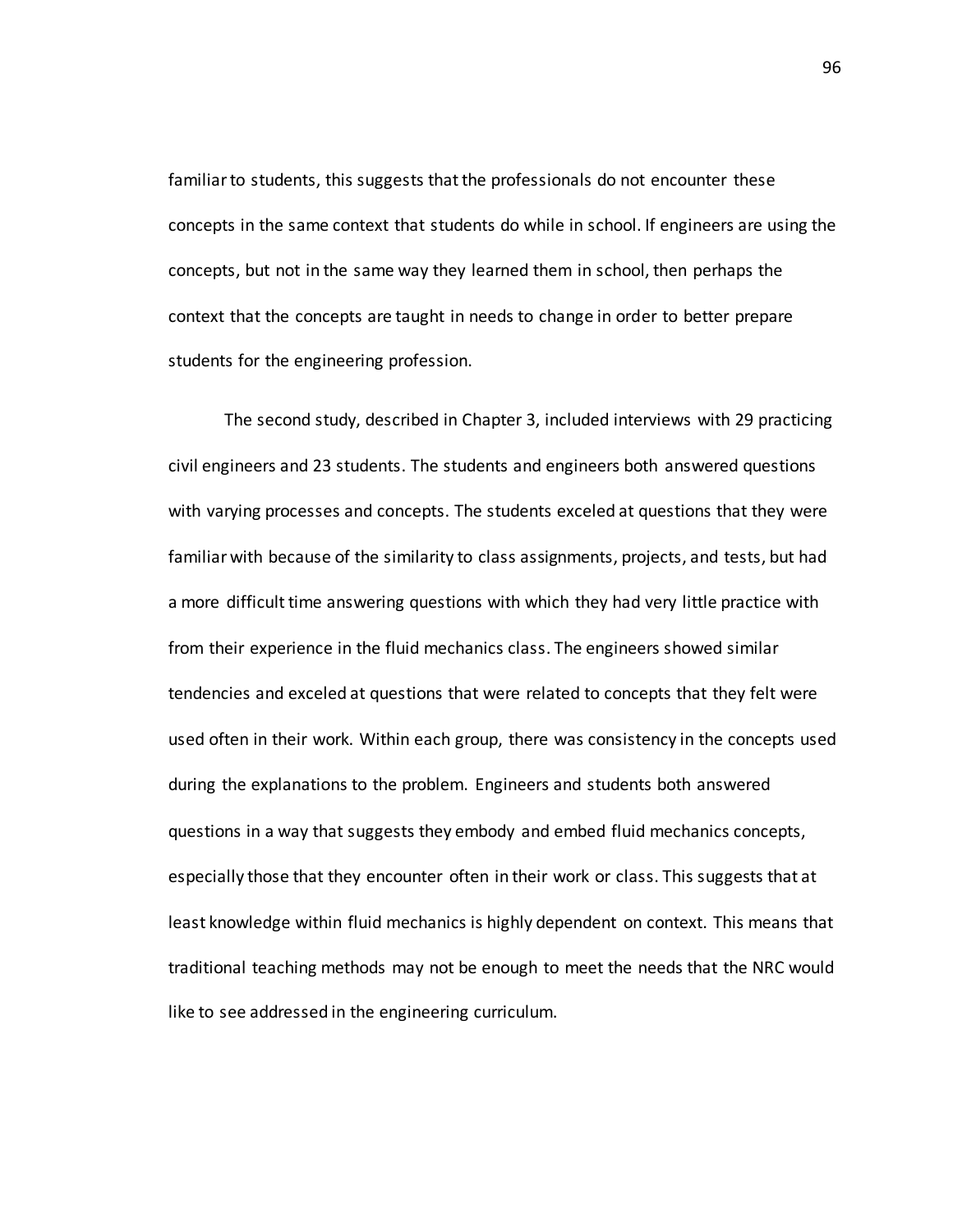familiar to students, this suggests that the professionals do not encounter these concepts in the same context that students do while in school. If engineers are using the concepts, but not in the same way they learned them in school, then perhaps the context that the concepts are taught in needs to change in order to better prepare students for the engineering profession.

The second study, described in Chapter 3, included interviews with 29 practicing civil engineers and 23 students. The students and engineers both answered questions with varying processes and concepts. The students exceled at questions that they were familiar with because of the similarity to class assignments, projects, and tests, but had a more difficult time answering questions with which they had very little practice with from their experience in the fluid mechanics class. The engineers showed similar tendencies and exceled at questions that were related to concepts that they felt were used often in their work. Within each group, there was consistency in the concepts used during the explanations to the problem. Engineers and students both answered questions in a way that suggests they embody and embed fluid mechanics concepts, especially those that they encounter often in their work or class. This suggests that at least knowledge within fluid mechanics is highly dependent on context. This means that traditional teaching methods may not be enough to meet the needs that the NRC would like to see addressed in the engineering curriculum.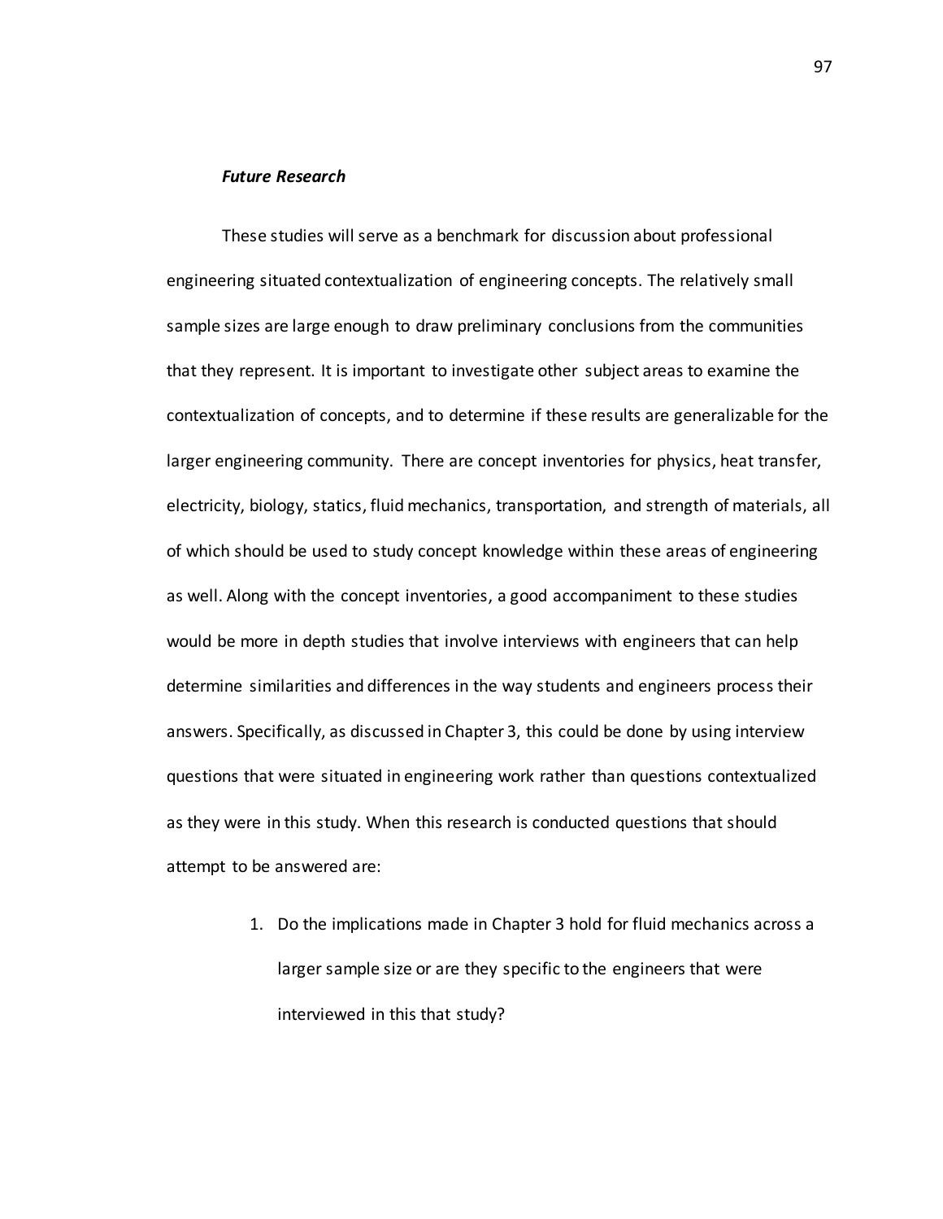### *Future Research*

These studies will serve as a benchmark for discussion about professional engineering situated contextualization of engineering concepts. The relatively small sample sizes are large enough to draw preliminary conclusions from the communities that they represent. It is important to investigate other subject areas to examine the contextualization of concepts, and to determine if these results are generalizable for the larger engineering community. There are concept inventories for physics, heat transfer, electricity, biology, statics, fluid mechanics, transportation, and strength of materials, all of which should be used to study concept knowledge within these areas of engineering as well. Along with the concept inventories, a good accompaniment to these studies would be more in depth studies that involve interviews with engineers that can help determine similarities and differences in the way students and engineers process their answers. Specifically, as discussed in Chapter 3, this could be done by using interview questions that were situated in engineering work rather than questions contextualized as they were in this study. When this research is conducted questions that should attempt to be answered are:

1. Do the implications made in Chapter 3 hold for fluid mechanics across a larger sample size or are they specific to the engineers that were interviewed in this that study?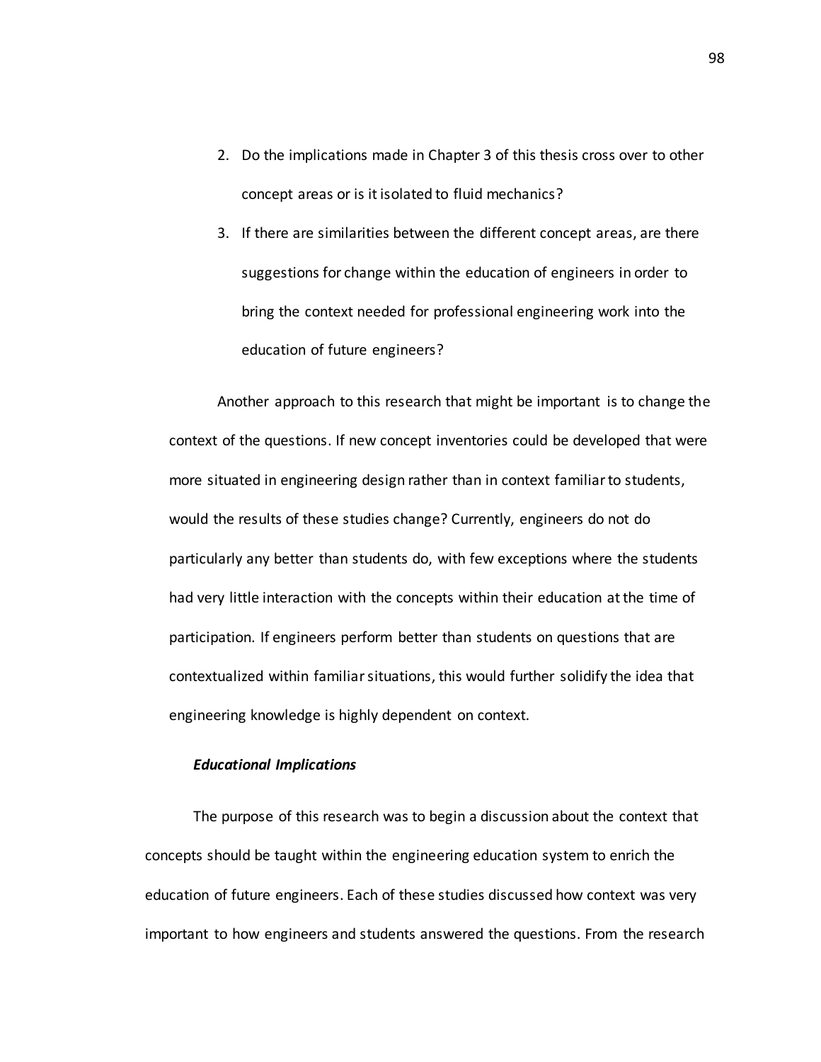2. Do the implications made in Chapter 3 of this thesis cross over to other concept areas or is it isolated to fluid mechanics?
3. If there are similarities between the different concept areas, are there suggestions for change within the education of engineers in order to bring the context needed for professional engineering work into the education of future engineers?

Another approach to this research that might be important is to change the context of the questions. If new concept inventories could be developed that were more situated in engineering design rather than in context familiar to students, would the results of these studies change? Currently, engineers do not do particularly any better than students do, with few exceptions where the students had very little interaction with the concepts within their education at the time of participation. If engineers perform better than students on questions that are contextualized within familiar situations, this would further solidify the idea that engineering knowledge is highly dependent on context.

***Educational Implications***

The purpose of this research was to begin a discussion about the context that concepts should be taught within the engineering education system to enrich the education of future engineers. Each of these studies discussed how context was very important to how engineers and students answered the questions. From the research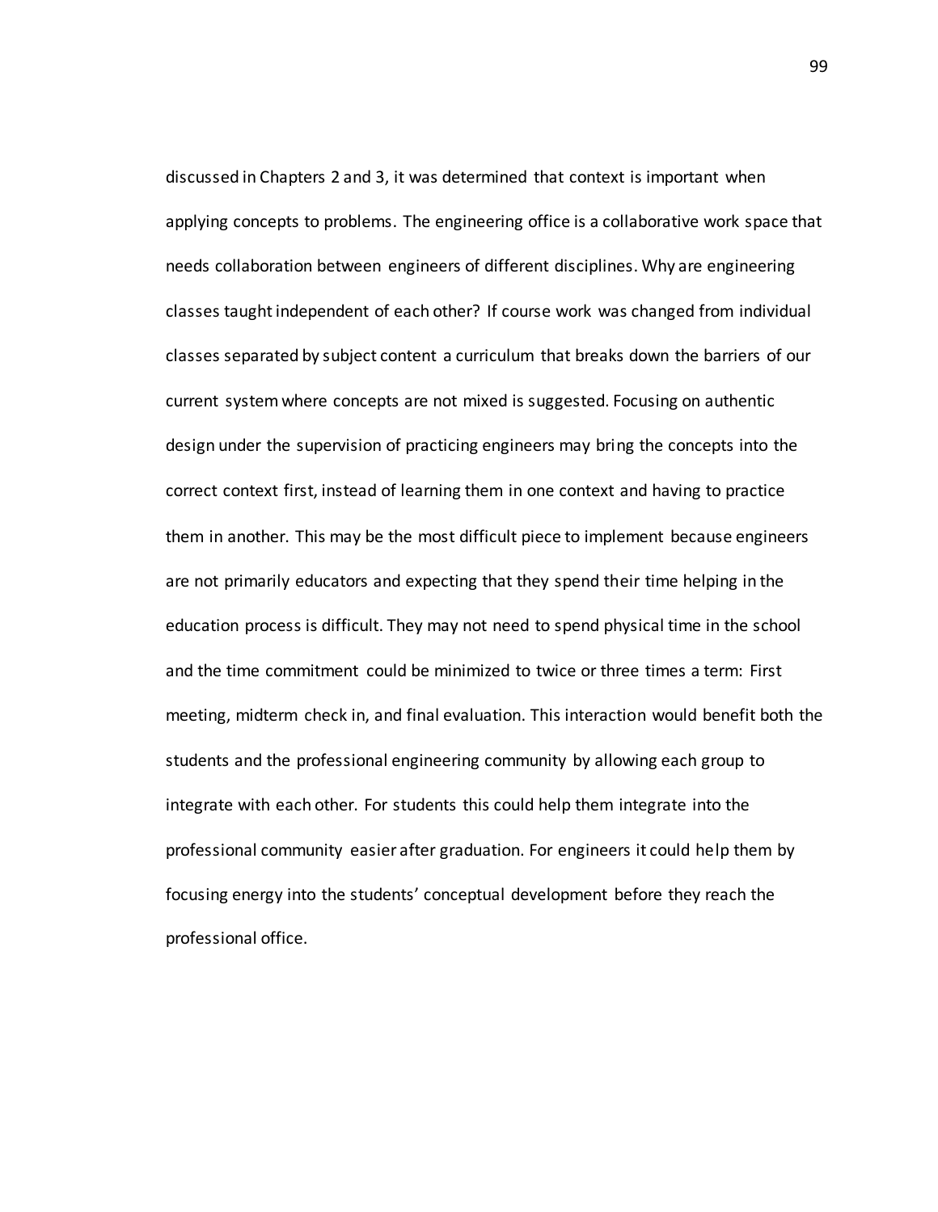discussed in Chapters 2 and 3, it was determined that context is important when applying concepts to problems. The engineering office is a collaborative work space that needs collaboration between engineers of different disciplines. Why are engineering classes taught independent of each other? If course work was changed from individual classes separated by subject content a curriculum that breaks down the barriers of our current system where concepts are not mixed is suggested. Focusing on authentic design under the supervision of practicing engineers may bring the concepts into the correct context first, instead of learning them in one context and having to practice them in another. This may be the most difficult piece to implement because engineers are not primarily educators and expecting that they spend their time helping in the education process is difficult. They may not need to spend physical time in the school and the time commitment could be minimized to twice or three times a term: First meeting, midterm check in, and final evaluation. This interaction would benefit both the students and the professional engineering community by allowing each group to integrate with each other. For students this could help them integrate into the professional community easier after graduation. For engineers it could help them by focusing energy into the students' conceptual development before they reach the professional office.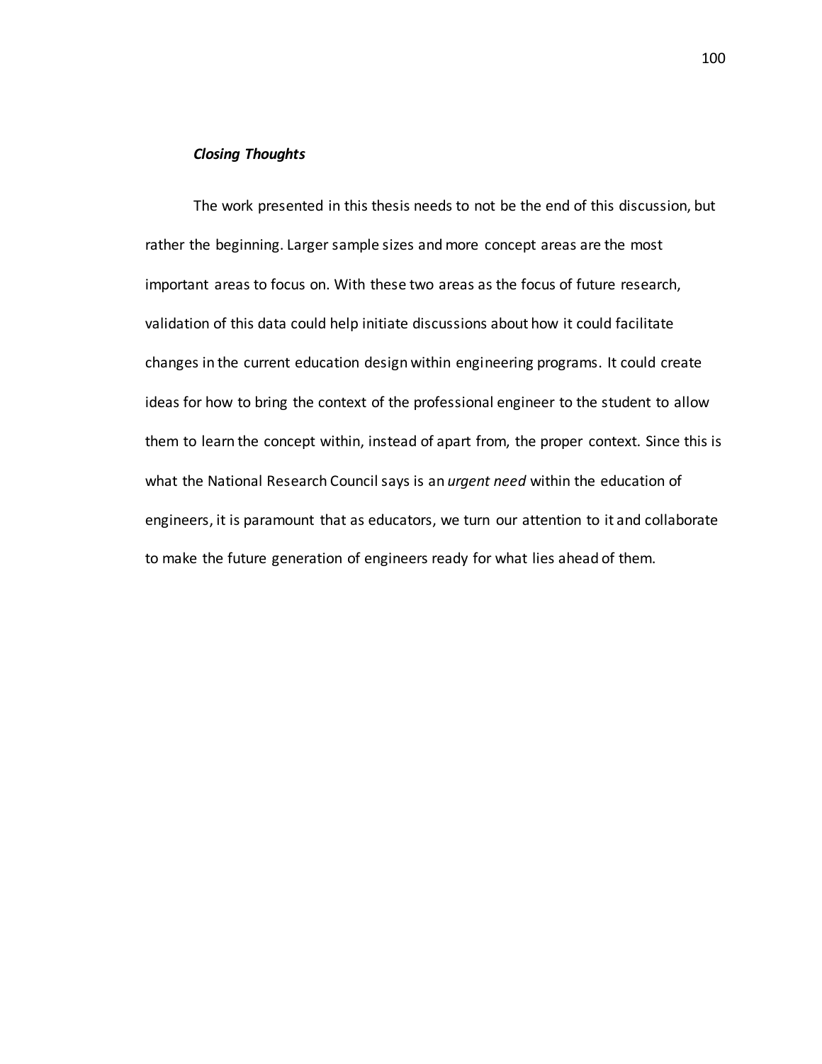### ***Closing Thoughts***

The work presented in this thesis needs to not be the end of this discussion, but rather the beginning. Larger sample sizes and more concept areas are the most important areas to focus on. With these two areas as the focus of future research, validation of this data could help initiate discussions about how it could facilitate changes in the current education design within engineering programs. It could create ideas for how to bring the context of the professional engineer to the student to allow them to learn the concept within, instead of apart from, the proper context. Since this is what the National Research Council says is an *urgent need* within the education of engineers, it is paramount that as educators, we turn our attention to it and collaborate to make the future generation of engineers ready for what lies ahead of them.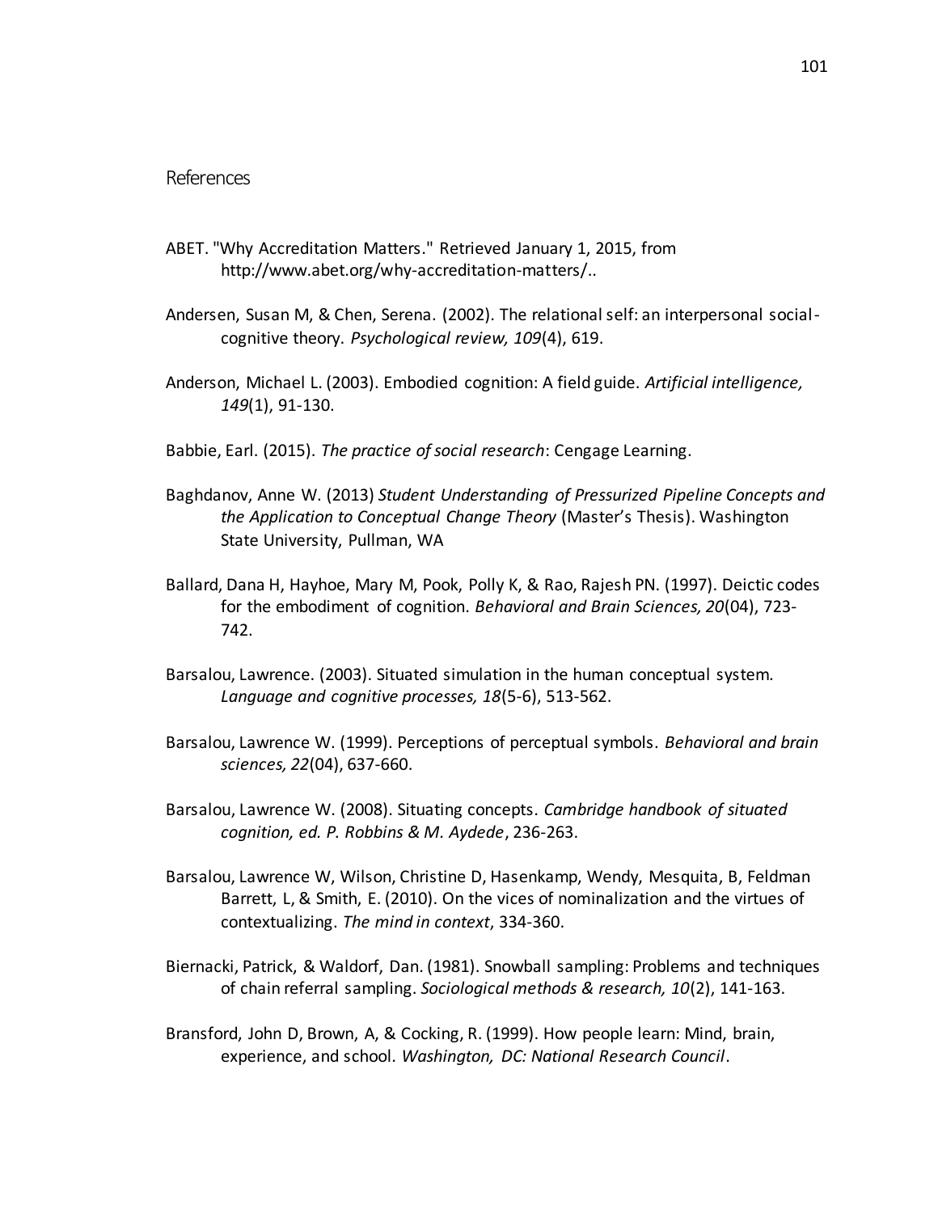# References

ABET. "Why Accreditation Matters." Retrieved January 1, 2015, from http://www.abet.org/why-accreditation-matters/..

Andersen, Susan M, & Chen, Serena. (2002). The relational self: an interpersonal social-cognitive theory. *Psychological review, 109*(4), 619.

Anderson, Michael L. (2003). Embodied cognition: A field guide. *Artificial intelligence, 149*(1), 91-130.

Babbie, Earl. (2015). *The practice of social research*: Cengage Learning.

Baghdanov, Anne W. (2013) *Student Understanding of Pressurized Pipeline Concepts and the Application to Conceptual Change Theory* (Master's Thesis). Washington State University, Pullman, WA

Ballard, Dana H, Hayhoe, Mary M, Pook, Polly K, & Rao, Rajesh PN. (1997). Deictic codes for the embodiment of cognition. *Behavioral and Brain Sciences, 20*(04), 723-742.

Barsalou, Lawrence. (2003). Situated simulation in the human conceptual system. *Language and cognitive processes, 18*(5-6), 513-562.

Barsalou, Lawrence W. (1999). Perceptions of perceptual symbols. *Behavioral and brain sciences, 22*(04), 637-660.

Barsalou, Lawrence W. (2008). Situating concepts. *Cambridge handbook of situated cognition, ed. P. Robbins & M. Aydede*, 236-263.

Barsalou, Lawrence W, Wilson, Christine D, Hasenkamp, Wendy, Mesquita, B, Feldman Barrett, L, & Smith, E. (2010). On the vices of nominalization and the virtues of contextualizing. *The mind in context*, 334-360.

Biernacki, Patrick, & Waldorf, Dan. (1981). Snowball sampling: Problems and techniques of chain referral sampling. *Sociological methods & research, 10*(2), 141-163.

Bransford, John D, Brown, A, & Cocking, R. (1999). How people learn: Mind, brain, experience, and school. *Washington, DC: National Research Council*.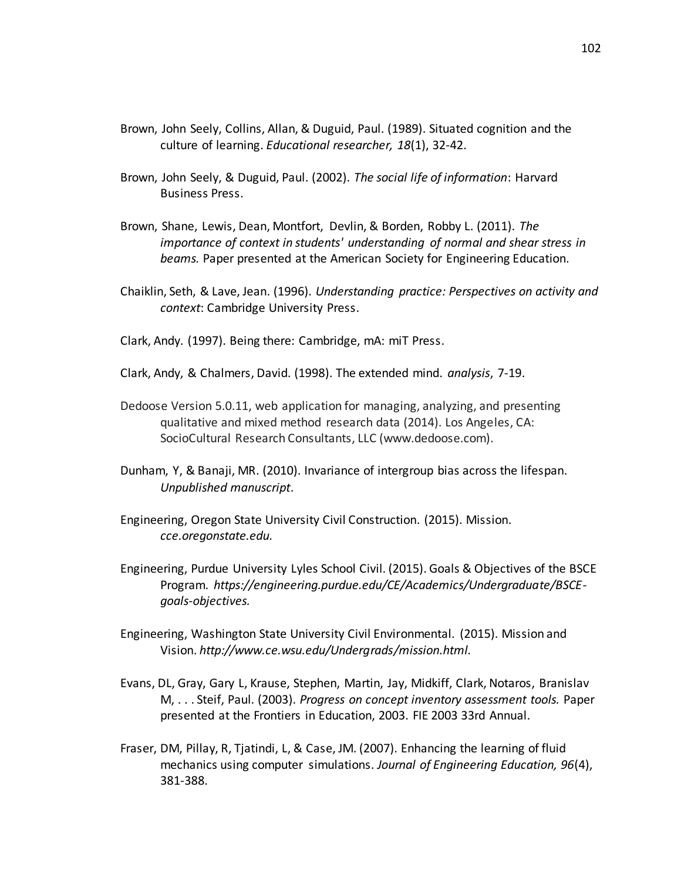Brown, John Seely, Collins, Allan, & Duguid, Paul. (1989). Situated cognition and the culture of learning. *Educational researcher, 18*(1), 32-42.

Brown, John Seely, & Duguid, Paul. (2002). *The social life of information*: Harvard Business Press.

Brown, Shane, Lewis, Dean, Montfort, Devlin, & Borden, Robby L. (2011). *The importance of context in students' understanding of normal and shear stress in beams.* Paper presented at the American Society for Engineering Education.

Chaiklin, Seth, & Lave, Jean. (1996). *Understanding practice: Perspectives on activity and context*: Cambridge University Press.

Clark, Andy. (1997). Being there: Cambridge, mA: miT Press.

Clark, Andy, & Chalmers, David. (1998). The extended mind. *analysis*, 7-19.

Dedoose Version 5.0.11, web application for managing, analyzing, and presenting qualitative and mixed method research data (2014). Los Angeles, CA: SocioCultural Research Consultants, LLC (www.dedoose.com).

Dunham, Y, & Banaji, MR. (2010). Invariance of intergroup bias across the lifespan. *Unpublished manuscript*.

Engineering, Oregon State University Civil Construction. (2015). Mission. *cce.oregonstate.edu.*

Engineering, Purdue University Lyles School Civil. (2015). Goals & Objectives of the BSCE Program. *https://engineering.purdue.edu/CE/Academics/Undergraduate/BSCE-goals-objectives.*

Engineering, Washington State University Civil Environmental. (2015). Mission and Vision. *http://www.ce.wsu.edu/Undergrads/mission.html.*

Evans, DL, Gray, Gary L, Krause, Stephen, Martin, Jay, Midkiff, Clark, Notaros, Branislav M, . . . Steif, Paul. (2003). *Progress on concept inventory assessment tools.* Paper presented at the Frontiers in Education, 2003. FIE 2003 33rd Annual.

Fraser, DM, Pillay, R, Tjatindi, L, & Case, JM. (2007). Enhancing the learning of fluid mechanics using computer simulations. *Journal of Engineering Education, 96*(4), 381-388.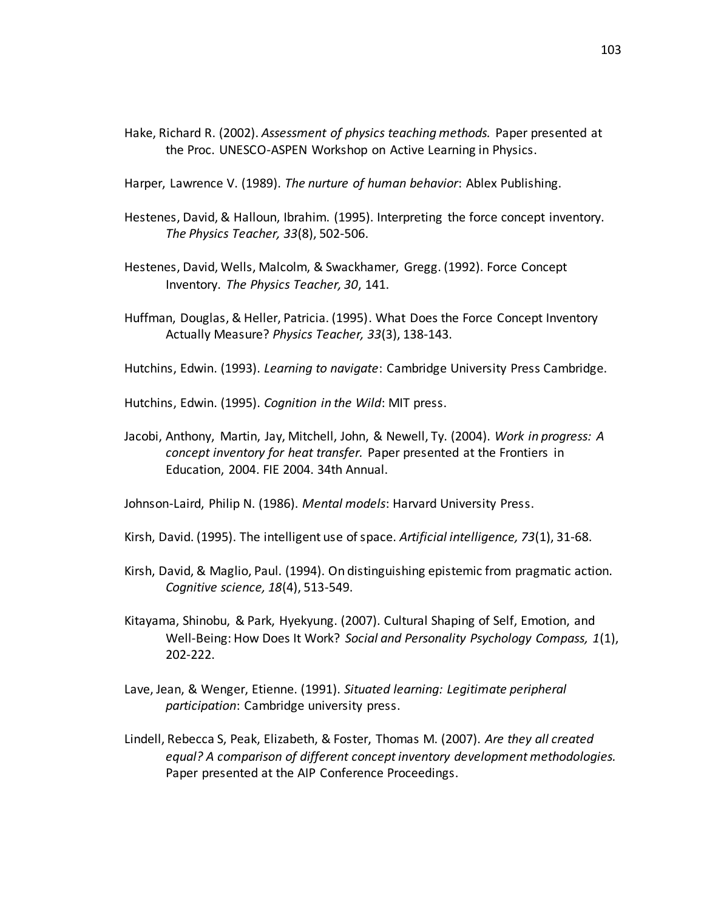Hake, Richard R. (2002). *Assessment of physics teaching methods.* Paper presented at the Proc. UNESCO-ASPEN Workshop on Active Learning in Physics.

Harper, Lawrence V. (1989). *The nurture of human behavior*: Ablex Publishing.

Hestenes, David, & Halloun, Ibrahim. (1995). Interpreting the force concept inventory. *The Physics Teacher, 33*(8), 502-506.

Hestenes, David, Wells, Malcolm, & Swackhamer, Gregg. (1992). Force Concept Inventory. *The Physics Teacher, 30*, 141.

Huffman, Douglas, & Heller, Patricia. (1995). What Does the Force Concept Inventory Actually Measure? *Physics Teacher, 33*(3), 138-143.

Hutchins, Edwin. (1993). *Learning to navigate*: Cambridge University Press Cambridge.

Hutchins, Edwin. (1995). *Cognition in the Wild*: MIT press.

Jacobi, Anthony, Martin, Jay, Mitchell, John, & Newell, Ty. (2004). *Work in progress: A concept inventory for heat transfer.* Paper presented at the Frontiers in Education, 2004. FIE 2004. 34th Annual.

Johnson-Laird, Philip N. (1986). *Mental models*: Harvard University Press.

Kirsh, David. (1995). The intelligent use of space. *Artificial intelligence, 73*(1), 31-68.

Kirsh, David, & Maglio, Paul. (1994). On distinguishing epistemic from pragmatic action. *Cognitive science, 18*(4), 513-549.

Kitayama, Shinobu, & Park, Hyekyung. (2007). Cultural Shaping of Self, Emotion, and Well-Being: How Does It Work? *Social and Personality Psychology Compass, 1*(1), 202-222.

Lave, Jean, & Wenger, Etienne. (1991). *Situated learning: Legitimate peripheral participation*: Cambridge university press.

Lindell, Rebecca S, Peak, Elizabeth, & Foster, Thomas M. (2007). *Are they all created equal? A comparison of different concept inventory development methodologies.* Paper presented at the AIP Conference Proceedings.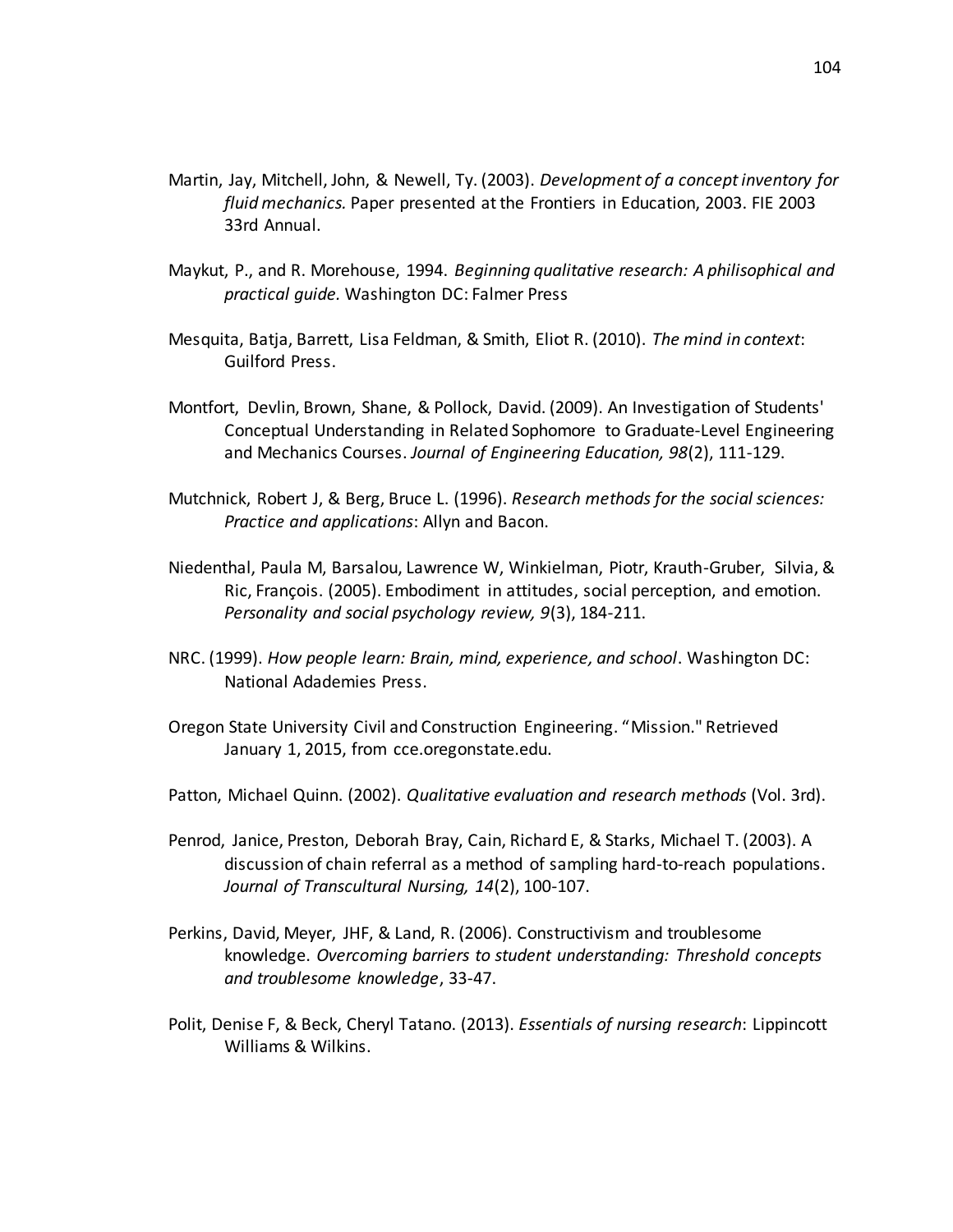Martin, Jay, Mitchell, John, & Newell, Ty. (2003). *Development of a concept inventory for fluid mechanics.* Paper presented at the Frontiers in Education, 2003. FIE 2003 33rd Annual.

Maykut, P., and R. Morehouse, 1994. *Beginning qualitative research: A philisophical and practical guide.* Washington DC: Falmer Press

Mesquita, Batja, Barrett, Lisa Feldman, & Smith, Eliot R. (2010). *The mind in context*: Guilford Press.

Montfort, Devlin, Brown, Shane, & Pollock, David. (2009). An Investigation of Students' Conceptual Understanding in Related Sophomore to Graduate-Level Engineering and Mechanics Courses. *Journal of Engineering Education, 98*(2), 111-129.

Mutchnick, Robert J, & Berg, Bruce L. (1996). *Research methods for the social sciences: Practice and applications*: Allyn and Bacon.

Niedenthal, Paula M, Barsalou, Lawrence W, Winkielman, Piotr, Krauth-Gruber, Silvia, & Ric, François. (2005). Embodiment in attitudes, social perception, and emotion. *Personality and social psychology review, 9*(3), 184-211.

NRC. (1999). *How people learn: Brain, mind, experience, and school*. Washington DC: National Adademies Press.

Oregon State University Civil and Construction Engineering. "Mission." Retrieved January 1, 2015, from cce.oregonstate.edu.

Patton, Michael Quinn. (2002). *Qualitative evaluation and research methods* (Vol. 3rd).

Penrod, Janice, Preston, Deborah Bray, Cain, Richard E, & Starks, Michael T. (2003). A discussion of chain referral as a method of sampling hard-to-reach populations. *Journal of Transcultural Nursing, 14*(2), 100-107.

Perkins, David, Meyer, JHF, & Land, R. (2006). Constructivism and troublesome knowledge. *Overcoming barriers to student understanding: Threshold concepts and troublesome knowledge*, 33-47.

Polit, Denise F, & Beck, Cheryl Tatano. (2013). *Essentials of nursing research*: Lippincott Williams & Wilkins.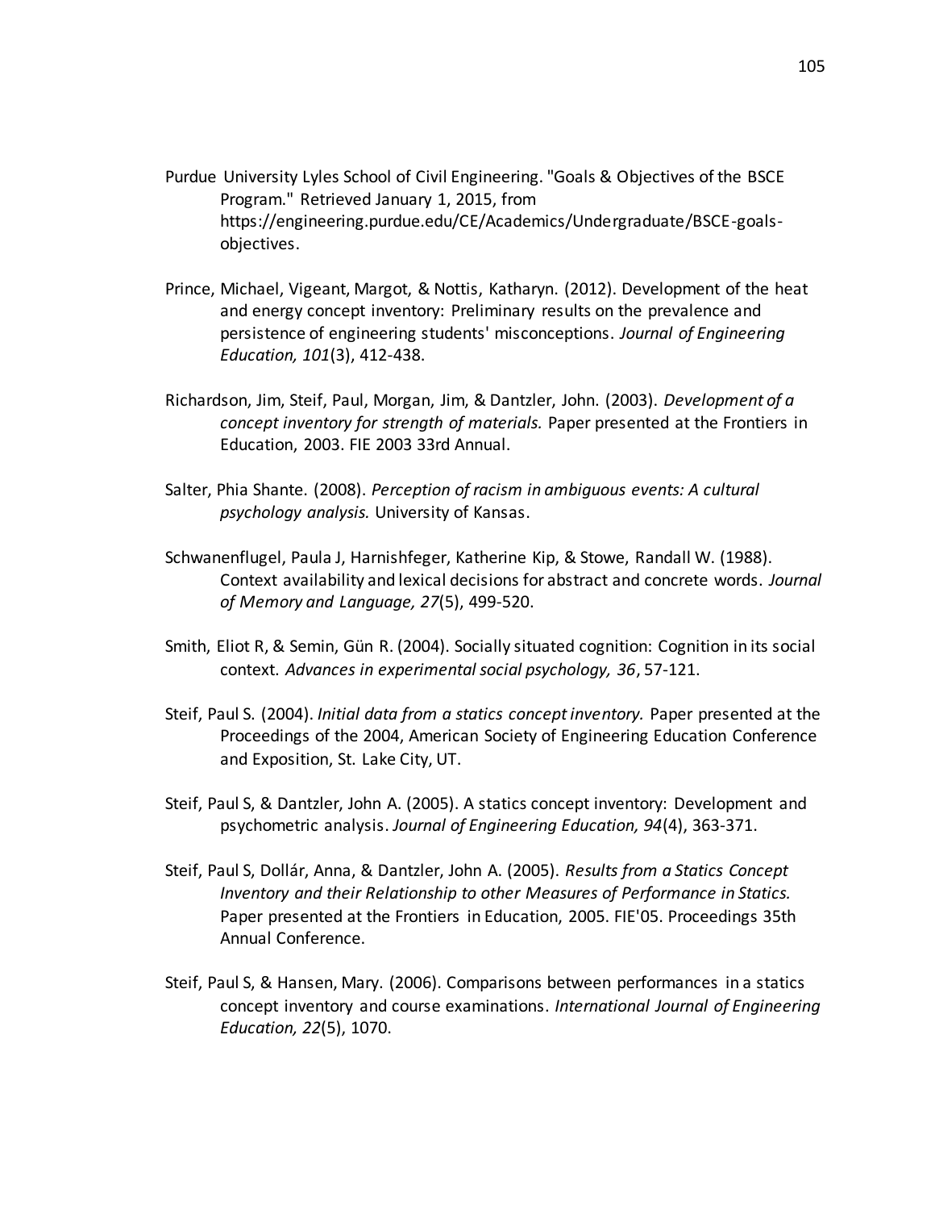Purdue University Lyles School of Civil Engineering. "Goals & Objectives of the BSCE Program." Retrieved January 1, 2015, from https://engineering.purdue.edu/CE/Academics/Undergraduate/BSCE-goals-objectives.

Prince, Michael, Vigeant, Margot, & Nottis, Katharyn. (2012). Development of the heat and energy concept inventory: Preliminary results on the prevalence and persistence of engineering students' misconceptions. *Journal of Engineering Education, 101*(3), 412-438.

Richardson, Jim, Steif, Paul, Morgan, Jim, & Dantzler, John. (2003). *Development of a concept inventory for strength of materials.* Paper presented at the Frontiers in Education, 2003. FIE 2003 33rd Annual.

Salter, Phia Shante. (2008). *Perception of racism in ambiguous events: A cultural psychology analysis.* University of Kansas.

Schwanenflugel, Paula J, Harnishfeger, Katherine Kip, & Stowe, Randall W. (1988). Context availability and lexical decisions for abstract and concrete words. *Journal of Memory and Language, 27*(5), 499-520.

Smith, Eliot R, & Semin, Gün R. (2004). Socially situated cognition: Cognition in its social context. *Advances in experimental social psychology, 36*, 57-121.

Steif, Paul S. (2004). *Initial data from a statics concept inventory.* Paper presented at the Proceedings of the 2004, American Society of Engineering Education Conference and Exposition, St. Lake City, UT.

Steif, Paul S, & Dantzler, John A. (2005). A statics concept inventory: Development and psychometric analysis. *Journal of Engineering Education, 94*(4), 363-371.

Steif, Paul S, Dollár, Anna, & Dantzler, John A. (2005). *Results from a Statics Concept Inventory and their Relationship to other Measures of Performance in Statics.* Paper presented at the Frontiers in Education, 2005. FIE'05. Proceedings 35th Annual Conference.

Steif, Paul S, & Hansen, Mary. (2006). Comparisons between performances in a statics concept inventory and course examinations. *International Journal of Engineering Education, 22*(5), 1070.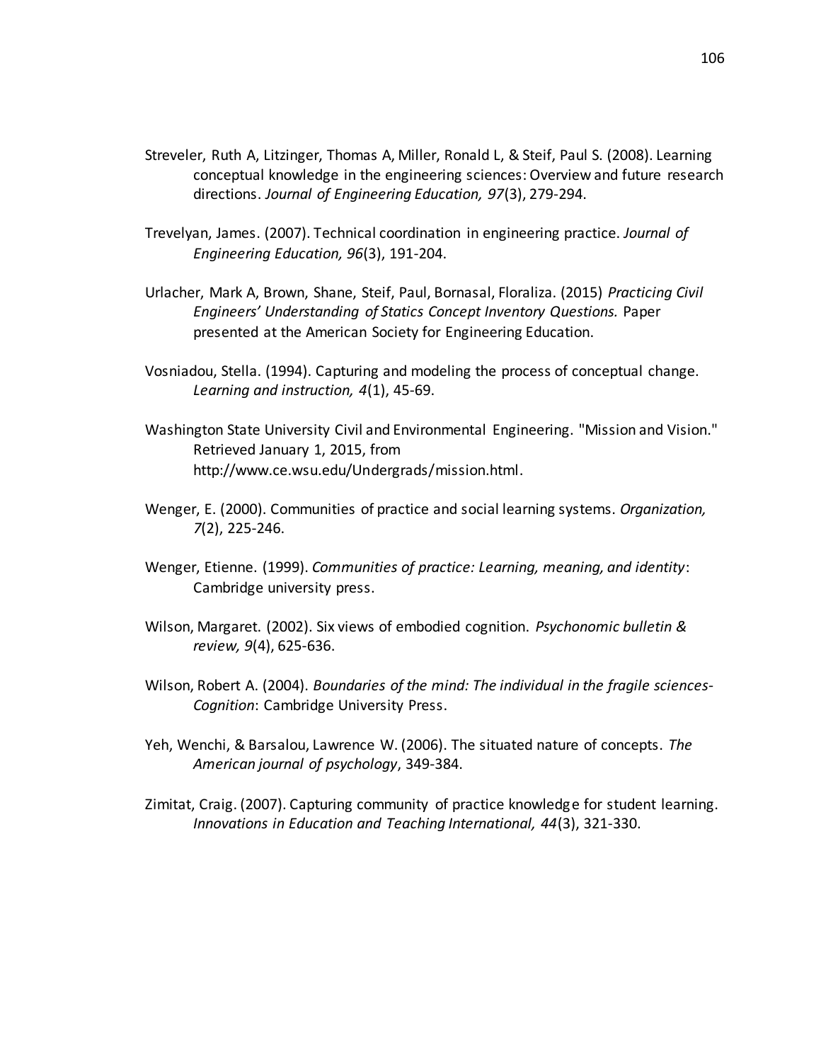Streveler, Ruth A, Litzinger, Thomas A, Miller, Ronald L, & Steif, Paul S. (2008). Learning conceptual knowledge in the engineering sciences: Overview and future research directions. *Journal of Engineering Education, 97*(3), 279-294.

Trevelyan, James. (2007). Technical coordination in engineering practice. *Journal of Engineering Education, 96*(3), 191-204.

Urlacher, Mark A, Brown, Shane, Steif, Paul, Bornasal, Floraliza. (2015) *Practicing Civil Engineers' Understanding of Statics Concept Inventory Questions.* Paper presented at the American Society for Engineering Education.

Vosniadou, Stella. (1994). Capturing and modeling the process of conceptual change. *Learning and instruction, 4*(1), 45-69.

Washington State University Civil and Environmental Engineering. "Mission and Vision." Retrieved January 1, 2015, from http://www.ce.wsu.edu/Undergrads/mission.html.

Wenger, E. (2000). Communities of practice and social learning systems. *Organization, 7*(2), 225-246.

Wenger, Etienne. (1999). *Communities of practice: Learning, meaning, and identity*: Cambridge university press.

Wilson, Margaret. (2002). Six views of embodied cognition. *Psychonomic bulletin & review, 9*(4), 625-636.

Wilson, Robert A. (2004). *Boundaries of the mind: The individual in the fragile sciences-Cognition*: Cambridge University Press.

Yeh, Wenchi, & Barsalou, Lawrence W. (2006). The situated nature of concepts. *The American journal of psychology*, 349-384.

Zimitat, Craig. (2007). Capturing community of practice knowledge for student learning. *Innovations in Education and Teaching International, 44*(3), 321-330.